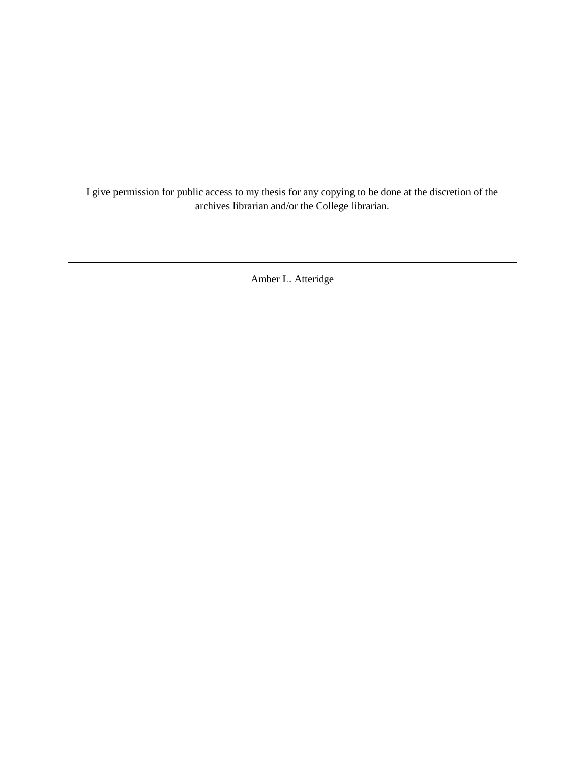I give permission for public access to my thesis for any copying to be done at the discretion of the archives librarian and/or the College librarian.

---

Amber L. Atteridge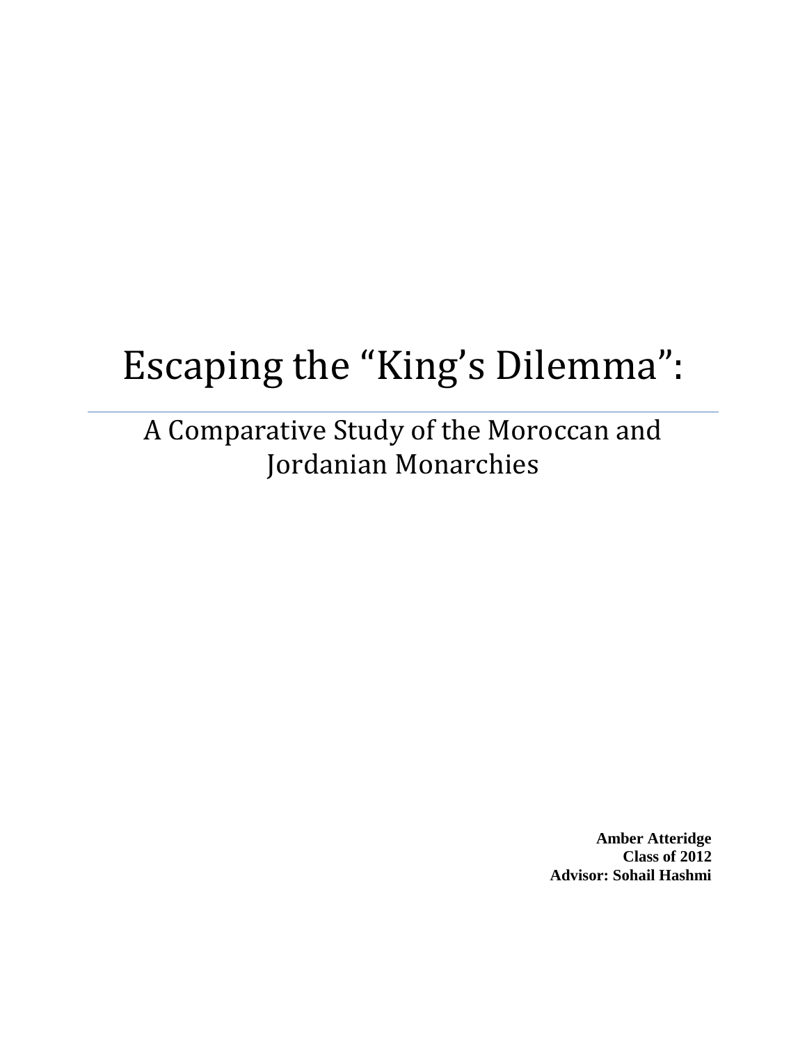# Escaping the "King's Dilemma":

## A Comparative Study of the Moroccan and Jordanian Monarchies

**Amber Atteridge**
**Class of 2012**
**Advisor: Sohail Hashmi**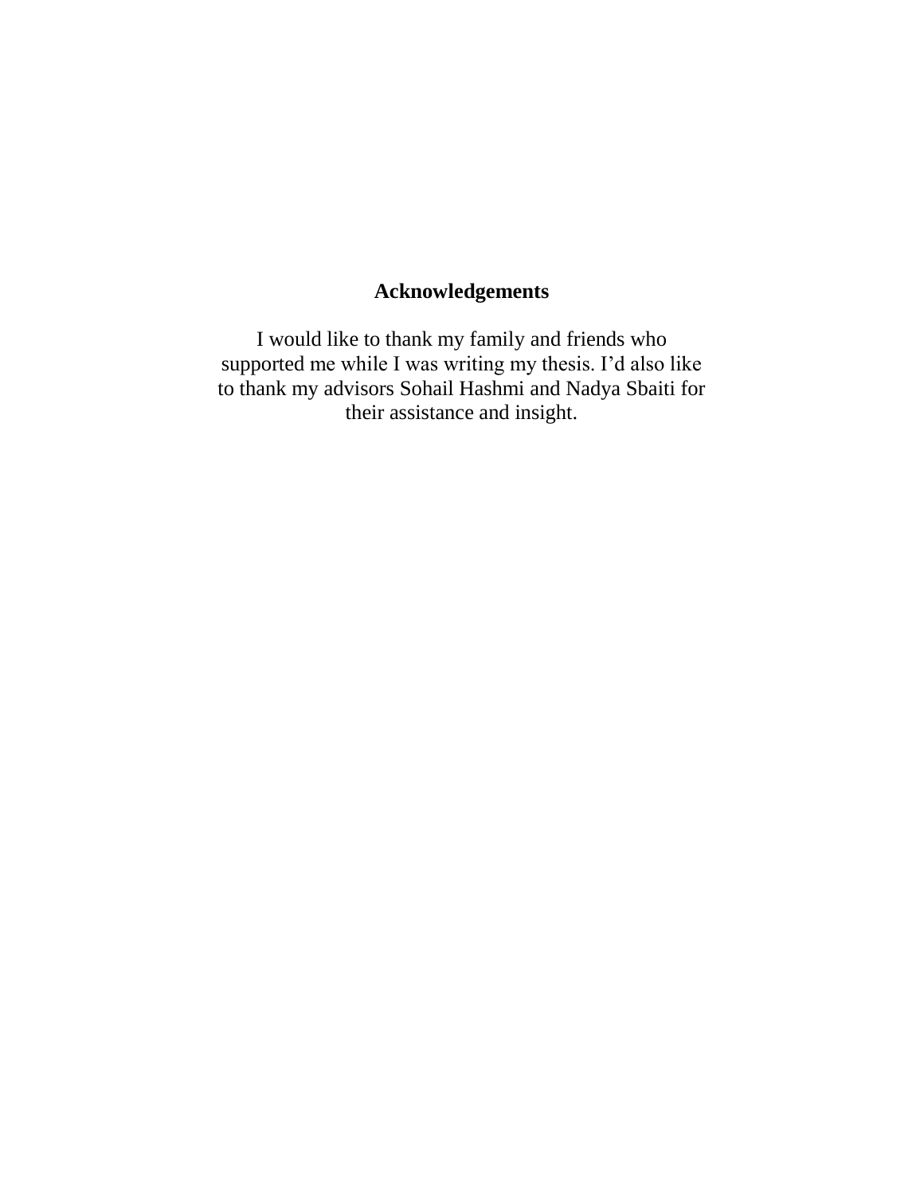# Acknowledgements

I would like to thank my family and friends who supported me while I was writing my thesis. I’d also like to thank my advisors Sohail Hashmi and Nadya Sbaiti for their assistance and insight.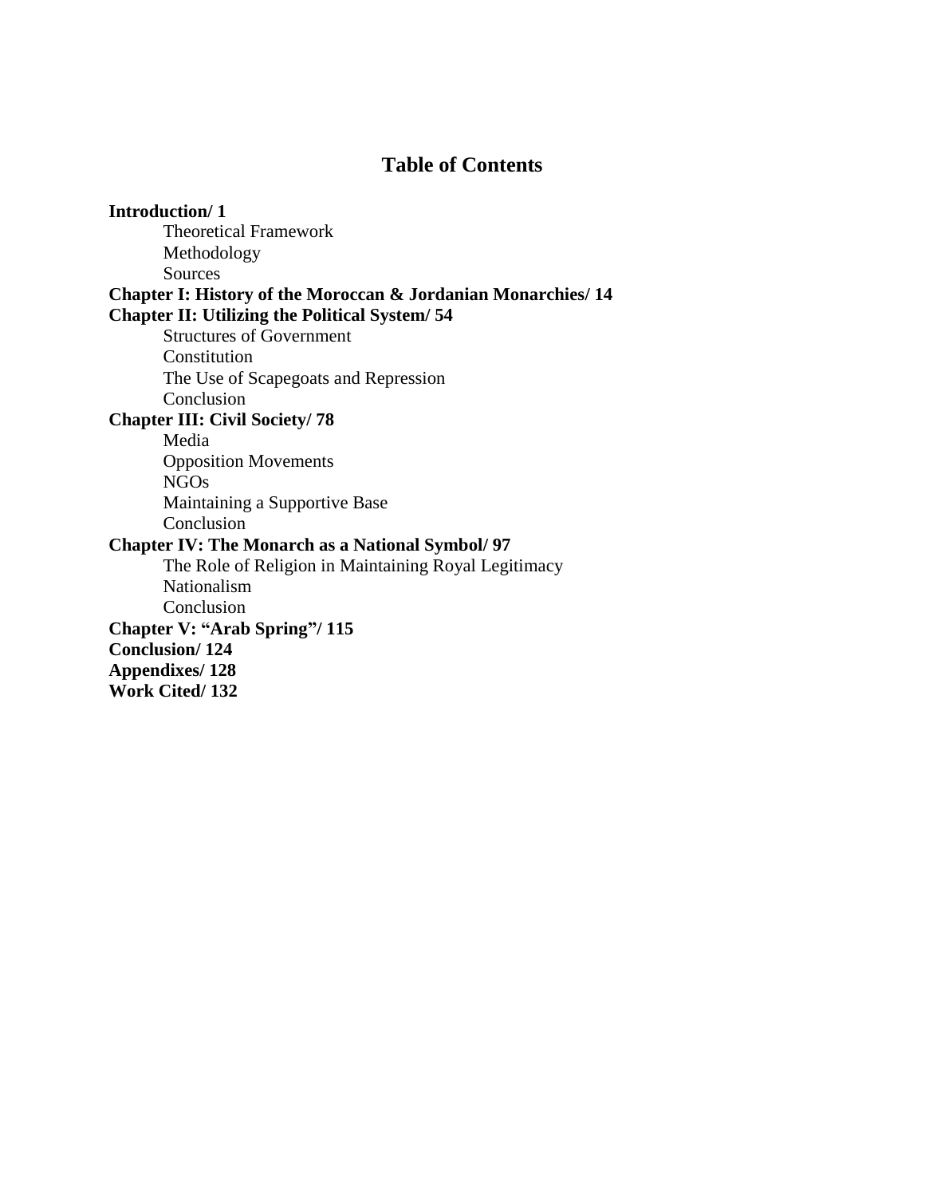# Table of Contents

**Introduction/ 1**

- Theoretical Framework
- Methodology
- Sources

**Chapter I: History of the Moroccan & Jordanian Monarchies/ 14**

**Chapter II: Utilizing the Political System/ 54**

- Structures of Government
- Constitution
- The Use of Scapegoats and Repression
- Conclusion

**Chapter III: Civil Society/ 78**

- Media
- Opposition Movements
- NGOs
- Maintaining a Supportive Base
- Conclusion

**Chapter IV: The Monarch as a National Symbol/ 97**

- The Role of Religion in Maintaining Royal Legitimacy
- Nationalism
- Conclusion

**Chapter V: "Arab Spring"/ 115**

**Conclusion/ 124**

**Appendixes/ 128**

**Work Cited/ 132**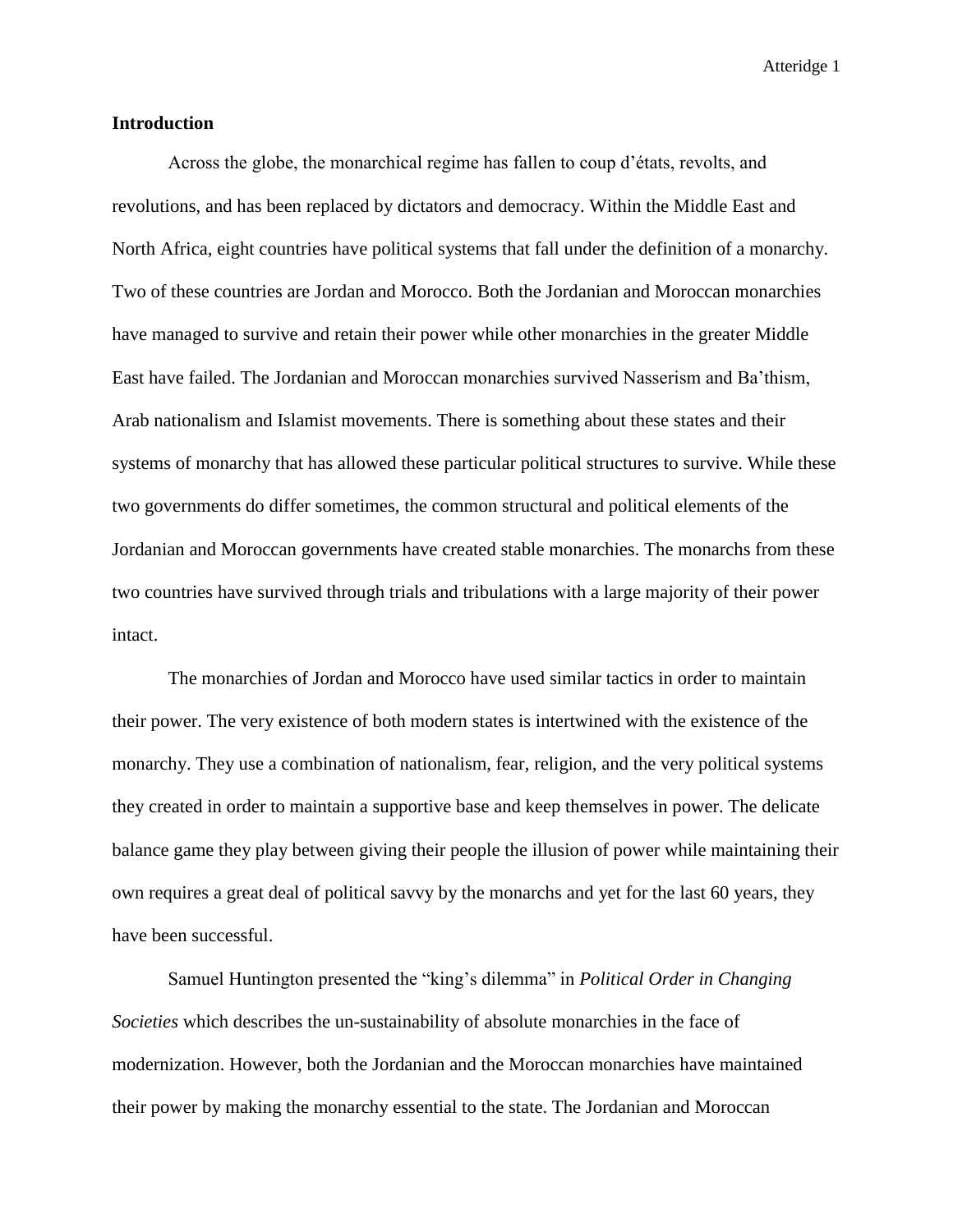## Introduction

Across the globe, the monarchical regime has fallen to coup d'états, revolts, and revolutions, and has been replaced by dictators and democracy. Within the Middle East and North Africa, eight countries have political systems that fall under the definition of a monarchy. Two of these countries are Jordan and Morocco. Both the Jordanian and Moroccan monarchies have managed to survive and retain their power while other monarchies in the greater Middle East have failed. The Jordanian and Moroccan monarchies survived Nasserism and Ba'thism, Arab nationalism and Islamist movements. There is something about these states and their systems of monarchy that has allowed these particular political structures to survive. While these two governments do differ sometimes, the common structural and political elements of the Jordanian and Moroccan governments have created stable monarchies. The monarchs from these two countries have survived through trials and tribulations with a large majority of their power intact.

The monarchies of Jordan and Morocco have used similar tactics in order to maintain their power. The very existence of both modern states is intertwined with the existence of the monarchy. They use a combination of nationalism, fear, religion, and the very political systems they created in order to maintain a supportive base and keep themselves in power. The delicate balance game they play between giving their people the illusion of power while maintaining their own requires a great deal of political savvy by the monarchs and yet for the last 60 years, they have been successful.

Samuel Huntington presented the "king's dilemma" in *Political Order in Changing Societies* which describes the un-sustainability of absolute monarchies in the face of modernization. However, both the Jordanian and the Moroccan monarchies have maintained their power by making the monarchy essential to the state. The Jordanian and Moroccan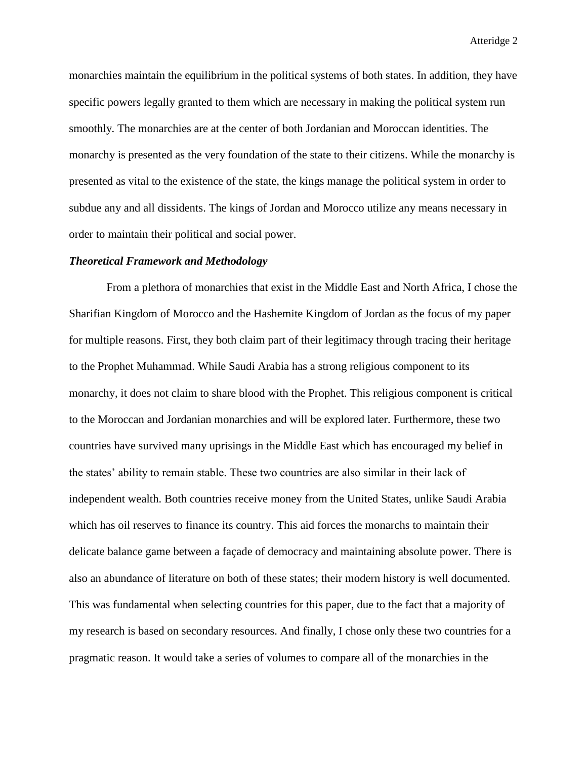monarchies maintain the equilibrium in the political systems of both states. In addition, they have specific powers legally granted to them which are necessary in making the political system run smoothly. The monarchies are at the center of both Jordanian and Moroccan identities. The monarchy is presented as the very foundation of the state to their citizens. While the monarchy is presented as vital to the existence of the state, the kings manage the political system in order to subdue any and all dissidents. The kings of Jordan and Morocco utilize any means necessary in order to maintain their political and social power.

### ***Theoretical Framework and Methodology***

From a plethora of monarchies that exist in the Middle East and North Africa, I chose the Sharifian Kingdom of Morocco and the Hashemite Kingdom of Jordan as the focus of my paper for multiple reasons. First, they both claim part of their legitimacy through tracing their heritage to the Prophet Muhammad. While Saudi Arabia has a strong religious component to its monarchy, it does not claim to share blood with the Prophet. This religious component is critical to the Moroccan and Jordanian monarchies and will be explored later. Furthermore, these two countries have survived many uprisings in the Middle East which has encouraged my belief in the states' ability to remain stable. These two countries are also similar in their lack of independent wealth. Both countries receive money from the United States, unlike Saudi Arabia which has oil reserves to finance its country. This aid forces the monarchs to maintain their delicate balance game between a façade of democracy and maintaining absolute power. There is also an abundance of literature on both of these states; their modern history is well documented. This was fundamental when selecting countries for this paper, due to the fact that a majority of my research is based on secondary resources. And finally, I chose only these two countries for a pragmatic reason. It would take a series of volumes to compare all of the monarchies in the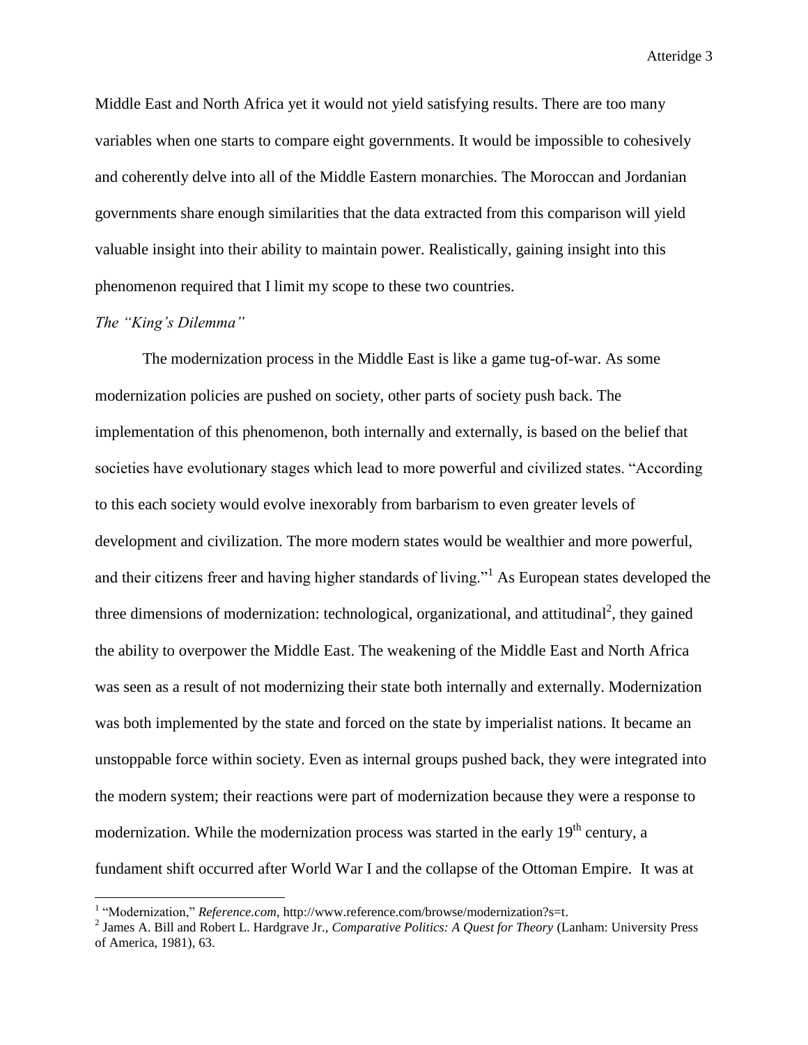Middle East and North Africa yet it would not yield satisfying results. There are too many variables when one starts to compare eight governments. It would be impossible to cohesively and coherently delve into all of the Middle Eastern monarchies. The Moroccan and Jordanian governments share enough similarities that the data extracted from this comparison will yield valuable insight into their ability to maintain power. Realistically, gaining insight into this phenomenon required that I limit my scope to these two countries.

*The "King's Dilemma"*

The modernization process in the Middle East is like a game tug-of-war. As some modernization policies are pushed on society, other parts of society push back. The implementation of this phenomenon, both internally and externally, is based on the belief that societies have evolutionary stages which lead to more powerful and civilized states. "According to this each society would evolve inexorably from barbarism to even greater levels of development and civilization. The more modern states would be wealthier and more powerful, and their citizens freer and having higher standards of living."[1] As European states developed the three dimensions of modernization: technological, organizational, and attitudinal[2], they gained the ability to overpower the Middle East. The weakening of the Middle East and North Africa was seen as a result of not modernizing their state both internally and externally. Modernization was both implemented by the state and forced on the state by imperialist nations. It became an unstoppable force within society. Even as internal groups pushed back, they were integrated into the modern system; their reactions were part of modernization because they were a response to modernization. While the modernization process was started in the early 19th century, a fundament shift occurred after World War I and the collapse of the Ottoman Empire. It was at

---

[1] "Modernization," *Reference.com*, http://www.reference.com/browse/modernization?s=t.

[2] James A. Bill and Robert L. Hardgrave Jr., *Comparative Politics: A Quest for Theory* (Lanham: University Press of America, 1981), 63.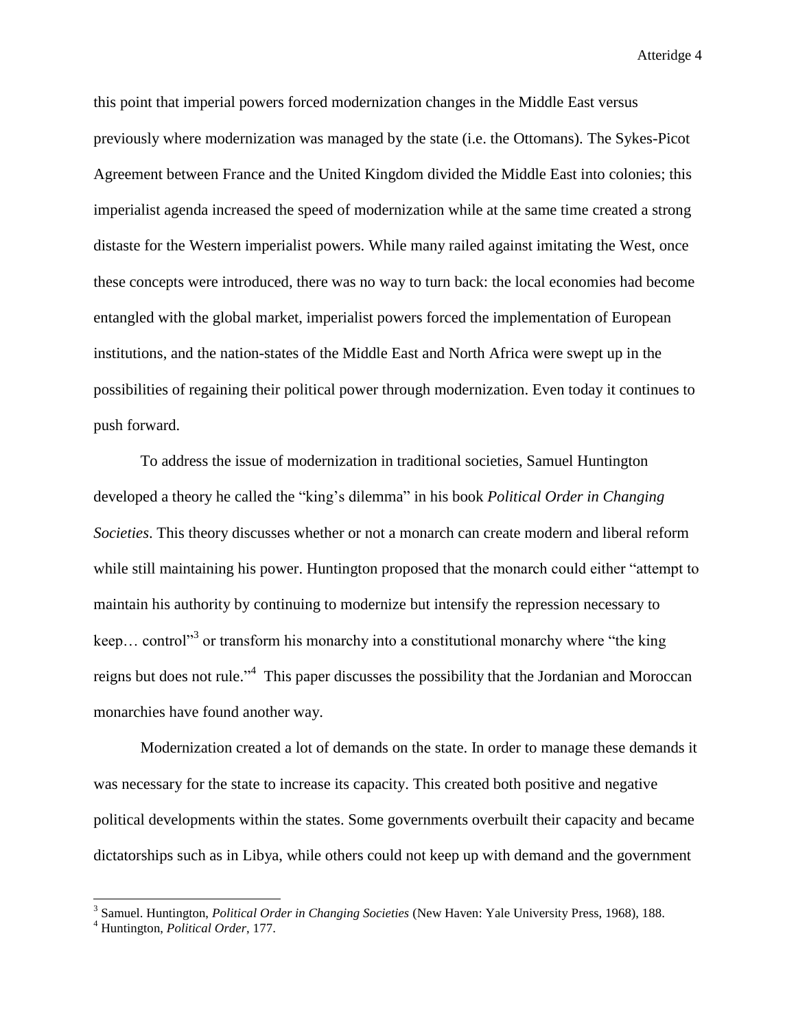this point that imperial powers forced modernization changes in the Middle East versus previously where modernization was managed by the state (i.e. the Ottomans). The Sykes-Picot Agreement between France and the United Kingdom divided the Middle East into colonies; this imperialist agenda increased the speed of modernization while at the same time created a strong distaste for the Western imperialist powers. While many railed against imitating the West, once these concepts were introduced, there was no way to turn back: the local economies had become entangled with the global market, imperialist powers forced the implementation of European institutions, and the nation-states of the Middle East and North Africa were swept up in the possibilities of regaining their political power through modernization. Even today it continues to push forward.

To address the issue of modernization in traditional societies, Samuel Huntington developed a theory he called the "king's dilemma" in his book *Political Order in Changing Societies*. This theory discusses whether or not a monarch can create modern and liberal reform while still maintaining his power. Huntington proposed that the monarch could either "attempt to maintain his authority by continuing to modernize but intensify the repression necessary to keep… control"[3] or transform his monarchy into a constitutional monarchy where "the king reigns but does not rule."[4] This paper discusses the possibility that the Jordanian and Moroccan monarchies have found another way.

Modernization created a lot of demands on the state. In order to manage these demands it was necessary for the state to increase its capacity. This created both positive and negative political developments within the states. Some governments overbuilt their capacity and became dictatorships such as in Libya, while others could not keep up with demand and the government

---

[3] Samuel. Huntington, *Political Order in Changing Societies* (New Haven: Yale University Press, 1968), 188.

[4] Huntington, *Political Order*, 177.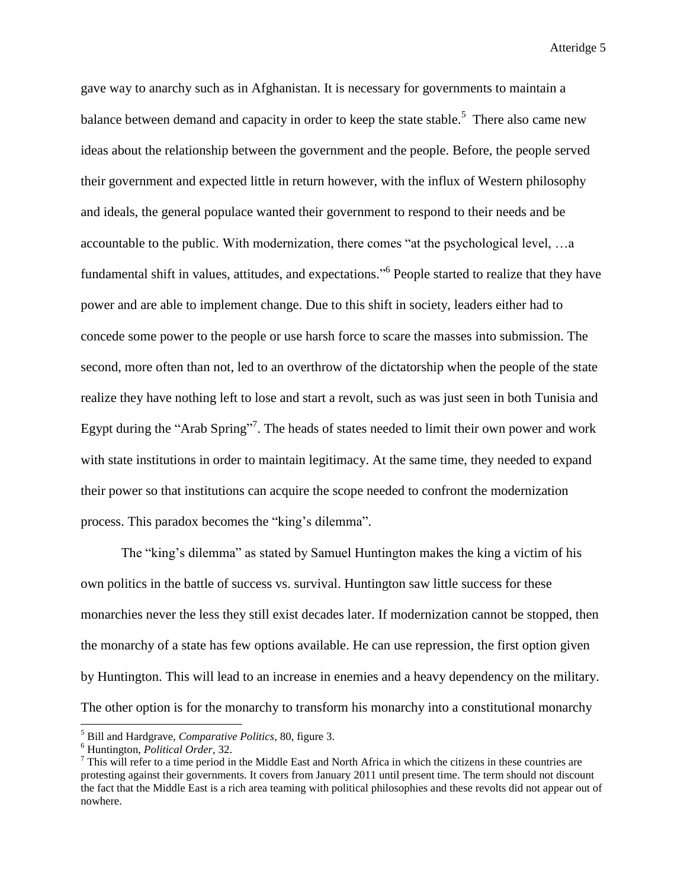gave way to anarchy such as in Afghanistan. It is necessary for governments to maintain a balance between demand and capacity in order to keep the state stable.[5] There also came new ideas about the relationship between the government and the people. Before, the people served their government and expected little in return however, with the influx of Western philosophy and ideals, the general populace wanted their government to respond to their needs and be accountable to the public. With modernization, there comes "at the psychological level, …a fundamental shift in values, attitudes, and expectations."[6] People started to realize that they have power and are able to implement change. Due to this shift in society, leaders either had to concede some power to the people or use harsh force to scare the masses into submission. The second, more often than not, led to an overthrow of the dictatorship when the people of the state realize they have nothing left to lose and start a revolt, such as was just seen in both Tunisia and Egypt during the "Arab Spring"[7]. The heads of states needed to limit their own power and work with state institutions in order to maintain legitimacy. At the same time, they needed to expand their power so that institutions can acquire the scope needed to confront the modernization process. This paradox becomes the "king's dilemma".

The "king's dilemma" as stated by Samuel Huntington makes the king a victim of his own politics in the battle of success vs. survival. Huntington saw little success for these monarchies never the less they still exist decades later. If modernization cannot be stopped, then the monarchy of a state has few options available. He can use repression, the first option given by Huntington. This will lead to an increase in enemies and a heavy dependency on the military. The other option is for the monarchy to transform his monarchy into a constitutional monarchy

---

[5] Bill and Hardgrave, *Comparative Politics*, 80, figure 3.

[6] Huntington, *Political Order*, 32.

[7] This will refer to a time period in the Middle East and North Africa in which the citizens in these countries are protesting against their governments. It covers from January 2011 until present time. The term should not discount the fact that the Middle East is a rich area teaming with political philosophies and these revolts did not appear out of nowhere.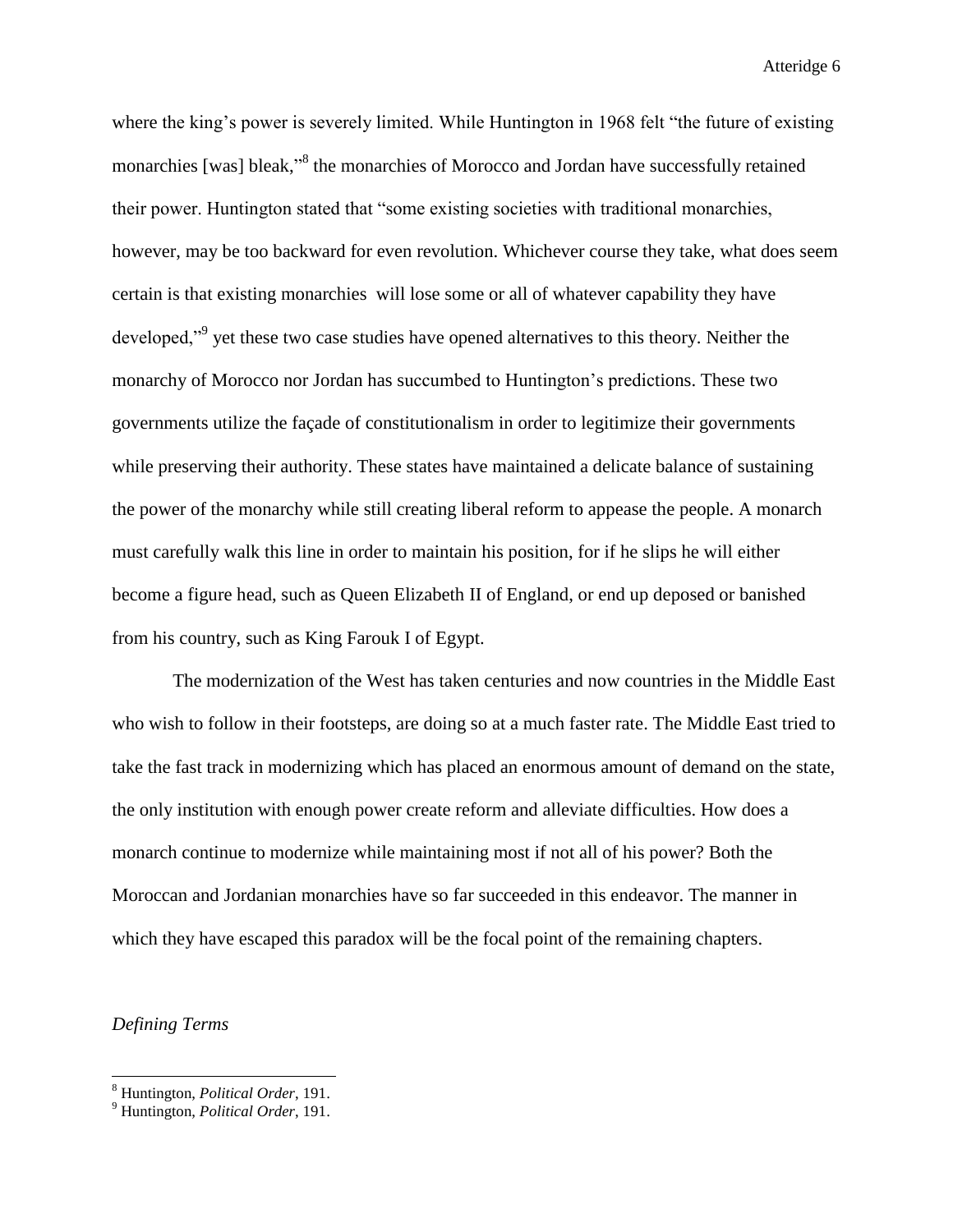where the king's power is severely limited. While Huntington in 1968 felt "the future of existing monarchies [was] bleak,"[8] the monarchies of Morocco and Jordan have successfully retained their power. Huntington stated that "some existing societies with traditional monarchies, however, may be too backward for even revolution. Whichever course they take, what does seem certain is that existing monarchies will lose some or all of whatever capability they have developed,"[9] yet these two case studies have opened alternatives to this theory. Neither the monarchy of Morocco nor Jordan has succumbed to Huntington's predictions. These two governments utilize the façade of constitutionalism in order to legitimize their governments while preserving their authority. These states have maintained a delicate balance of sustaining the power of the monarchy while still creating liberal reform to appease the people. A monarch must carefully walk this line in order to maintain his position, for if he slips he will either become a figure head, such as Queen Elizabeth II of England, or end up deposed or banished from his country, such as King Farouk I of Egypt.

The modernization of the West has taken centuries and now countries in the Middle East who wish to follow in their footsteps, are doing so at a much faster rate. The Middle East tried to take the fast track in modernizing which has placed an enormous amount of demand on the state, the only institution with enough power create reform and alleviate difficulties. How does a monarch continue to modernize while maintaining most if not all of his power? Both the Moroccan and Jordanian monarchies have so far succeeded in this endeavor. The manner in which they have escaped this paradox will be the focal point of the remaining chapters.

*Defining Terms*

---

[8] Huntington, *Political Order*, 191.

[9] Huntington, *Political Order*, 191.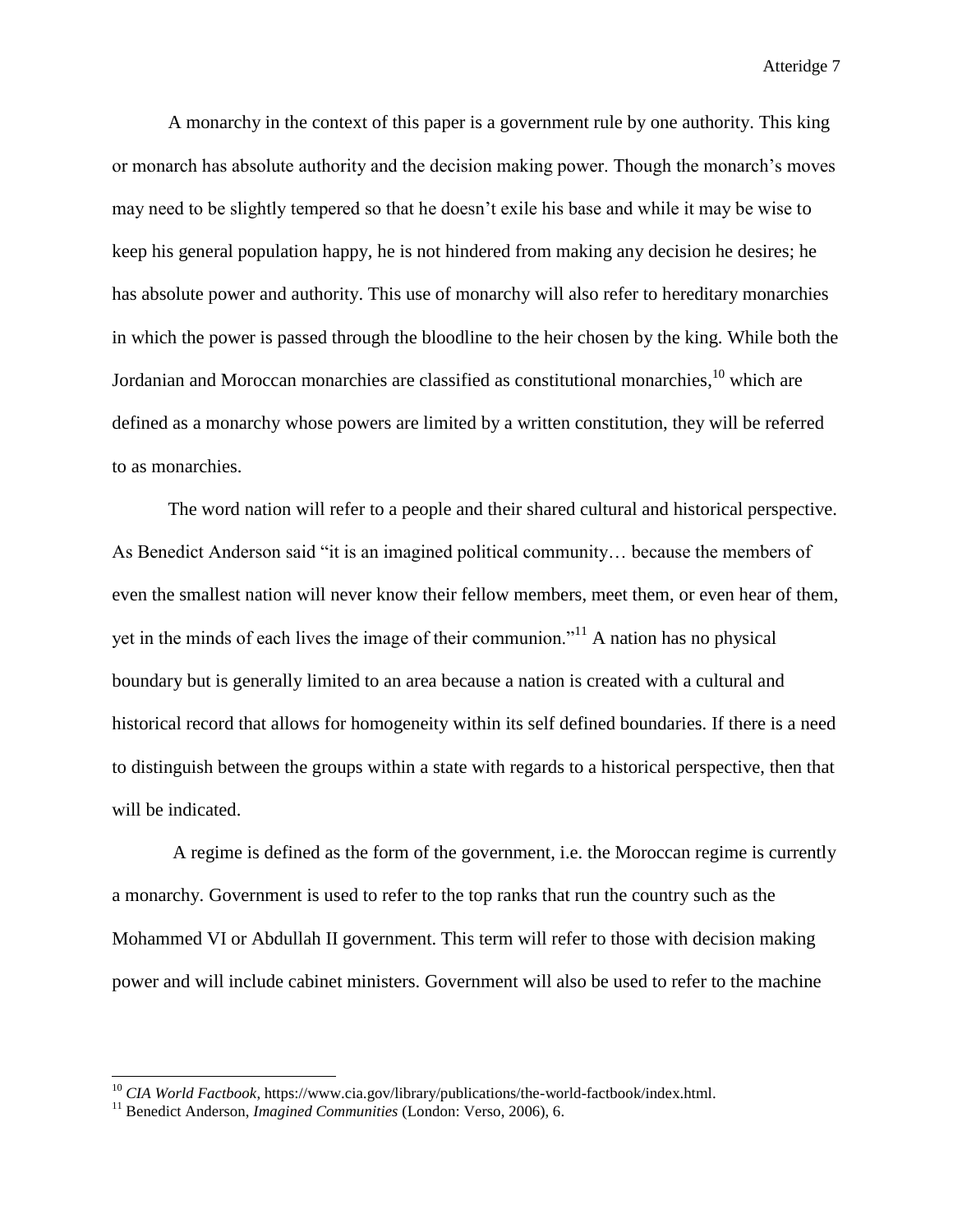A monarchy in the context of this paper is a government rule by one authority. This king or monarch has absolute authority and the decision making power. Though the monarch's moves may need to be slightly tempered so that he doesn't exile his base and while it may be wise to keep his general population happy, he is not hindered from making any decision he desires; he has absolute power and authority. This use of monarchy will also refer to hereditary monarchies in which the power is passed through the bloodline to the heir chosen by the king. While both the Jordanian and Moroccan monarchies are classified as constitutional monarchies,[10] which are defined as a monarchy whose powers are limited by a written constitution, they will be referred to as monarchies.

The word nation will refer to a people and their shared cultural and historical perspective. As Benedict Anderson said "it is an imagined political community… because the members of even the smallest nation will never know their fellow members, meet them, or even hear of them, yet in the minds of each lives the image of their communion."[11] A nation has no physical boundary but is generally limited to an area because a nation is created with a cultural and historical record that allows for homogeneity within its self defined boundaries. If there is a need to distinguish between the groups within a state with regards to a historical perspective, then that will be indicated.

A regime is defined as the form of the government, i.e. the Moroccan regime is currently a monarchy. Government is used to refer to the top ranks that run the country such as the Mohammed VI or Abdullah II government. This term will refer to those with decision making power and will include cabinet ministers. Government will also be used to refer to the machine

---

[10] *CIA World Factbook*, https://www.cia.gov/library/publications/the-world-factbook/index.html.

[11] Benedict Anderson, *Imagined Communities* (London: Verso, 2006), 6.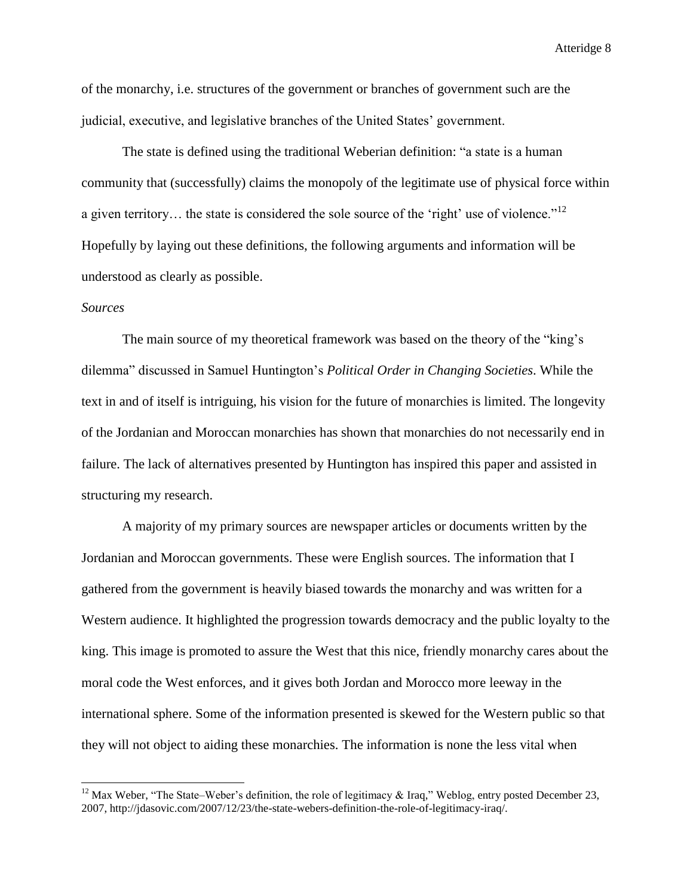of the monarchy, i.e. structures of the government or branches of government such are the judicial, executive, and legislative branches of the United States' government.

The state is defined using the traditional Weberian definition: "a state is a human community that (successfully) claims the monopoly of the legitimate use of physical force within a given territory… the state is considered the sole source of the 'right' use of violence."[12] Hopefully by laying out these definitions, the following arguments and information will be understood as clearly as possible.

*Sources*

The main source of my theoretical framework was based on the theory of the "king's dilemma" discussed in Samuel Huntington's *Political Order in Changing Societies*. While the text in and of itself is intriguing, his vision for the future of monarchies is limited. The longevity of the Jordanian and Moroccan monarchies has shown that monarchies do not necessarily end in failure. The lack of alternatives presented by Huntington has inspired this paper and assisted in structuring my research.

A majority of my primary sources are newspaper articles or documents written by the Jordanian and Moroccan governments. These were English sources. The information that I gathered from the government is heavily biased towards the monarchy and was written for a Western audience. It highlighted the progression towards democracy and the public loyalty to the king. This image is promoted to assure the West that this nice, friendly monarchy cares about the moral code the West enforces, and it gives both Jordan and Morocco more leeway in the international sphere. Some of the information presented is skewed for the Western public so that they will not object to aiding these monarchies. The information is none the less vital when

---

[12] Max Weber, "The State–Weber's definition, the role of legitimacy & Iraq," Weblog, entry posted December 23, 2007, http://jdasovic.com/2007/12/23/the-state-webers-definition-the-role-of-legitimacy-iraq/.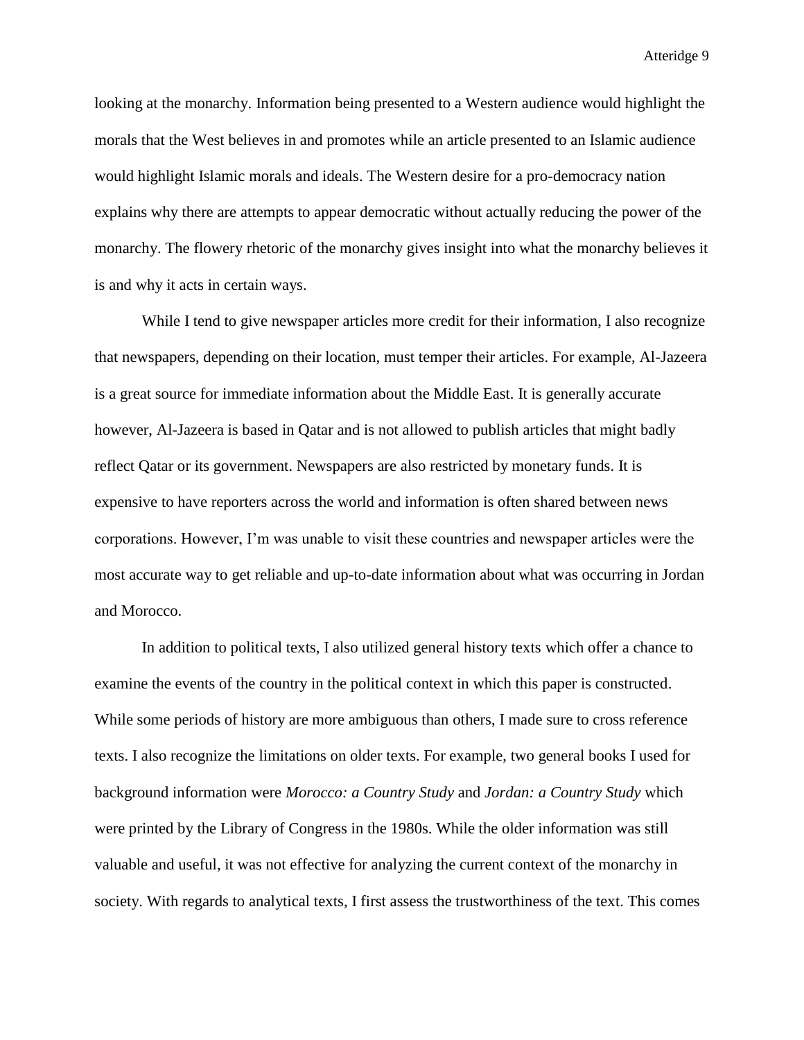looking at the monarchy. Information being presented to a Western audience would highlight the morals that the West believes in and promotes while an article presented to an Islamic audience would highlight Islamic morals and ideals. The Western desire for a pro-democracy nation explains why there are attempts to appear democratic without actually reducing the power of the monarchy. The flowery rhetoric of the monarchy gives insight into what the monarchy believes it is and why it acts in certain ways.

While I tend to give newspaper articles more credit for their information, I also recognize that newspapers, depending on their location, must temper their articles. For example, Al-Jazeera is a great source for immediate information about the Middle East. It is generally accurate however, Al-Jazeera is based in Qatar and is not allowed to publish articles that might badly reflect Qatar or its government. Newspapers are also restricted by monetary funds. It is expensive to have reporters across the world and information is often shared between news corporations. However, I'm was unable to visit these countries and newspaper articles were the most accurate way to get reliable and up-to-date information about what was occurring in Jordan and Morocco.

In addition to political texts, I also utilized general history texts which offer a chance to examine the events of the country in the political context in which this paper is constructed. While some periods of history are more ambiguous than others, I made sure to cross reference texts. I also recognize the limitations on older texts. For example, two general books I used for background information were *Morocco: a Country Study* and *Jordan: a Country Study* which were printed by the Library of Congress in the 1980s. While the older information was still valuable and useful, it was not effective for analyzing the current context of the monarchy in society. With regards to analytical texts, I first assess the trustworthiness of the text. This comes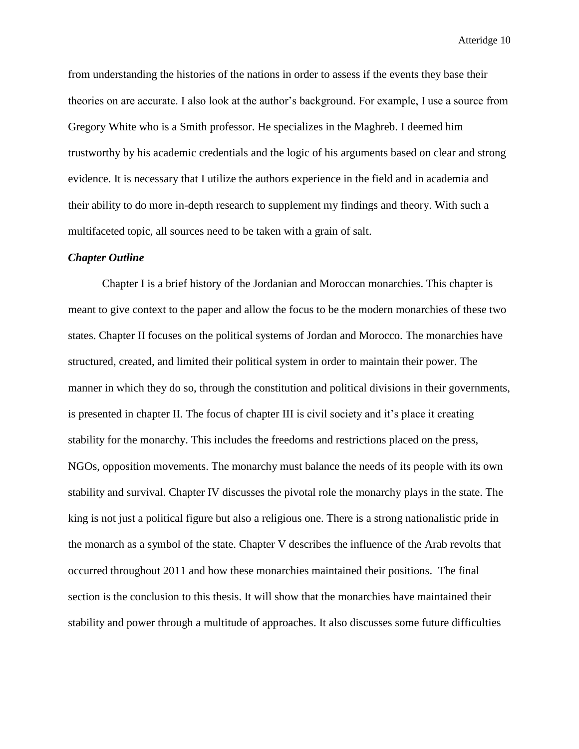from understanding the histories of the nations in order to assess if the events they base their theories on are accurate. I also look at the author's background. For example, I use a source from Gregory White who is a Smith professor. He specializes in the Maghreb. I deemed him trustworthy by his academic credentials and the logic of his arguments based on clear and strong evidence. It is necessary that I utilize the authors experience in the field and in academia and their ability to do more in-depth research to supplement my findings and theory. With such a multifaceted topic, all sources need to be taken with a grain of salt.

***Chapter Outline***

Chapter I is a brief history of the Jordanian and Moroccan monarchies. This chapter is meant to give context to the paper and allow the focus to be the modern monarchies of these two states. Chapter II focuses on the political systems of Jordan and Morocco. The monarchies have structured, created, and limited their political system in order to maintain their power. The manner in which they do so, through the constitution and political divisions in their governments, is presented in chapter II. The focus of chapter III is civil society and it's place it creating stability for the monarchy. This includes the freedoms and restrictions placed on the press, NGOs, opposition movements. The monarchy must balance the needs of its people with its own stability and survival. Chapter IV discusses the pivotal role the monarchy plays in the state. The king is not just a political figure but also a religious one. There is a strong nationalistic pride in the monarch as a symbol of the state. Chapter V describes the influence of the Arab revolts that occurred throughout 2011 and how these monarchies maintained their positions. The final section is the conclusion to this thesis. It will show that the monarchies have maintained their stability and power through a multitude of approaches. It also discusses some future difficulties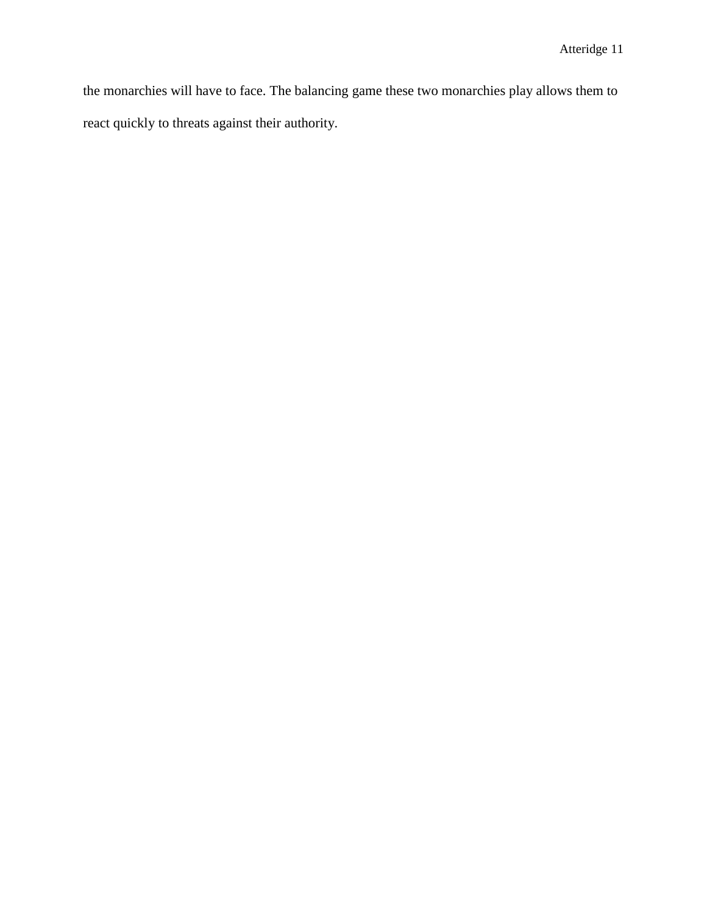the monarchies will have to face. The balancing game these two monarchies play allows them to react quickly to threats against their authority.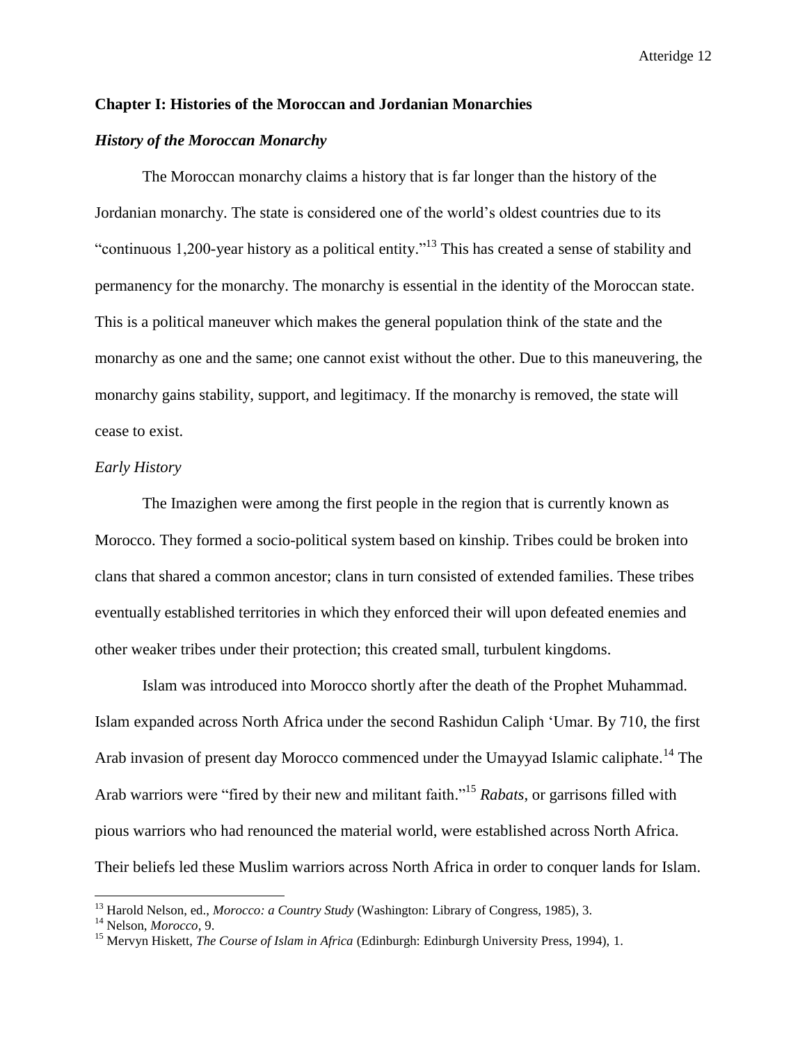## Chapter I: Histories of the Moroccan and Jordanian Monarchies

### *History of the Moroccan Monarchy*

The Moroccan monarchy claims a history that is far longer than the history of the Jordanian monarchy. The state is considered one of the world's oldest countries due to its "continuous 1,200-year history as a political entity."[13] This has created a sense of stability and permanency for the monarchy. The monarchy is essential in the identity of the Moroccan state. This is a political maneuver which makes the general population think of the state and the monarchy as one and the same; one cannot exist without the other. Due to this maneuvering, the monarchy gains stability, support, and legitimacy. If the monarchy is removed, the state will cease to exist.

*Early History*

The Imazighen were among the first people in the region that is currently known as Morocco. They formed a socio-political system based on kinship. Tribes could be broken into clans that shared a common ancestor; clans in turn consisted of extended families. These tribes eventually established territories in which they enforced their will upon defeated enemies and other weaker tribes under their protection; this created small, turbulent kingdoms.

Islam was introduced into Morocco shortly after the death of the Prophet Muhammad. Islam expanded across North Africa under the second Rashidun Caliph 'Umar. By 710, the first Arab invasion of present day Morocco commenced under the Umayyad Islamic caliphate.[14] The Arab warriors were "fired by their new and militant faith."[15] *Rabats*, or garrisons filled with pious warriors who had renounced the material world, were established across North Africa. Their beliefs led these Muslim warriors across North Africa in order to conquer lands for Islam.

---

[13] Harold Nelson, ed., *Morocco: a Country Study* (Washington: Library of Congress, 1985), 3.

[14] Nelson, *Morocco*, 9.

[15] Mervyn Hiskett, *The Course of Islam in Africa* (Edinburgh: Edinburgh University Press, 1994), 1.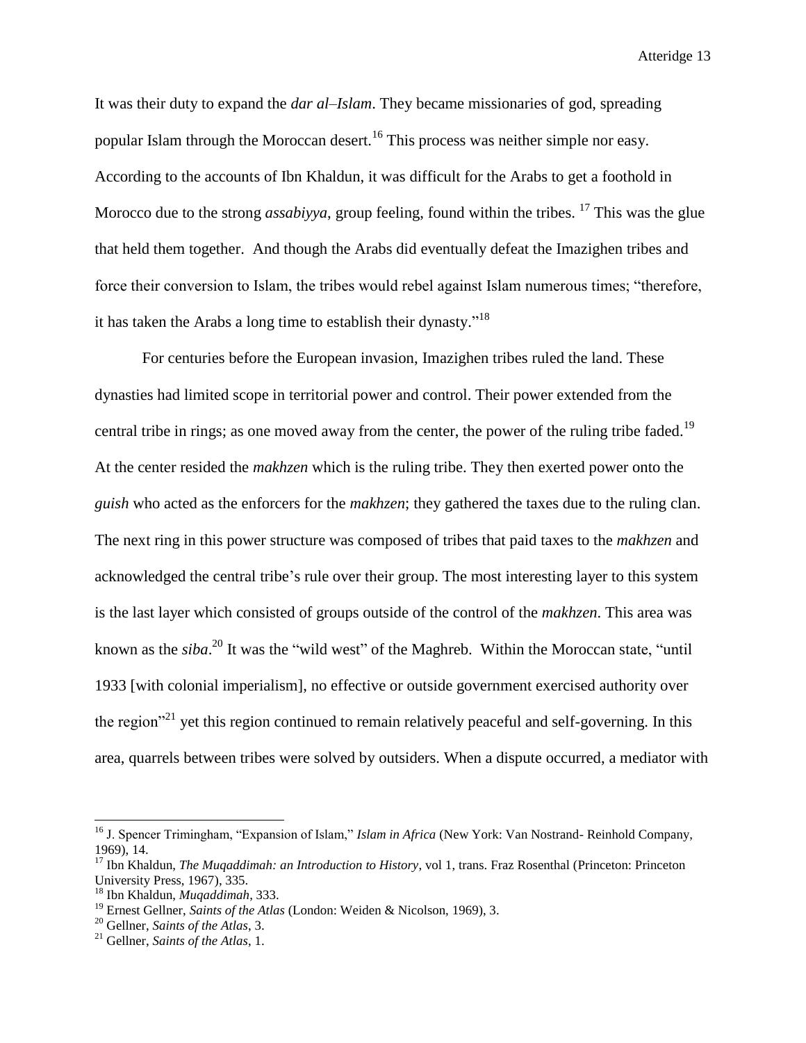It was their duty to expand the *dar al–Islam*. They became missionaries of god, spreading popular Islam through the Moroccan desert.[16] This process was neither simple nor easy. According to the accounts of Ibn Khaldun, it was difficult for the Arabs to get a foothold in Morocco due to the strong *assabiyya*, group feeling, found within the tribes. [17] This was the glue that held them together. And though the Arabs did eventually defeat the Imazighen tribes and force their conversion to Islam, the tribes would rebel against Islam numerous times; "therefore, it has taken the Arabs a long time to establish their dynasty."[18]

For centuries before the European invasion, Imazighen tribes ruled the land. These dynasties had limited scope in territorial power and control. Their power extended from the central tribe in rings; as one moved away from the center, the power of the ruling tribe faded.[19] At the center resided the *makhzen* which is the ruling tribe. They then exerted power onto the *guish* who acted as the enforcers for the *makhzen*; they gathered the taxes due to the ruling clan. The next ring in this power structure was composed of tribes that paid taxes to the *makhzen* and acknowledged the central tribe's rule over their group. The most interesting layer to this system is the last layer which consisted of groups outside of the control of the *makhzen*. This area was known as the *siba*.[20] It was the "wild west" of the Maghreb. Within the Moroccan state, "until 1933 [with colonial imperialism], no effective or outside government exercised authority over the region"[21] yet this region continued to remain relatively peaceful and self-governing. In this area, quarrels between tribes were solved by outsiders. When a dispute occurred, a mediator with

---

[16] J. Spencer Trimingham, "Expansion of Islam," *Islam in Africa* (New York: Van Nostrand- Reinhold Company, 1969), 14.

[17] Ibn Khaldun, *The Muqaddimah: an Introduction to History*, vol 1, trans. Fraz Rosenthal (Princeton: Princeton University Press, 1967), 335.

[18] Ibn Khaldun, *Muqaddimah*, 333.

[19] Ernest Gellner, *Saints of the Atlas* (London: Weiden & Nicolson, 1969), 3.

[20] Gellner, *Saints of the Atlas*, 3.

[21] Gellner, *Saints of the Atlas*, 1.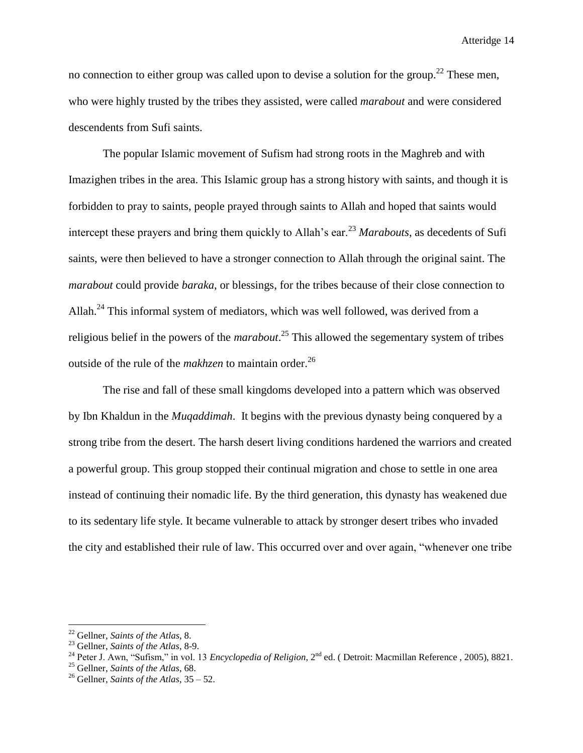no connection to either group was called upon to devise a solution for the group.[22] These men, who were highly trusted by the tribes they assisted, were called *marabout* and were considered descendents from Sufi saints.

The popular Islamic movement of Sufism had strong roots in the Maghreb and with Imazighen tribes in the area. This Islamic group has a strong history with saints, and though it is forbidden to pray to saints, people prayed through saints to Allah and hoped that saints would intercept these prayers and bring them quickly to Allah's ear.[23] *Marabouts*, as decedents of Sufi saints, were then believed to have a stronger connection to Allah through the original saint. The *marabout* could provide *baraka*, or blessings, for the tribes because of their close connection to Allah.[24] This informal system of mediators, which was well followed, was derived from a religious belief in the powers of the *marabout*.[25] This allowed the segementary system of tribes outside of the rule of the *makhzen* to maintain order.[26]

The rise and fall of these small kingdoms developed into a pattern which was observed by Ibn Khaldun in the *Muqaddimah*. It begins with the previous dynasty being conquered by a strong tribe from the desert. The harsh desert living conditions hardened the warriors and created a powerful group. This group stopped their continual migration and chose to settle in one area instead of continuing their nomadic life. By the third generation, this dynasty has weakened due to its sedentary life style. It became vulnerable to attack by stronger desert tribes who invaded the city and established their rule of law. This occurred over and over again, "whenever one tribe

---

[22] Gellner, *Saints of the Atlas*, 8.

[23] Gellner, *Saints of the Atlas*, 8-9.

[24] Peter J. Awn, "Sufism," in vol. 13 *Encyclopedia of Religion*, 2nd ed. ( Detroit: Macmillan Reference , 2005), 8821.

[25] Gellner, *Saints of the Atlas*, 68.

[26] Gellner, *Saints of the Atlas*, 35 – 52.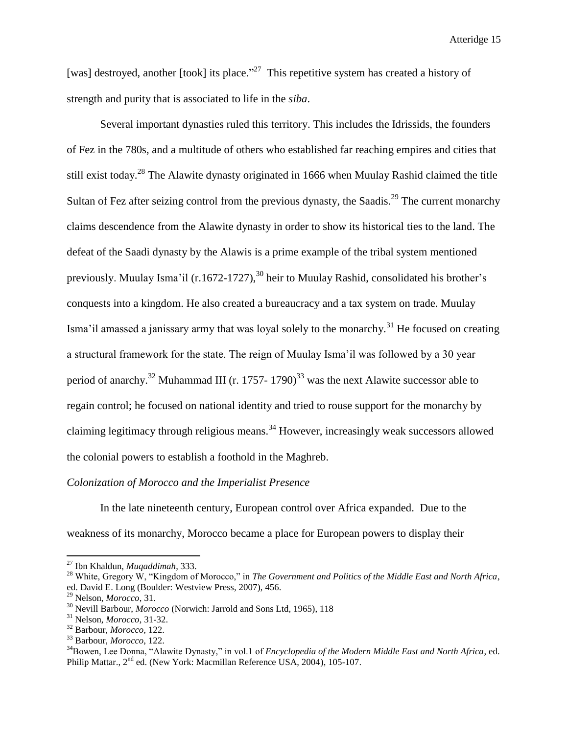[was] destroyed, another [took] its place."[27] This repetitive system has created a history of strength and purity that is associated to life in the *siba*.

Several important dynasties ruled this territory. This includes the Idrissids, the founders of Fez in the 780s, and a multitude of others who established far reaching empires and cities that still exist today.[28] The Alawite dynasty originated in 1666 when Muulay Rashid claimed the title Sultan of Fez after seizing control from the previous dynasty, the Saadis.[29] The current monarchy claims descendence from the Alawite dynasty in order to show its historical ties to the land. The defeat of the Saadi dynasty by the Alawis is a prime example of the tribal system mentioned previously. Muulay Isma'il (r.1672-1727),[30] heir to Muulay Rashid, consolidated his brother's conquests into a kingdom. He also created a bureaucracy and a tax system on trade. Muulay Isma'il amassed a janissary army that was loyal solely to the monarchy.[31] He focused on creating a structural framework for the state. The reign of Muulay Isma'il was followed by a 30 year period of anarchy.[32] Muhammad III (r. 1757- 1790)[33] was the next Alawite successor able to regain control; he focused on national identity and tried to rouse support for the monarchy by claiming legitimacy through religious means.[34] However, increasingly weak successors allowed the colonial powers to establish a foothold in the Maghreb.

*Colonization of Morocco and the Imperialist Presence*

In the late nineteenth century, European control over Africa expanded. Due to the weakness of its monarchy, Morocco became a place for European powers to display their

---

[27] Ibn Khaldun, *Muqaddimah*, 333.

[28] White, Gregory W, "Kingdom of Morocco," in *The Government and Politics of the Middle East and North Africa*, ed. David E. Long (Boulder: Westview Press, 2007), 456.

[29] Nelson, *Morocco*, 31.

[30] Nevill Barbour, *Morocco* (Norwich: Jarrold and Sons Ltd, 1965), 118

[31] Nelson, *Morocco*, 31-32.

[32] Barbour, *Morocco*, 122.

[33] Barbour, *Morocco*, 122.

[34] Bowen, Lee Donna, "Alawite Dynasty," in vol.1 of *Encyclopedia of the Modern Middle East and North Africa*, ed. Philip Mattar., 2nd ed. (New York: Macmillan Reference USA, 2004), 105-107.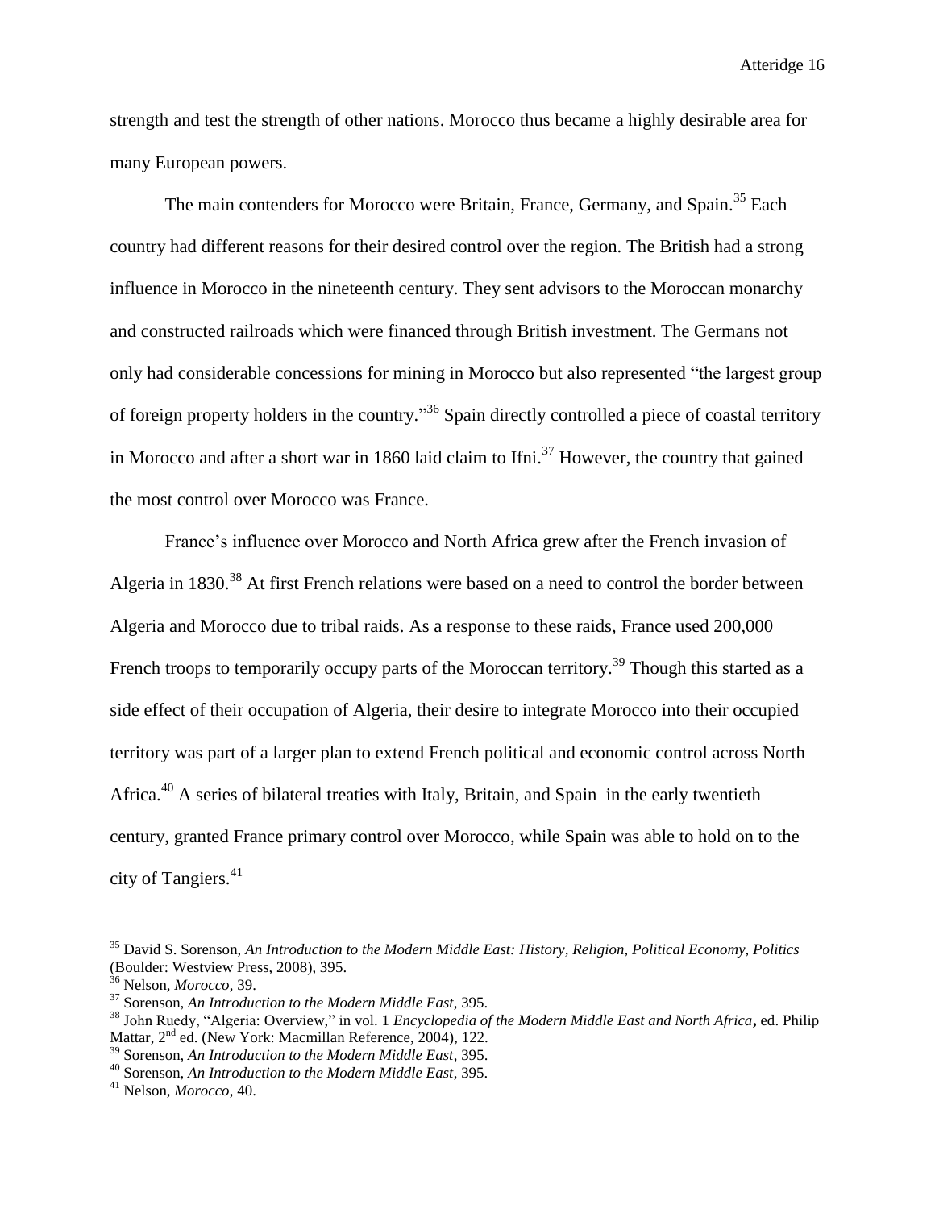strength and test the strength of other nations. Morocco thus became a highly desirable area for many European powers.

The main contenders for Morocco were Britain, France, Germany, and Spain.[35] Each country had different reasons for their desired control over the region. The British had a strong influence in Morocco in the nineteenth century. They sent advisors to the Moroccan monarchy and constructed railroads which were financed through British investment. The Germans not only had considerable concessions for mining in Morocco but also represented "the largest group of foreign property holders in the country."[36] Spain directly controlled a piece of coastal territory in Morocco and after a short war in 1860 laid claim to Ifni.[37] However, the country that gained the most control over Morocco was France.

France's influence over Morocco and North Africa grew after the French invasion of Algeria in 1830.[38] At first French relations were based on a need to control the border between Algeria and Morocco due to tribal raids. As a response to these raids, France used 200,000 French troops to temporarily occupy parts of the Moroccan territory.[39] Though this started as a side effect of their occupation of Algeria, their desire to integrate Morocco into their occupied territory was part of a larger plan to extend French political and economic control across North Africa.[40] A series of bilateral treaties with Italy, Britain, and Spain  in the early twentieth century, granted France primary control over Morocco, while Spain was able to hold on to the city of Tangiers.[41]

---

[35] David S. Sorenson, *An Introduction to the Modern Middle East: History, Religion, Political Economy, Politics* (Boulder: Westview Press, 2008), 395.

[36] Nelson, *Morocco*, 39.

[37] Sorenson, *An Introduction to the Modern Middle East*, 395.

[38] John Ruedy, "Algeria: Overview," in vol. 1 *Encyclopedia of the Modern Middle East and North Africa***,** ed. Philip Mattar, 2nd ed. (New York: Macmillan Reference, 2004), 122.

[39] Sorenson, *An Introduction to the Modern Middle East*, 395.

[40] Sorenson, *An Introduction to the Modern Middle East*, 395.

[41] Nelson, *Morocco*, 40.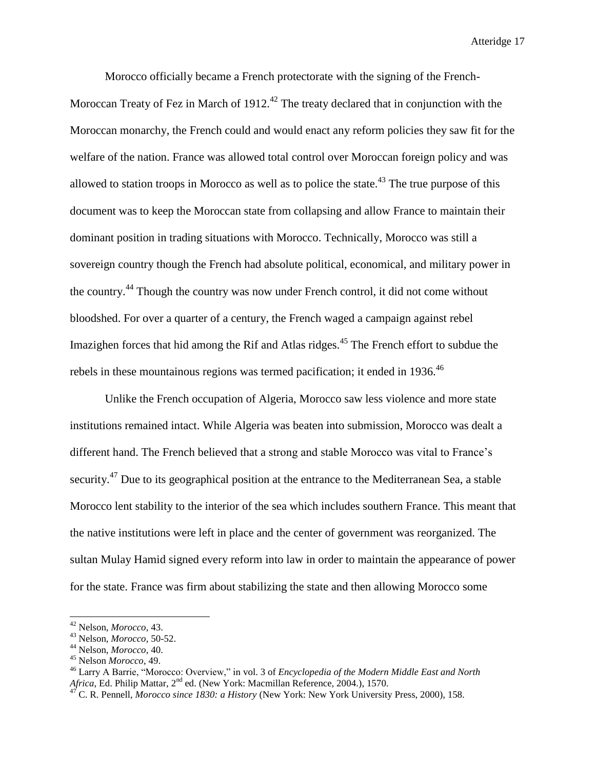Morocco officially became a French protectorate with the signing of the French-Moroccan Treaty of Fez in March of 1912.[42] The treaty declared that in conjunction with the Moroccan monarchy, the French could and would enact any reform policies they saw fit for the welfare of the nation. France was allowed total control over Moroccan foreign policy and was allowed to station troops in Morocco as well as to police the state.[43] The true purpose of this document was to keep the Moroccan state from collapsing and allow France to maintain their dominant position in trading situations with Morocco. Technically, Morocco was still a sovereign country though the French had absolute political, economical, and military power in the country.[44] Though the country was now under French control, it did not come without bloodshed. For over a quarter of a century, the French waged a campaign against rebel Imazighen forces that hid among the Rif and Atlas ridges.[45] The French effort to subdue the rebels in these mountainous regions was termed pacification; it ended in 1936.[46]

Unlike the French occupation of Algeria, Morocco saw less violence and more state institutions remained intact. While Algeria was beaten into submission, Morocco was dealt a different hand. The French believed that a strong and stable Morocco was vital to France's security.[47] Due to its geographical position at the entrance to the Mediterranean Sea, a stable Morocco lent stability to the interior of the sea which includes southern France. This meant that the native institutions were left in place and the center of government was reorganized. The sultan Mulay Hamid signed every reform into law in order to maintain the appearance of power for the state. France was firm about stabilizing the state and then allowing Morocco some

---

[42] Nelson, *Morocco*, 43.

[43] Nelson, *Morocco*, 50-52.

[44] Nelson, *Morocco*, 40.

[45] Nelson *Morocco*, 49.

[46] Larry A Barrie, "Morocco: Overview," in vol. 3 of *Encyclopedia of the Modern Middle East and North Africa*, Ed. Philip Mattar, 2nd ed. (New York: Macmillan Reference, 2004.), 1570.

[47] C. R. Pennell, *Morocco since 1830: a History* (New York: New York University Press, 2000), 158.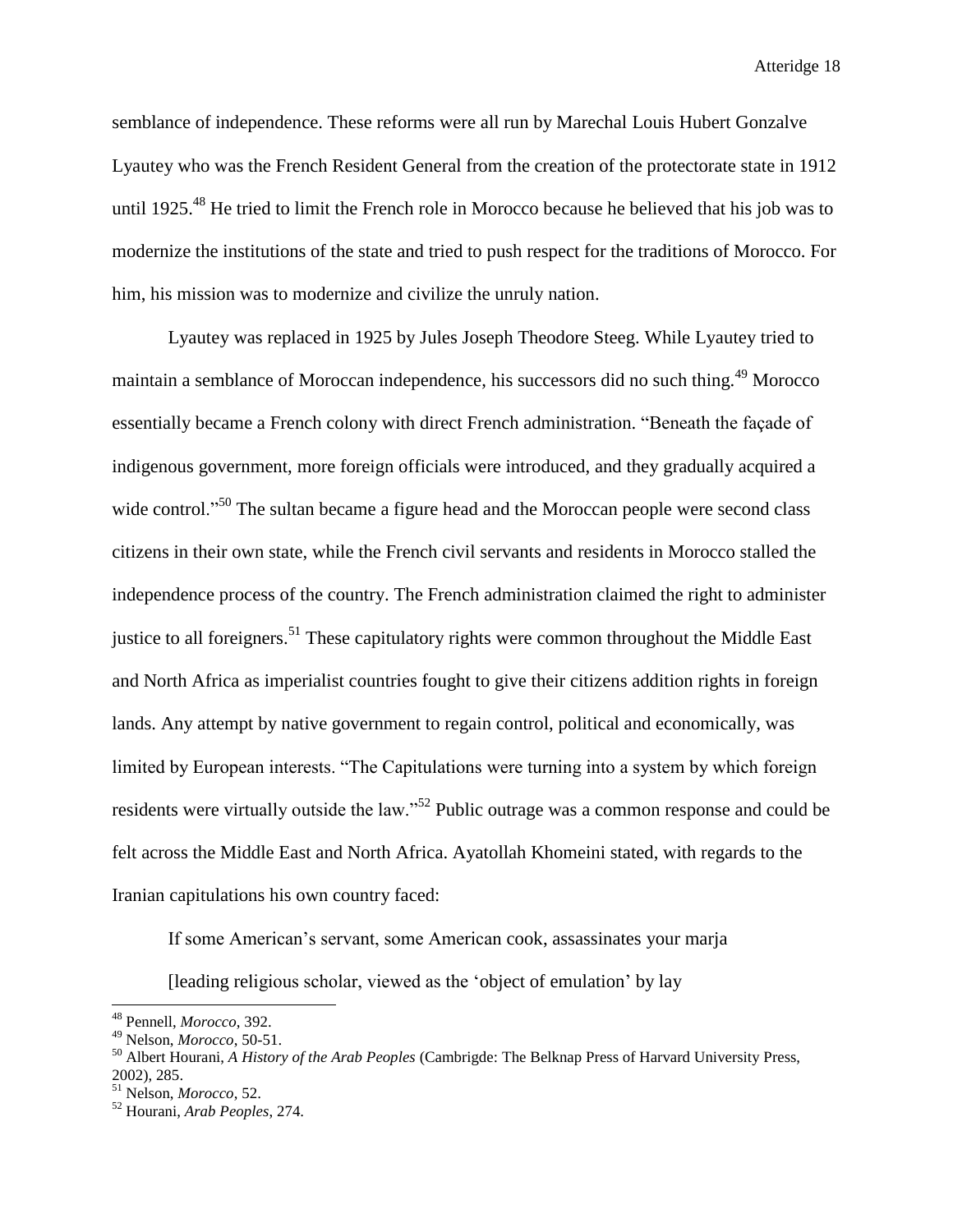semblance of independence. These reforms were all run by Marechal Louis Hubert Gonzalve Lyautey who was the French Resident General from the creation of the protectorate state in 1912 until 1925.[48] He tried to limit the French role in Morocco because he believed that his job was to modernize the institutions of the state and tried to push respect for the traditions of Morocco. For him, his mission was to modernize and civilize the unruly nation.

Lyautey was replaced in 1925 by Jules Joseph Theodore Steeg. While Lyautey tried to maintain a semblance of Moroccan independence, his successors did no such thing.[49] Morocco essentially became a French colony with direct French administration. "Beneath the façade of indigenous government, more foreign officials were introduced, and they gradually acquired a wide control."[50] The sultan became a figure head and the Moroccan people were second class citizens in their own state, while the French civil servants and residents in Morocco stalled the independence process of the country. The French administration claimed the right to administer justice to all foreigners.[51] These capitulatory rights were common throughout the Middle East and North Africa as imperialist countries fought to give their citizens addition rights in foreign lands. Any attempt by native government to regain control, political and economically, was limited by European interests. "The Capitulations were turning into a system by which foreign residents were virtually outside the law."[52] Public outrage was a common response and could be felt across the Middle East and North Africa. Ayatollah Khomeini stated, with regards to the Iranian capitulations his own country faced:

> If some American's servant, some American cook, assassinates your marja [leading religious scholar, viewed as the 'object of emulation' by lay

---

[48] Pennell, *Morocco*, 392.

[49] Nelson, *Morocco*, 50-51.

[50] Albert Hourani, *A History of the Arab Peoples* (Cambrigde: The Belknap Press of Harvard University Press, 2002), 285.

[51] Nelson, *Morocco*, 52.

[52] Hourani, *Arab Peoples*, 274.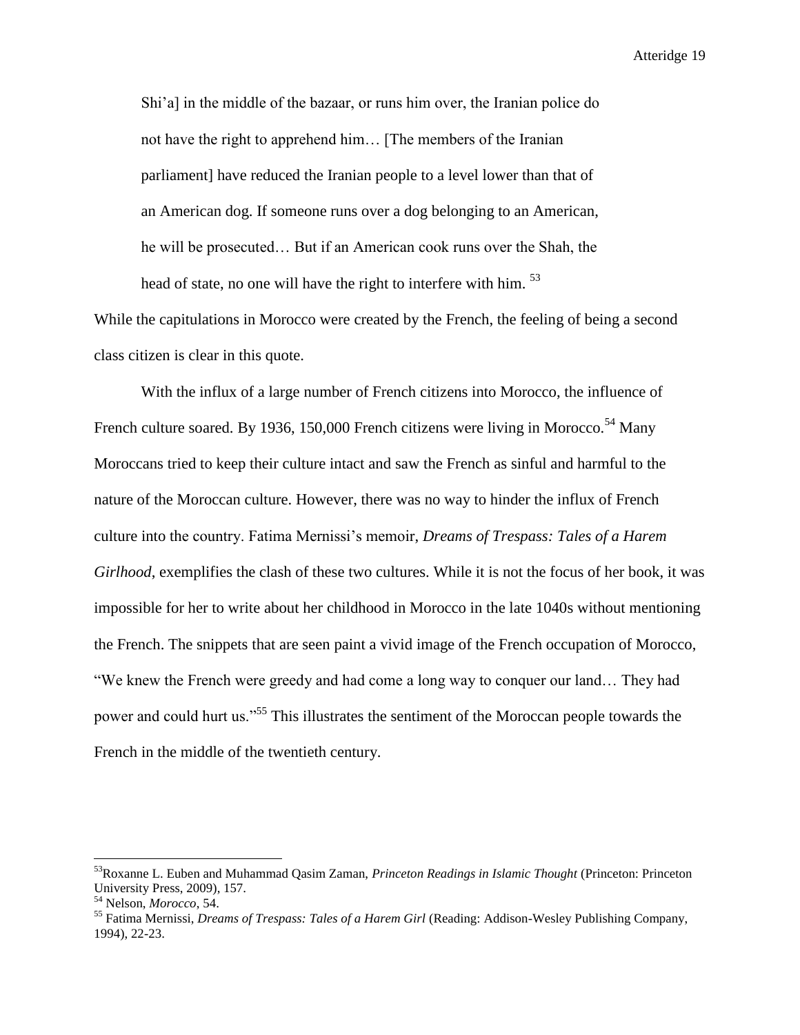> Shi'a] in the middle of the bazaar, or runs him over, the Iranian police do not have the right to apprehend him… [The members of the Iranian parliament] have reduced the Iranian people to a level lower than that of an American dog. If someone runs over a dog belonging to an American, he will be prosecuted… But if an American cook runs over the Shah, the head of state, no one will have the right to interfere with him. [53]

While the capitulations in Morocco were created by the French, the feeling of being a second class citizen is clear in this quote.

With the influx of a large number of French citizens into Morocco, the influence of French culture soared. By 1936, 150,000 French citizens were living in Morocco.[54] Many Moroccans tried to keep their culture intact and saw the French as sinful and harmful to the nature of the Moroccan culture. However, there was no way to hinder the influx of French culture into the country. Fatima Mernissi's memoir, *Dreams of Trespass: Tales of a Harem Girlhood*, exemplifies the clash of these two cultures. While it is not the focus of her book, it was impossible for her to write about her childhood in Morocco in the late 1040s without mentioning the French. The snippets that are seen paint a vivid image of the French occupation of Morocco, "We knew the French were greedy and had come a long way to conquer our land… They had power and could hurt us."[55] This illustrates the sentiment of the Moroccan people towards the French in the middle of the twentieth century.

---

[53] Roxanne L. Euben and Muhammad Qasim Zaman, *Princeton Readings in Islamic Thought* (Princeton: Princeton University Press, 2009), 157.

[54] Nelson, *Morocco*, 54.

[55] Fatima Mernissi, *Dreams of Trespass: Tales of a Harem Girl* (Reading: Addison-Wesley Publishing Company, 1994), 22-23.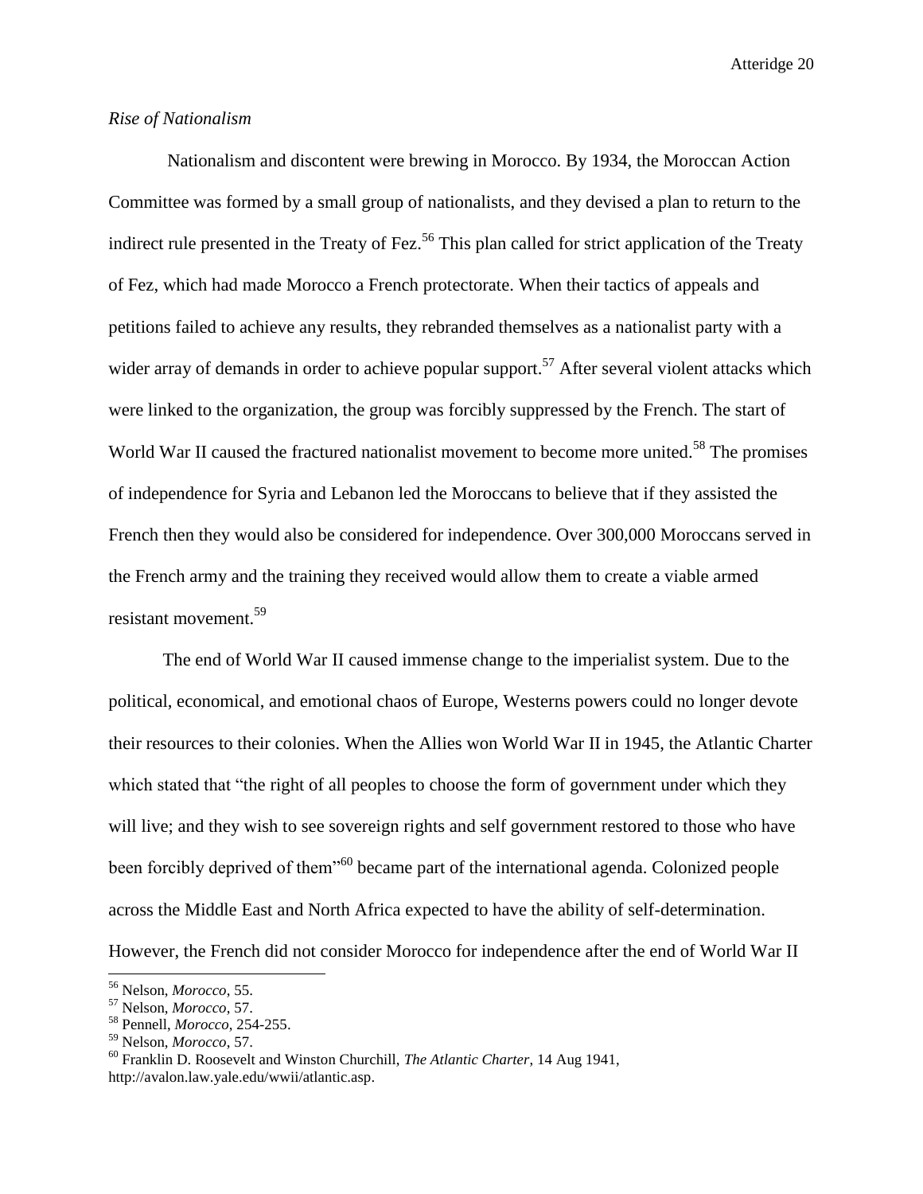*Rise of Nationalism*

Nationalism and discontent were brewing in Morocco. By 1934, the Moroccan Action Committee was formed by a small group of nationalists, and they devised a plan to return to the indirect rule presented in the Treaty of Fez.[56] This plan called for strict application of the Treaty of Fez, which had made Morocco a French protectorate. When their tactics of appeals and petitions failed to achieve any results, they rebranded themselves as a nationalist party with a wider array of demands in order to achieve popular support.[57] After several violent attacks which were linked to the organization, the group was forcibly suppressed by the French. The start of World War II caused the fractured nationalist movement to become more united.[58] The promises of independence for Syria and Lebanon led the Moroccans to believe that if they assisted the French then they would also be considered for independence. Over 300,000 Moroccans served in the French army and the training they received would allow them to create a viable armed resistant movement.[59]

The end of World War II caused immense change to the imperialist system. Due to the political, economical, and emotional chaos of Europe, Westerns powers could no longer devote their resources to their colonies. When the Allies won World War II in 1945, the Atlantic Charter which stated that "the right of all peoples to choose the form of government under which they will live; and they wish to see sovereign rights and self government restored to those who have been forcibly deprived of them"[60] became part of the international agenda. Colonized people across the Middle East and North Africa expected to have the ability of self-determination. However, the French did not consider Morocco for independence after the end of World War II

---

[56] Nelson, *Morocco*, 55.
[57] Nelson, *Morocco*, 57.
[58] Pennell, *Morocco*, 254-255.
[59] Nelson, *Morocco*, 57.
[60] Franklin D. Roosevelt and Winston Churchill, *The Atlantic Charter*, 14 Aug 1941, http://avalon.law.yale.edu/wwii/atlantic.asp.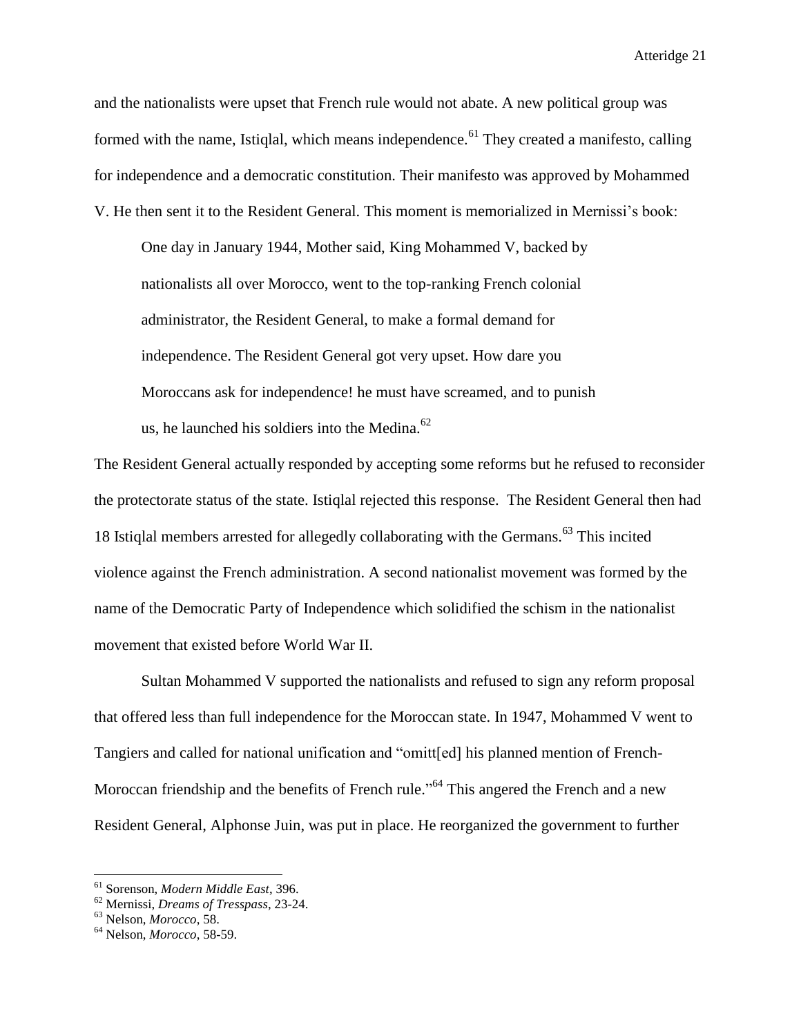and the nationalists were upset that French rule would not abate. A new political group was formed with the name, Istiqlal, which means independence.[61] They created a manifesto, calling for independence and a democratic constitution. Their manifesto was approved by Mohammed V. He then sent it to the Resident General. This moment is memorialized in Mernissi's book:

> One day in January 1944, Mother said, King Mohammed V, backed by nationalists all over Morocco, went to the top-ranking French colonial administrator, the Resident General, to make a formal demand for independence. The Resident General got very upset. How dare you Moroccans ask for independence! he must have screamed, and to punish us, he launched his soldiers into the Medina.[62]

The Resident General actually responded by accepting some reforms but he refused to reconsider the protectorate status of the state. Istiqlal rejected this response. The Resident General then had 18 Istiqlal members arrested for allegedly collaborating with the Germans.[63] This incited violence against the French administration. A second nationalist movement was formed by the name of the Democratic Party of Independence which solidified the schism in the nationalist movement that existed before World War II.

Sultan Mohammed V supported the nationalists and refused to sign any reform proposal that offered less than full independence for the Moroccan state. In 1947, Mohammed V went to Tangiers and called for national unification and "omitt[ed] his planned mention of French-Moroccan friendship and the benefits of French rule."[64] This angered the French and a new Resident General, Alphonse Juin, was put in place. He reorganized the government to further

---

[61] Sorenson, *Modern Middle East*, 396.

[62] Mernissi, *Dreams of Tresspass*, 23-24.

[63] Nelson, *Morocco*, 58.

[64] Nelson, *Morocco*, 58-59.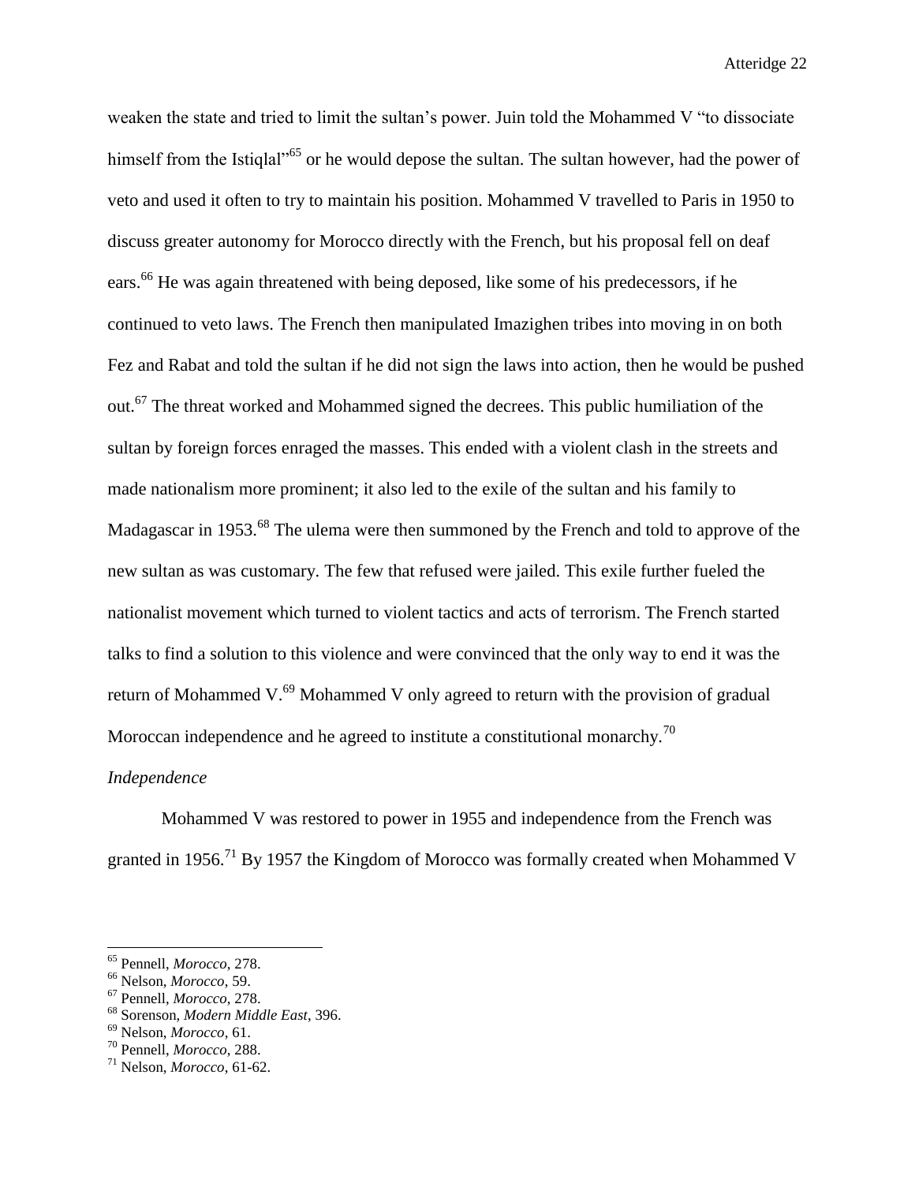weaken the state and tried to limit the sultan's power. Juin told the Mohammed V "to dissociate himself from the Istiqlal"[65] or he would depose the sultan. The sultan however, had the power of veto and used it often to try to maintain his position. Mohammed V travelled to Paris in 1950 to discuss greater autonomy for Morocco directly with the French, but his proposal fell on deaf ears.[66] He was again threatened with being deposed, like some of his predecessors, if he continued to veto laws. The French then manipulated Imazighen tribes into moving in on both Fez and Rabat and told the sultan if he did not sign the laws into action, then he would be pushed out.[67] The threat worked and Mohammed signed the decrees. This public humiliation of the sultan by foreign forces enraged the masses. This ended with a violent clash in the streets and made nationalism more prominent; it also led to the exile of the sultan and his family to Madagascar in 1953.[68] The ulema were then summoned by the French and told to approve of the new sultan as was customary. The few that refused were jailed. This exile further fueled the nationalist movement which turned to violent tactics and acts of terrorism. The French started talks to find a solution to this violence and were convinced that the only way to end it was the return of Mohammed V.[69] Mohammed V only agreed to return with the provision of gradual Moroccan independence and he agreed to institute a constitutional monarchy.[70]

*Independence*

Mohammed V was restored to power in 1955 and independence from the French was granted in 1956.[71] By 1957 the Kingdom of Morocco was formally created when Mohammed V

---

[65] Pennell, *Morocco*, 278.
[66] Nelson, *Morocco*, 59.
[67] Pennell, *Morocco*, 278.
[68] Sorenson, *Modern Middle East*, 396.
[69] Nelson, *Morocco*, 61.
[70] Pennell, *Morocco*, 288.
[71] Nelson, *Morocco*, 61-62.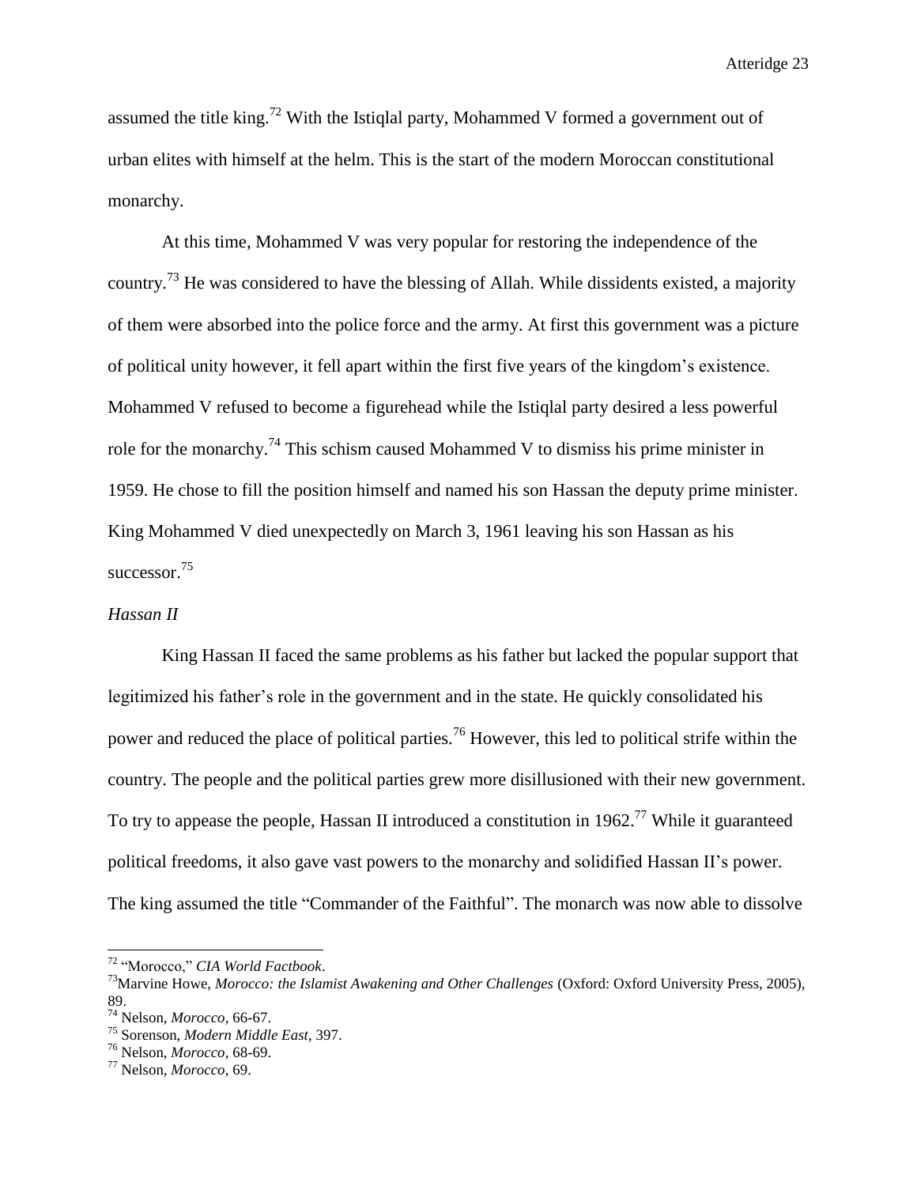assumed the title king.[72] With the Istiqlal party, Mohammed V formed a government out of urban elites with himself at the helm. This is the start of the modern Moroccan constitutional monarchy.

At this time, Mohammed V was very popular for restoring the independence of the country.[73] He was considered to have the blessing of Allah. While dissidents existed, a majority of them were absorbed into the police force and the army. At first this government was a picture of political unity however, it fell apart within the first five years of the kingdom's existence. Mohammed V refused to become a figurehead while the Istiqlal party desired a less powerful role for the monarchy.[74] This schism caused Mohammed V to dismiss his prime minister in 1959. He chose to fill the position himself and named his son Hassan the deputy prime minister. King Mohammed V died unexpectedly on March 3, 1961 leaving his son Hassan as his successor.[75]

*Hassan II*

King Hassan II faced the same problems as his father but lacked the popular support that legitimized his father's role in the government and in the state. He quickly consolidated his power and reduced the place of political parties.[76] However, this led to political strife within the country. The people and the political parties grew more disillusioned with their new government. To try to appease the people, Hassan II introduced a constitution in 1962.[77] While it guaranteed political freedoms, it also gave vast powers to the monarchy and solidified Hassan II's power. The king assumed the title "Commander of the Faithful". The monarch was now able to dissolve

---

[72] "Morocco," *CIA World Factbook*.

[73] Marvine Howe, *Morocco: the Islamist Awakening and Other Challenges* (Oxford: Oxford University Press, 2005), 89.

[74] Nelson, *Morocco*, 66-67.

[75] Sorenson, *Modern Middle East*, 397.

[76] Nelson, *Morocco*, 68-69.

[77] Nelson, *Morocco*, 69.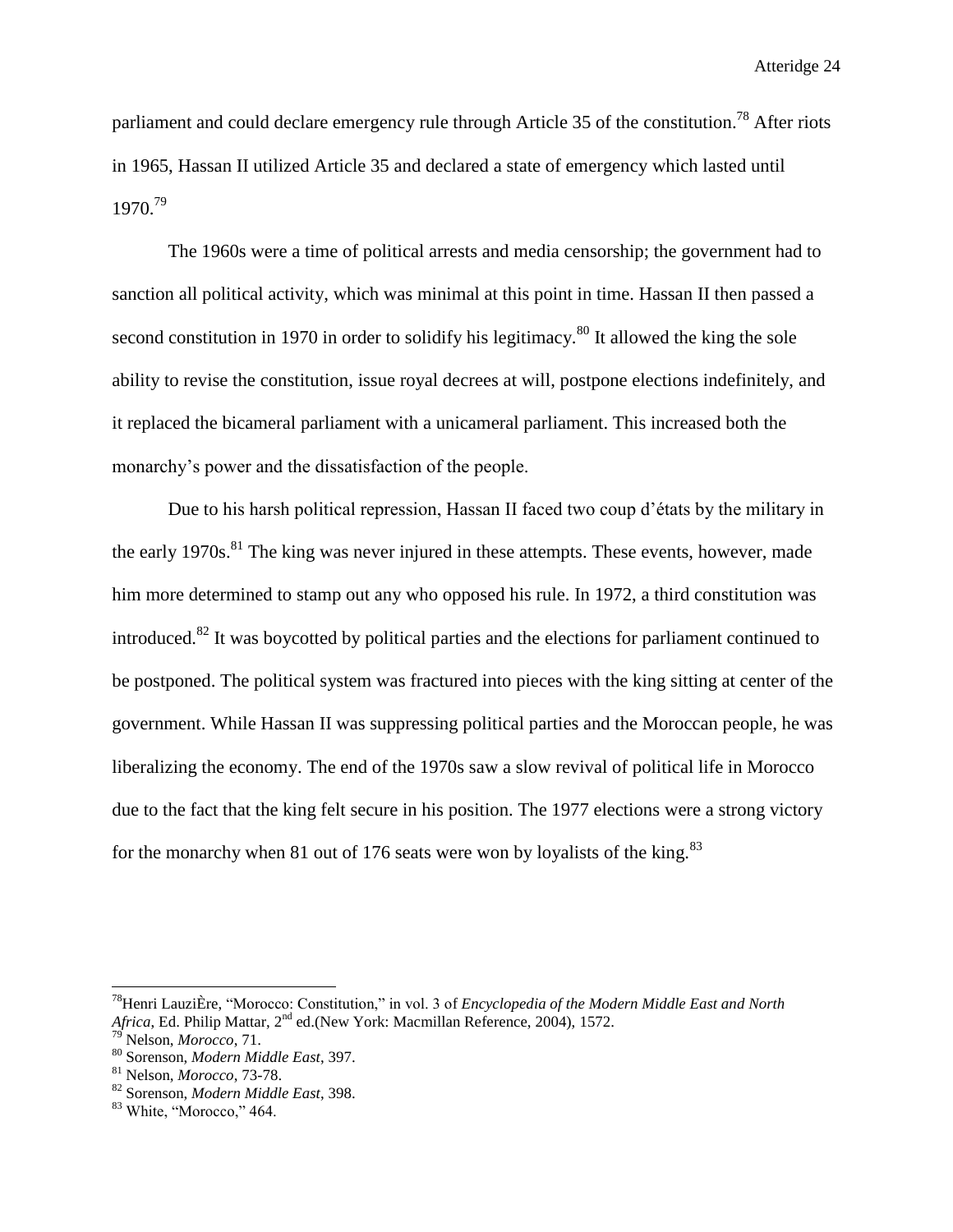parliament and could declare emergency rule through Article 35 of the constitution.[78] After riots in 1965, Hassan II utilized Article 35 and declared a state of emergency which lasted until 1970.[79]

The 1960s were a time of political arrests and media censorship; the government had to sanction all political activity, which was minimal at this point in time. Hassan II then passed a second constitution in 1970 in order to solidify his legitimacy.[80] It allowed the king the sole ability to revise the constitution, issue royal decrees at will, postpone elections indefinitely, and it replaced the bicameral parliament with a unicameral parliament. This increased both the monarchy's power and the dissatisfaction of the people.

Due to his harsh political repression, Hassan II faced two coup d'états by the military in the early 1970s.[81] The king was never injured in these attempts. These events, however, made him more determined to stamp out any who opposed his rule. In 1972, a third constitution was introduced.[82] It was boycotted by political parties and the elections for parliament continued to be postponed. The political system was fractured into pieces with the king sitting at center of the government. While Hassan II was suppressing political parties and the Moroccan people, he was liberalizing the economy. The end of the 1970s saw a slow revival of political life in Morocco due to the fact that the king felt secure in his position. The 1977 elections were a strong victory for the monarchy when 81 out of 176 seats were won by loyalists of the king.[83]

---

[78] Henri LauziÈre, "Morocco: Constitution," in vol. 3 of *Encyclopedia of the Modern Middle East and North Africa*, Ed. Philip Mattar, 2nd ed.(New York: Macmillan Reference, 2004), 1572.

[79] Nelson, *Morocco*, 71.

[80] Sorenson, *Modern Middle East*, 397.

[81] Nelson, *Morocco*, 73-78.

[82] Sorenson, *Modern Middle East*, 398.

[83] White, "Morocco," 464.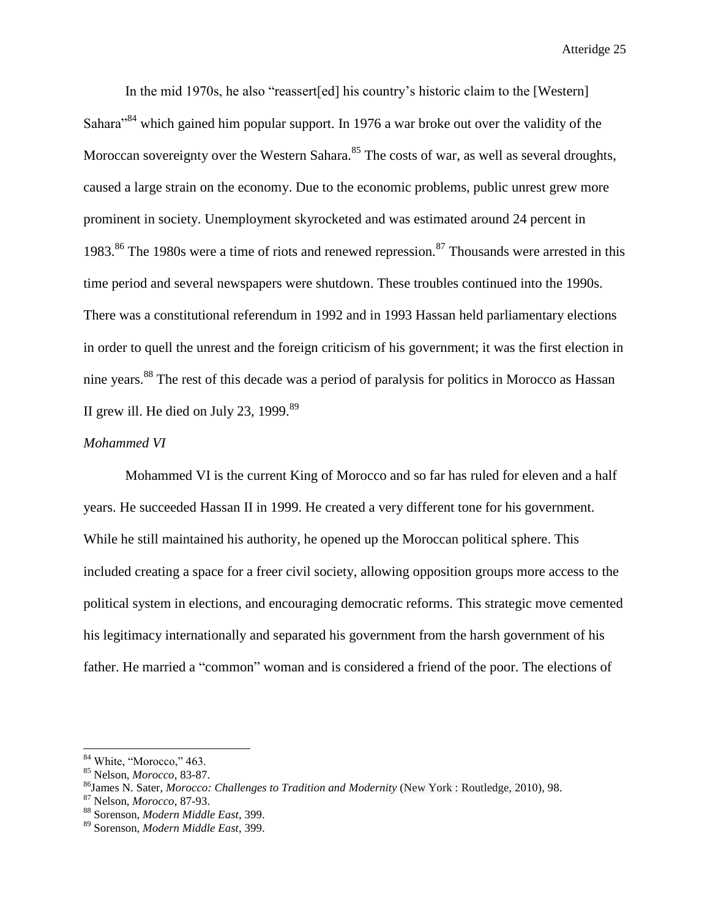In the mid 1970s, he also "reassert[ed] his country's historic claim to the [Western] Sahara"[84] which gained him popular support. In 1976 a war broke out over the validity of the Moroccan sovereignty over the Western Sahara.[85] The costs of war, as well as several droughts, caused a large strain on the economy. Due to the economic problems, public unrest grew more prominent in society. Unemployment skyrocketed and was estimated around 24 percent in 1983.[86] The 1980s were a time of riots and renewed repression.[87] Thousands were arrested in this time period and several newspapers were shutdown. These troubles continued into the 1990s. There was a constitutional referendum in 1992 and in 1993 Hassan held parliamentary elections in order to quell the unrest and the foreign criticism of his government; it was the first election in nine years.[88] The rest of this decade was a period of paralysis for politics in Morocco as Hassan II grew ill. He died on July 23, 1999.[89]

*Mohammed VI*

Mohammed VI is the current King of Morocco and so far has ruled for eleven and a half years. He succeeded Hassan II in 1999. He created a very different tone for his government. While he still maintained his authority, he opened up the Moroccan political sphere. This included creating a space for a freer civil society, allowing opposition groups more access to the political system in elections, and encouraging democratic reforms. This strategic move cemented his legitimacy internationally and separated his government from the harsh government of his father. He married a "common" woman and is considered a friend of the poor. The elections of

---

[84] White, "Morocco," 463.

[85] Nelson, *Morocco*, 83-87.

[86] James N. Sater, *Morocco: Challenges to Tradition and Modernity* (New York : Routledge, 2010), 98.

[87] Nelson, *Morocco*, 87-93.

[88] Sorenson, *Modern Middle East*, 399.

[89] Sorenson, *Modern Middle East*, 399.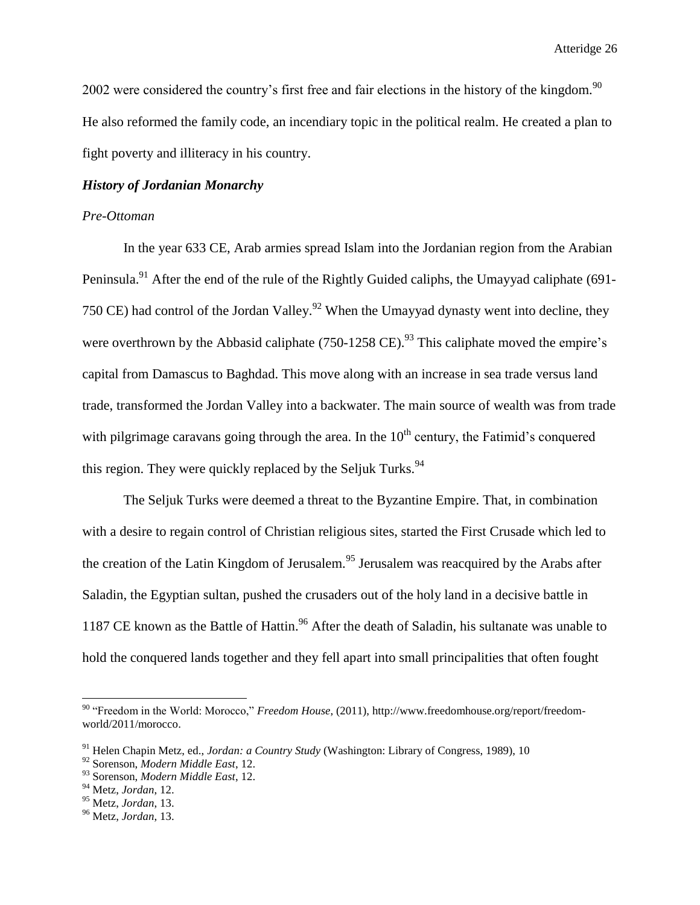2002 were considered the country's first free and fair elections in the history of the kingdom.[90] He also reformed the family code, an incendiary topic in the political realm. He created a plan to fight poverty and illiteracy in his country.

### *History of Jordanian Monarchy*

*Pre-Ottoman*

In the year 633 CE, Arab armies spread Islam into the Jordanian region from the Arabian Peninsula.[91] After the end of the rule of the Rightly Guided caliphs, the Umayyad caliphate (691-750 CE) had control of the Jordan Valley.[92] When the Umayyad dynasty went into decline, they were overthrown by the Abbasid caliphate (750-1258 CE).[93] This caliphate moved the empire's capital from Damascus to Baghdad. This move along with an increase in sea trade versus land trade, transformed the Jordan Valley into a backwater. The main source of wealth was from trade with pilgrimage caravans going through the area. In the 10th century, the Fatimid's conquered this region. They were quickly replaced by the Seljuk Turks.[94]

The Seljuk Turks were deemed a threat to the Byzantine Empire. That, in combination with a desire to regain control of Christian religious sites, started the First Crusade which led to the creation of the Latin Kingdom of Jerusalem.[95] Jerusalem was reacquired by the Arabs after Saladin, the Egyptian sultan, pushed the crusaders out of the holy land in a decisive battle in 1187 CE known as the Battle of Hattin.[96] After the death of Saladin, his sultanate was unable to hold the conquered lands together and they fell apart into small principalities that often fought

---

[90] "Freedom in the World: Morocco," *Freedom House,* (2011), http://www.freedomhouse.org/report/freedom-world/2011/morocco.

[91] Helen Chapin Metz, ed., *Jordan: a Country Study* (Washington: Library of Congress, 1989), 10

[92] Sorenson, *Modern Middle East*, 12.

[93] Sorenson, *Modern Middle East*, 12.

[94] Metz, *Jordan*, 12.

[95] Metz, *Jordan*, 13.

[96] Metz, *Jordan*, 13.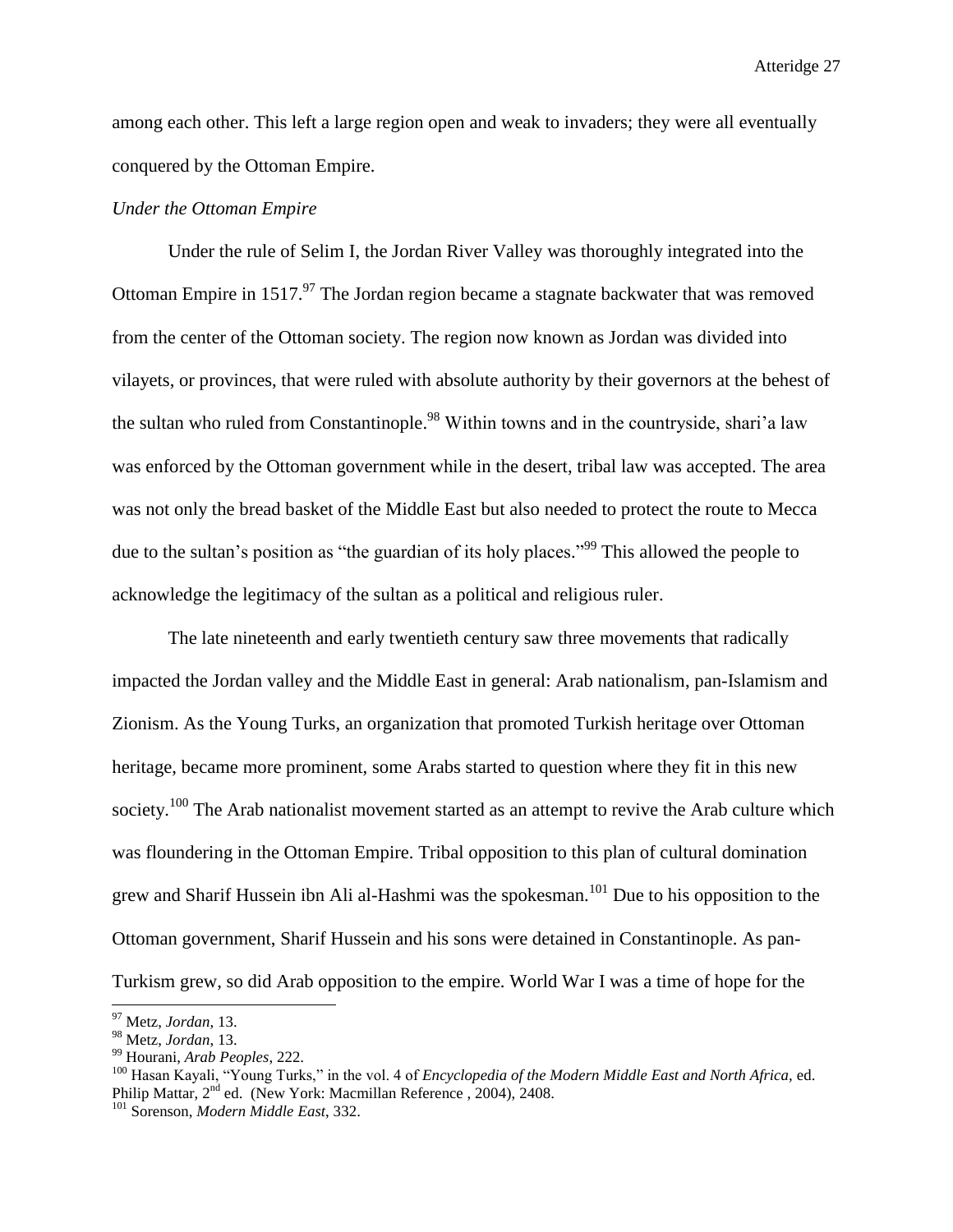among each other. This left a large region open and weak to invaders; they were all eventually conquered by the Ottoman Empire.

*Under the Ottoman Empire*

Under the rule of Selim I, the Jordan River Valley was thoroughly integrated into the Ottoman Empire in 1517.[97] The Jordan region became a stagnate backwater that was removed from the center of the Ottoman society. The region now known as Jordan was divided into vilayets, or provinces, that were ruled with absolute authority by their governors at the behest of the sultan who ruled from Constantinople.[98] Within towns and in the countryside, shari'a law was enforced by the Ottoman government while in the desert, tribal law was accepted. The area was not only the bread basket of the Middle East but also needed to protect the route to Mecca due to the sultan's position as "the guardian of its holy places."[99] This allowed the people to acknowledge the legitimacy of the sultan as a political and religious ruler.

The late nineteenth and early twentieth century saw three movements that radically impacted the Jordan valley and the Middle East in general: Arab nationalism, pan-Islamism and Zionism. As the Young Turks, an organization that promoted Turkish heritage over Ottoman heritage, became more prominent, some Arabs started to question where they fit in this new society.[100] The Arab nationalist movement started as an attempt to revive the Arab culture which was floundering in the Ottoman Empire. Tribal opposition to this plan of cultural domination grew and Sharif Hussein ibn Ali al-Hashmi was the spokesman.[101] Due to his opposition to the Ottoman government, Sharif Hussein and his sons were detained in Constantinople. As pan-Turkism grew, so did Arab opposition to the empire. World War I was a time of hope for the

---

[97] Metz, *Jordan*, 13.

[98] Metz, *Jordan*, 13.

[99] Hourani, *Arab Peoples*, 222.

[100] Hasan Kayali, "Young Turks," in the vol. 4 of *Encyclopedia of the Modern Middle East and North Africa*, ed. Philip Mattar, 2nd ed. (New York: Macmillan Reference , 2004), 2408.

[101] Sorenson, *Modern Middle East*, 332.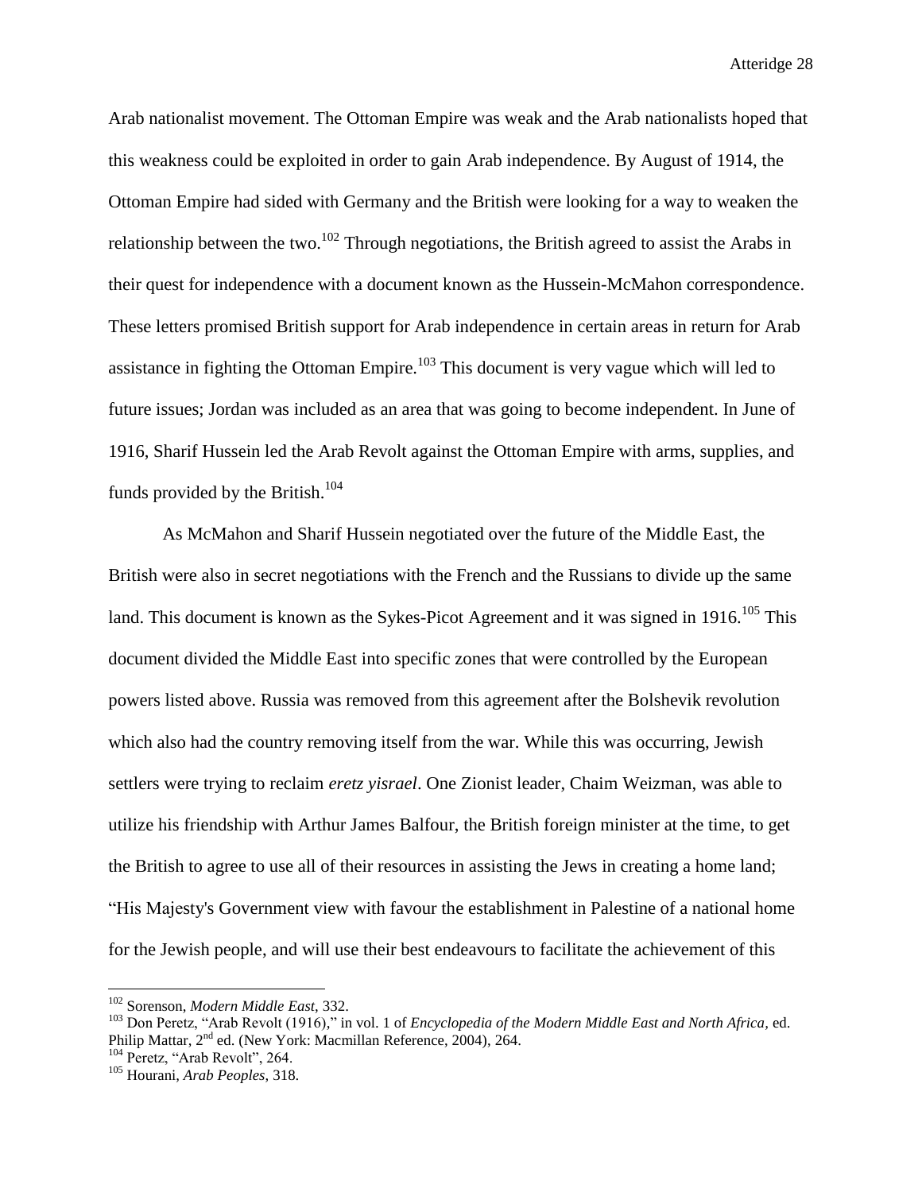Arab nationalist movement. The Ottoman Empire was weak and the Arab nationalists hoped that this weakness could be exploited in order to gain Arab independence. By August of 1914, the Ottoman Empire had sided with Germany and the British were looking for a way to weaken the relationship between the two.[102] Through negotiations, the British agreed to assist the Arabs in their quest for independence with a document known as the Hussein-McMahon correspondence. These letters promised British support for Arab independence in certain areas in return for Arab assistance in fighting the Ottoman Empire.[103] This document is very vague which will led to future issues; Jordan was included as an area that was going to become independent. In June of 1916, Sharif Hussein led the Arab Revolt against the Ottoman Empire with arms, supplies, and funds provided by the British.[104]

As McMahon and Sharif Hussein negotiated over the future of the Middle East, the British were also in secret negotiations with the French and the Russians to divide up the same land. This document is known as the Sykes-Picot Agreement and it was signed in 1916.[105] This document divided the Middle East into specific zones that were controlled by the European powers listed above. Russia was removed from this agreement after the Bolshevik revolution which also had the country removing itself from the war. While this was occurring, Jewish settlers were trying to reclaim *eretz yisrael*. One Zionist leader, Chaim Weizman, was able to utilize his friendship with Arthur James Balfour, the British foreign minister at the time, to get the British to agree to use all of their resources in assisting the Jews in creating a home land; "His Majesty's Government view with favour the establishment in Palestine of a national home for the Jewish people, and will use their best endeavours to facilitate the achievement of this

---

[102] Sorenson, *Modern Middle East*, 332.

[103] Don Peretz, "Arab Revolt (1916)," in vol. 1 of *Encyclopedia of the Modern Middle East and North Africa*, ed. Philip Mattar, 2nd ed. (New York: Macmillan Reference, 2004), 264.

[104] Peretz, "Arab Revolt", 264.

[105] Hourani, *Arab Peoples*, 318.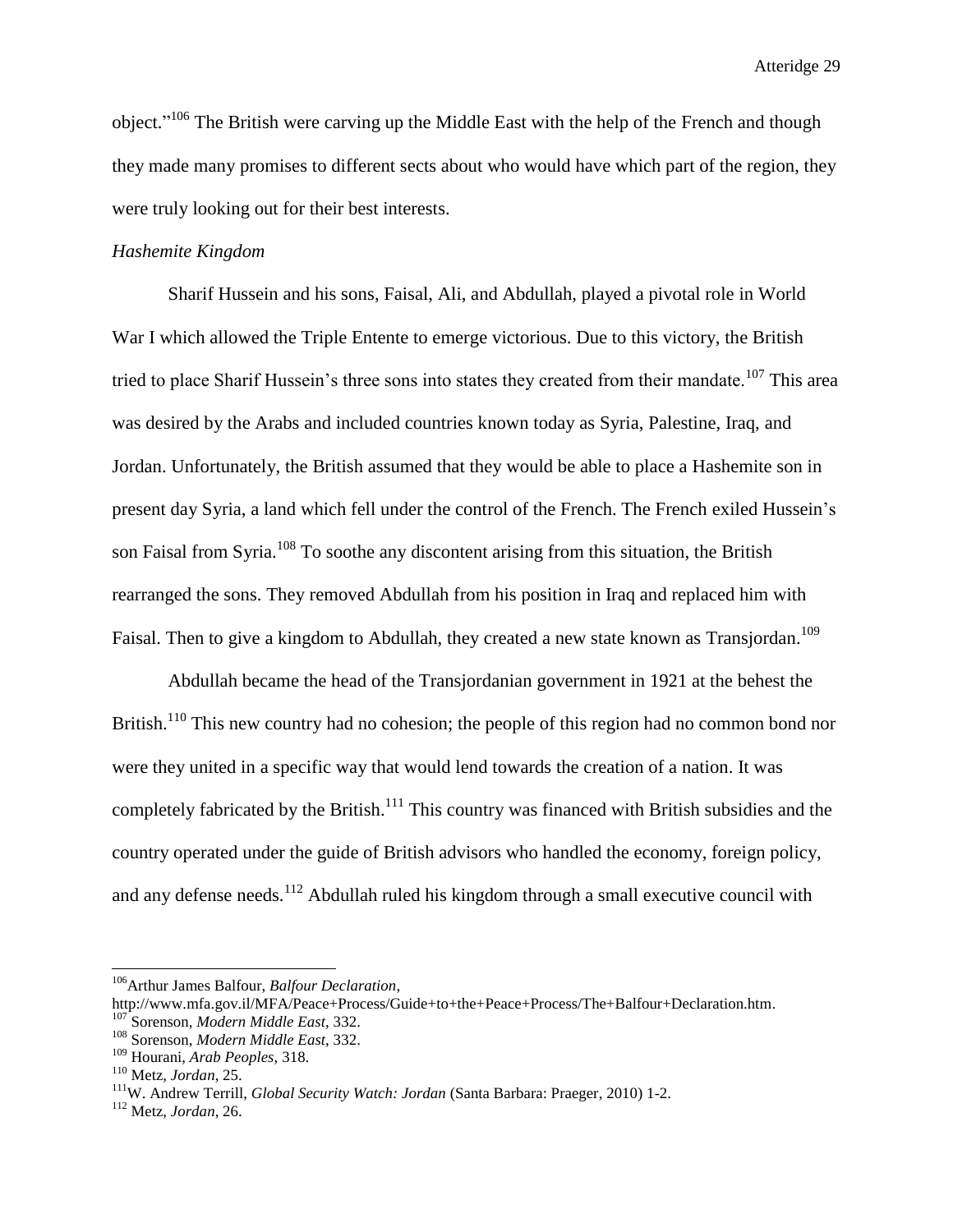object."[106] The British were carving up the Middle East with the help of the French and though they made many promises to different sects about who would have which part of the region, they were truly looking out for their best interests.

*Hashemite Kingdom*

Sharif Hussein and his sons, Faisal, Ali, and Abdullah, played a pivotal role in World War I which allowed the Triple Entente to emerge victorious. Due to this victory, the British tried to place Sharif Hussein's three sons into states they created from their mandate.[107] This area was desired by the Arabs and included countries known today as Syria, Palestine, Iraq, and Jordan. Unfortunately, the British assumed that they would be able to place a Hashemite son in present day Syria, a land which fell under the control of the French. The French exiled Hussein's son Faisal from Syria.[108] To soothe any discontent arising from this situation, the British rearranged the sons. They removed Abdullah from his position in Iraq and replaced him with Faisal. Then to give a kingdom to Abdullah, they created a new state known as Transjordan.[109]

Abdullah became the head of the Transjordanian government in 1921 at the behest the British.[110] This new country had no cohesion; the people of this region had no common bond nor were they united in a specific way that would lend towards the creation of a nation. It was completely fabricated by the British.[111] This country was financed with British subsidies and the country operated under the guide of British advisors who handled the economy, foreign policy, and any defense needs.[112] Abdullah ruled his kingdom through a small executive council with

---

[106] Arthur James Balfour, *Balfour Declaration*, http://www.mfa.gov.il/MFA/Peace+Process/Guide+to+the+Peace+Process/The+Balfour+Declaration.htm.
[107] Sorenson, *Modern Middle East*, 332.
[108] Sorenson, *Modern Middle East*, 332.
[109] Hourani, *Arab Peoples*, 318.
[110] Metz, *Jordan*, 25.
[111] W. Andrew Terrill, *Global Security Watch: Jordan* (Santa Barbara: Praeger, 2010) 1-2.
[112] Metz, *Jordan*, 26.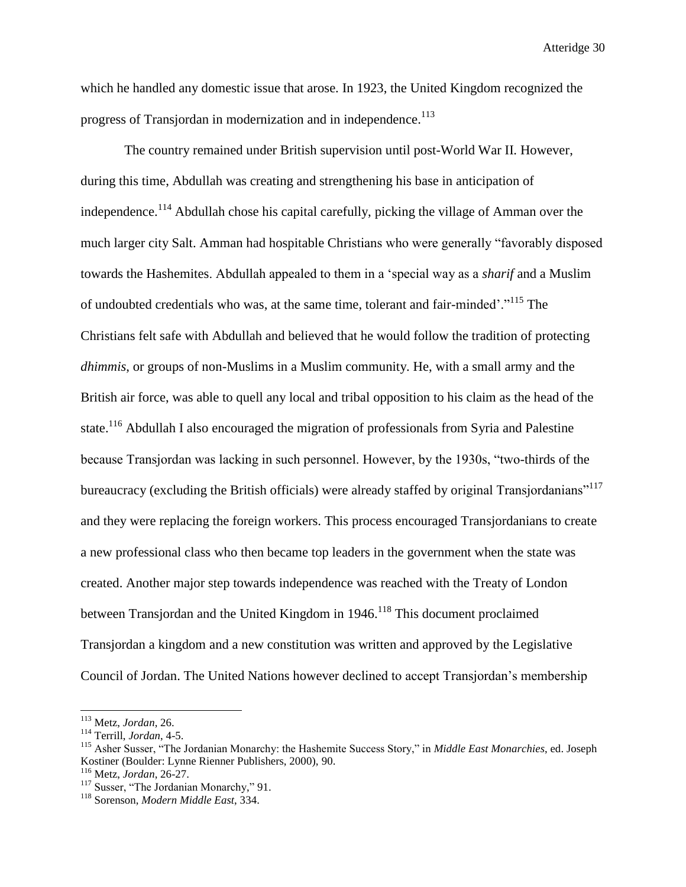which he handled any domestic issue that arose. In 1923, the United Kingdom recognized the progress of Transjordan in modernization and in independence.[113]

The country remained under British supervision until post-World War II. However, during this time, Abdullah was creating and strengthening his base in anticipation of independence.[114] Abdullah chose his capital carefully, picking the village of Amman over the much larger city Salt. Amman had hospitable Christians who were generally "favorably disposed towards the Hashemites. Abdullah appealed to them in a 'special way as a *sharif* and a Muslim of undoubted credentials who was, at the same time, tolerant and fair-minded'."[115] The Christians felt safe with Abdullah and believed that he would follow the tradition of protecting *dhimmis*, or groups of non-Muslims in a Muslim community. He, with a small army and the British air force, was able to quell any local and tribal opposition to his claim as the head of the state.[116] Abdullah I also encouraged the migration of professionals from Syria and Palestine because Transjordan was lacking in such personnel. However, by the 1930s, "two-thirds of the bureaucracy (excluding the British officials) were already staffed by original Transjordanians"[117] and they were replacing the foreign workers. This process encouraged Transjordanians to create a new professional class who then became top leaders in the government when the state was created. Another major step towards independence was reached with the Treaty of London between Transjordan and the United Kingdom in 1946.[118] This document proclaimed Transjordan a kingdom and a new constitution was written and approved by the Legislative Council of Jordan. The United Nations however declined to accept Transjordan's membership

---

[113] Metz, *Jordan*, 26.
[114] Terrill, *Jordan*, 4-5.
[115] Asher Susser, "The Jordanian Monarchy: the Hashemite Success Story," in *Middle East Monarchies*, ed. Joseph Kostiner (Boulder: Lynne Rienner Publishers, 2000), 90.
[116] Metz, *Jordan*, 26-27.
[117] Susser, "The Jordanian Monarchy," 91.
[118] Sorenson, *Modern Middle East*, 334.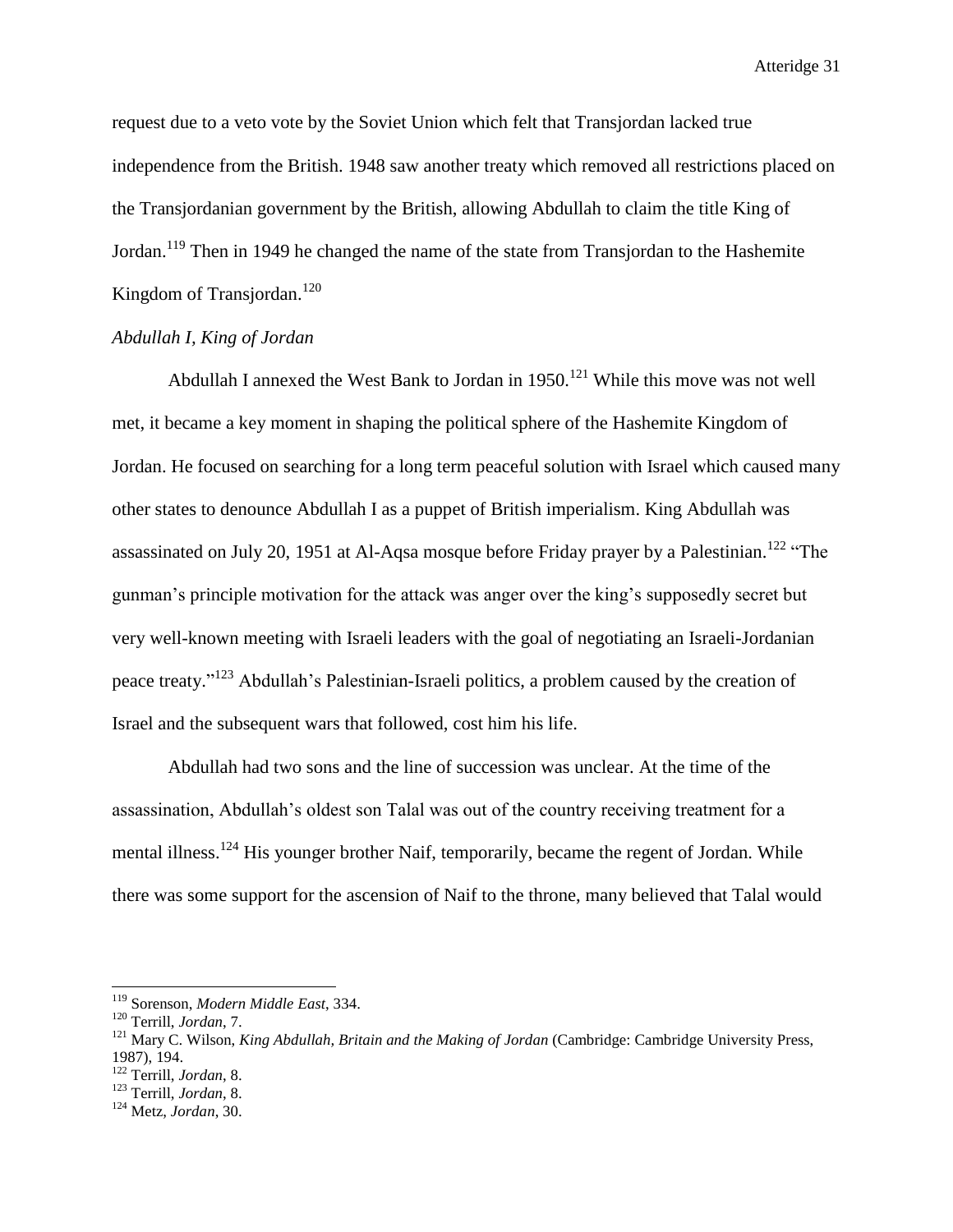request due to a veto vote by the Soviet Union which felt that Transjordan lacked true independence from the British. 1948 saw another treaty which removed all restrictions placed on the Transjordanian government by the British, allowing Abdullah to claim the title King of Jordan.[119] Then in 1949 he changed the name of the state from Transjordan to the Hashemite Kingdom of Transjordan.[120]

*Abdullah I, King of Jordan*

Abdullah I annexed the West Bank to Jordan in 1950.[121] While this move was not well met, it became a key moment in shaping the political sphere of the Hashemite Kingdom of Jordan. He focused on searching for a long term peaceful solution with Israel which caused many other states to denounce Abdullah I as a puppet of British imperialism. King Abdullah was assassinated on July 20, 1951 at Al-Aqsa mosque before Friday prayer by a Palestinian.[122] "The gunman's principle motivation for the attack was anger over the king's supposedly secret but very well-known meeting with Israeli leaders with the goal of negotiating an Israeli-Jordanian peace treaty."[123] Abdullah's Palestinian-Israeli politics, a problem caused by the creation of Israel and the subsequent wars that followed, cost him his life.

Abdullah had two sons and the line of succession was unclear. At the time of the assassination, Abdullah's oldest son Talal was out of the country receiving treatment for a mental illness.[124] His younger brother Naif, temporarily, became the regent of Jordan. While there was some support for the ascension of Naif to the throne, many believed that Talal would

---

[119] Sorenson, *Modern Middle East*, 334.

[120] Terrill, *Jordan*, 7.

[121] Mary C. Wilson, *King Abdullah, Britain and the Making of Jordan* (Cambridge: Cambridge University Press, 1987), 194.

[122] Terrill, *Jordan*, 8.

[123] Terrill, *Jordan*, 8.

[124] Metz, *Jordan*, 30.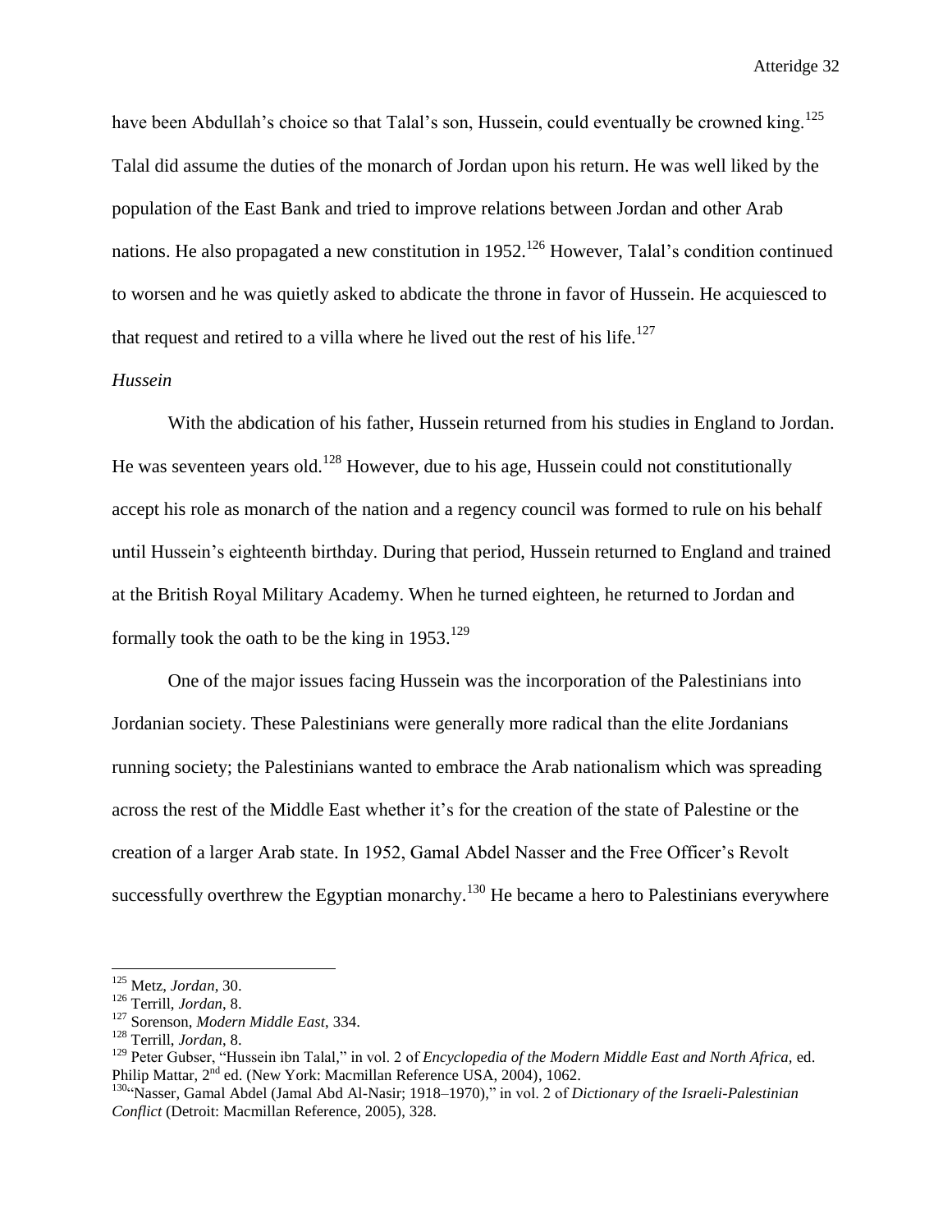have been Abdullah's choice so that Talal's son, Hussein, could eventually be crowned king.[125] Talal did assume the duties of the monarch of Jordan upon his return. He was well liked by the population of the East Bank and tried to improve relations between Jordan and other Arab nations. He also propagated a new constitution in 1952.[126] However, Talal's condition continued to worsen and he was quietly asked to abdicate the throne in favor of Hussein. He acquiesced to that request and retired to a villa where he lived out the rest of his life.[127]

*Hussein*

With the abdication of his father, Hussein returned from his studies in England to Jordan. He was seventeen years old.[128] However, due to his age, Hussein could not constitutionally accept his role as monarch of the nation and a regency council was formed to rule on his behalf until Hussein's eighteenth birthday. During that period, Hussein returned to England and trained at the British Royal Military Academy. When he turned eighteen, he returned to Jordan and formally took the oath to be the king in 1953.[129]

One of the major issues facing Hussein was the incorporation of the Palestinians into Jordanian society. These Palestinians were generally more radical than the elite Jordanians running society; the Palestinians wanted to embrace the Arab nationalism which was spreading across the rest of the Middle East whether it's for the creation of the state of Palestine or the creation of a larger Arab state. In 1952, Gamal Abdel Nasser and the Free Officer's Revolt successfully overthrew the Egyptian monarchy.[130] He became a hero to Palestinians everywhere

---

[125] Metz, *Jordan*, 30.

[126] Terrill, *Jordan*, 8.

[127] Sorenson, *Modern Middle East*, 334.

[128] Terrill, *Jordan*, 8.

[129] Peter Gubser, "Hussein ibn Talal," in vol. 2 of *Encyclopedia of the Modern Middle East and North Africa*, ed. Philip Mattar, 2nd ed. (New York: Macmillan Reference USA, 2004), 1062.

[130] "Nasser, Gamal Abdel (Jamal Abd Al-Nasir; 1918–1970)," in vol. 2 of *Dictionary of the Israeli-Palestinian Conflict* (Detroit: Macmillan Reference, 2005), 328.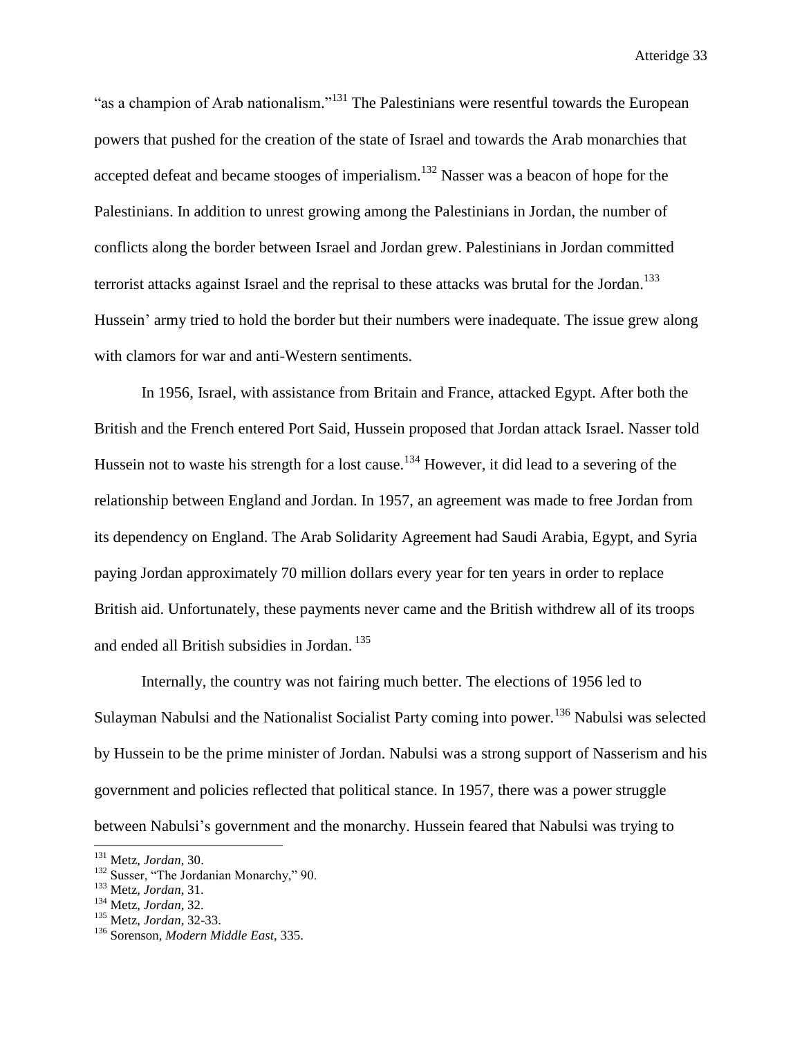"as a champion of Arab nationalism."[131] The Palestinians were resentful towards the European powers that pushed for the creation of the state of Israel and towards the Arab monarchies that accepted defeat and became stooges of imperialism.[132] Nasser was a beacon of hope for the Palestinians. In addition to unrest growing among the Palestinians in Jordan, the number of conflicts along the border between Israel and Jordan grew. Palestinians in Jordan committed terrorist attacks against Israel and the reprisal to these attacks was brutal for the Jordan.[133] Hussein' army tried to hold the border but their numbers were inadequate. The issue grew along with clamors for war and anti-Western sentiments.

In 1956, Israel, with assistance from Britain and France, attacked Egypt. After both the British and the French entered Port Said, Hussein proposed that Jordan attack Israel. Nasser told Hussein not to waste his strength for a lost cause.[134] However, it did lead to a severing of the relationship between England and Jordan. In 1957, an agreement was made to free Jordan from its dependency on England. The Arab Solidarity Agreement had Saudi Arabia, Egypt, and Syria paying Jordan approximately 70 million dollars every year for ten years in order to replace British aid. Unfortunately, these payments never came and the British withdrew all of its troops and ended all British subsidies in Jordan.[135]

Internally, the country was not fairing much better. The elections of 1956 led to Sulayman Nabulsi and the Nationalist Socialist Party coming into power.[136] Nabulsi was selected by Hussein to be the prime minister of Jordan. Nabulsi was a strong support of Nasserism and his government and policies reflected that political stance. In 1957, there was a power struggle between Nabulsi's government and the monarchy. Hussein feared that Nabulsi was trying to

---

[131] Metz, *Jordan*, 30.
[132] Susser, "The Jordanian Monarchy," 90.
[133] Metz, *Jordan*, 31.
[134] Metz, *Jordan*, 32.
[135] Metz, *Jordan*, 32-33.
[136] Sorenson, *Modern Middle East*, 335.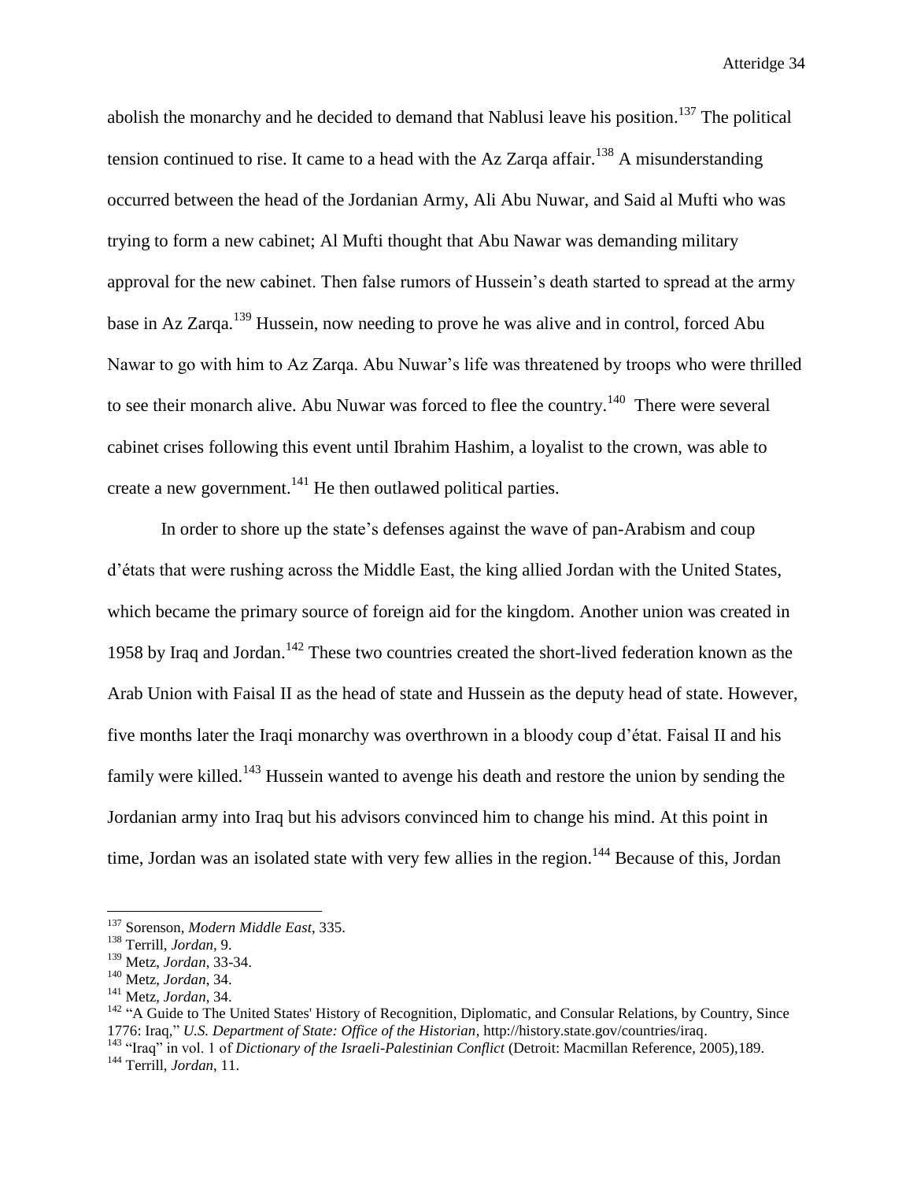abolish the monarchy and he decided to demand that Nablusi leave his position.[137] The political tension continued to rise. It came to a head with the Az Zarqa affair.[138] A misunderstanding occurred between the head of the Jordanian Army, Ali Abu Nuwar, and Said al Mufti who was trying to form a new cabinet; Al Mufti thought that Abu Nawar was demanding military approval for the new cabinet. Then false rumors of Hussein's death started to spread at the army base in Az Zarqa.[139] Hussein, now needing to prove he was alive and in control, forced Abu Nawar to go with him to Az Zarqa. Abu Nuwar's life was threatened by troops who were thrilled to see their monarch alive. Abu Nuwar was forced to flee the country.[140] There were several cabinet crises following this event until Ibrahim Hashim, a loyalist to the crown, was able to create a new government.[141] He then outlawed political parties.

In order to shore up the state's defenses against the wave of pan-Arabism and coup d'états that were rushing across the Middle East, the king allied Jordan with the United States, which became the primary source of foreign aid for the kingdom. Another union was created in 1958 by Iraq and Jordan.[142] These two countries created the short-lived federation known as the Arab Union with Faisal II as the head of state and Hussein as the deputy head of state. However, five months later the Iraqi monarchy was overthrown in a bloody coup d'état. Faisal II and his family were killed.[143] Hussein wanted to avenge his death and restore the union by sending the Jordanian army into Iraq but his advisors convinced him to change his mind. At this point in time, Jordan was an isolated state with very few allies in the region.[144] Because of this, Jordan

---

[137] Sorenson, *Modern Middle East*, 335.

[138] Terrill, *Jordan*, 9.

[139] Metz, *Jordan*, 33-34.

[140] Metz, *Jordan*, 34.

[141] Metz, *Jordan*, 34.

[142] "A Guide to The United States' History of Recognition, Diplomatic, and Consular Relations, by Country, Since 1776: Iraq," *U.S. Department of State: Office of the Historian*, http://history.state.gov/countries/iraq.

[143] "Iraq" in vol. 1 of *Dictionary of the Israeli-Palestinian Conflict* (Detroit: Macmillan Reference, 2005),189.

[144] Terrill, *Jordan*, 11.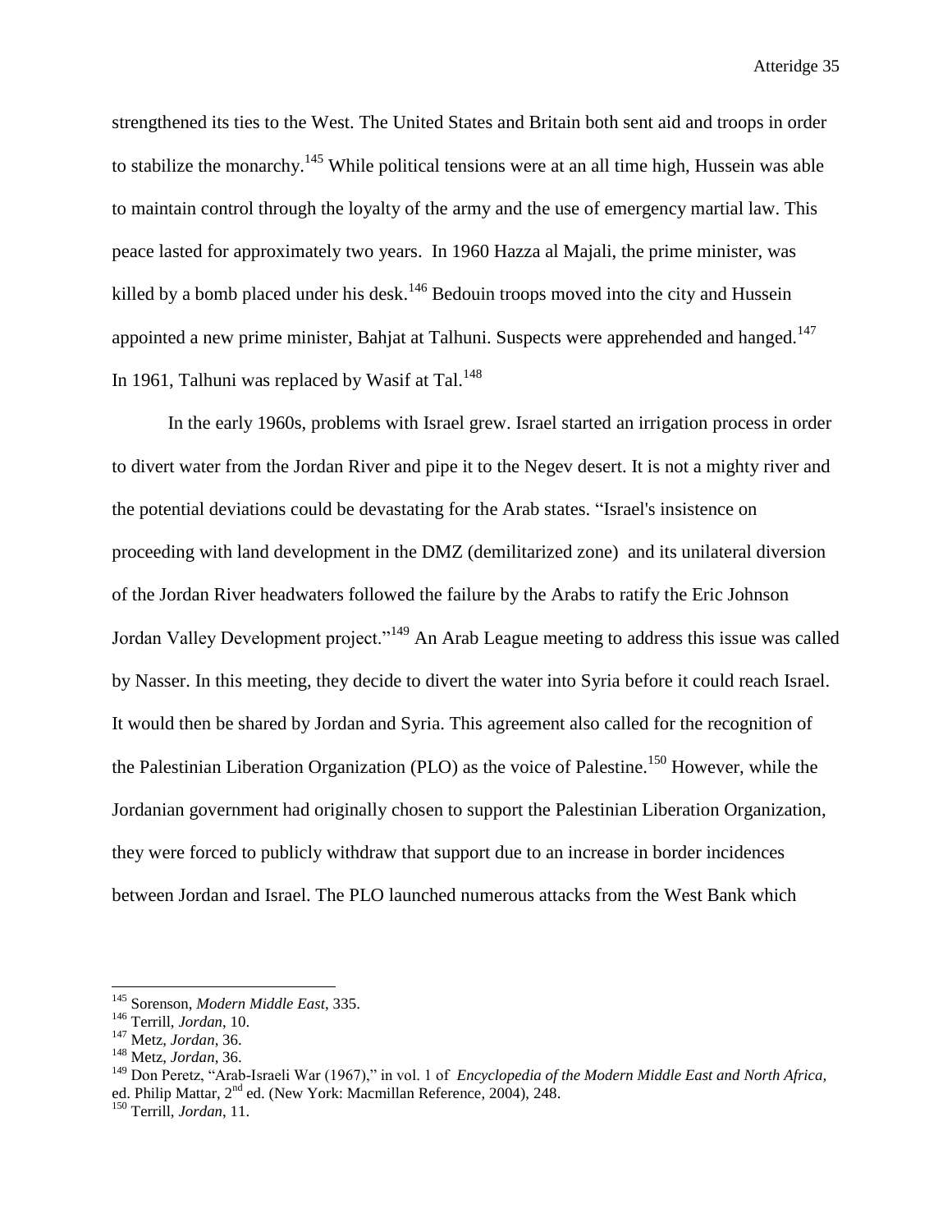strengthened its ties to the West. The United States and Britain both sent aid and troops in order to stabilize the monarchy.[145] While political tensions were at an all time high, Hussein was able to maintain control through the loyalty of the army and the use of emergency martial law. This peace lasted for approximately two years. In 1960 Hazza al Majali, the prime minister, was killed by a bomb placed under his desk.[146] Bedouin troops moved into the city and Hussein appointed a new prime minister, Bahjat at Talhuni. Suspects were apprehended and hanged.[147] In 1961, Talhuni was replaced by Wasif at Tal.[148]

In the early 1960s, problems with Israel grew. Israel started an irrigation process in order to divert water from the Jordan River and pipe it to the Negev desert. It is not a mighty river and the potential deviations could be devastating for the Arab states. "Israel's insistence on proceeding with land development in the DMZ (demilitarized zone) and its unilateral diversion of the Jordan River headwaters followed the failure by the Arabs to ratify the Eric Johnson Jordan Valley Development project."[149] An Arab League meeting to address this issue was called by Nasser. In this meeting, they decide to divert the water into Syria before it could reach Israel. It would then be shared by Jordan and Syria. This agreement also called for the recognition of the Palestinian Liberation Organization (PLO) as the voice of Palestine.[150] However, while the Jordanian government had originally chosen to support the Palestinian Liberation Organization, they were forced to publicly withdraw that support due to an increase in border incidences between Jordan and Israel. The PLO launched numerous attacks from the West Bank which

---

[145] Sorenson, *Modern Middle East*, 335.
[146] Terrill, *Jordan*, 10.
[147] Metz, *Jordan*, 36.
[148] Metz, *Jordan*, 36.
[149] Don Peretz, "Arab-Israeli War (1967)," in vol. 1 of *Encyclopedia of the Modern Middle East and North Africa*, ed. Philip Mattar, 2nd ed. (New York: Macmillan Reference, 2004), 248.
[150] Terrill, *Jordan*, 11.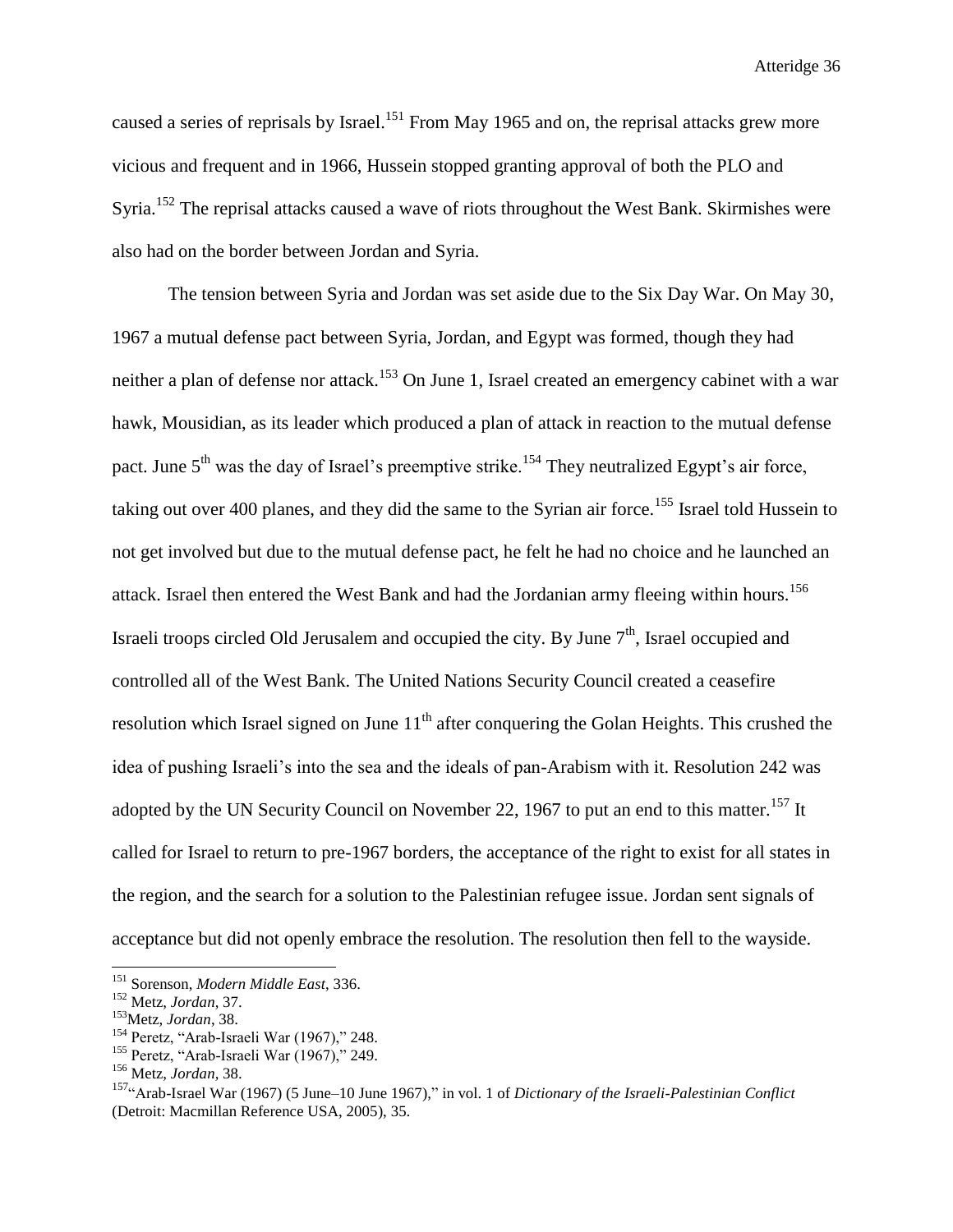caused a series of reprisals by Israel.[151] From May 1965 and on, the reprisal attacks grew more vicious and frequent and in 1966, Hussein stopped granting approval of both the PLO and Syria.[152] The reprisal attacks caused a wave of riots throughout the West Bank. Skirmishes were also had on the border between Jordan and Syria.

The tension between Syria and Jordan was set aside due to the Six Day War. On May 30, 1967 a mutual defense pact between Syria, Jordan, and Egypt was formed, though they had neither a plan of defense nor attack.[153] On June 1, Israel created an emergency cabinet with a war hawk, Mousidian, as its leader which produced a plan of attack in reaction to the mutual defense pact. June 5th was the day of Israel's preemptive strike.[154] They neutralized Egypt's air force, taking out over 400 planes, and they did the same to the Syrian air force.[155] Israel told Hussein to not get involved but due to the mutual defense pact, he felt he had no choice and he launched an attack. Israel then entered the West Bank and had the Jordanian army fleeing within hours.[156] Israeli troops circled Old Jerusalem and occupied the city. By June 7th, Israel occupied and controlled all of the West Bank. The United Nations Security Council created a ceasefire resolution which Israel signed on June 11th after conquering the Golan Heights. This crushed the idea of pushing Israeli's into the sea and the ideals of pan-Arabism with it. Resolution 242 was adopted by the UN Security Council on November 22, 1967 to put an end to this matter.[157] It called for Israel to return to pre-1967 borders, the acceptance of the right to exist for all states in the region, and the search for a solution to the Palestinian refugee issue. Jordan sent signals of acceptance but did not openly embrace the resolution. The resolution then fell to the wayside.

---

151 Sorenson, *Modern Middle East*, 336.
152 Metz, *Jordan*, 37.
153 Metz, *Jordan*, 38.
154 Peretz, "Arab-Israeli War (1967)," 248.
155 Peretz, "Arab-Israeli War (1967)," 249.
156 Metz, *Jordan*, 38.
157 "Arab-Israel War (1967) (5 June–10 June 1967)," in vol. 1 of *Dictionary of the Israeli-Palestinian Conflict* (Detroit: Macmillan Reference USA, 2005), 35.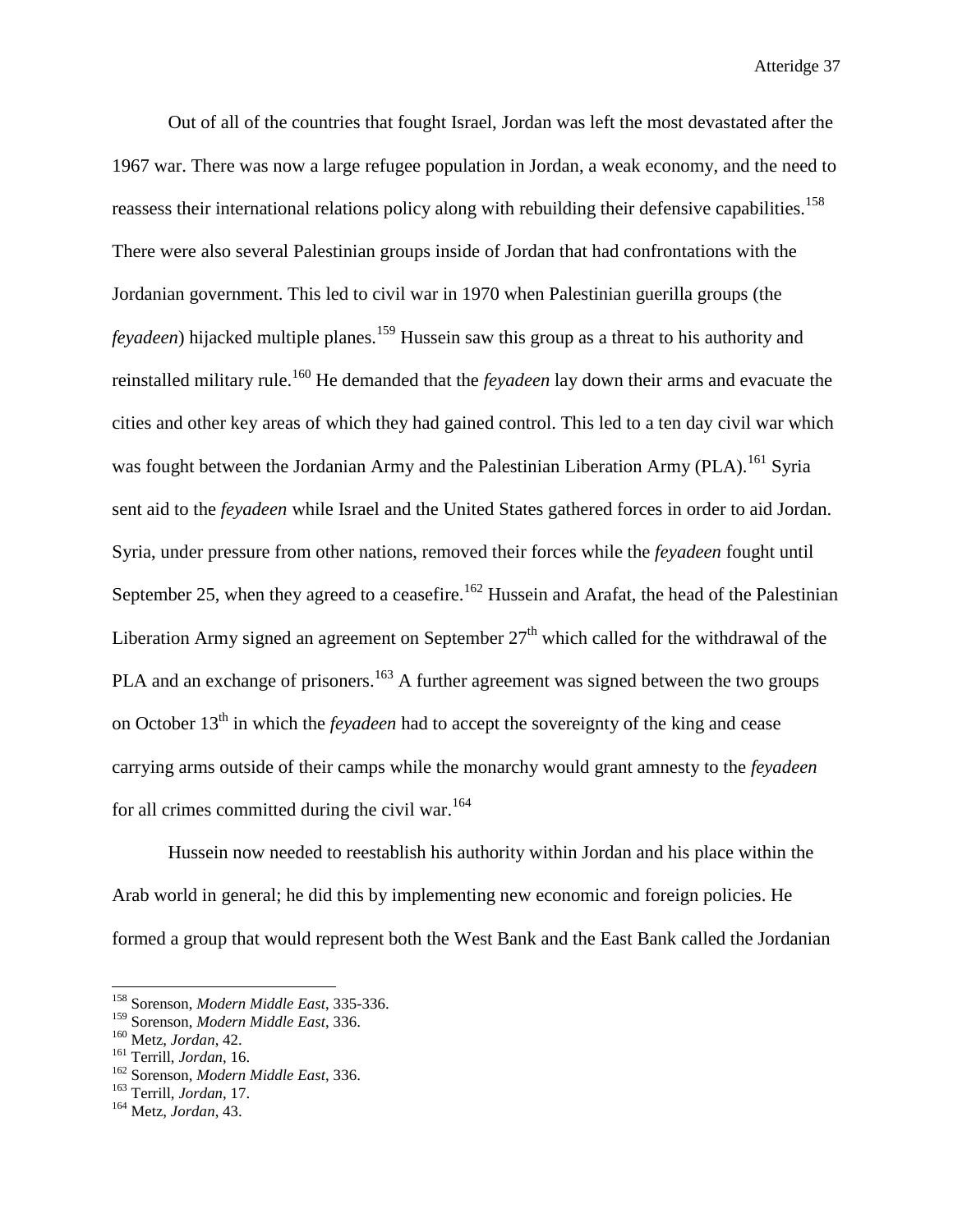Out of all of the countries that fought Israel, Jordan was left the most devastated after the 1967 war. There was now a large refugee population in Jordan, a weak economy, and the need to reassess their international relations policy along with rebuilding their defensive capabilities.[158] There were also several Palestinian groups inside of Jordan that had confrontations with the Jordanian government. This led to civil war in 1970 when Palestinian guerilla groups (the *feyadeen*) hijacked multiple planes.[159] Hussein saw this group as a threat to his authority and reinstalled military rule.[160] He demanded that the *feyadeen* lay down their arms and evacuate the cities and other key areas of which they had gained control. This led to a ten day civil war which was fought between the Jordanian Army and the Palestinian Liberation Army (PLA).[161] Syria sent aid to the *feyadeen* while Israel and the United States gathered forces in order to aid Jordan. Syria, under pressure from other nations, removed their forces while the *feyadeen* fought until September 25, when they agreed to a ceasefire.[162] Hussein and Arafat, the head of the Palestinian Liberation Army signed an agreement on September 27th which called for the withdrawal of the PLA and an exchange of prisoners.[163] A further agreement was signed between the two groups on October 13th in which the *feyadeen* had to accept the sovereignty of the king and cease carrying arms outside of their camps while the monarchy would grant amnesty to the *feyadeen* for all crimes committed during the civil war.[164]

Hussein now needed to reestablish his authority within Jordan and his place within the Arab world in general; he did this by implementing new economic and foreign policies. He formed a group that would represent both the West Bank and the East Bank called the Jordanian

---

[158] Sorenson, *Modern Middle East*, 335-336.
[159] Sorenson, *Modern Middle East*, 336.
[160] Metz, *Jordan*, 42.
[161] Terrill, *Jordan*, 16.
[162] Sorenson, *Modern Middle East*, 336.
[163] Terrill, *Jordan*, 17.
[164] Metz, *Jordan*, 43.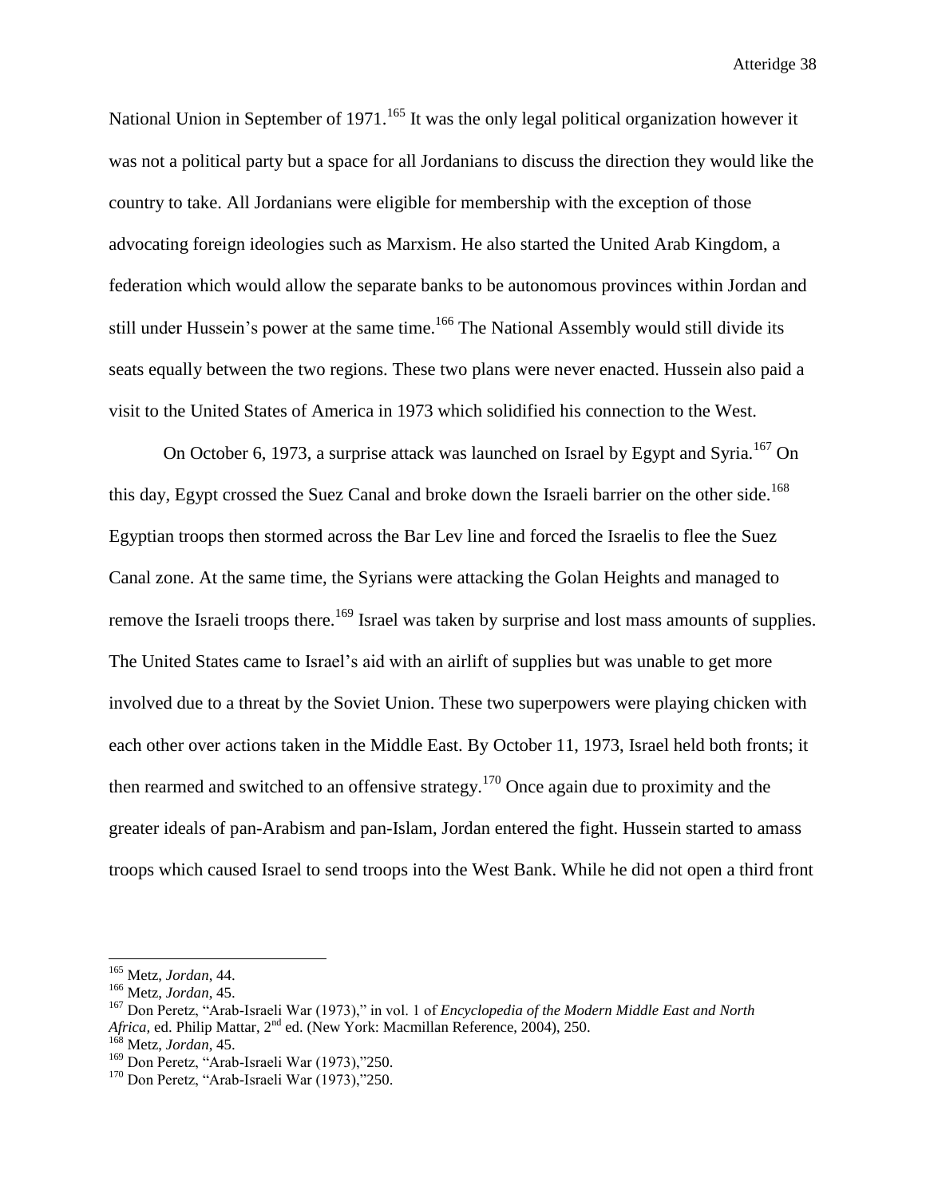National Union in September of 1971.[165] It was the only legal political organization however it was not a political party but a space for all Jordanians to discuss the direction they would like the country to take. All Jordanians were eligible for membership with the exception of those advocating foreign ideologies such as Marxism. He also started the United Arab Kingdom, a federation which would allow the separate banks to be autonomous provinces within Jordan and still under Hussein's power at the same time.[166] The National Assembly would still divide its seats equally between the two regions. These two plans were never enacted. Hussein also paid a visit to the United States of America in 1973 which solidified his connection to the West.

On October 6, 1973, a surprise attack was launched on Israel by Egypt and Syria.[167] On this day, Egypt crossed the Suez Canal and broke down the Israeli barrier on the other side.[168] Egyptian troops then stormed across the Bar Lev line and forced the Israelis to flee the Suez Canal zone. At the same time, the Syrians were attacking the Golan Heights and managed to remove the Israeli troops there.[169] Israel was taken by surprise and lost mass amounts of supplies. The United States came to Israel's aid with an airlift of supplies but was unable to get more involved due to a threat by the Soviet Union. These two superpowers were playing chicken with each other over actions taken in the Middle East. By October 11, 1973, Israel held both fronts; it then rearmed and switched to an offensive strategy.[170] Once again due to proximity and the greater ideals of pan-Arabism and pan-Islam, Jordan entered the fight. Hussein started to amass troops which caused Israel to send troops into the West Bank. While he did not open a third front

---

[165] Metz, *Jordan*, 44.

[166] Metz, *Jordan*, 45.

[167] Don Peretz, "Arab-Israeli War (1973)," in vol. 1 of *Encyclopedia of the Modern Middle East and North Africa*, ed. Philip Mattar, 2nd ed. (New York: Macmillan Reference, 2004), 250.

[168] Metz, *Jordan*, 45.

[169] Don Peretz, "Arab-Israeli War (1973),"250.

[170] Don Peretz, "Arab-Israeli War (1973),"250.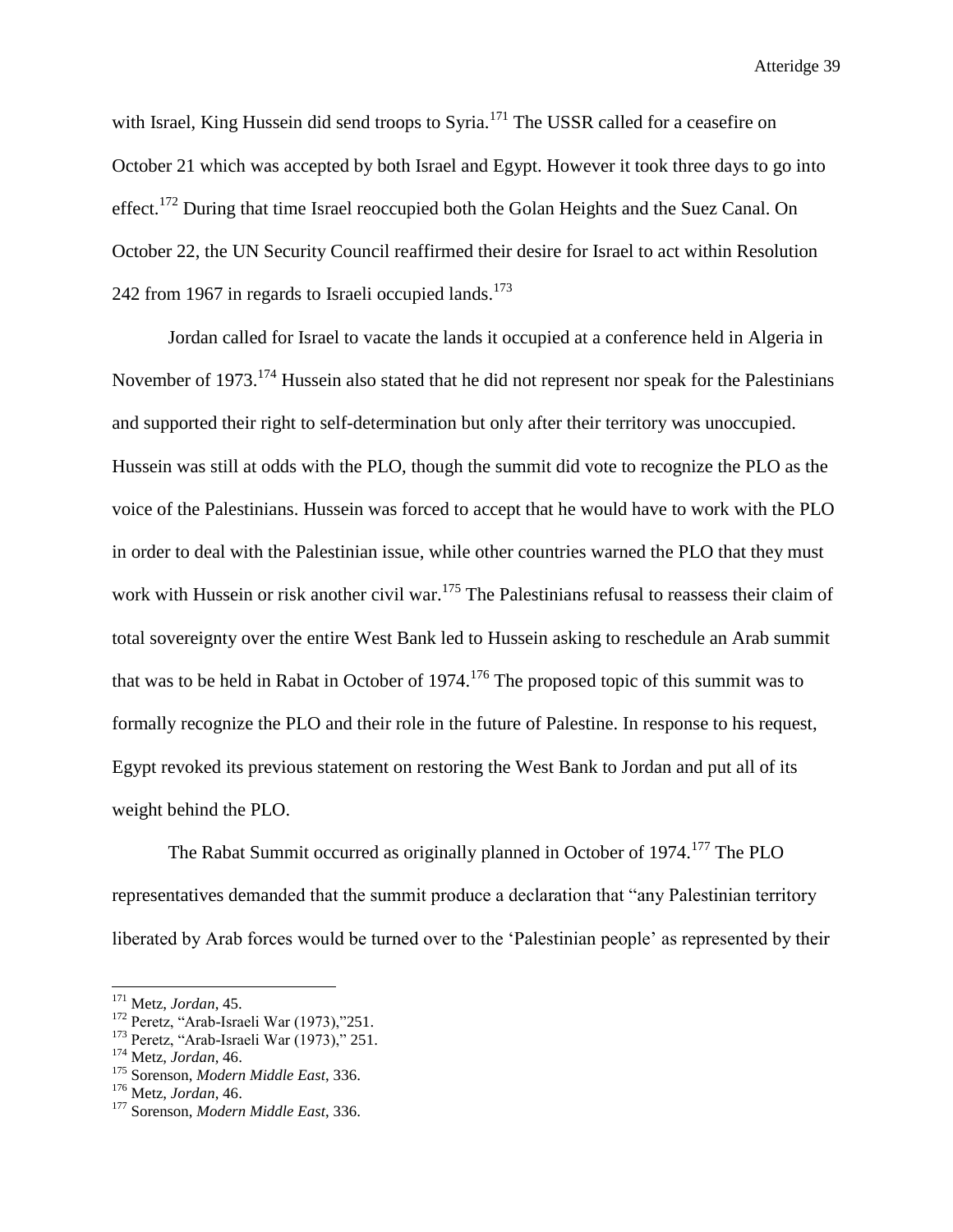with Israel, King Hussein did send troops to Syria.[171] The USSR called for a ceasefire on October 21 which was accepted by both Israel and Egypt. However it took three days to go into effect.[172] During that time Israel reoccupied both the Golan Heights and the Suez Canal. On October 22, the UN Security Council reaffirmed their desire for Israel to act within Resolution 242 from 1967 in regards to Israeli occupied lands.[173]

Jordan called for Israel to vacate the lands it occupied at a conference held in Algeria in November of 1973.[174] Hussein also stated that he did not represent nor speak for the Palestinians and supported their right to self-determination but only after their territory was unoccupied. Hussein was still at odds with the PLO, though the summit did vote to recognize the PLO as the voice of the Palestinians. Hussein was forced to accept that he would have to work with the PLO in order to deal with the Palestinian issue, while other countries warned the PLO that they must work with Hussein or risk another civil war.[175] The Palestinians refusal to reassess their claim of total sovereignty over the entire West Bank led to Hussein asking to reschedule an Arab summit that was to be held in Rabat in October of 1974.[176] The proposed topic of this summit was to formally recognize the PLO and their role in the future of Palestine. In response to his request, Egypt revoked its previous statement on restoring the West Bank to Jordan and put all of its weight behind the PLO.

The Rabat Summit occurred as originally planned in October of 1974.[177] The PLO representatives demanded that the summit produce a declaration that "any Palestinian territory liberated by Arab forces would be turned over to the 'Palestinian people' as represented by their

---

[171] Metz, *Jordan*, 45.
[172] Peretz, "Arab-Israeli War (1973),"251.
[173] Peretz, "Arab-Israeli War (1973)," 251.
[174] Metz, *Jordan*, 46.
[175] Sorenson, *Modern Middle East*, 336.
[176] Metz, *Jordan*, 46.
[177] Sorenson, *Modern Middle East*, 336.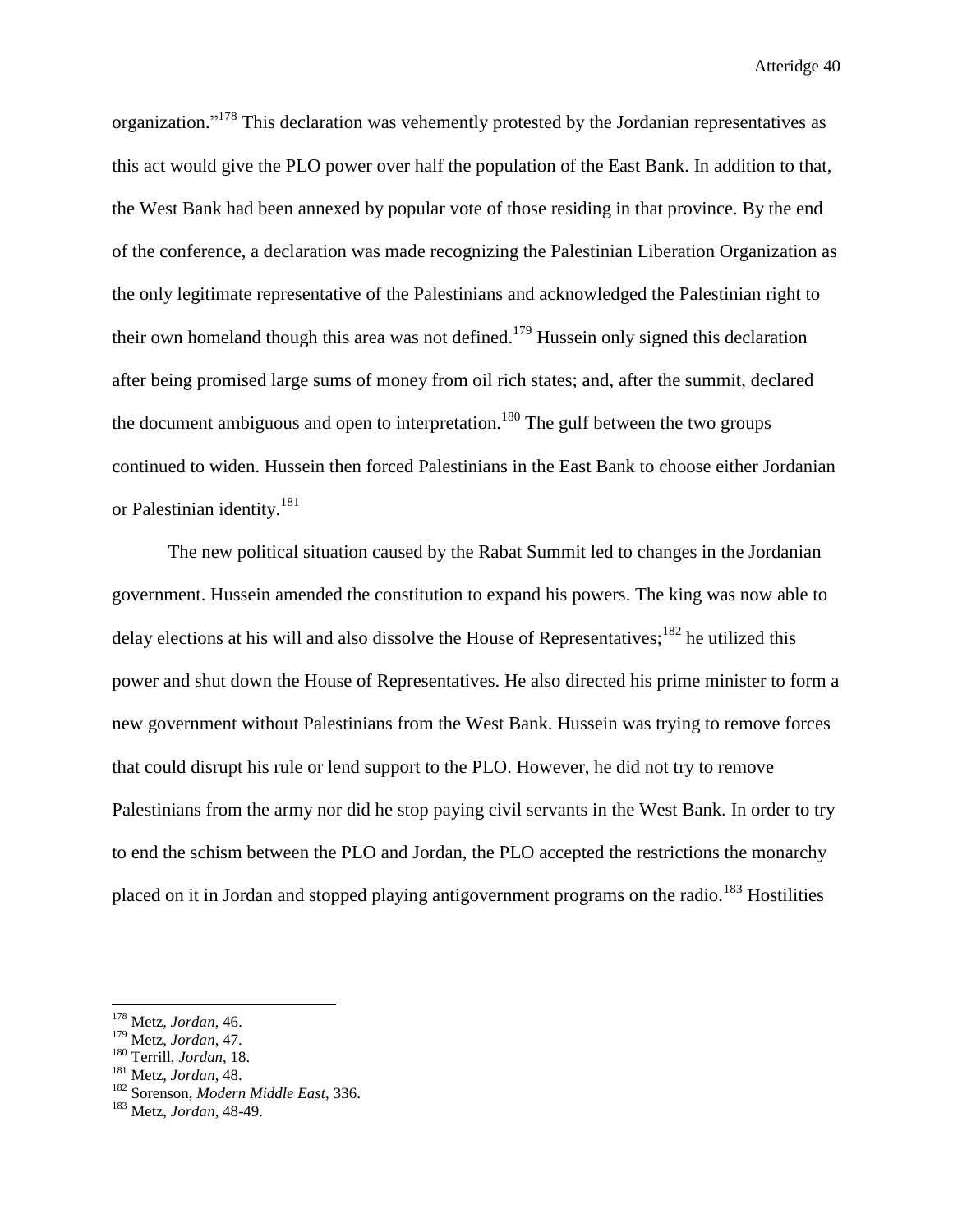organization."[178] This declaration was vehemently protested by the Jordanian representatives as this act would give the PLO power over half the population of the East Bank. In addition to that, the West Bank had been annexed by popular vote of those residing in that province. By the end of the conference, a declaration was made recognizing the Palestinian Liberation Organization as the only legitimate representative of the Palestinians and acknowledged the Palestinian right to their own homeland though this area was not defined.[179] Hussein only signed this declaration after being promised large sums of money from oil rich states; and, after the summit, declared the document ambiguous and open to interpretation.[180] The gulf between the two groups continued to widen. Hussein then forced Palestinians in the East Bank to choose either Jordanian or Palestinian identity.[181]

The new political situation caused by the Rabat Summit led to changes in the Jordanian government. Hussein amended the constitution to expand his powers. The king was now able to delay elections at his will and also dissolve the House of Representatives;[182] he utilized this power and shut down the House of Representatives. He also directed his prime minister to form a new government without Palestinians from the West Bank. Hussein was trying to remove forces that could disrupt his rule or lend support to the PLO. However, he did not try to remove Palestinians from the army nor did he stop paying civil servants in the West Bank. In order to try to end the schism between the PLO and Jordan, the PLO accepted the restrictions the monarchy placed on it in Jordan and stopped playing antigovernment programs on the radio.[183] Hostilities

---

[178] Metz, *Jordan*, 46.
[179] Metz, *Jordan*, 47.
[180] Terrill, *Jordan*, 18.
[181] Metz, *Jordan*, 48.
[182] Sorenson, *Modern Middle East*, 336.
[183] Metz, *Jordan*, 48-49.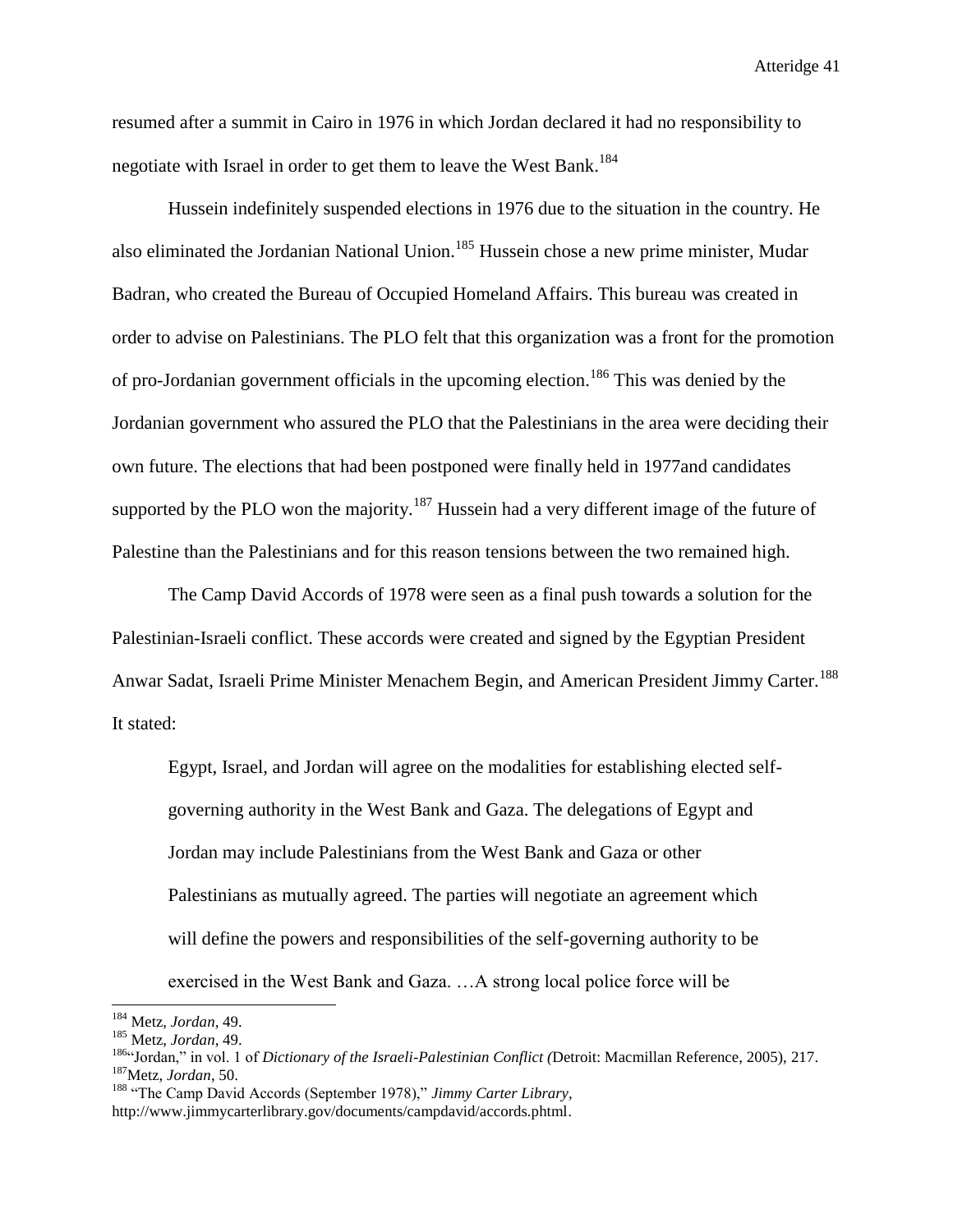resumed after a summit in Cairo in 1976 in which Jordan declared it had no responsibility to negotiate with Israel in order to get them to leave the West Bank.[184]

Hussein indefinitely suspended elections in 1976 due to the situation in the country. He also eliminated the Jordanian National Union.[185] Hussein chose a new prime minister, Mudar Badran, who created the Bureau of Occupied Homeland Affairs. This bureau was created in order to advise on Palestinians. The PLO felt that this organization was a front for the promotion of pro-Jordanian government officials in the upcoming election.[186] This was denied by the Jordanian government who assured the PLO that the Palestinians in the area were deciding their own future. The elections that had been postponed were finally held in 1977and candidates supported by the PLO won the majority.[187] Hussein had a very different image of the future of Palestine than the Palestinians and for this reason tensions between the two remained high.

The Camp David Accords of 1978 were seen as a final push towards a solution for the Palestinian-Israeli conflict. These accords were created and signed by the Egyptian President Anwar Sadat, Israeli Prime Minister Menachem Begin, and American President Jimmy Carter.[188] It stated:

> Egypt, Israel, and Jordan will agree on the modalities for establishing elected self-governing authority in the West Bank and Gaza. The delegations of Egypt and Jordan may include Palestinians from the West Bank and Gaza or other Palestinians as mutually agreed. The parties will negotiate an agreement which will define the powers and responsibilities of the self-governing authority to be exercised in the West Bank and Gaza. …A strong local police force will be

---

[184] Metz, *Jordan*, 49.
[185] Metz, *Jordan*, 49.
[186] "Jordan," in vol. 1 of *Dictionary of the Israeli-Palestinian Conflict (*Detroit: Macmillan Reference, 2005), 217.
[187] Metz, *Jordan*, 50.
[188] "The Camp David Accords (September 1978)," *Jimmy Carter Library*, http://www.jimmycarterlibrary.gov/documents/campdavid/accords.phtml.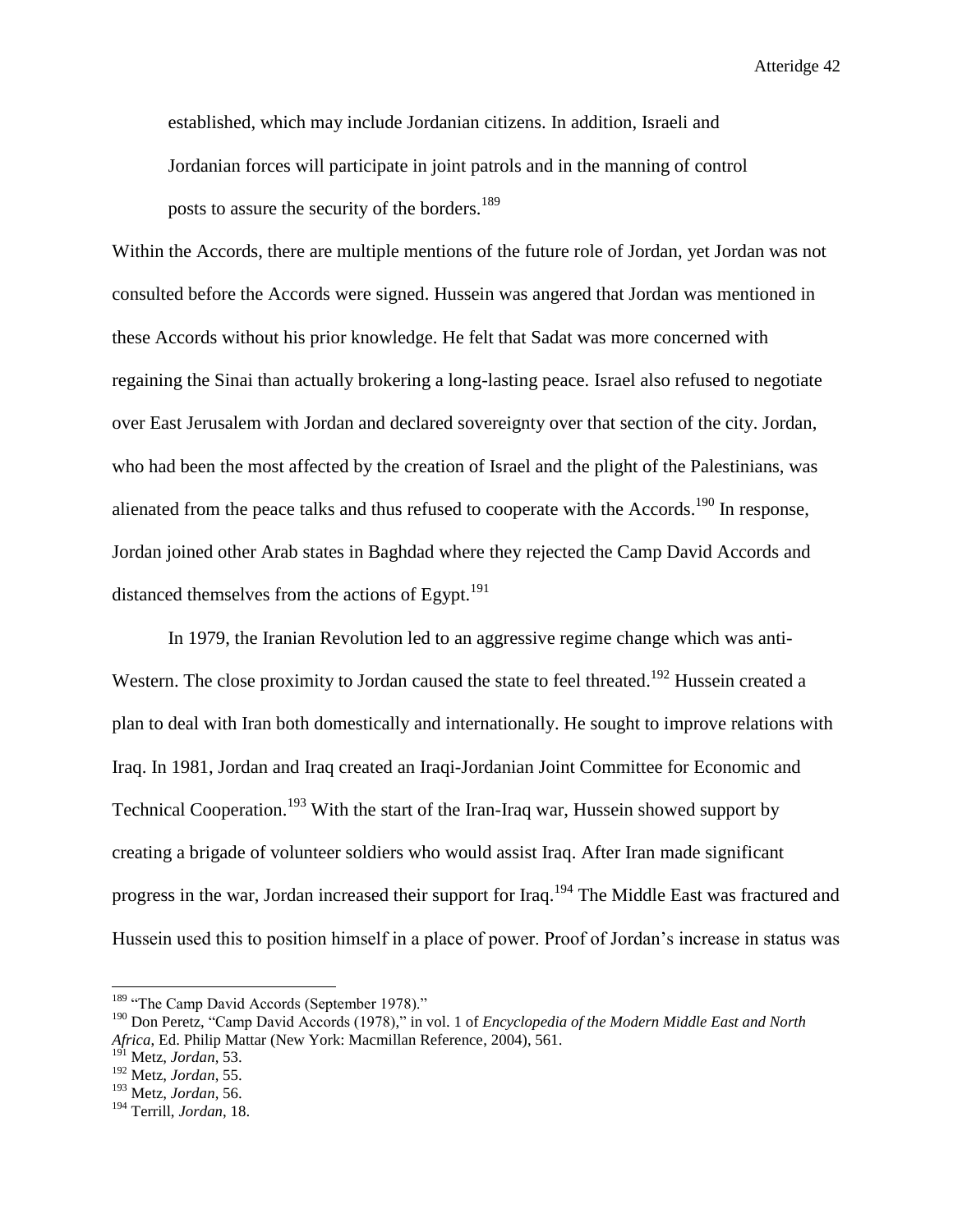> established, which may include Jordanian citizens. In addition, Israeli and Jordanian forces will participate in joint patrols and in the manning of control posts to assure the security of the borders.[189]

Within the Accords, there are multiple mentions of the future role of Jordan, yet Jordan was not consulted before the Accords were signed. Hussein was angered that Jordan was mentioned in these Accords without his prior knowledge. He felt that Sadat was more concerned with regaining the Sinai than actually brokering a long-lasting peace. Israel also refused to negotiate over East Jerusalem with Jordan and declared sovereignty over that section of the city. Jordan, who had been the most affected by the creation of Israel and the plight of the Palestinians, was alienated from the peace talks and thus refused to cooperate with the Accords.[190] In response, Jordan joined other Arab states in Baghdad where they rejected the Camp David Accords and distanced themselves from the actions of Egypt.[191]

In 1979, the Iranian Revolution led to an aggressive regime change which was anti-Western. The close proximity to Jordan caused the state to feel threated.[192] Hussein created a plan to deal with Iran both domestically and internationally. He sought to improve relations with Iraq. In 1981, Jordan and Iraq created an Iraqi-Jordanian Joint Committee for Economic and Technical Cooperation.[193] With the start of the Iran-Iraq war, Hussein showed support by creating a brigade of volunteer soldiers who would assist Iraq. After Iran made significant progress in the war, Jordan increased their support for Iraq.[194] The Middle East was fractured and Hussein used this to position himself in a place of power. Proof of Jordan's increase in status was

---

[189] "The Camp David Accords (September 1978)."

[190] Don Peretz, "Camp David Accords (1978)," in vol. 1 of *Encyclopedia of the Modern Middle East and North Africa*, Ed. Philip Mattar (New York: Macmillan Reference, 2004), 561.

[191] Metz, *Jordan*, 53.

[192] Metz, *Jordan*, 55.

[193] Metz, *Jordan*, 56.

[194] Terrill, *Jordan*, 18.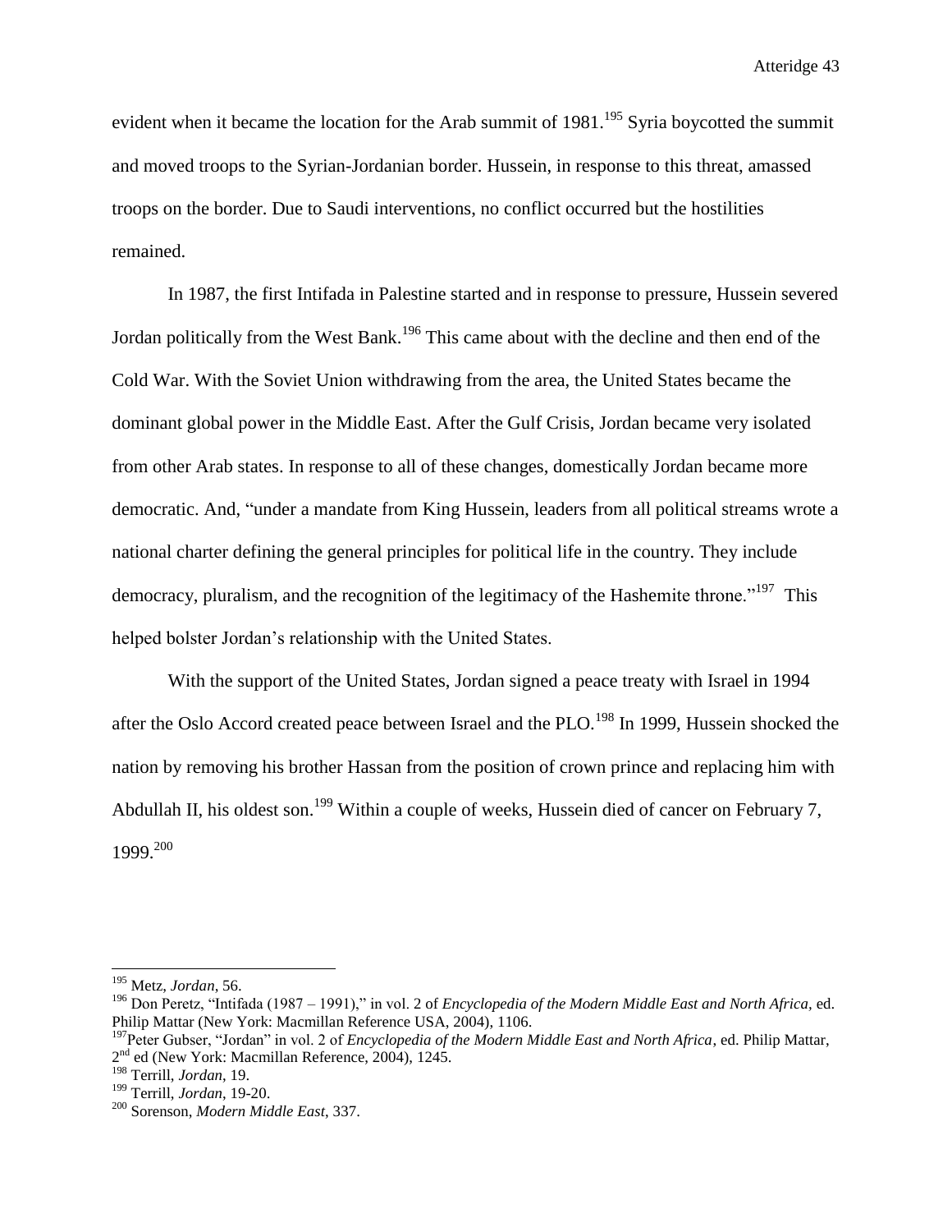evident when it became the location for the Arab summit of 1981.[195] Syria boycotted the summit and moved troops to the Syrian-Jordanian border. Hussein, in response to this threat, amassed troops on the border. Due to Saudi interventions, no conflict occurred but the hostilities remained.

In 1987, the first Intifada in Palestine started and in response to pressure, Hussein severed Jordan politically from the West Bank.[196] This came about with the decline and then end of the Cold War. With the Soviet Union withdrawing from the area, the United States became the dominant global power in the Middle East. After the Gulf Crisis, Jordan became very isolated from other Arab states. In response to all of these changes, domestically Jordan became more democratic. And, "under a mandate from King Hussein, leaders from all political streams wrote a national charter defining the general principles for political life in the country. They include democracy, pluralism, and the recognition of the legitimacy of the Hashemite throne."[197] This helped bolster Jordan's relationship with the United States.

With the support of the United States, Jordan signed a peace treaty with Israel in 1994 after the Oslo Accord created peace between Israel and the PLO.[198] In 1999, Hussein shocked the nation by removing his brother Hassan from the position of crown prince and replacing him with Abdullah II, his oldest son.[199] Within a couple of weeks, Hussein died of cancer on February 7, 1999.[200]

---

[195] Metz, *Jordan*, 56.

[196] Don Peretz, "Intifada (1987 – 1991)," in vol. 2 of *Encyclopedia of the Modern Middle East and North Africa*, ed. Philip Mattar (New York: Macmillan Reference USA, 2004), 1106.

[197] Peter Gubser, "Jordan" in vol. 2 of *Encyclopedia of the Modern Middle East and North Africa*, ed. Philip Mattar, 2nd ed (New York: Macmillan Reference, 2004), 1245.

[198] Terrill, *Jordan*, 19.

[199] Terrill, *Jordan*, 19-20.

[200] Sorenson, *Modern Middle East*, 337.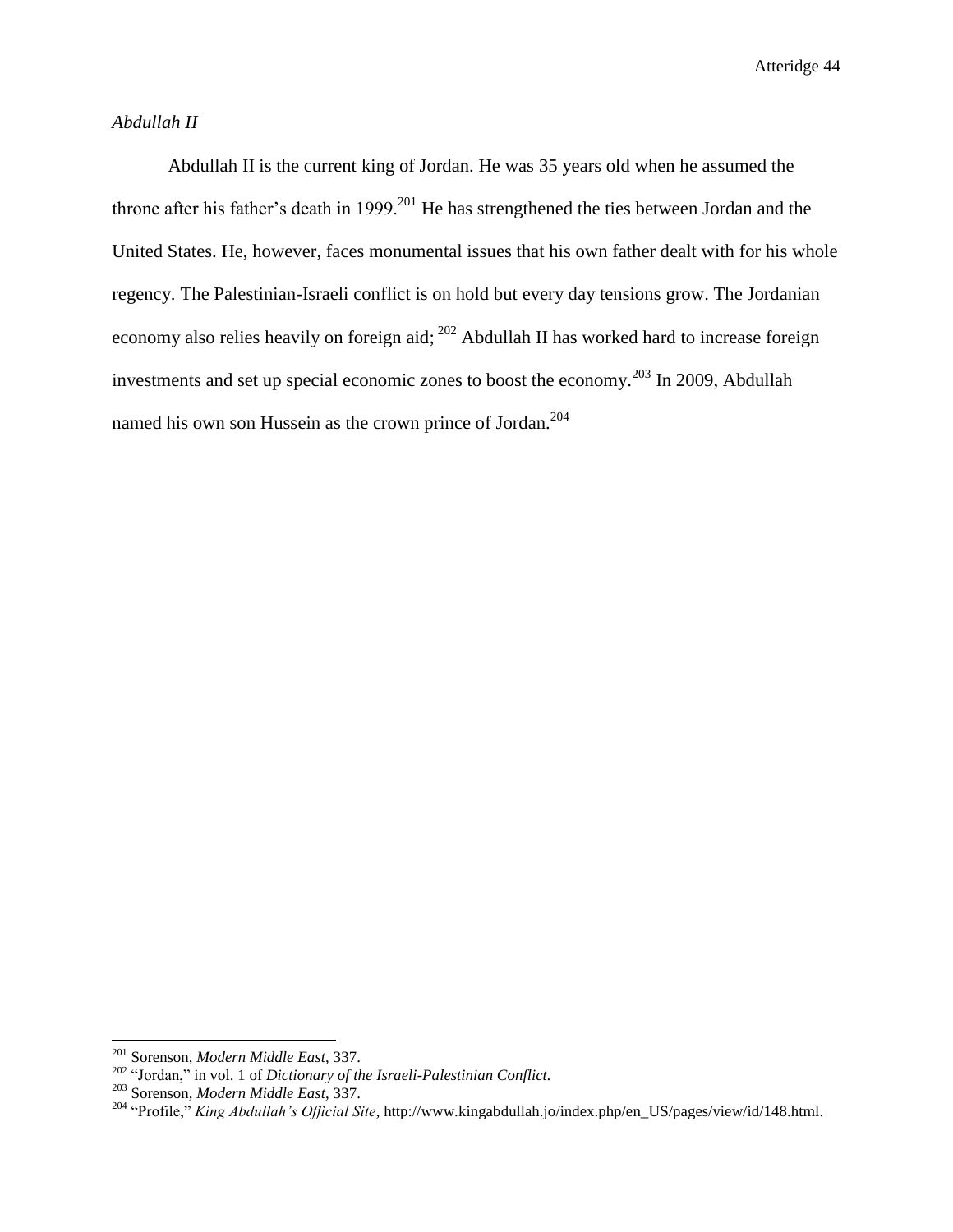*Abdullah II*

Abdullah II is the current king of Jordan. He was 35 years old when he assumed the throne after his father's death in 1999.[201] He has strengthened the ties between Jordan and the United States. He, however, faces monumental issues that his own father dealt with for his whole regency. The Palestinian-Israeli conflict is on hold but every day tensions grow. The Jordanian economy also relies heavily on foreign aid; [202] Abdullah II has worked hard to increase foreign investments and set up special economic zones to boost the economy.[203] In 2009, Abdullah named his own son Hussein as the crown prince of Jordan.[204]

---

[201] Sorenson, *Modern Middle East*, 337.

[202] "Jordan," in vol. 1 of *Dictionary of the Israeli-Palestinian Conflict.*

[203] Sorenson, *Modern Middle East*, 337.

[204] "Profile," *King Abdullah's Official Site*, http://www.kingabdullah.jo/index.php/en_US/pages/view/id/148.html.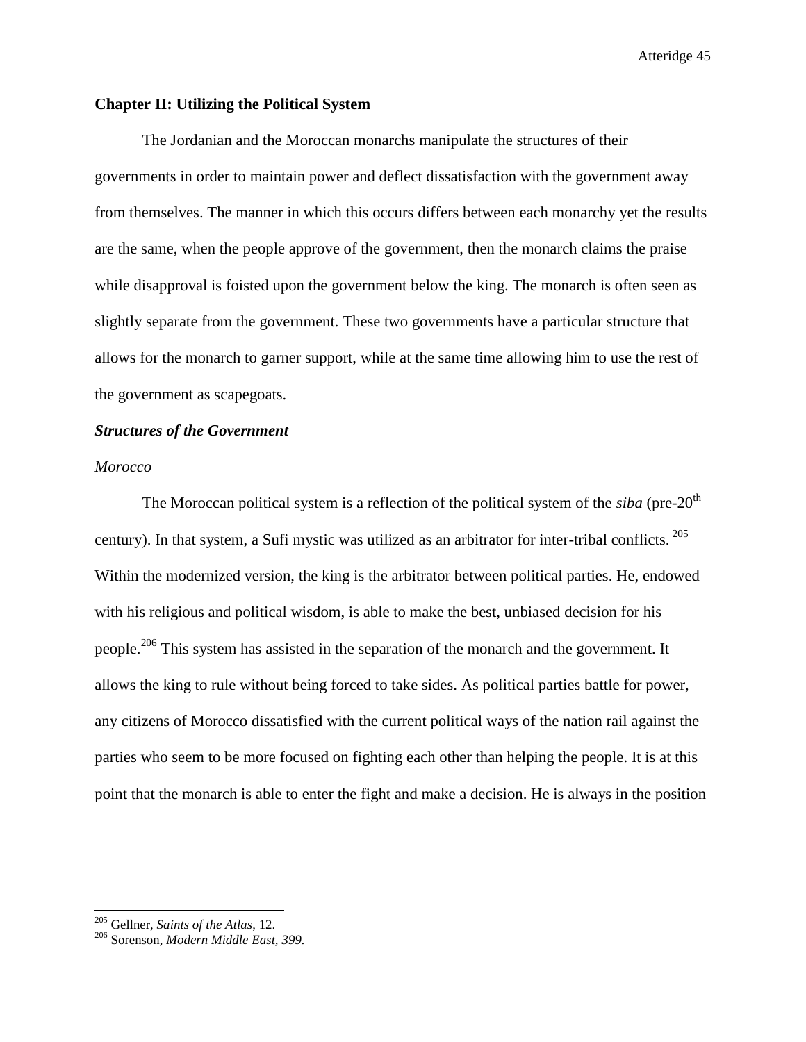## Chapter II: Utilizing the Political System

The Jordanian and the Moroccan monarchs manipulate the structures of their governments in order to maintain power and deflect dissatisfaction with the government away from themselves. The manner in which this occurs differs between each monarchy yet the results are the same, when the people approve of the government, then the monarch claims the praise while disapproval is foisted upon the government below the king. The monarch is often seen as slightly separate from the government. These two governments have a particular structure that allows for the monarch to garner support, while at the same time allowing him to use the rest of the government as scapegoats.

### *Structures of the Government*

#### *Morocco*

The Moroccan political system is a reflection of the political system of the *siba* (pre-20th century). In that system, a Sufi mystic was utilized as an arbitrator for inter-tribal conflicts.[205] Within the modernized version, the king is the arbitrator between political parties. He, endowed with his religious and political wisdom, is able to make the best, unbiased decision for his people.[206] This system has assisted in the separation of the monarch and the government. It allows the king to rule without being forced to take sides. As political parties battle for power, any citizens of Morocco dissatisfied with the current political ways of the nation rail against the parties who seem to be more focused on fighting each other than helping the people. It is at this point that the monarch is able to enter the fight and make a decision. He is always in the position

---

[205] Gellner, *Saints of the Atlas,* 12.

[206] Sorenson, *Modern Middle East, 399.*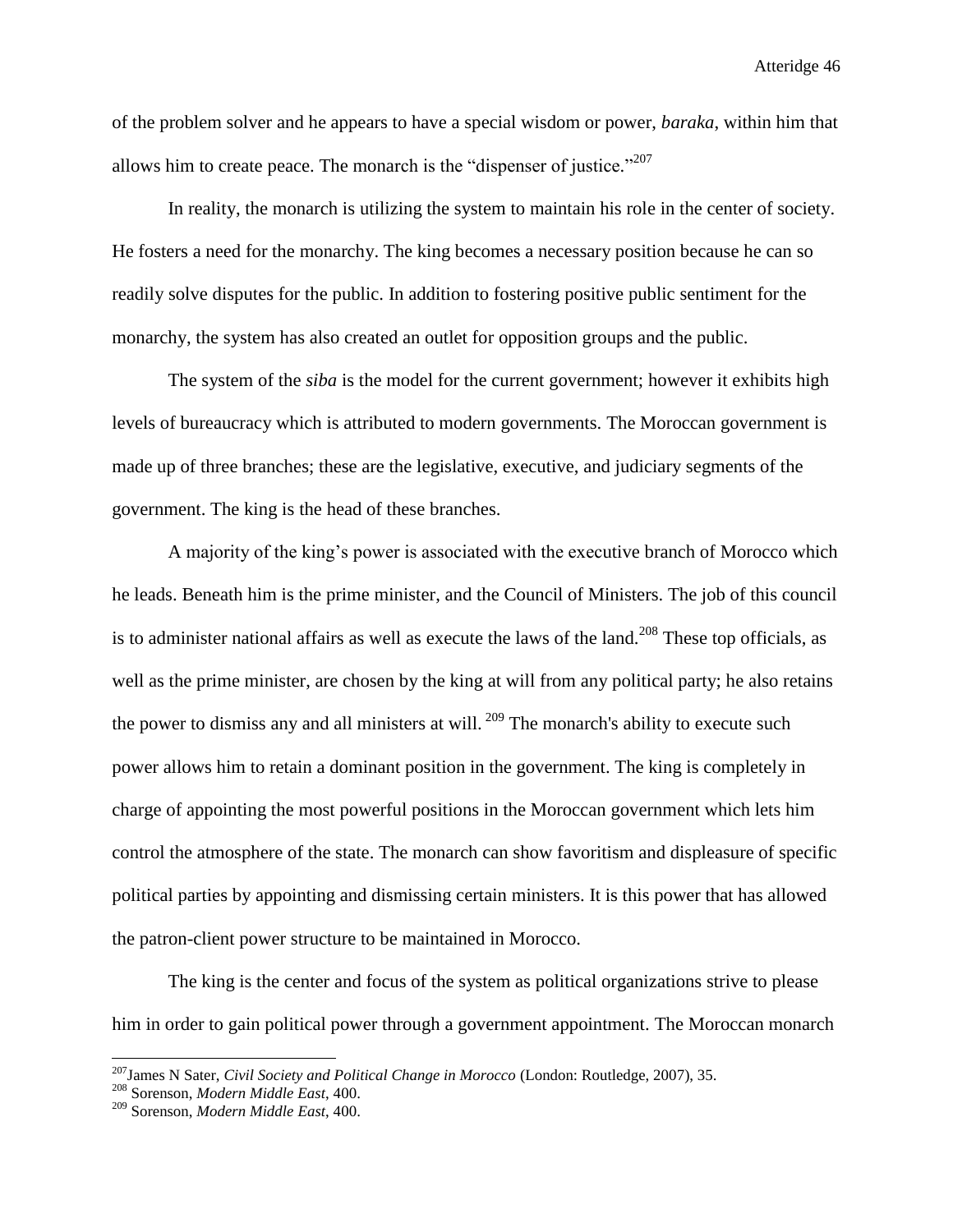of the problem solver and he appears to have a special wisdom or power, *baraka*, within him that allows him to create peace. The monarch is the "dispenser of justice."[207]

In reality, the monarch is utilizing the system to maintain his role in the center of society. He fosters a need for the monarchy. The king becomes a necessary position because he can so readily solve disputes for the public. In addition to fostering positive public sentiment for the monarchy, the system has also created an outlet for opposition groups and the public.

The system of the *siba* is the model for the current government; however it exhibits high levels of bureaucracy which is attributed to modern governments. The Moroccan government is made up of three branches; these are the legislative, executive, and judiciary segments of the government. The king is the head of these branches.

A majority of the king's power is associated with the executive branch of Morocco which he leads. Beneath him is the prime minister, and the Council of Ministers. The job of this council is to administer national affairs as well as execute the laws of the land.[208] These top officials, as well as the prime minister, are chosen by the king at will from any political party; he also retains the power to dismiss any and all ministers at will. [209] The monarch's ability to execute such power allows him to retain a dominant position in the government. The king is completely in charge of appointing the most powerful positions in the Moroccan government which lets him control the atmosphere of the state. The monarch can show favoritism and displeasure of specific political parties by appointing and dismissing certain ministers. It is this power that has allowed the patron-client power structure to be maintained in Morocco.

The king is the center and focus of the system as political organizations strive to please him in order to gain political power through a government appointment. The Moroccan monarch

---

[207] James N Sater, *Civil Society and Political Change in Morocco* (London: Routledge, 2007), 35.

[208] Sorenson, *Modern Middle East*, 400.

[209] Sorenson, *Modern Middle East*, 400.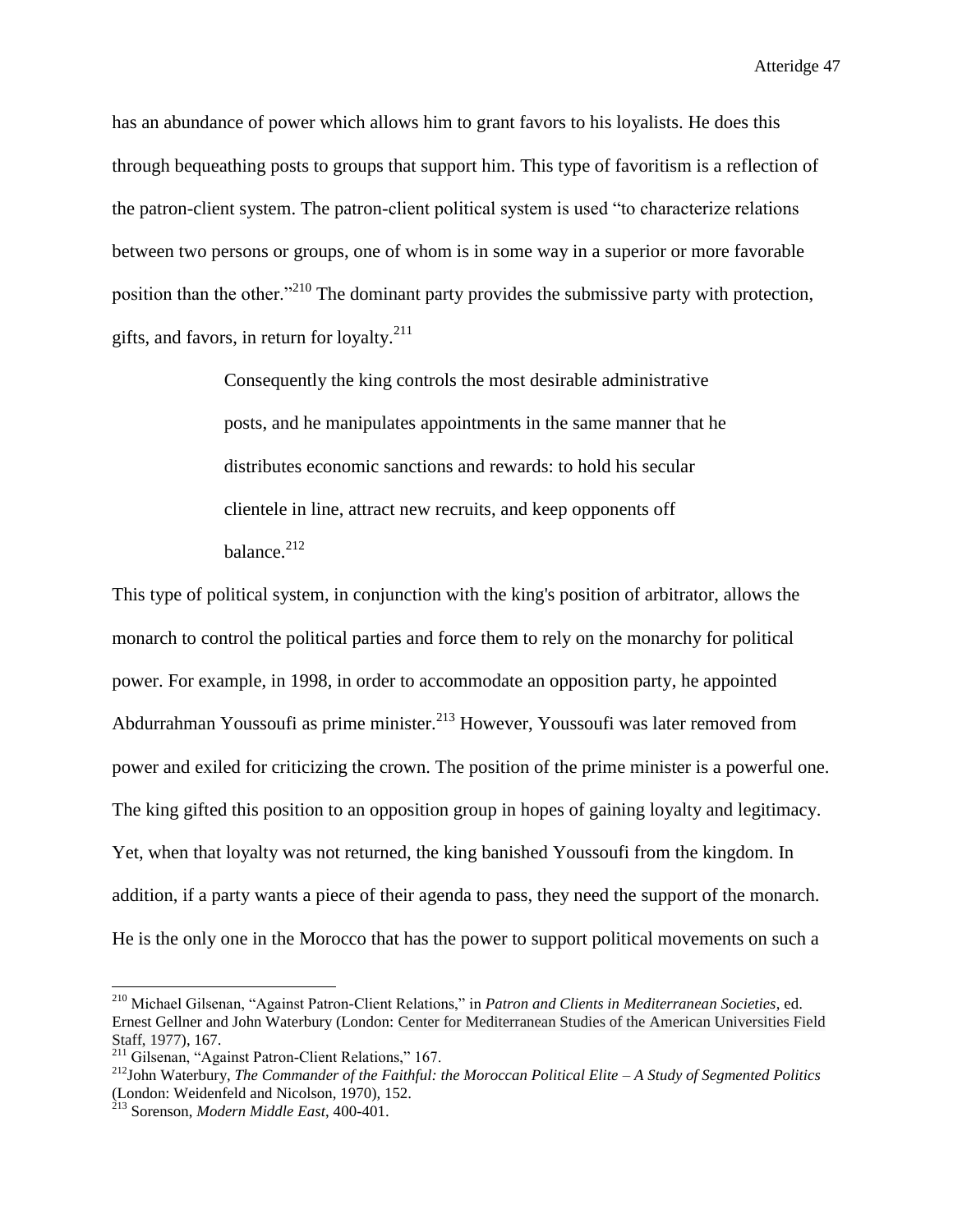has an abundance of power which allows him to grant favors to his loyalists. He does this through bequeathing posts to groups that support him. This type of favoritism is a reflection of the patron-client system. The patron-client political system is used "to characterize relations between two persons or groups, one of whom is in some way in a superior or more favorable position than the other."[210] The dominant party provides the submissive party with protection, gifts, and favors, in return for loyalty.[211]

> Consequently the king controls the most desirable administrative posts, and he manipulates appointments in the same manner that he distributes economic sanctions and rewards: to hold his secular clientele in line, attract new recruits, and keep opponents off balance.[212]

This type of political system, in conjunction with the king's position of arbitrator, allows the monarch to control the political parties and force them to rely on the monarchy for political power. For example, in 1998, in order to accommodate an opposition party, he appointed Abdurrahman Youssoufi as prime minister.[213] However, Youssoufi was later removed from power and exiled for criticizing the crown. The position of the prime minister is a powerful one. The king gifted this position to an opposition group in hopes of gaining loyalty and legitimacy. Yet, when that loyalty was not returned, the king banished Youssoufi from the kingdom. In addition, if a party wants a piece of their agenda to pass, they need the support of the monarch. He is the only one in the Morocco that has the power to support political movements on such a

---

[210] Michael Gilsenan, "Against Patron-Client Relations," in *Patron and Clients in Mediterranean Societies*, ed. Ernest Gellner and John Waterbury (London: Center for Mediterranean Studies of the American Universities Field Staff, 1977), 167.

[211] Gilsenan, "Against Patron-Client Relations," 167.

[212] John Waterbury, *The Commander of the Faithful: the Moroccan Political Elite – A Study of Segmented Politics* (London: Weidenfeld and Nicolson, 1970), 152.

[213] Sorenson, *Modern Middle East*, 400-401.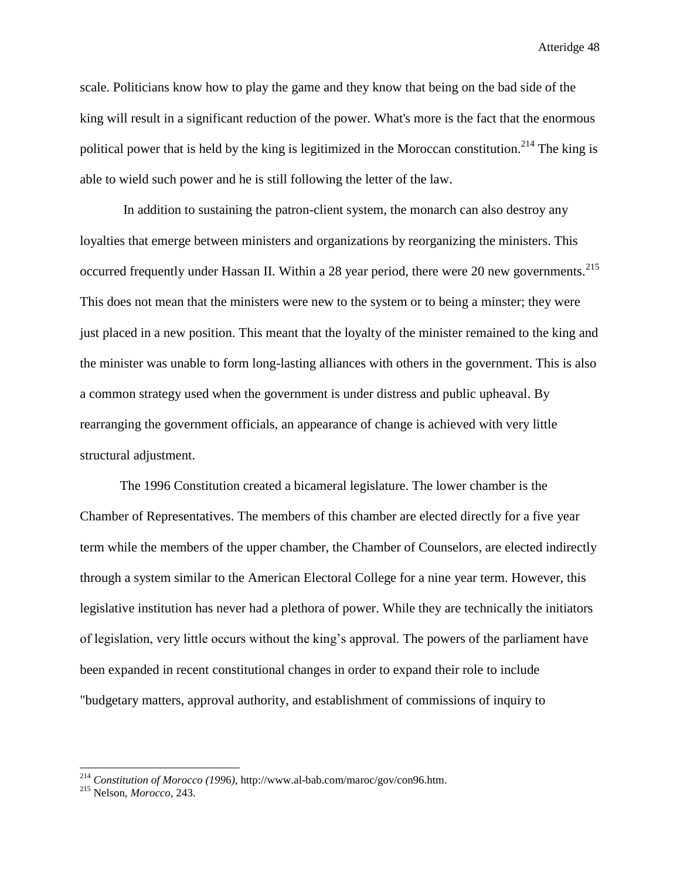scale. Politicians know how to play the game and they know that being on the bad side of the king will result in a significant reduction of the power. What's more is the fact that the enormous political power that is held by the king is legitimized in the Moroccan constitution.[214] The king is able to wield such power and he is still following the letter of the law.

In addition to sustaining the patron-client system, the monarch can also destroy any loyalties that emerge between ministers and organizations by reorganizing the ministers. This occurred frequently under Hassan II. Within a 28 year period, there were 20 new governments.[215] This does not mean that the ministers were new to the system or to being a minster; they were just placed in a new position. This meant that the loyalty of the minister remained to the king and the minister was unable to form long-lasting alliances with others in the government. This is also a common strategy used when the government is under distress and public upheaval. By rearranging the government officials, an appearance of change is achieved with very little structural adjustment.

The 1996 Constitution created a bicameral legislature. The lower chamber is the Chamber of Representatives. The members of this chamber are elected directly for a five year term while the members of the upper chamber, the Chamber of Counselors, are elected indirectly through a system similar to the American Electoral College for a nine year term. However, this legislative institution has never had a plethora of power. While they are technically the initiators of legislation, very little occurs without the king's approval. The powers of the parliament have been expanded in recent constitutional changes in order to expand their role to include "budgetary matters, approval authority, and establishment of commissions of inquiry to

---

[214] *Constitution of Morocco (1996)*, http://www.al-bab.com/maroc/gov/con96.htm.

[215] Nelson, *Morocco*, 243.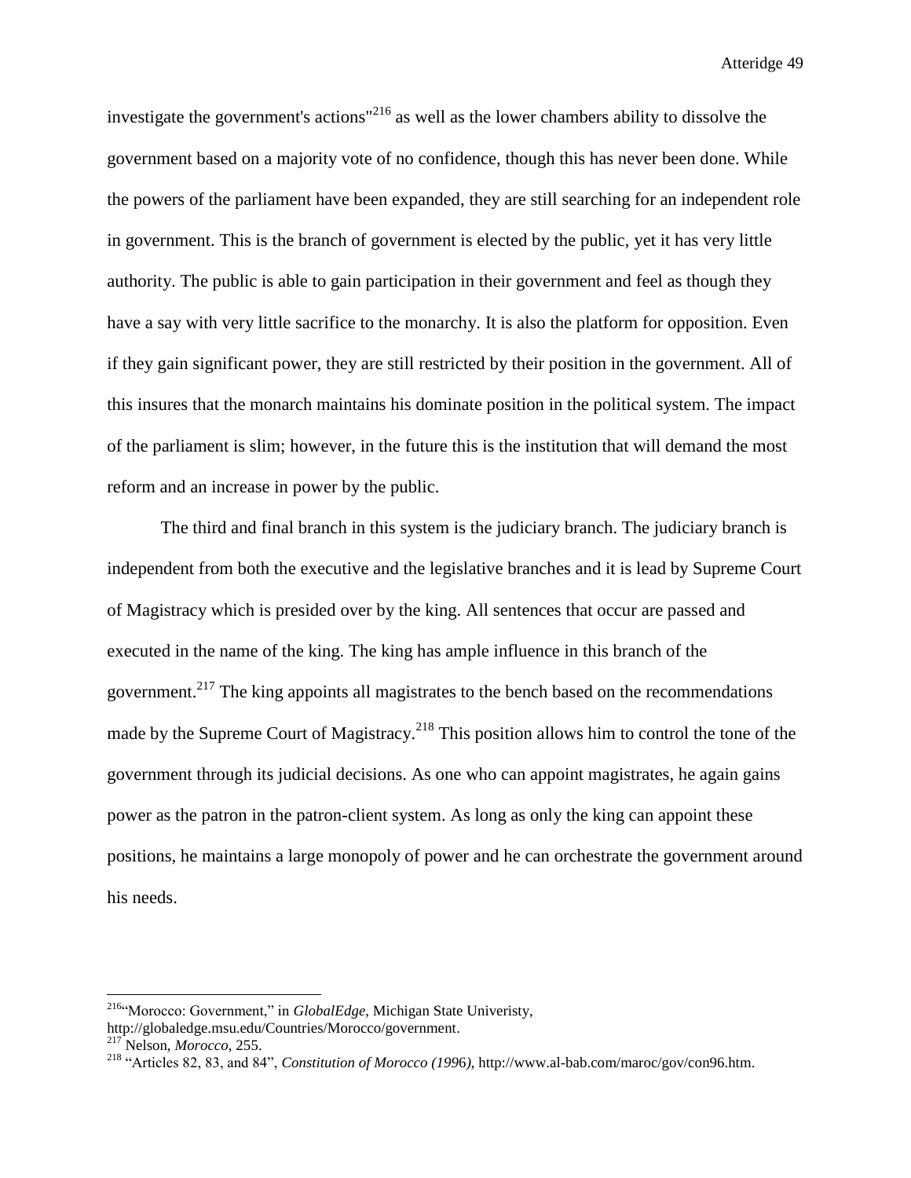investigate the government's actions"[216] as well as the lower chambers ability to dissolve the government based on a majority vote of no confidence, though this has never been done. While the powers of the parliament have been expanded, they are still searching for an independent role in government. This is the branch of government is elected by the public, yet it has very little authority. The public is able to gain participation in their government and feel as though they have a say with very little sacrifice to the monarchy. It is also the platform for opposition. Even if they gain significant power, they are still restricted by their position in the government. All of this insures that the monarch maintains his dominate position in the political system. The impact of the parliament is slim; however, in the future this is the institution that will demand the most reform and an increase in power by the public.

The third and final branch in this system is the judiciary branch. The judiciary branch is independent from both the executive and the legislative branches and it is lead by Supreme Court of Magistracy which is presided over by the king. All sentences that occur are passed and executed in the name of the king. The king has ample influence in this branch of the government.[217] The king appoints all magistrates to the bench based on the recommendations made by the Supreme Court of Magistracy.[218] This position allows him to control the tone of the government through its judicial decisions. As one who can appoint magistrates, he again gains power as the patron in the patron-client system. As long as only the king can appoint these positions, he maintains a large monopoly of power and he can orchestrate the government around his needs.

---

[216] "Morocco: Government," in *GlobalEdge*, Michigan State Univeristy, http://globaledge.msu.edu/Countries/Morocco/government.

[217] Nelson, *Morocco*, 255.

[218] "Articles 82, 83, and 84", *Constitution of Morocco (1996)*, http://www.al-bab.com/maroc/gov/con96.htm.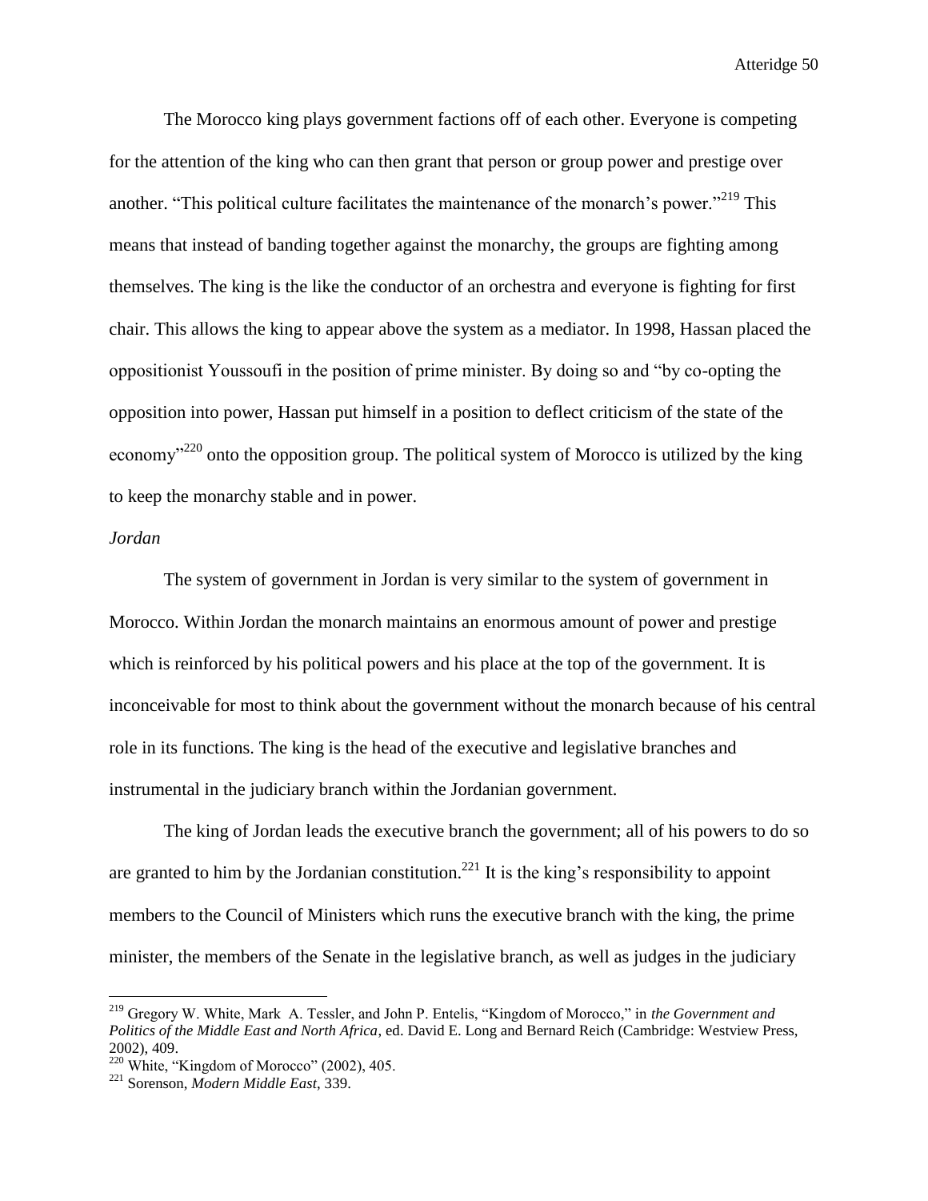The Morocco king plays government factions off of each other. Everyone is competing for the attention of the king who can then grant that person or group power and prestige over another. "This political culture facilitates the maintenance of the monarch's power."[219] This means that instead of banding together against the monarchy, the groups are fighting among themselves. The king is the like the conductor of an orchestra and everyone is fighting for first chair. This allows the king to appear above the system as a mediator. In 1998, Hassan placed the oppositionist Youssoufi in the position of prime minister. By doing so and "by co-opting the opposition into power, Hassan put himself in a position to deflect criticism of the state of the economy"[220] onto the opposition group. The political system of Morocco is utilized by the king to keep the monarchy stable and in power.

*Jordan*

The system of government in Jordan is very similar to the system of government in Morocco. Within Jordan the monarch maintains an enormous amount of power and prestige which is reinforced by his political powers and his place at the top of the government. It is inconceivable for most to think about the government without the monarch because of his central role in its functions. The king is the head of the executive and legislative branches and instrumental in the judiciary branch within the Jordanian government.

The king of Jordan leads the executive branch the government; all of his powers to do so are granted to him by the Jordanian constitution.[221] It is the king's responsibility to appoint members to the Council of Ministers which runs the executive branch with the king, the prime minister, the members of the Senate in the legislative branch, as well as judges in the judiciary

---

[219] Gregory W. White, Mark A. Tessler, and John P. Entelis, "Kingdom of Morocco," in *the Government and Politics of the Middle East and North Africa*, ed. David E. Long and Bernard Reich (Cambridge: Westview Press, 2002), 409.

[220] White, "Kingdom of Morocco" (2002), 405.

[221] Sorenson, *Modern Middle East*, 339.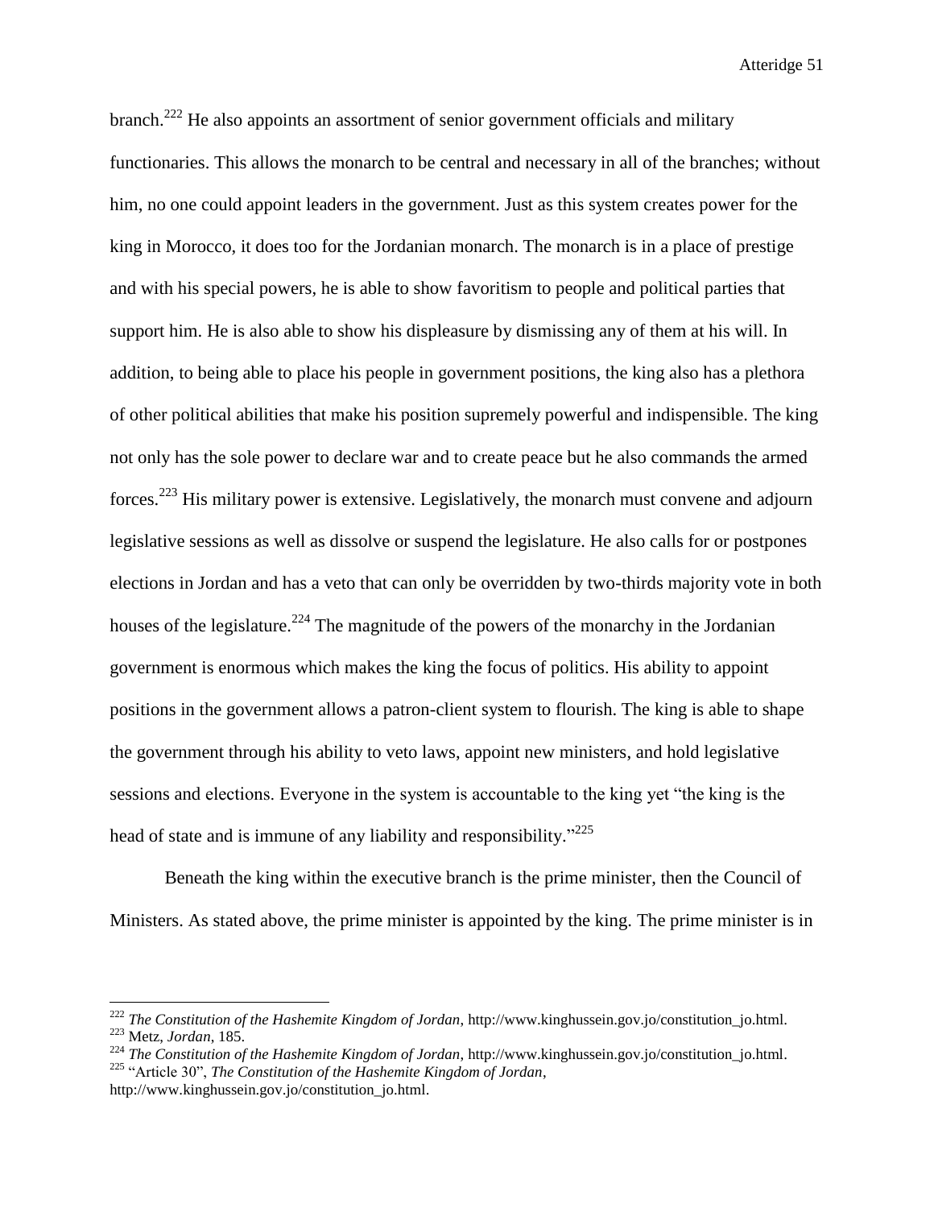branch.[222] He also appoints an assortment of senior government officials and military functionaries. This allows the monarch to be central and necessary in all of the branches; without him, no one could appoint leaders in the government. Just as this system creates power for the king in Morocco, it does too for the Jordanian monarch. The monarch is in a place of prestige and with his special powers, he is able to show favoritism to people and political parties that support him. He is also able to show his displeasure by dismissing any of them at his will. In addition, to being able to place his people in government positions, the king also has a plethora of other political abilities that make his position supremely powerful and indispensible. The king not only has the sole power to declare war and to create peace but he also commands the armed forces.[223] His military power is extensive. Legislatively, the monarch must convene and adjourn legislative sessions as well as dissolve or suspend the legislature. He also calls for or postpones elections in Jordan and has a veto that can only be overridden by two-thirds majority vote in both houses of the legislature.[224] The magnitude of the powers of the monarchy in the Jordanian government is enormous which makes the king the focus of politics. His ability to appoint positions in the government allows a patron-client system to flourish. The king is able to shape the government through his ability to veto laws, appoint new ministers, and hold legislative sessions and elections. Everyone in the system is accountable to the king yet "the king is the head of state and is immune of any liability and responsibility."[225]

Beneath the king within the executive branch is the prime minister, then the Council of Ministers. As stated above, the prime minister is appointed by the king. The prime minister is in

---

[222] *The Constitution of the Hashemite Kingdom of Jordan*, http://www.kinghussein.gov.jo/constitution_jo.html.

[223] Metz, *Jordan*, 185.

[224] *The Constitution of the Hashemite Kingdom of Jordan*, http://www.kinghussein.gov.jo/constitution_jo.html.

[225] "Article 30", *The Constitution of the Hashemite Kingdom of Jordan*, http://www.kinghussein.gov.jo/constitution_jo.html.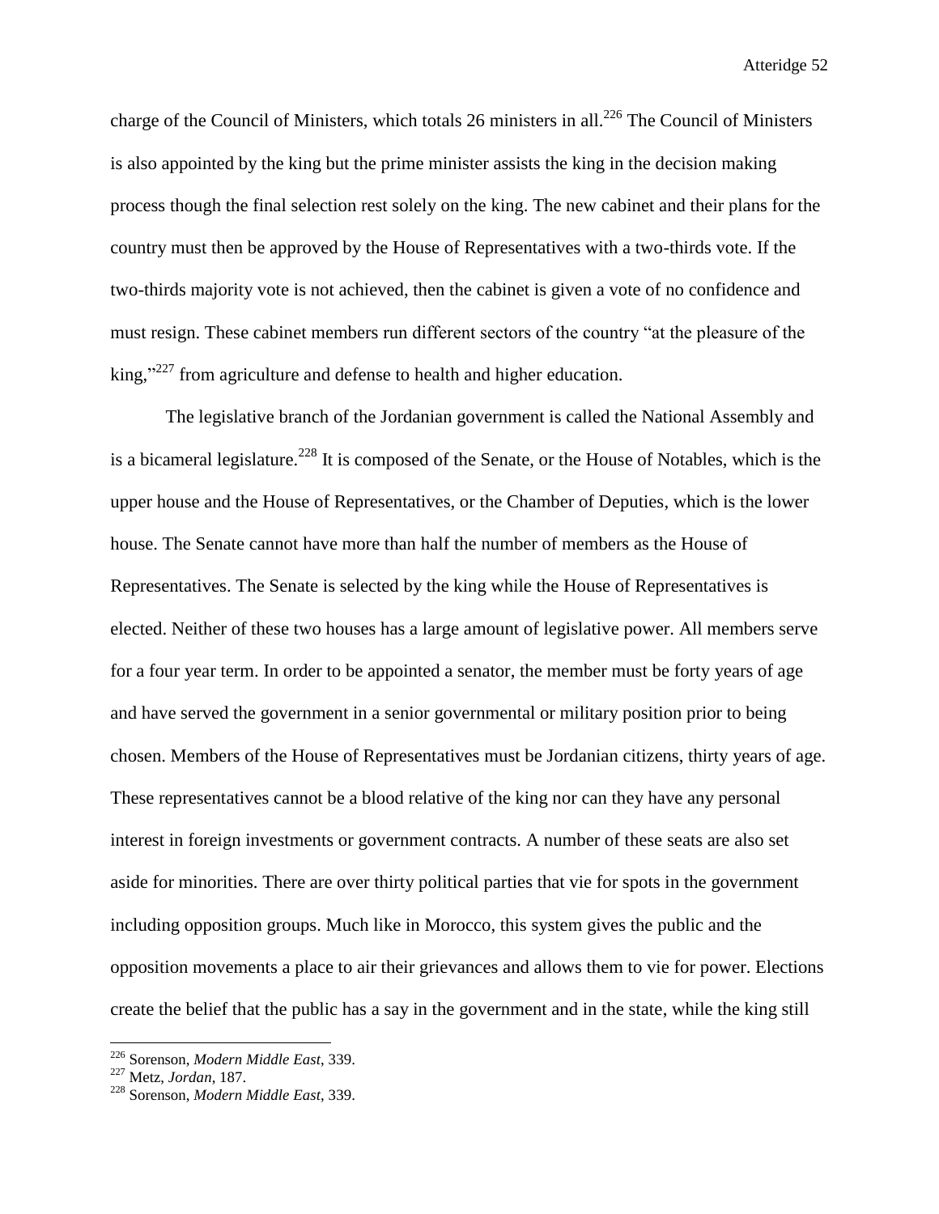charge of the Council of Ministers, which totals 26 ministers in all.[226] The Council of Ministers is also appointed by the king but the prime minister assists the king in the decision making process though the final selection rest solely on the king. The new cabinet and their plans for the country must then be approved by the House of Representatives with a two-thirds vote. If the two-thirds majority vote is not achieved, then the cabinet is given a vote of no confidence and must resign. These cabinet members run different sectors of the country "at the pleasure of the king,"[227] from agriculture and defense to health and higher education.

The legislative branch of the Jordanian government is called the National Assembly and is a bicameral legislature.[228] It is composed of the Senate, or the House of Notables, which is the upper house and the House of Representatives, or the Chamber of Deputies, which is the lower house. The Senate cannot have more than half the number of members as the House of Representatives. The Senate is selected by the king while the House of Representatives is elected. Neither of these two houses has a large amount of legislative power. All members serve for a four year term. In order to be appointed a senator, the member must be forty years of age and have served the government in a senior governmental or military position prior to being chosen. Members of the House of Representatives must be Jordanian citizens, thirty years of age. These representatives cannot be a blood relative of the king nor can they have any personal interest in foreign investments or government contracts. A number of these seats are also set aside for minorities. There are over thirty political parties that vie for spots in the government including opposition groups. Much like in Morocco, this system gives the public and the opposition movements a place to air their grievances and allows them to vie for power. Elections create the belief that the public has a say in the government and in the state, while the king still

---

[226] Sorenson, *Modern Middle East*, 339.

[227] Metz, *Jordan*, 187.

[228] Sorenson, *Modern Middle East*, 339.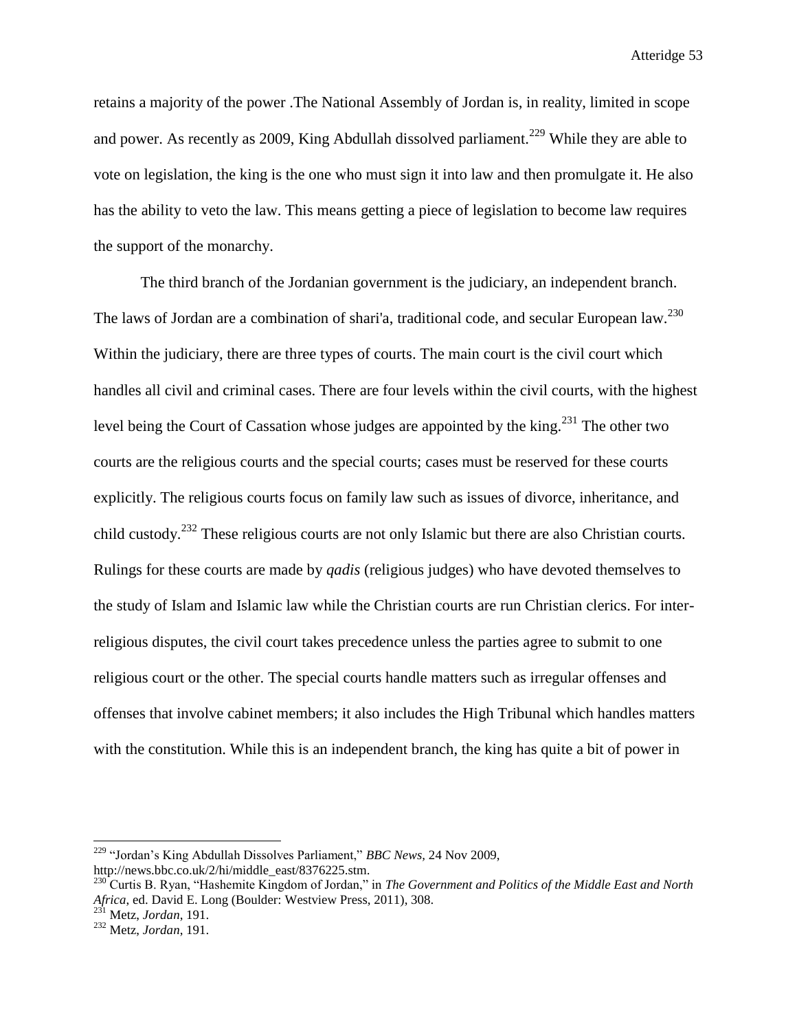retains a majority of the power .The National Assembly of Jordan is, in reality, limited in scope and power. As recently as 2009, King Abdullah dissolved parliament.[229] While they are able to vote on legislation, the king is the one who must sign it into law and then promulgate it. He also has the ability to veto the law. This means getting a piece of legislation to become law requires the support of the monarchy.

The third branch of the Jordanian government is the judiciary, an independent branch. The laws of Jordan are a combination of shari'a, traditional code, and secular European law.[230] Within the judiciary, there are three types of courts. The main court is the civil court which handles all civil and criminal cases. There are four levels within the civil courts, with the highest level being the Court of Cassation whose judges are appointed by the king.[231] The other two courts are the religious courts and the special courts; cases must be reserved for these courts explicitly. The religious courts focus on family law such as issues of divorce, inheritance, and child custody.[232] These religious courts are not only Islamic but there are also Christian courts. Rulings for these courts are made by *qadis* (religious judges) who have devoted themselves to the study of Islam and Islamic law while the Christian courts are run Christian clerics. For inter-religious disputes, the civil court takes precedence unless the parties agree to submit to one religious court or the other. The special courts handle matters such as irregular offenses and offenses that involve cabinet members; it also includes the High Tribunal which handles matters with the constitution. While this is an independent branch, the king has quite a bit of power in

---

[229] "Jordan's King Abdullah Dissolves Parliament," *BBC News,* 24 Nov 2009, http://news.bbc.co.uk/2/hi/middle_east/8376225.stm.

[230] Curtis B. Ryan, "Hashemite Kingdom of Jordan," in *The Government and Politics of the Middle East and North Africa*, ed. David E. Long (Boulder: Westview Press, 2011), 308.

[231] Metz, *Jordan*, 191.

[232] Metz, *Jordan*, 191.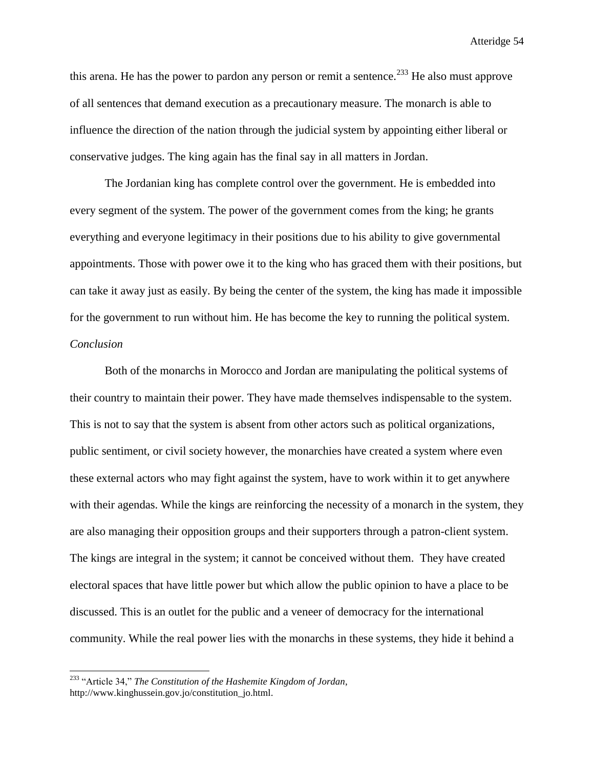this arena. He has the power to pardon any person or remit a sentence.[233] He also must approve of all sentences that demand execution as a precautionary measure. The monarch is able to influence the direction of the nation through the judicial system by appointing either liberal or conservative judges. The king again has the final say in all matters in Jordan.

The Jordanian king has complete control over the government. He is embedded into every segment of the system. The power of the government comes from the king; he grants everything and everyone legitimacy in their positions due to his ability to give governmental appointments. Those with power owe it to the king who has graced them with their positions, but can take it away just as easily. By being the center of the system, the king has made it impossible for the government to run without him. He has become the key to running the political system.

*Conclusion*

Both of the monarchs in Morocco and Jordan are manipulating the political systems of their country to maintain their power. They have made themselves indispensable to the system. This is not to say that the system is absent from other actors such as political organizations, public sentiment, or civil society however, the monarchies have created a system where even these external actors who may fight against the system, have to work within it to get anywhere with their agendas. While the kings are reinforcing the necessity of a monarch in the system, they are also managing their opposition groups and their supporters through a patron-client system. The kings are integral in the system; it cannot be conceived without them. They have created electoral spaces that have little power but which allow the public opinion to have a place to be discussed. This is an outlet for the public and a veneer of democracy for the international community. While the real power lies with the monarchs in these systems, they hide it behind a

[233] "Article 34," *The Constitution of the Hashemite Kingdom of Jordan*, http://www.kinghussein.gov.jo/constitution_jo.html.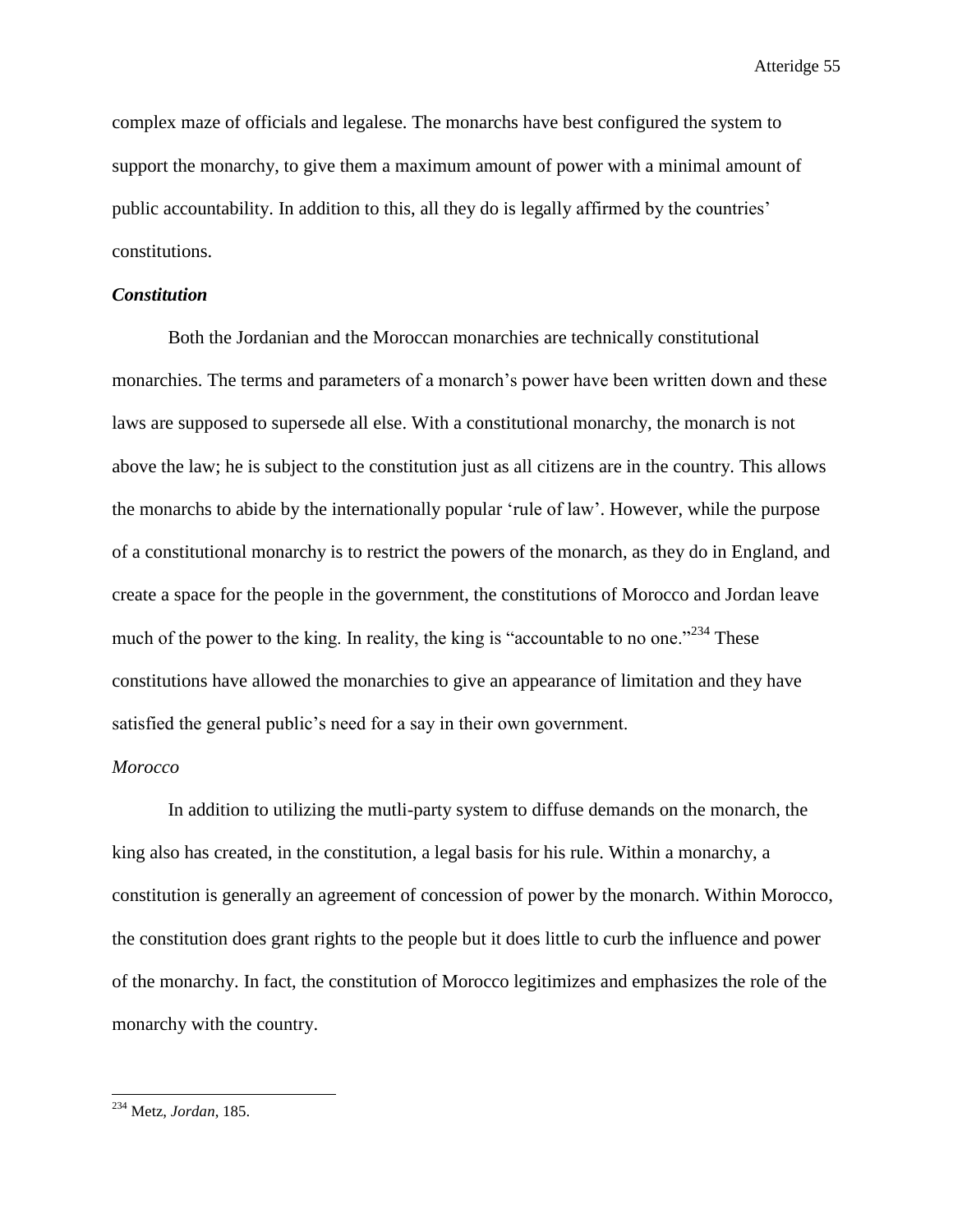complex maze of officials and legalese. The monarchs have best configured the system to support the monarchy, to give them a maximum amount of power with a minimal amount of public accountability. In addition to this, all they do is legally affirmed by the countries' constitutions.

### ***Constitution***

Both the Jordanian and the Moroccan monarchies are technically constitutional monarchies. The terms and parameters of a monarch's power have been written down and these laws are supposed to supersede all else. With a constitutional monarchy, the monarch is not above the law; he is subject to the constitution just as all citizens are in the country. This allows the monarchs to abide by the internationally popular 'rule of law'. However, while the purpose of a constitutional monarchy is to restrict the powers of the monarch, as they do in England, and create a space for the people in the government, the constitutions of Morocco and Jordan leave much of the power to the king. In reality, the king is "accountable to no one."[234] These constitutions have allowed the monarchies to give an appearance of limitation and they have satisfied the general public's need for a say in their own government.

#### *Morocco*

In addition to utilizing the mutli-party system to diffuse demands on the monarch, the king also has created, in the constitution, a legal basis for his rule. Within a monarchy, a constitution is generally an agreement of concession of power by the monarch. Within Morocco, the constitution does grant rights to the people but it does little to curb the influence and power of the monarchy. In fact, the constitution of Morocco legitimizes and emphasizes the role of the monarchy with the country.

---

[234] Metz, *Jordan*, 185.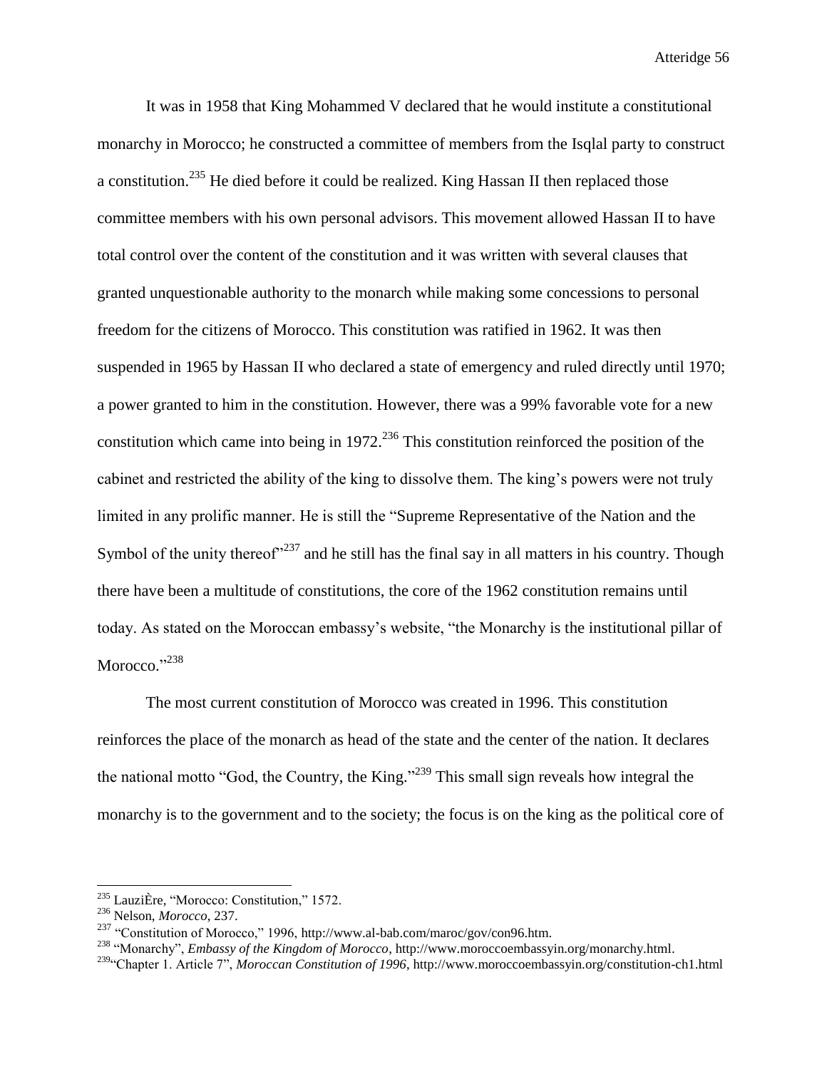It was in 1958 that King Mohammed V declared that he would institute a constitutional monarchy in Morocco; he constructed a committee of members from the Isqlal party to construct a constitution.[235] He died before it could be realized. King Hassan II then replaced those committee members with his own personal advisors. This movement allowed Hassan II to have total control over the content of the constitution and it was written with several clauses that granted unquestionable authority to the monarch while making some concessions to personal freedom for the citizens of Morocco. This constitution was ratified in 1962. It was then suspended in 1965 by Hassan II who declared a state of emergency and ruled directly until 1970; a power granted to him in the constitution. However, there was a 99% favorable vote for a new constitution which came into being in 1972.[236] This constitution reinforced the position of the cabinet and restricted the ability of the king to dissolve them. The king's powers were not truly limited in any prolific manner. He is still the "Supreme Representative of the Nation and the Symbol of the unity thereof"[237] and he still has the final say in all matters in his country. Though there have been a multitude of constitutions, the core of the 1962 constitution remains until today. As stated on the Moroccan embassy's website, "the Monarchy is the institutional pillar of Morocco."[238]

The most current constitution of Morocco was created in 1996. This constitution reinforces the place of the monarch as head of the state and the center of the nation. It declares the national motto "God, the Country, the King."[239] This small sign reveals how integral the monarchy is to the government and to the society; the focus is on the king as the political core of

---

[235] LauziÈre, "Morocco: Constitution," 1572.

[236] Nelson, *Morocco*, 237.

[237] "Constitution of Morocco," 1996, http://www.al-bab.com/maroc/gov/con96.htm.

[238] "Monarchy", *Embassy of the Kingdom of Morocco*, http://www.moroccoembassyin.org/monarchy.html.

[239] "Chapter 1. Article 7", *Moroccan Constitution of 1996*, http://www.moroccoembassyin.org/constitution-ch1.html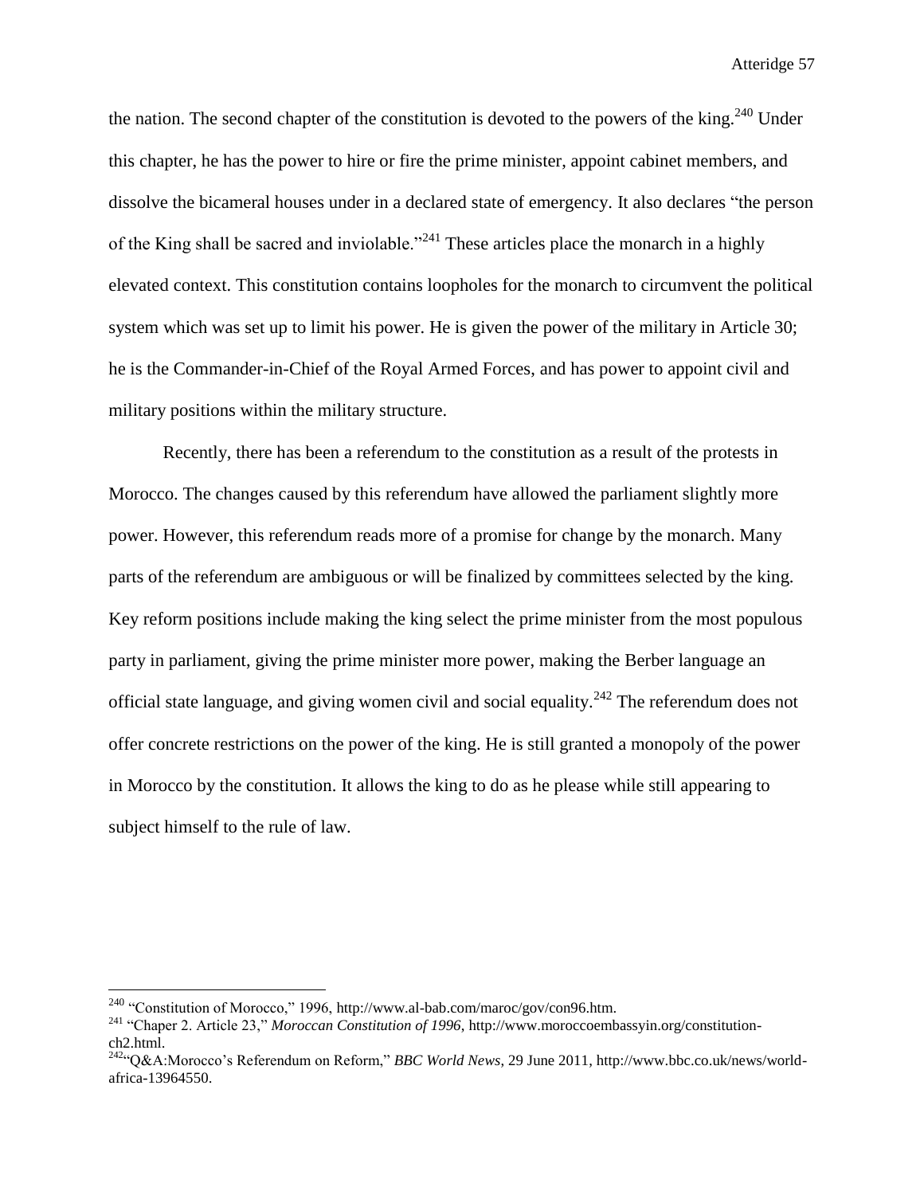the nation. The second chapter of the constitution is devoted to the powers of the king.[240] Under this chapter, he has the power to hire or fire the prime minister, appoint cabinet members, and dissolve the bicameral houses under in a declared state of emergency. It also declares "the person of the King shall be sacred and inviolable."[241] These articles place the monarch in a highly elevated context. This constitution contains loopholes for the monarch to circumvent the political system which was set up to limit his power. He is given the power of the military in Article 30; he is the Commander-in-Chief of the Royal Armed Forces, and has power to appoint civil and military positions within the military structure.

Recently, there has been a referendum to the constitution as a result of the protests in Morocco. The changes caused by this referendum have allowed the parliament slightly more power. However, this referendum reads more of a promise for change by the monarch. Many parts of the referendum are ambiguous or will be finalized by committees selected by the king. Key reform positions include making the king select the prime minister from the most populous party in parliament, giving the prime minister more power, making the Berber language an official state language, and giving women civil and social equality.[242] The referendum does not offer concrete restrictions on the power of the king. He is still granted a monopoly of the power in Morocco by the constitution. It allows the king to do as he please while still appearing to subject himself to the rule of law.

---

[240] "Constitution of Morocco," 1996, http://www.al-bab.com/maroc/gov/con96.htm.

[241] "Chaper 2. Article 23," *Moroccan Constitution of 1996*, http://www.moroccoembassyin.org/constitution-ch2.html.

[242] "Q&A:Morocco's Referendum on Reform," *BBC World News*, 29 June 2011, http://www.bbc.co.uk/news/world-africa-13964550.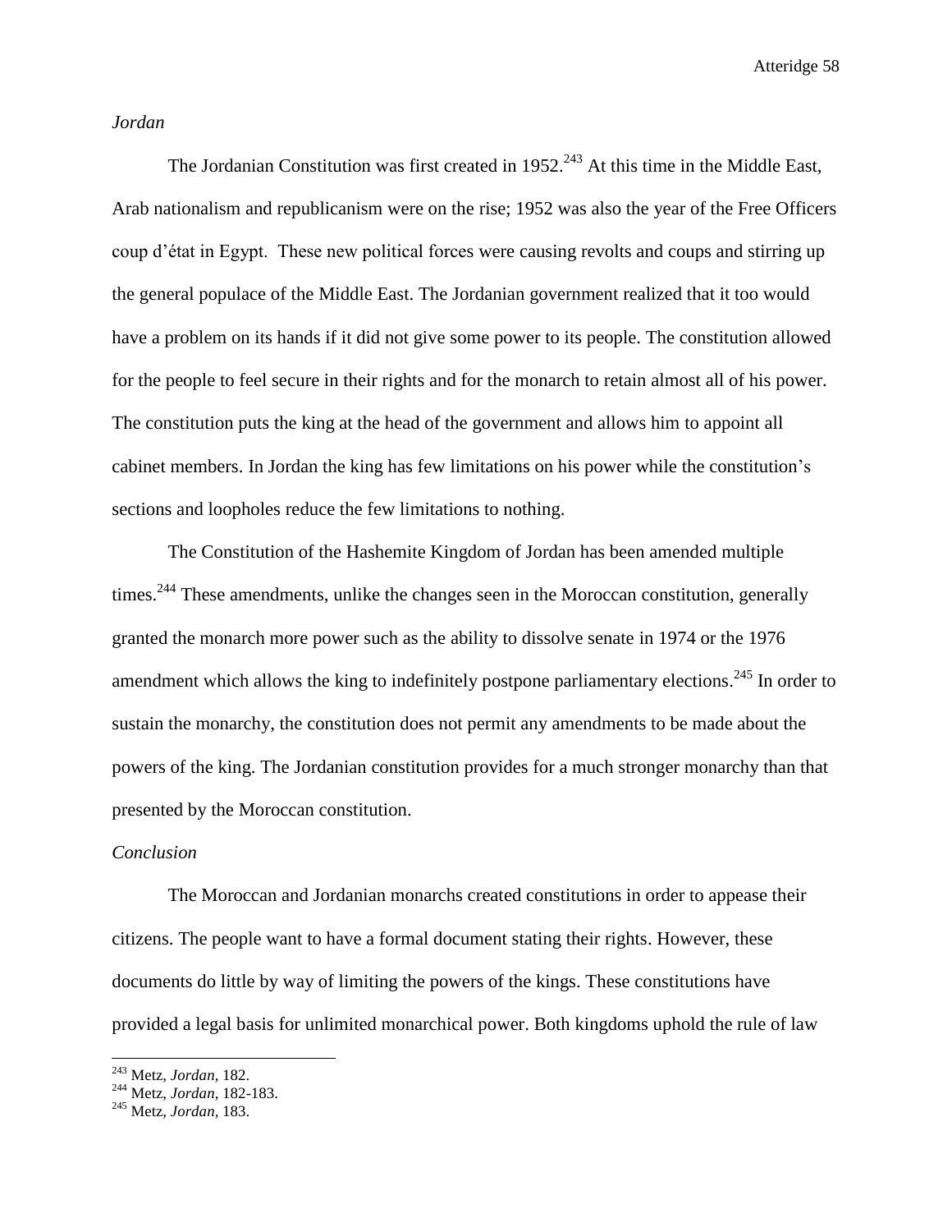*Jordan*

The Jordanian Constitution was first created in 1952.[243] At this time in the Middle East, Arab nationalism and republicanism were on the rise; 1952 was also the year of the Free Officers coup d'état in Egypt. These new political forces were causing revolts and coups and stirring up the general populace of the Middle East. The Jordanian government realized that it too would have a problem on its hands if it did not give some power to its people. The constitution allowed for the people to feel secure in their rights and for the monarch to retain almost all of his power. The constitution puts the king at the head of the government and allows him to appoint all cabinet members. In Jordan the king has few limitations on his power while the constitution's sections and loopholes reduce the few limitations to nothing.

The Constitution of the Hashemite Kingdom of Jordan has been amended multiple times.[244] These amendments, unlike the changes seen in the Moroccan constitution, generally granted the monarch more power such as the ability to dissolve senate in 1974 or the 1976 amendment which allows the king to indefinitely postpone parliamentary elections.[245] In order to sustain the monarchy, the constitution does not permit any amendments to be made about the powers of the king. The Jordanian constitution provides for a much stronger monarchy than that presented by the Moroccan constitution.

*Conclusion*

The Moroccan and Jordanian monarchs created constitutions in order to appease their citizens. The people want to have a formal document stating their rights. However, these documents do little by way of limiting the powers of the kings. These constitutions have provided a legal basis for unlimited monarchical power. Both kingdoms uphold the rule of law

[243] Metz, *Jordan*, 182.
[244] Metz, *Jordan*, 182-183.
[245] Metz, *Jordan*, 183.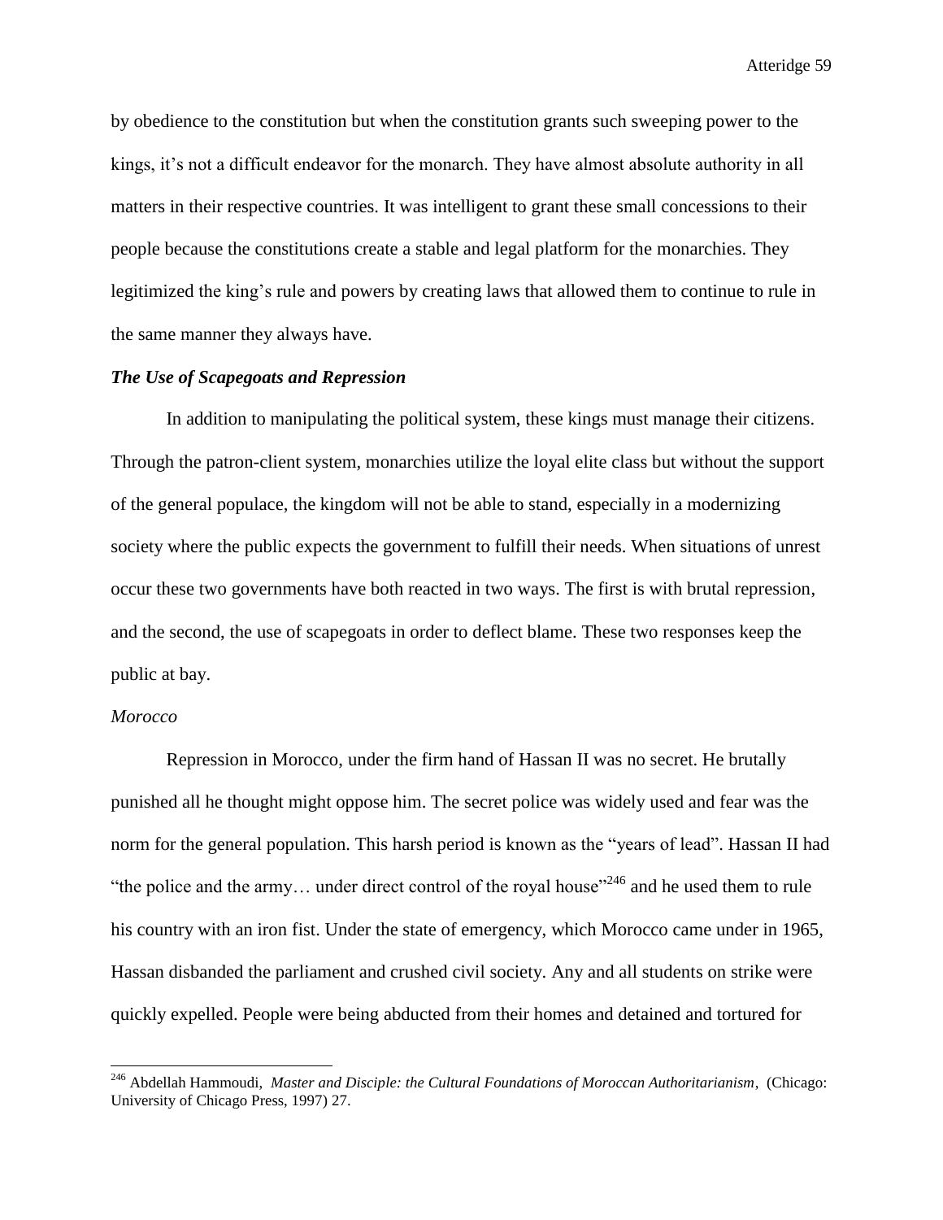by obedience to the constitution but when the constitution grants such sweeping power to the kings, it's not a difficult endeavor for the monarch. They have almost absolute authority in all matters in their respective countries. It was intelligent to grant these small concessions to their people because the constitutions create a stable and legal platform for the monarchies. They legitimized the king's rule and powers by creating laws that allowed them to continue to rule in the same manner they always have.

***The Use of Scapegoats and Repression***

In addition to manipulating the political system, these kings must manage their citizens. Through the patron-client system, monarchies utilize the loyal elite class but without the support of the general populace, the kingdom will not be able to stand, especially in a modernizing society where the public expects the government to fulfill their needs. When situations of unrest occur these two governments have both reacted in two ways. The first is with brutal repression, and the second, the use of scapegoats in order to deflect blame. These two responses keep the public at bay.

*Morocco*

Repression in Morocco, under the firm hand of Hassan II was no secret. He brutally punished all he thought might oppose him. The secret police was widely used and fear was the norm for the general population. This harsh period is known as the "years of lead". Hassan II had "the police and the army… under direct control of the royal house"[246] and he used them to rule his country with an iron fist. Under the state of emergency, which Morocco came under in 1965, Hassan disbanded the parliament and crushed civil society. Any and all students on strike were quickly expelled. People were being abducted from their homes and detained and tortured for

---

[246] Abdellah Hammoudi, *Master and Disciple: the Cultural Foundations of Moroccan Authoritarianism*, (Chicago: University of Chicago Press, 1997) 27.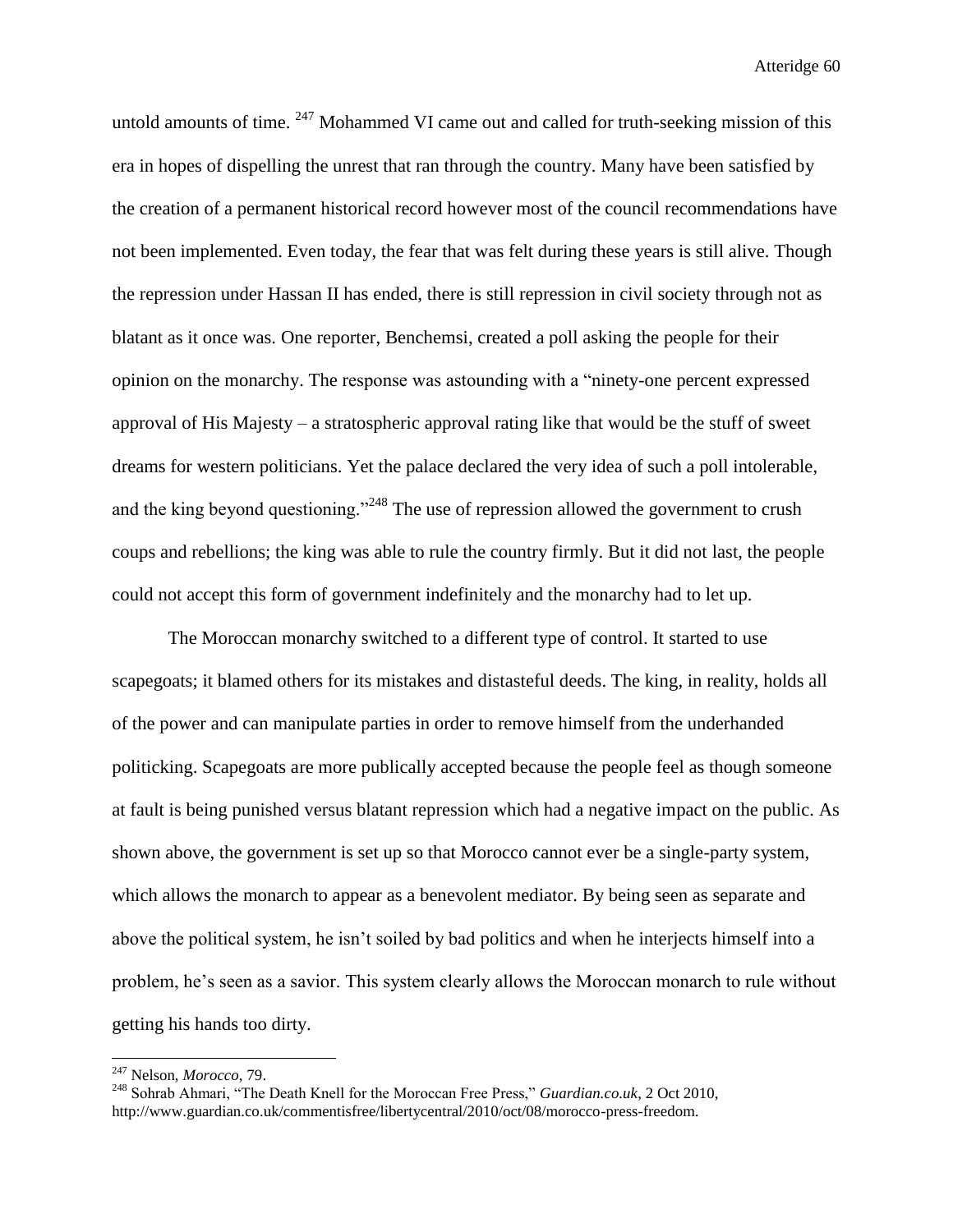untold amounts of time. [247] Mohammed VI came out and called for truth-seeking mission of this era in hopes of dispelling the unrest that ran through the country. Many have been satisfied by the creation of a permanent historical record however most of the council recommendations have not been implemented. Even today, the fear that was felt during these years is still alive. Though the repression under Hassan II has ended, there is still repression in civil society through not as blatant as it once was. One reporter, Benchemsi, created a poll asking the people for their opinion on the monarchy. The response was astounding with a "ninety-one percent expressed approval of His Majesty – a stratospheric approval rating like that would be the stuff of sweet dreams for western politicians. Yet the palace declared the very idea of such a poll intolerable, and the king beyond questioning."[248] The use of repression allowed the government to crush coups and rebellions; the king was able to rule the country firmly. But it did not last, the people could not accept this form of government indefinitely and the monarchy had to let up.

The Moroccan monarchy switched to a different type of control. It started to use scapegoats; it blamed others for its mistakes and distasteful deeds. The king, in reality, holds all of the power and can manipulate parties in order to remove himself from the underhanded politicking. Scapegoats are more publically accepted because the people feel as though someone at fault is being punished versus blatant repression which had a negative impact on the public. As shown above, the government is set up so that Morocco cannot ever be a single-party system, which allows the monarch to appear as a benevolent mediator. By being seen as separate and above the political system, he isn't soiled by bad politics and when he interjects himself into a problem, he's seen as a savior. This system clearly allows the Moroccan monarch to rule without getting his hands too dirty.

---

[247] Nelson, *Morocco*, 79.

[248] Sohrab Ahmari, "The Death Knell for the Moroccan Free Press," *Guardian.co.uk*, 2 Oct 2010, http://www.guardian.co.uk/commentisfree/libertycentral/2010/oct/08/morocco-press-freedom.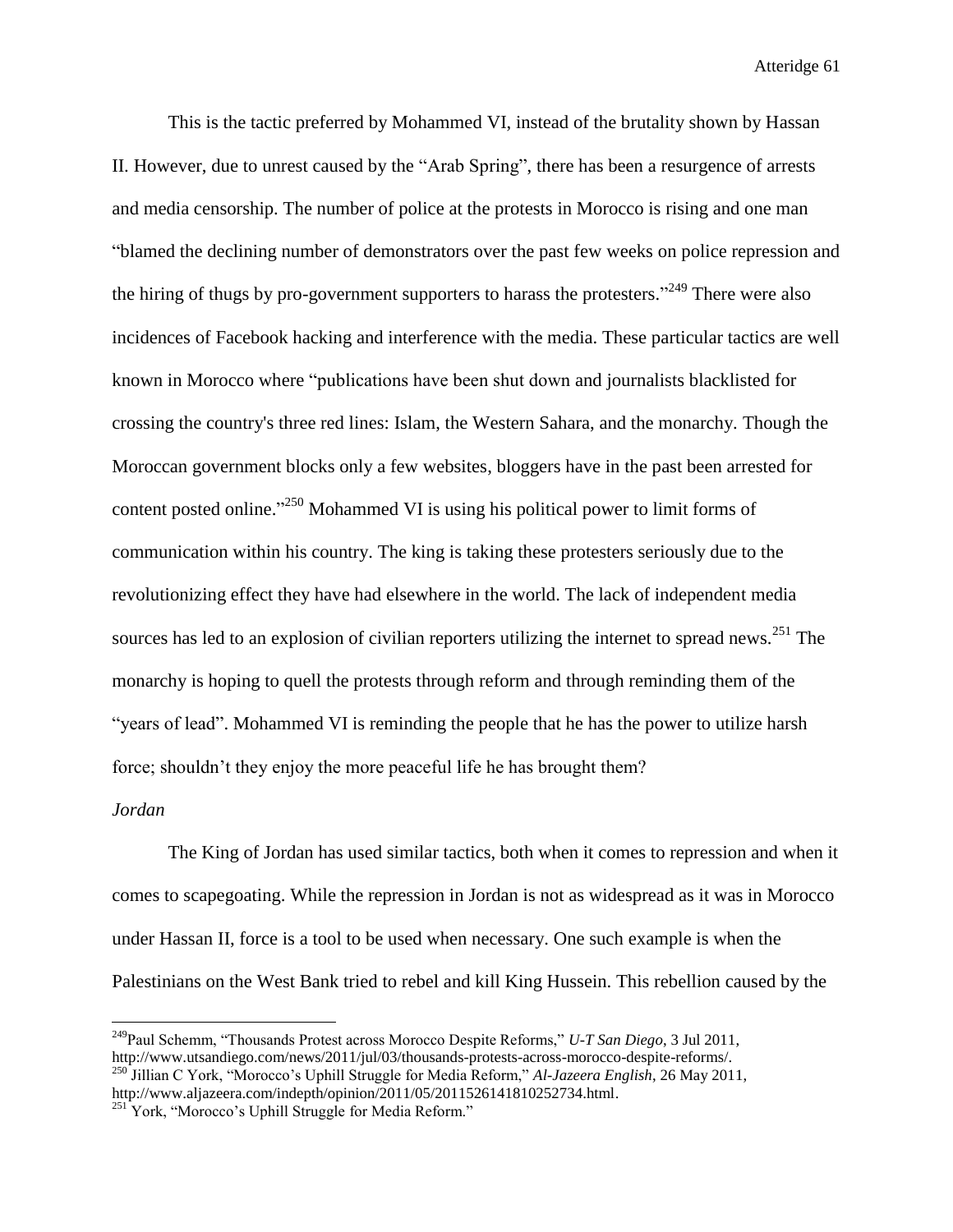This is the tactic preferred by Mohammed VI, instead of the brutality shown by Hassan II. However, due to unrest caused by the "Arab Spring", there has been a resurgence of arrests and media censorship. The number of police at the protests in Morocco is rising and one man "blamed the declining number of demonstrators over the past few weeks on police repression and the hiring of thugs by pro-government supporters to harass the protesters."[249] There were also incidences of Facebook hacking and interference with the media. These particular tactics are well known in Morocco where "publications have been shut down and journalists blacklisted for crossing the country's three red lines: Islam, the Western Sahara, and the monarchy. Though the Moroccan government blocks only a few websites, bloggers have in the past been arrested for content posted online."[250] Mohammed VI is using his political power to limit forms of communication within his country. The king is taking these protesters seriously due to the revolutionizing effect they have had elsewhere in the world. The lack of independent media sources has led to an explosion of civilian reporters utilizing the internet to spread news.[251] The monarchy is hoping to quell the protests through reform and through reminding them of the "years of lead". Mohammed VI is reminding the people that he has the power to utilize harsh force; shouldn't they enjoy the more peaceful life he has brought them?

*Jordan*

The King of Jordan has used similar tactics, both when it comes to repression and when it comes to scapegoating. While the repression in Jordan is not as widespread as it was in Morocco under Hassan II, force is a tool to be used when necessary. One such example is when the Palestinians on the West Bank tried to rebel and kill King Hussein. This rebellion caused by the

---

[249] Paul Schemm, "Thousands Protest across Morocco Despite Reforms," *U-T San Diego*, 3 Jul 2011, http://www.utsandiego.com/news/2011/jul/03/thousands-protests-across-morocco-despite-reforms/.

[250] Jillian C York, "Morocco's Uphill Struggle for Media Reform," *Al-Jazeera English*, 26 May 2011, http://www.aljazeera.com/indepth/opinion/2011/05/2011526141810252734.html.

[251] York, "Morocco's Uphill Struggle for Media Reform."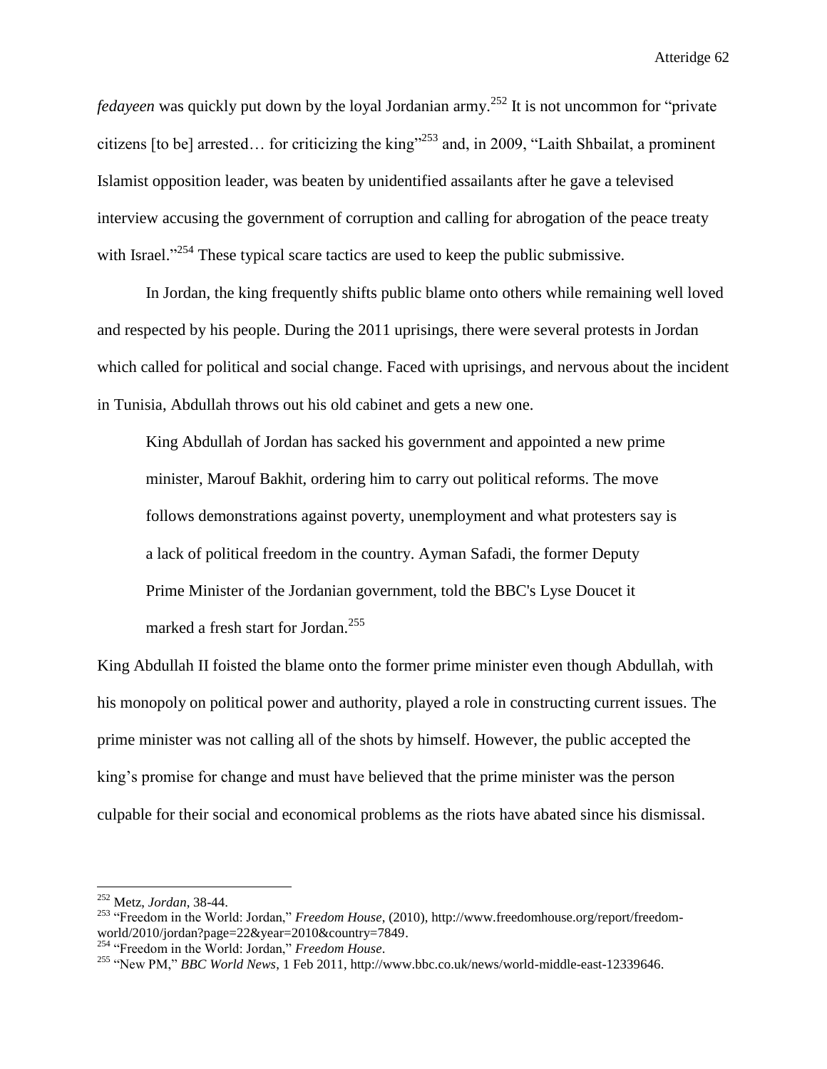*fedayeen* was quickly put down by the loyal Jordanian army.[252] It is not uncommon for "private citizens [to be] arrested… for criticizing the king"[253] and, in 2009, "Laith Shbailat, a prominent Islamist opposition leader, was beaten by unidentified assailants after he gave a televised interview accusing the government of corruption and calling for abrogation of the peace treaty with Israel."[254] These typical scare tactics are used to keep the public submissive.

In Jordan, the king frequently shifts public blame onto others while remaining well loved and respected by his people. During the 2011 uprisings, there were several protests in Jordan which called for political and social change. Faced with uprisings, and nervous about the incident in Tunisia, Abdullah throws out his old cabinet and gets a new one.

> King Abdullah of Jordan has sacked his government and appointed a new prime minister, Marouf Bakhit, ordering him to carry out political reforms. The move follows demonstrations against poverty, unemployment and what protesters say is a lack of political freedom in the country. Ayman Safadi, the former Deputy Prime Minister of the Jordanian government, told the BBC's Lyse Doucet it marked a fresh start for Jordan.[255]

King Abdullah II foisted the blame onto the former prime minister even though Abdullah, with his monopoly on political power and authority, played a role in constructing current issues. The prime minister was not calling all of the shots by himself. However, the public accepted the king's promise for change and must have believed that the prime minister was the person culpable for their social and economical problems as the riots have abated since his dismissal.

---

[252] Metz, *Jordan*, 38-44.

[253] "Freedom in the World: Jordan," *Freedom House*, (2010), http://www.freedomhouse.org/report/freedom-world/2010/jordan?page=22&year=2010&country=7849.

[254] "Freedom in the World: Jordan," *Freedom House*.

[255] "New PM," *BBC World News*, 1 Feb 2011, http://www.bbc.co.uk/news/world-middle-east-12339646.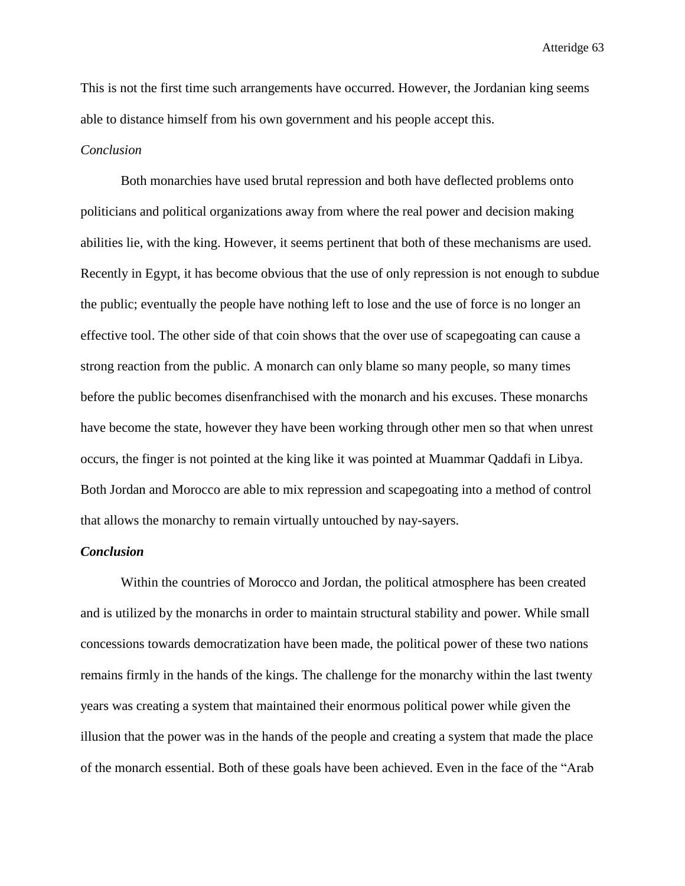This is not the first time such arrangements have occurred. However, the Jordanian king seems able to distance himself from his own government and his people accept this.

*Conclusion*

Both monarchies have used brutal repression and both have deflected problems onto politicians and political organizations away from where the real power and decision making abilities lie, with the king. However, it seems pertinent that both of these mechanisms are used. Recently in Egypt, it has become obvious that the use of only repression is not enough to subdue the public; eventually the people have nothing left to lose and the use of force is no longer an effective tool. The other side of that coin shows that the over use of scapegoating can cause a strong reaction from the public. A monarch can only blame so many people, so many times before the public becomes disenfranchised with the monarch and his excuses. These monarchs have become the state, however they have been working through other men so that when unrest occurs, the finger is not pointed at the king like it was pointed at Muammar Qaddafi in Libya. Both Jordan and Morocco are able to mix repression and scapegoating into a method of control that allows the monarchy to remain virtually untouched by nay-sayers.

***Conclusion***

Within the countries of Morocco and Jordan, the political atmosphere has been created and is utilized by the monarchs in order to maintain structural stability and power. While small concessions towards democratization have been made, the political power of these two nations remains firmly in the hands of the kings. The challenge for the monarchy within the last twenty years was creating a system that maintained their enormous political power while given the illusion that the power was in the hands of the people and creating a system that made the place of the monarch essential. Both of these goals have been achieved. Even in the face of the "Arab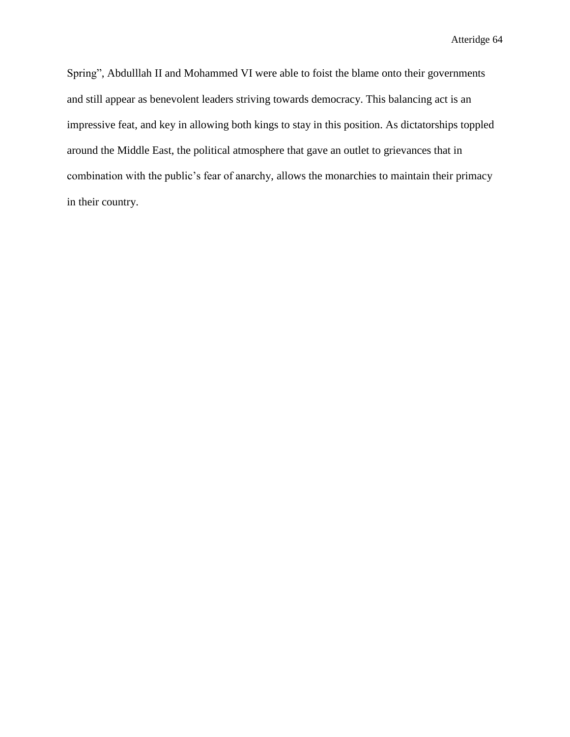Spring”, Abdulllah II and Mohammed VI were able to foist the blame onto their governments and still appear as benevolent leaders striving towards democracy. This balancing act is an impressive feat, and key in allowing both kings to stay in this position. As dictatorships toppled around the Middle East, the political atmosphere that gave an outlet to grievances that in combination with the public’s fear of anarchy, allows the monarchies to maintain their primacy in their country.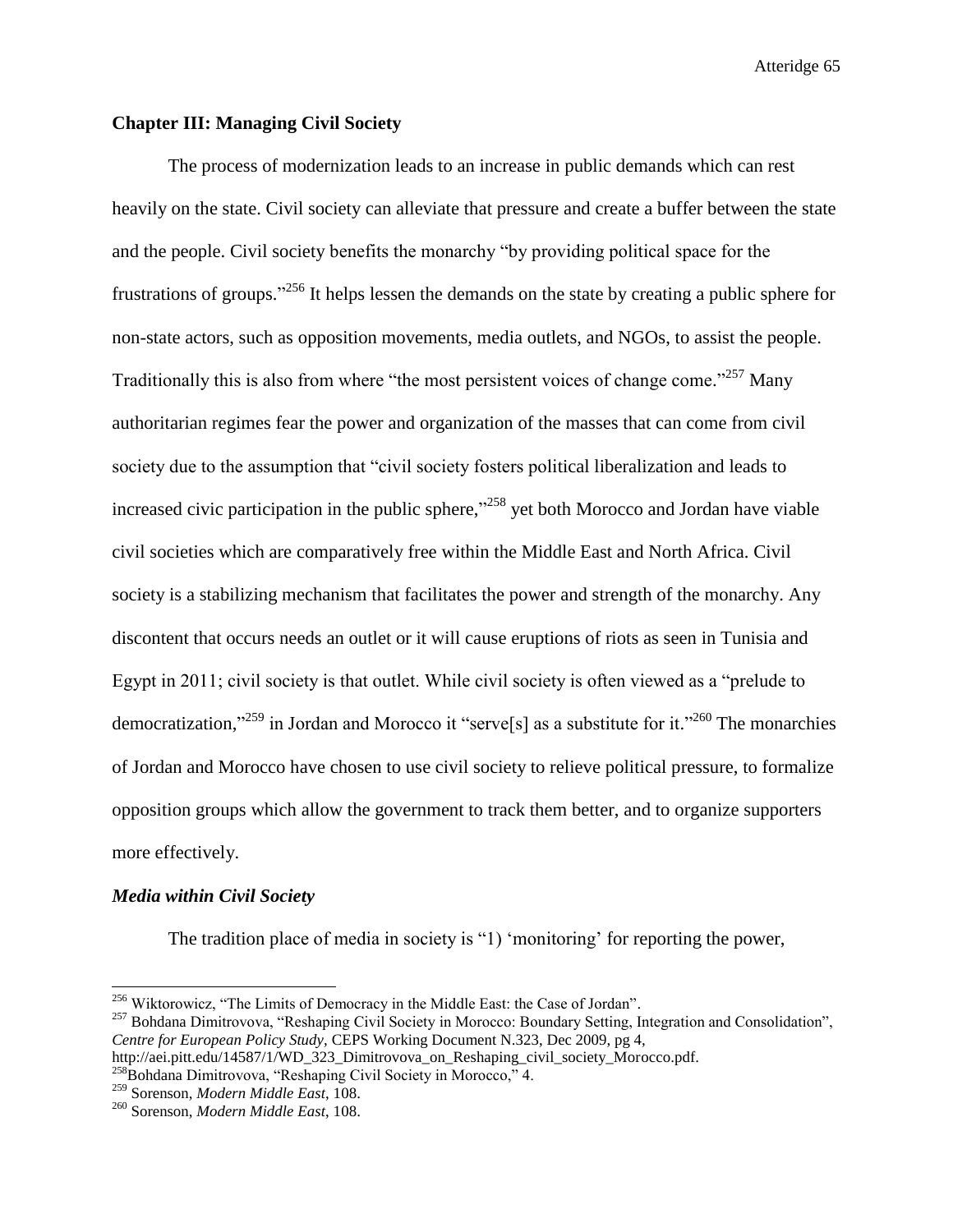## Chapter III: Managing Civil Society

The process of modernization leads to an increase in public demands which can rest heavily on the state. Civil society can alleviate that pressure and create a buffer between the state and the people. Civil society benefits the monarchy "by providing political space for the frustrations of groups."[256] It helps lessen the demands on the state by creating a public sphere for non-state actors, such as opposition movements, media outlets, and NGOs, to assist the people. Traditionally this is also from where "the most persistent voices of change come."[257] Many authoritarian regimes fear the power and organization of the masses that can come from civil society due to the assumption that "civil society fosters political liberalization and leads to increased civic participation in the public sphere,"[258] yet both Morocco and Jordan have viable civil societies which are comparatively free within the Middle East and North Africa. Civil society is a stabilizing mechanism that facilitates the power and strength of the monarchy. Any discontent that occurs needs an outlet or it will cause eruptions of riots as seen in Tunisia and Egypt in 2011; civil society is that outlet. While civil society is often viewed as a "prelude to democratization,"[259] in Jordan and Morocco it "serve[s] as a substitute for it."[260] The monarchies of Jordan and Morocco have chosen to use civil society to relieve political pressure, to formalize opposition groups which allow the government to track them better, and to organize supporters more effectively.

### *Media within Civil Society*

The tradition place of media in society is "1) 'monitoring' for reporting the power,

---

[256] Wiktorowicz, "The Limits of Democracy in the Middle East: the Case of Jordan".

[257] Bohdana Dimitrovova, "Reshaping Civil Society in Morocco: Boundary Setting, Integration and Consolidation", *Centre for European Policy Study*, CEPS Working Document N.323, Dec 2009, pg 4, http://aei.pitt.edu/14587/1/WD_323_Dimitrovova_on_Reshaping_civil_society_Morocco.pdf.

[258] Bohdana Dimitrovova, "Reshaping Civil Society in Morocco," 4.

[259] Sorenson, *Modern Middle East*, 108.

[260] Sorenson, *Modern Middle East*, 108.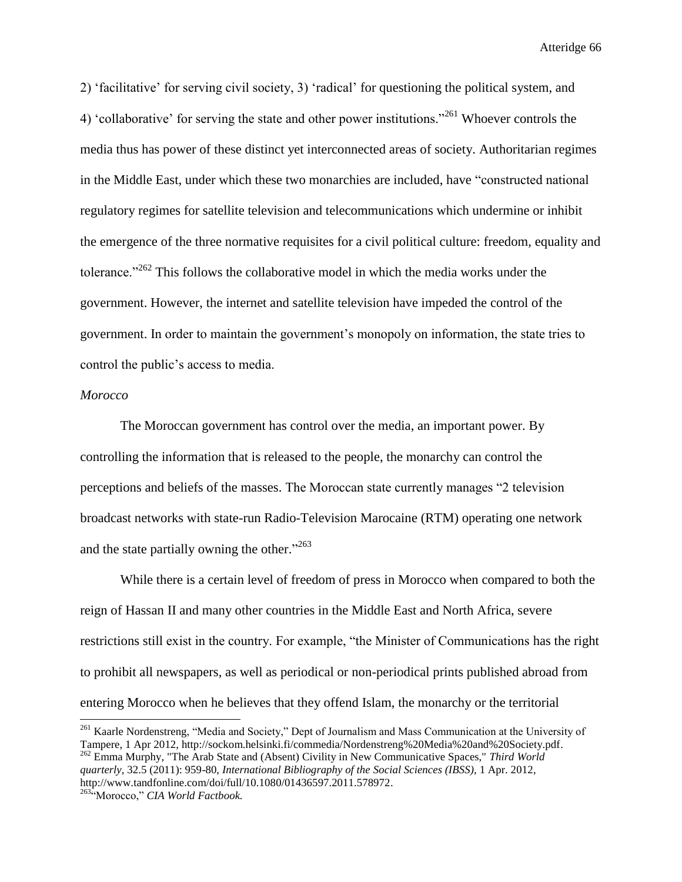2) 'facilitative' for serving civil society, 3) 'radical' for questioning the political system, and 4) 'collaborative' for serving the state and other power institutions."[261] Whoever controls the media thus has power of these distinct yet interconnected areas of society. Authoritarian regimes in the Middle East, under which these two monarchies are included, have "constructed national regulatory regimes for satellite television and telecommunications which undermine or inhibit the emergence of the three normative requisites for a civil political culture: freedom, equality and tolerance."[262] This follows the collaborative model in which the media works under the government. However, the internet and satellite television have impeded the control of the government. In order to maintain the government's monopoly on information, the state tries to control the public's access to media.

*Morocco*

The Moroccan government has control over the media, an important power. By controlling the information that is released to the people, the monarchy can control the perceptions and beliefs of the masses. The Moroccan state currently manages "2 television broadcast networks with state-run Radio-Television Marocaine (RTM) operating one network and the state partially owning the other."[263]

While there is a certain level of freedom of press in Morocco when compared to both the reign of Hassan II and many other countries in the Middle East and North Africa, severe restrictions still exist in the country. For example, "the Minister of Communications has the right to prohibit all newspapers, as well as periodical or non-periodical prints published abroad from entering Morocco when he believes that they offend Islam, the monarchy or the territorial

---

[261] Kaarle Nordenstreng, "Media and Society," Dept of Journalism and Mass Communication at the University of Tampere, 1 Apr 2012, http://sockom.helsinki.fi/commedia/Nordenstreng%20Media%20and%20Society.pdf.

[262] Emma Murphy, "The Arab State and (Absent) Civility in New Communicative Spaces," *Third World quarterly,* 32.5 (2011): 959-80, *International Bibliography of the Social Sciences (IBSS),* 1 Apr. 2012, http://www.tandfonline.com/doi/full/10.1080/01436597.2011.578972.

[263] "Morocco," *CIA World Factbook.*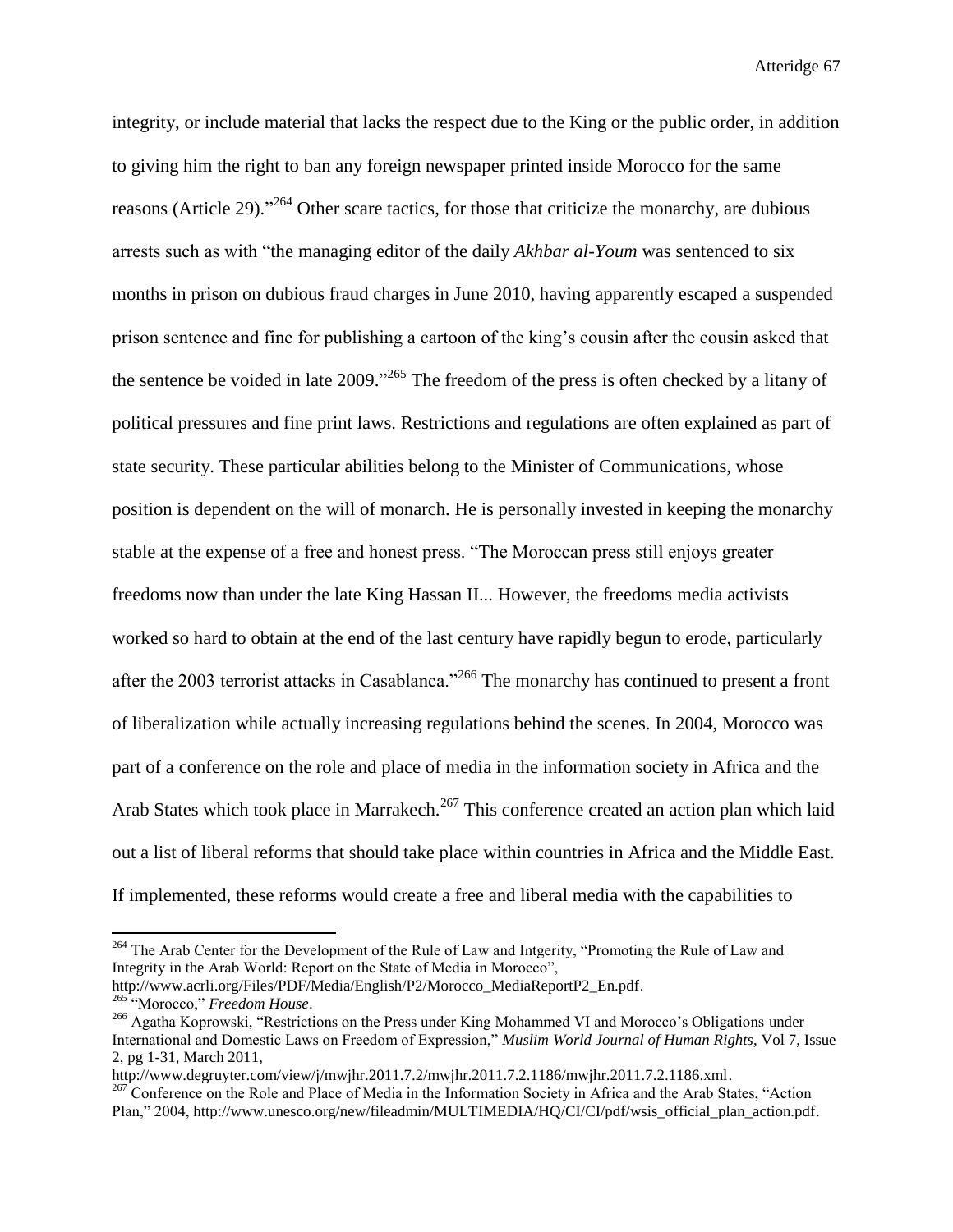integrity, or include material that lacks the respect due to the King or the public order, in addition to giving him the right to ban any foreign newspaper printed inside Morocco for the same reasons (Article 29)."[264] Other scare tactics, for those that criticize the monarchy, are dubious arrests such as with "the managing editor of the daily *Akhbar al-Youm* was sentenced to six months in prison on dubious fraud charges in June 2010, having apparently escaped a suspended prison sentence and fine for publishing a cartoon of the king's cousin after the cousin asked that the sentence be voided in late 2009."[265] The freedom of the press is often checked by a litany of political pressures and fine print laws. Restrictions and regulations are often explained as part of state security. These particular abilities belong to the Minister of Communications, whose position is dependent on the will of monarch. He is personally invested in keeping the monarchy stable at the expense of a free and honest press. "The Moroccan press still enjoys greater freedoms now than under the late King Hassan II... However, the freedoms media activists worked so hard to obtain at the end of the last century have rapidly begun to erode, particularly after the 2003 terrorist attacks in Casablanca."[266] The monarchy has continued to present a front of liberalization while actually increasing regulations behind the scenes. In 2004, Morocco was part of a conference on the role and place of media in the information society in Africa and the Arab States which took place in Marrakech.[267] This conference created an action plan which laid out a list of liberal reforms that should take place within countries in Africa and the Middle East. If implemented, these reforms would create a free and liberal media with the capabilities to

---

[264] The Arab Center for the Development of the Rule of Law and Intgerity, "Promoting the Rule of Law and Integrity in the Arab World: Report on the State of Media in Morocco", http://www.acrli.org/Files/PDF/Media/English/P2/Morocco_MediaReportP2_En.pdf.

[265] "Morocco," *Freedom House*.

[266] Agatha Koprowski, "Restrictions on the Press under King Mohammed VI and Morocco's Obligations under International and Domestic Laws on Freedom of Expression," *Muslim World Journal of Human Rights*, Vol 7, Issue 2, pg 1-31, March 2011, http://www.degruyter.com/view/j/mwjhr.2011.7.2/mwjhr.2011.7.2.1186/mwjhr.2011.7.2.1186.xml.

[267] Conference on the Role and Place of Media in the Information Society in Africa and the Arab States, "Action Plan," 2004, http://www.unesco.org/new/fileadmin/MULTIMEDIA/HQ/CI/CI/pdf/wsis_official_plan_action.pdf.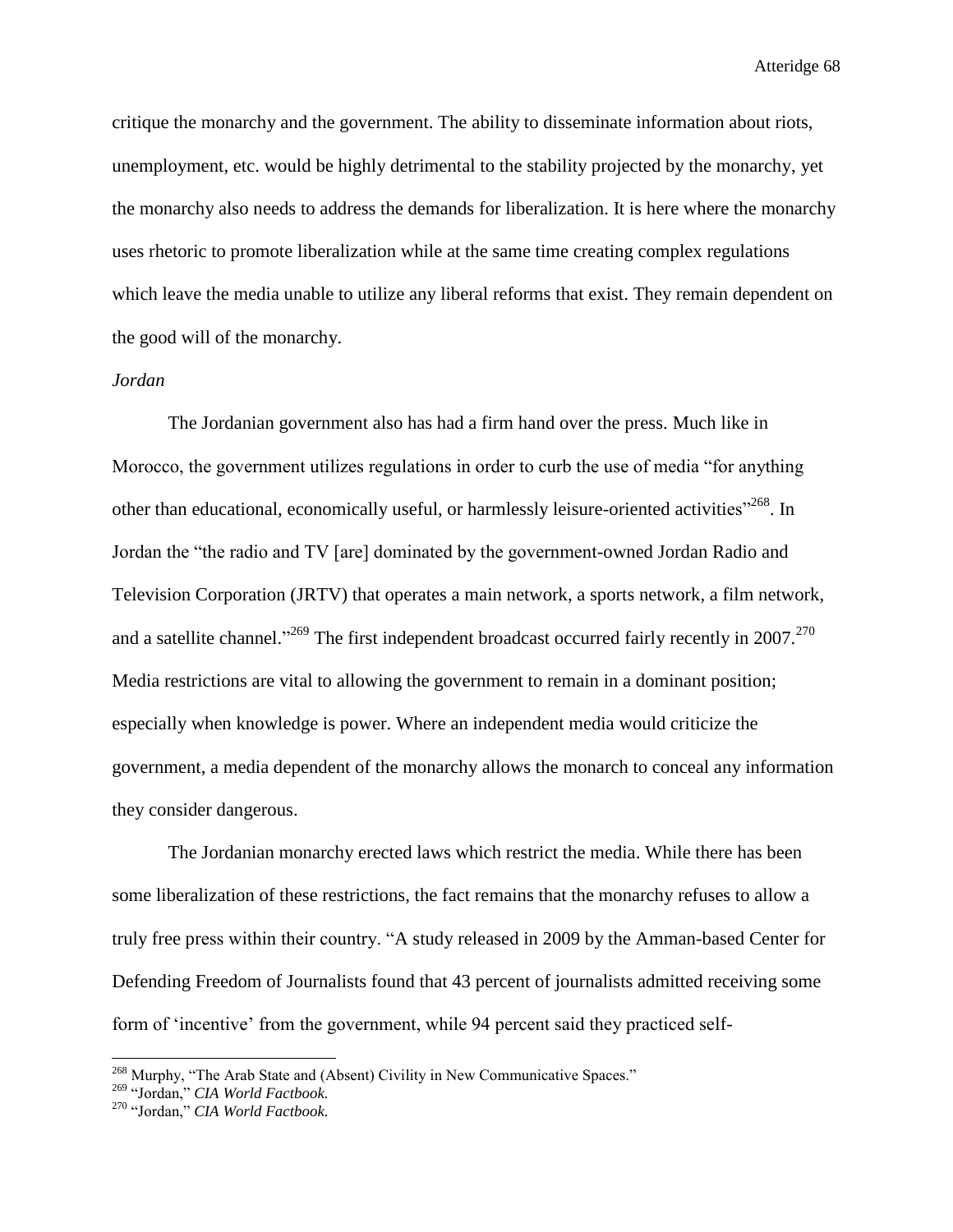critique the monarchy and the government. The ability to disseminate information about riots, unemployment, etc. would be highly detrimental to the stability projected by the monarchy, yet the monarchy also needs to address the demands for liberalization. It is here where the monarchy uses rhetoric to promote liberalization while at the same time creating complex regulations which leave the media unable to utilize any liberal reforms that exist. They remain dependent on the good will of the monarchy.

*Jordan*

The Jordanian government also has had a firm hand over the press. Much like in Morocco, the government utilizes regulations in order to curb the use of media "for anything other than educational, economically useful, or harmlessly leisure-oriented activities"[268]. In Jordan the "the radio and TV [are] dominated by the government-owned Jordan Radio and Television Corporation (JRTV) that operates a main network, a sports network, a film network, and a satellite channel."[269] The first independent broadcast occurred fairly recently in 2007.[270] Media restrictions are vital to allowing the government to remain in a dominant position; especially when knowledge is power. Where an independent media would criticize the government, a media dependent of the monarchy allows the monarch to conceal any information they consider dangerous.

The Jordanian monarchy erected laws which restrict the media. While there has been some liberalization of these restrictions, the fact remains that the monarchy refuses to allow a truly free press within their country. "A study released in 2009 by the Amman-based Center for Defending Freedom of Journalists found that 43 percent of journalists admitted receiving some form of 'incentive' from the government, while 94 percent said they practiced self-

---

[268] Murphy, "The Arab State and (Absent) Civility in New Communicative Spaces."

[269] "Jordan," *CIA World Factbook.*

[270] "Jordan," *CIA World Factbook.*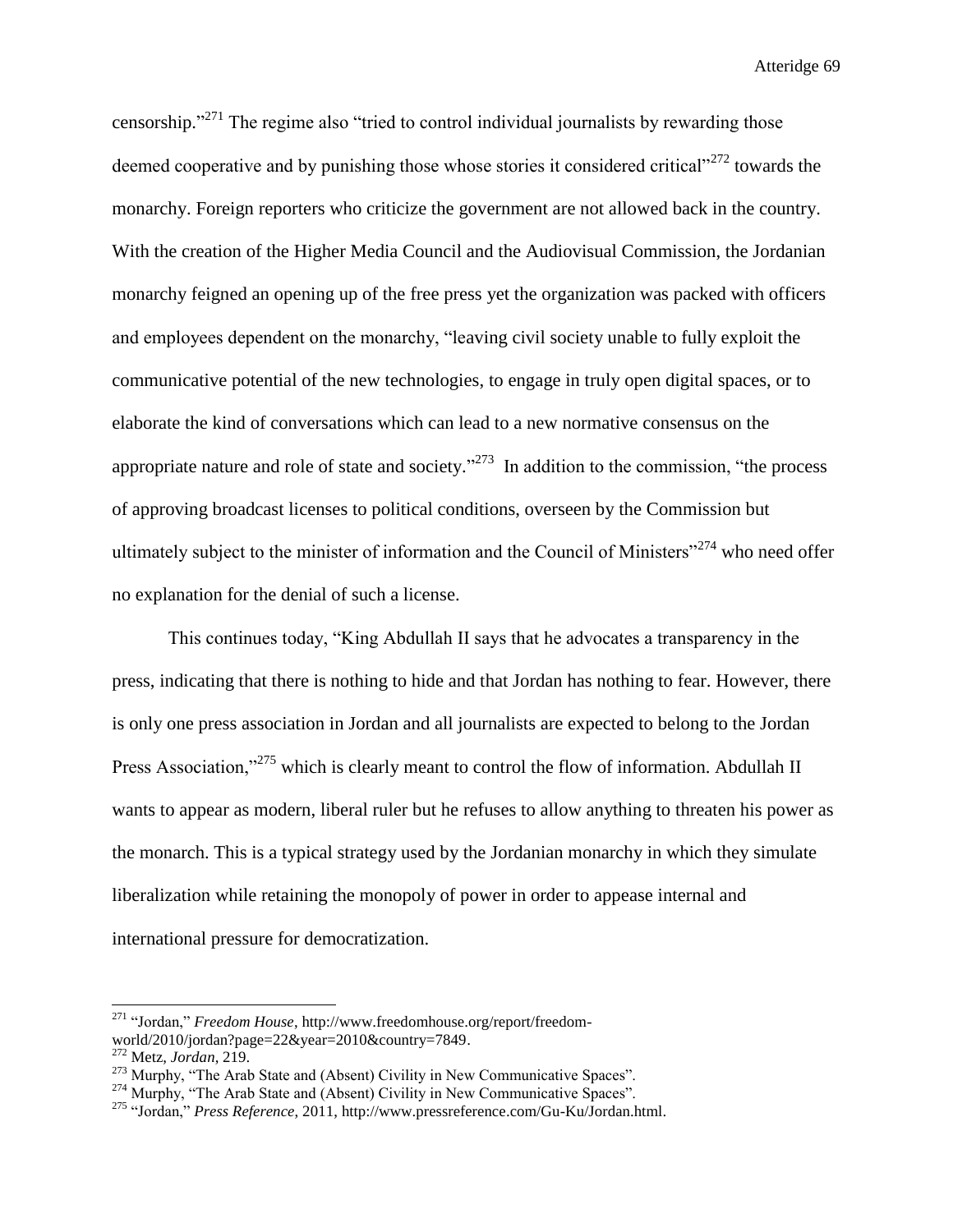censorship."[271] The regime also "tried to control individual journalists by rewarding those deemed cooperative and by punishing those whose stories it considered critical"[272] towards the monarchy. Foreign reporters who criticize the government are not allowed back in the country. With the creation of the Higher Media Council and the Audiovisual Commission, the Jordanian monarchy feigned an opening up of the free press yet the organization was packed with officers and employees dependent on the monarchy, "leaving civil society unable to fully exploit the communicative potential of the new technologies, to engage in truly open digital spaces, or to elaborate the kind of conversations which can lead to a new normative consensus on the appropriate nature and role of state and society."[273] In addition to the commission, "the process of approving broadcast licenses to political conditions, overseen by the Commission but ultimately subject to the minister of information and the Council of Ministers"[274] who need offer no explanation for the denial of such a license.

This continues today, "King Abdullah II says that he advocates a transparency in the press, indicating that there is nothing to hide and that Jordan has nothing to fear. However, there is only one press association in Jordan and all journalists are expected to belong to the Jordan Press Association,"[275] which is clearly meant to control the flow of information. Abdullah II wants to appear as modern, liberal ruler but he refuses to allow anything to threaten his power as the monarch. This is a typical strategy used by the Jordanian monarchy in which they simulate liberalization while retaining the monopoly of power in order to appease internal and international pressure for democratization.

---

[271] "Jordan," *Freedom House*, http://www.freedomhouse.org/report/freedom-world/2010/jordan?page=22&year=2010&country=7849.

[272] Metz, *Jordan*, 219.

[273] Murphy, "The Arab State and (Absent) Civility in New Communicative Spaces".

[274] Murphy, "The Arab State and (Absent) Civility in New Communicative Spaces".

[275] "Jordan," *Press Reference*, 2011, http://www.pressreference.com/Gu-Ku/Jordan.html.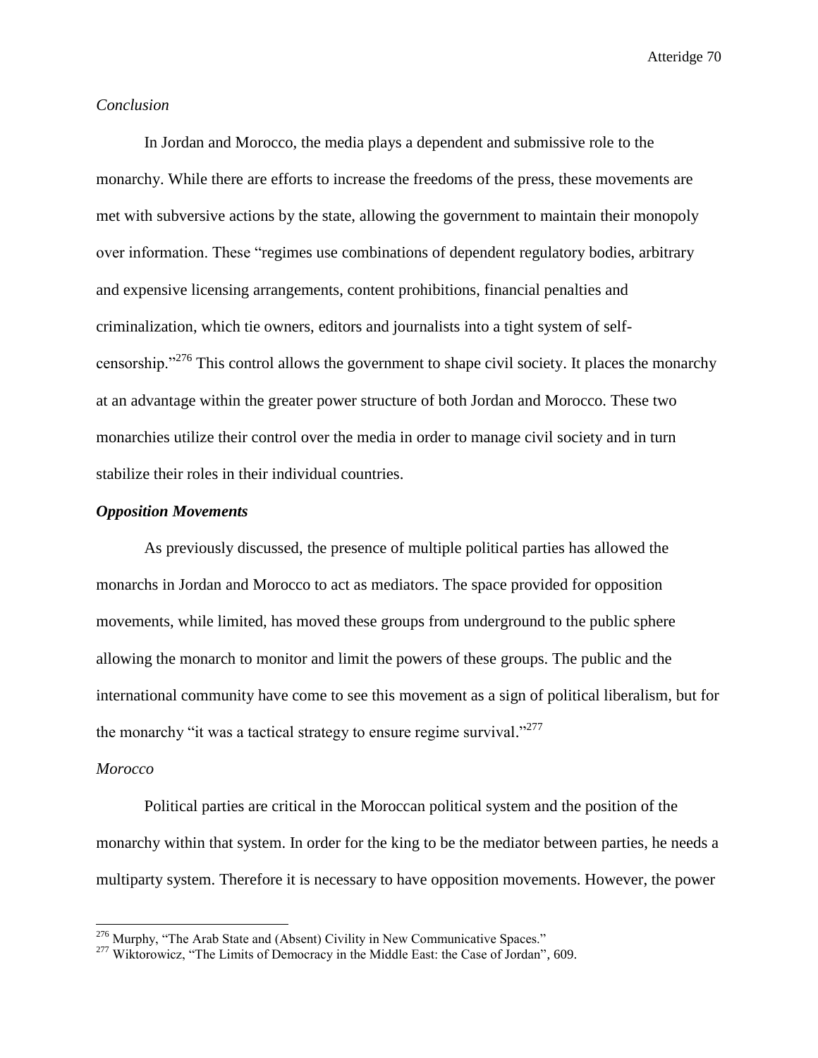*Conclusion*

In Jordan and Morocco, the media plays a dependent and submissive role to the monarchy. While there are efforts to increase the freedoms of the press, these movements are met with subversive actions by the state, allowing the government to maintain their monopoly over information. These "regimes use combinations of dependent regulatory bodies, arbitrary and expensive licensing arrangements, content prohibitions, financial penalties and criminalization, which tie owners, editors and journalists into a tight system of self-censorship."[276] This control allows the government to shape civil society. It places the monarchy at an advantage within the greater power structure of both Jordan and Morocco. These two monarchies utilize their control over the media in order to manage civil society and in turn stabilize their roles in their individual countries.

***Opposition Movements***

As previously discussed, the presence of multiple political parties has allowed the monarchs in Jordan and Morocco to act as mediators. The space provided for opposition movements, while limited, has moved these groups from underground to the public sphere allowing the monarch to monitor and limit the powers of these groups. The public and the international community have come to see this movement as a sign of political liberalism, but for the monarchy "it was a tactical strategy to ensure regime survival."[277]

*Morocco*

Political parties are critical in the Moroccan political system and the position of the monarchy within that system. In order for the king to be the mediator between parties, he needs a multiparty system. Therefore it is necessary to have opposition movements. However, the power

---

[276] Murphy, "The Arab State and (Absent) Civility in New Communicative Spaces."

[277] Wiktorowicz, "The Limits of Democracy in the Middle East: the Case of Jordan", 609.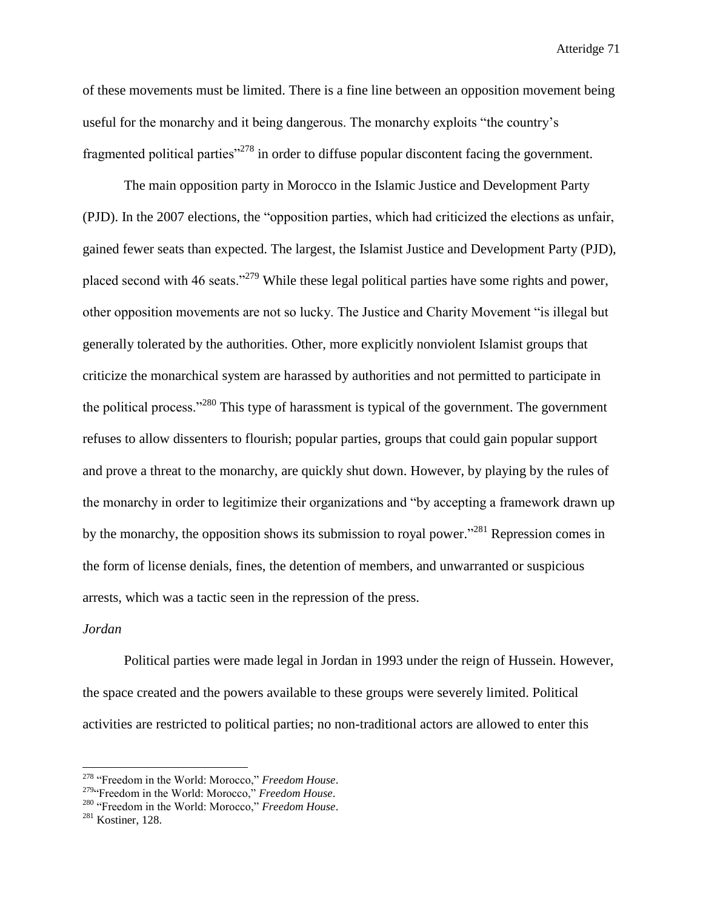of these movements must be limited. There is a fine line between an opposition movement being useful for the monarchy and it being dangerous. The monarchy exploits "the country's fragmented political parties"[278] in order to diffuse popular discontent facing the government.

The main opposition party in Morocco in the Islamic Justice and Development Party (PJD). In the 2007 elections, the "opposition parties, which had criticized the elections as unfair, gained fewer seats than expected. The largest, the Islamist Justice and Development Party (PJD), placed second with 46 seats."[279] While these legal political parties have some rights and power, other opposition movements are not so lucky. The Justice and Charity Movement "is illegal but generally tolerated by the authorities. Other, more explicitly nonviolent Islamist groups that criticize the monarchical system are harassed by authorities and not permitted to participate in the political process."[280] This type of harassment is typical of the government. The government refuses to allow dissenters to flourish; popular parties, groups that could gain popular support and prove a threat to the monarchy, are quickly shut down. However, by playing by the rules of the monarchy in order to legitimize their organizations and "by accepting a framework drawn up by the monarchy, the opposition shows its submission to royal power."[281] Repression comes in the form of license denials, fines, the detention of members, and unwarranted or suspicious arrests, which was a tactic seen in the repression of the press.

*Jordan*

Political parties were made legal in Jordan in 1993 under the reign of Hussein. However, the space created and the powers available to these groups were severely limited. Political activities are restricted to political parties; no non-traditional actors are allowed to enter this

---

[278] "Freedom in the World: Morocco," *Freedom House*.

[279] "Freedom in the World: Morocco," *Freedom House*.

[280] "Freedom in the World: Morocco," *Freedom House*.

[281] Kostiner, 128.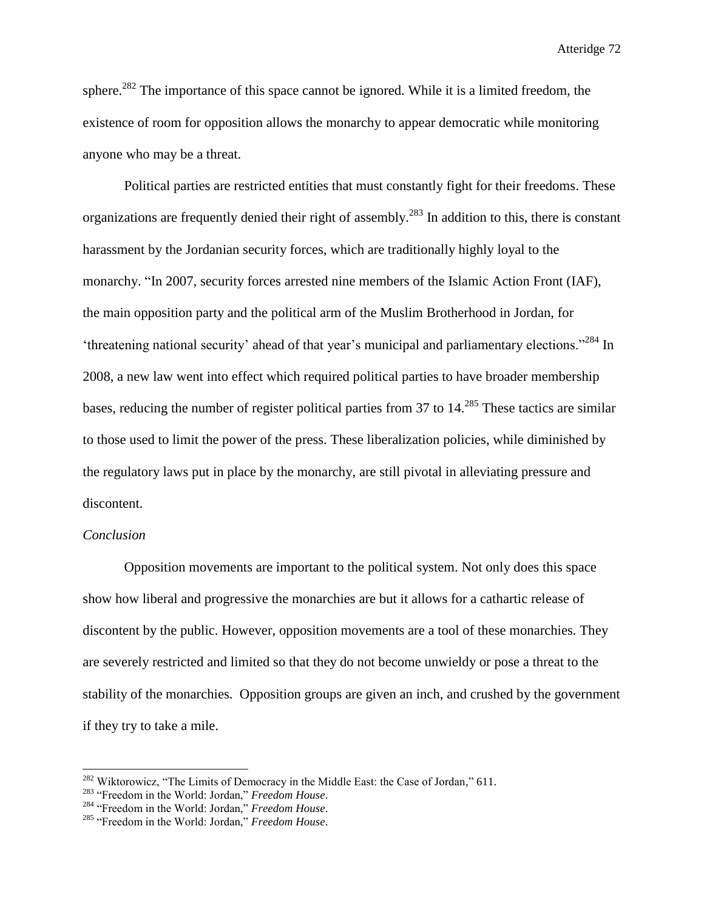sphere.[282] The importance of this space cannot be ignored. While it is a limited freedom, the existence of room for opposition allows the monarchy to appear democratic while monitoring anyone who may be a threat.

Political parties are restricted entities that must constantly fight for their freedoms. These organizations are frequently denied their right of assembly.[283] In addition to this, there is constant harassment by the Jordanian security forces, which are traditionally highly loyal to the monarchy. "In 2007, security forces arrested nine members of the Islamic Action Front (IAF), the main opposition party and the political arm of the Muslim Brotherhood in Jordan, for 'threatening national security' ahead of that year's municipal and parliamentary elections."[284] In 2008, a new law went into effect which required political parties to have broader membership bases, reducing the number of register political parties from 37 to 14.[285] These tactics are similar to those used to limit the power of the press. These liberalization policies, while diminished by the regulatory laws put in place by the monarchy, are still pivotal in alleviating pressure and discontent.

*Conclusion*

Opposition movements are important to the political system. Not only does this space show how liberal and progressive the monarchies are but it allows for a cathartic release of discontent by the public. However, opposition movements are a tool of these monarchies. They are severely restricted and limited so that they do not become unwieldy or pose a threat to the stability of the monarchies. Opposition groups are given an inch, and crushed by the government if they try to take a mile.

---

[282] Wiktorowicz, "The Limits of Democracy in the Middle East: the Case of Jordan," 611.
[283] "Freedom in the World: Jordan," *Freedom House*.
[284] "Freedom in the World: Jordan," *Freedom House*.
[285] "Freedom in the World: Jordan," *Freedom House*.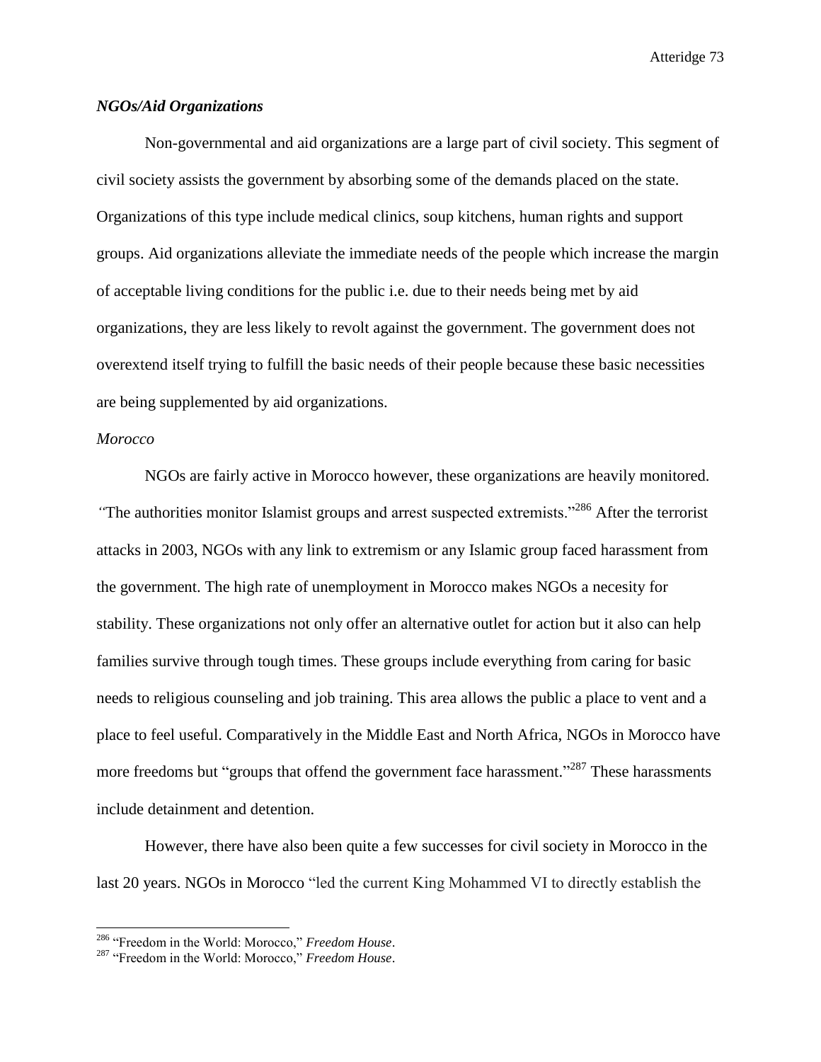### *NGOs/Aid Organizations*

Non-governmental and aid organizations are a large part of civil society. This segment of civil society assists the government by absorbing some of the demands placed on the state. Organizations of this type include medical clinics, soup kitchens, human rights and support groups. Aid organizations alleviate the immediate needs of the people which increase the margin of acceptable living conditions for the public i.e. due to their needs being met by aid organizations, they are less likely to revolt against the government. The government does not overextend itself trying to fulfill the basic needs of their people because these basic necessities are being supplemented by aid organizations.

*Morocco*

NGOs are fairly active in Morocco however, these organizations are heavily monitored. "The authorities monitor Islamist groups and arrest suspected extremists."[286] After the terrorist attacks in 2003, NGOs with any link to extremism or any Islamic group faced harassment from the government. The high rate of unemployment in Morocco makes NGOs a necesity for stability. These organizations not only offer an alternative outlet for action but it also can help families survive through tough times. These groups include everything from caring for basic needs to religious counseling and job training. This area allows the public a place to vent and a place to feel useful. Comparatively in the Middle East and North Africa, NGOs in Morocco have more freedoms but "groups that offend the government face harassment."[287] These harassments include detainment and detention.

However, there have also been quite a few successes for civil society in Morocco in the last 20 years. NGOs in Morocco "led the current King Mohammed VI to directly establish the

---

[286] "Freedom in the World: Morocco," *Freedom House*.

[287] "Freedom in the World: Morocco," *Freedom House*.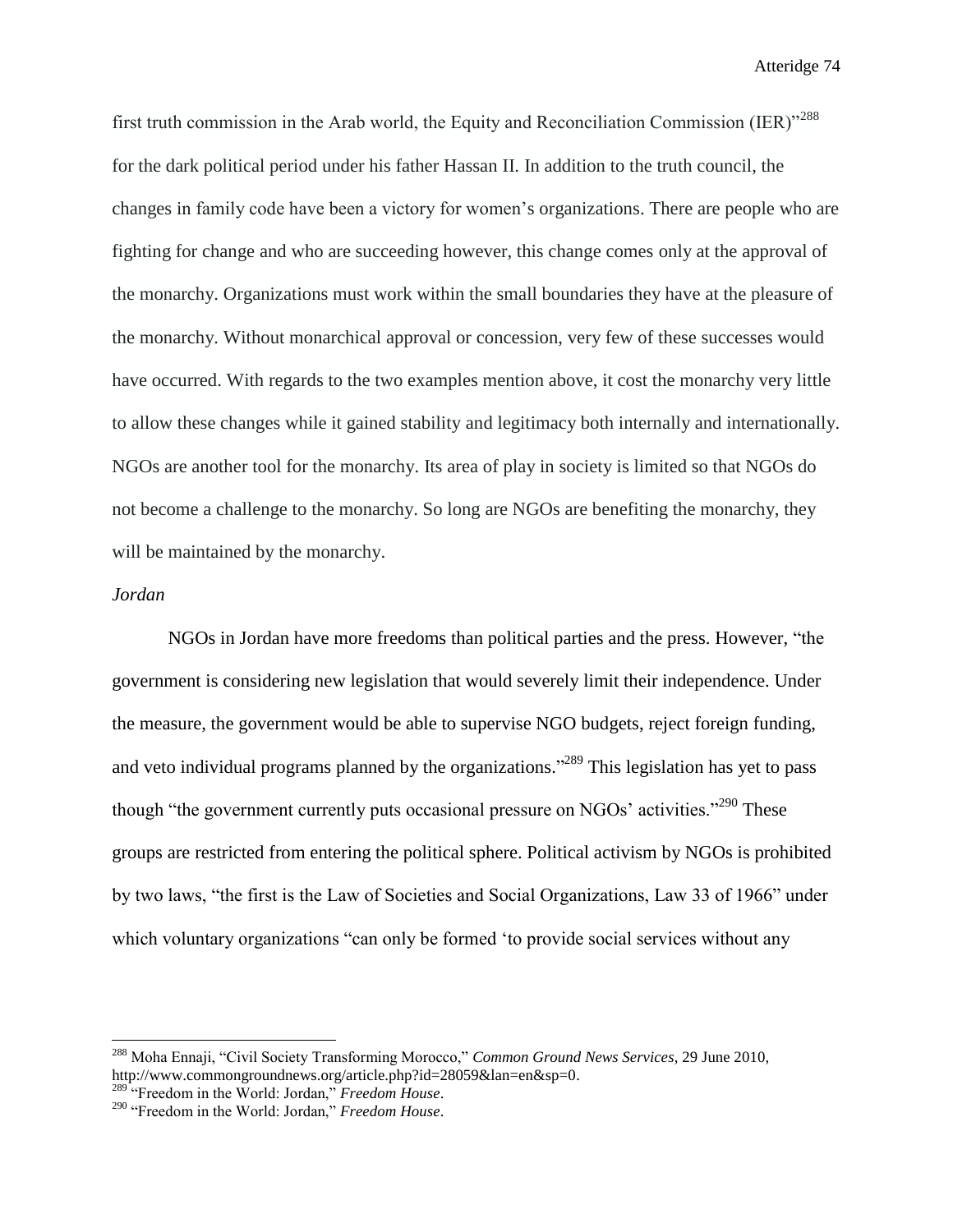first truth commission in the Arab world, the Equity and Reconciliation Commission (IER)"[288] for the dark political period under his father Hassan II. In addition to the truth council, the changes in family code have been a victory for women's organizations. There are people who are fighting for change and who are succeeding however, this change comes only at the approval of the monarchy. Organizations must work within the small boundaries they have at the pleasure of the monarchy. Without monarchical approval or concession, very few of these successes would have occurred. With regards to the two examples mention above, it cost the monarchy very little to allow these changes while it gained stability and legitimacy both internally and internationally. NGOs are another tool for the monarchy. Its area of play in society is limited so that NGOs do not become a challenge to the monarchy. So long are NGOs are benefiting the monarchy, they will be maintained by the monarchy.

*Jordan*

NGOs in Jordan have more freedoms than political parties and the press. However, "the government is considering new legislation that would severely limit their independence. Under the measure, the government would be able to supervise NGO budgets, reject foreign funding, and veto individual programs planned by the organizations."[289] This legislation has yet to pass though "the government currently puts occasional pressure on NGOs' activities."[290] These groups are restricted from entering the political sphere. Political activism by NGOs is prohibited by two laws, "the first is the Law of Societies and Social Organizations, Law 33 of 1966" under which voluntary organizations "can only be formed 'to provide social services without any

---

[288] Moha Ennaji, "Civil Society Transforming Morocco," *Common Ground News Services*, 29 June 2010, http://www.commongroundnews.org/article.php?id=28059&lan=en&sp=0.

[289] "Freedom in the World: Jordan," *Freedom House*.

[290] "Freedom in the World: Jordan," *Freedom House*.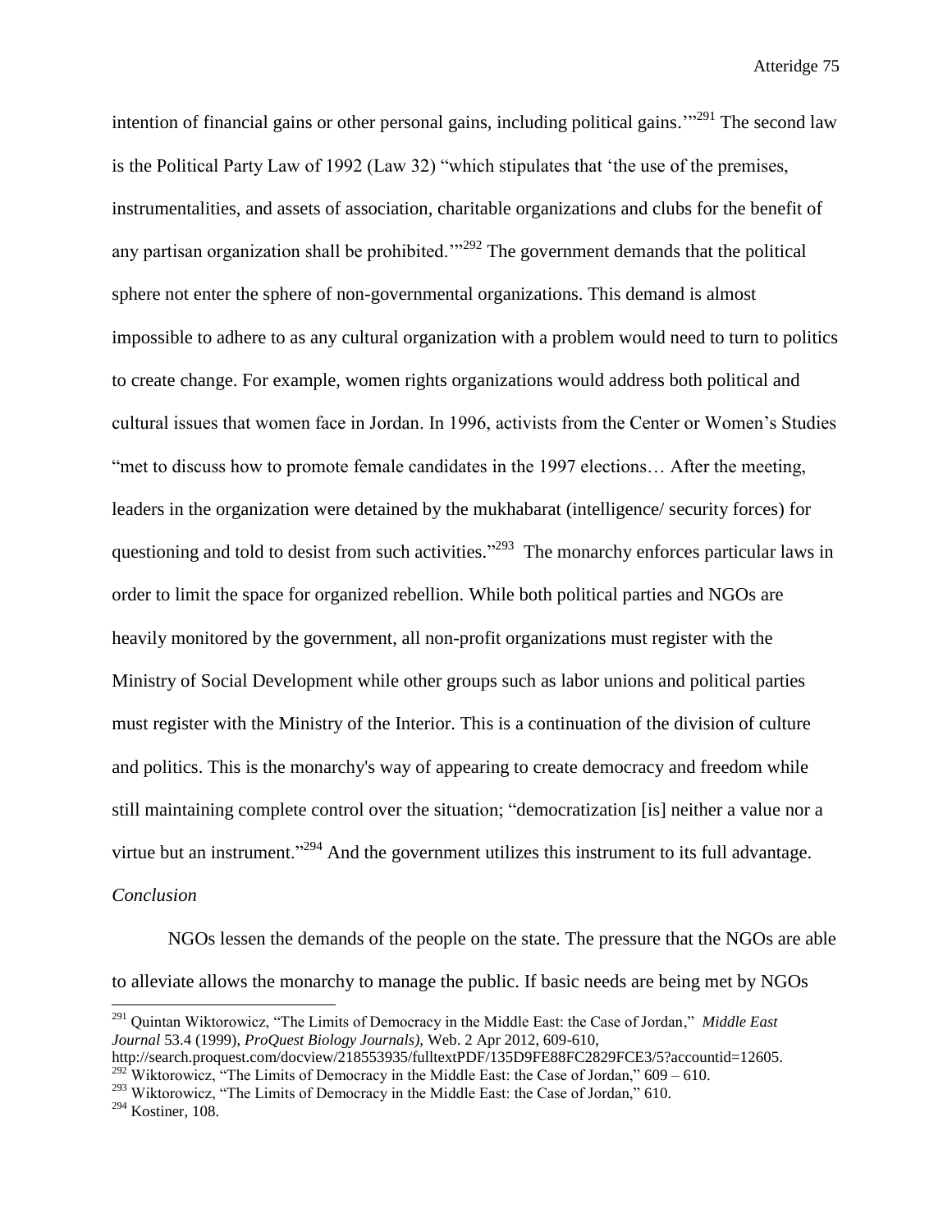intention of financial gains or other personal gains, including political gains.'"[291] The second law is the Political Party Law of 1992 (Law 32) "which stipulates that 'the use of the premises, instrumentalities, and assets of association, charitable organizations and clubs for the benefit of any partisan organization shall be prohibited.'"[292] The government demands that the political sphere not enter the sphere of non-governmental organizations. This demand is almost impossible to adhere to as any cultural organization with a problem would need to turn to politics to create change. For example, women rights organizations would address both political and cultural issues that women face in Jordan. In 1996, activists from the Center or Women's Studies "met to discuss how to promote female candidates in the 1997 elections… After the meeting, leaders in the organization were detained by the mukhabarat (intelligence/ security forces) for questioning and told to desist from such activities."[293] The monarchy enforces particular laws in order to limit the space for organized rebellion. While both political parties and NGOs are heavily monitored by the government, all non-profit organizations must register with the Ministry of Social Development while other groups such as labor unions and political parties must register with the Ministry of the Interior. This is a continuation of the division of culture and politics. This is the monarchy's way of appearing to create democracy and freedom while still maintaining complete control over the situation; "democratization [is] neither a value nor a virtue but an instrument."[294] And the government utilizes this instrument to its full advantage.

*Conclusion*

NGOs lessen the demands of the people on the state. The pressure that the NGOs are able to alleviate allows the monarchy to manage the public. If basic needs are being met by NGOs

---

[291] Quintan Wiktorowicz, "The Limits of Democracy in the Middle East: the Case of Jordan," *Middle East Journal* 53.4 (1999), *ProQuest Biology Journals)*, Web. 2 Apr 2012, 609-610, http://search.proquest.com/docview/218553935/fulltextPDF/135D9FE88FC2829FCE3/5?accountid=12605.

[292] Wiktorowicz, "The Limits of Democracy in the Middle East: the Case of Jordan," 609 – 610.

[293] Wiktorowicz, "The Limits of Democracy in the Middle East: the Case of Jordan," 610.

[294] Kostiner, 108.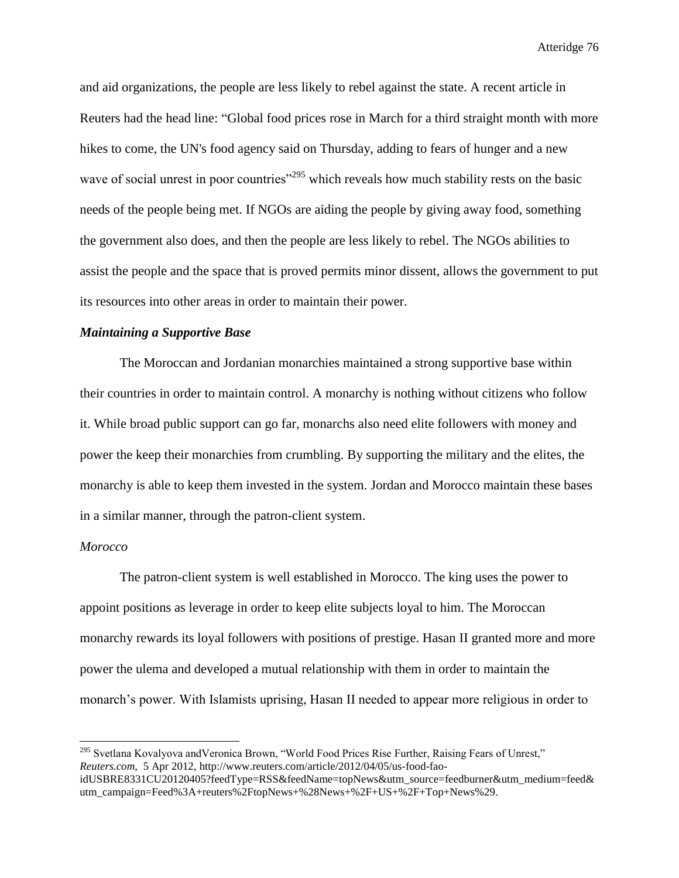and aid organizations, the people are less likely to rebel against the state. A recent article in Reuters had the head line: "Global food prices rose in March for a third straight month with more hikes to come, the UN's food agency said on Thursday, adding to fears of hunger and a new wave of social unrest in poor countries"[295] which reveals how much stability rests on the basic needs of the people being met. If NGOs are aiding the people by giving away food, something the government also does, and then the people are less likely to rebel. The NGOs abilities to assist the people and the space that is proved permits minor dissent, allows the government to put its resources into other areas in order to maintain their power.

***Maintaining a Supportive Base***

The Moroccan and Jordanian monarchies maintained a strong supportive base within their countries in order to maintain control. A monarchy is nothing without citizens who follow it. While broad public support can go far, monarchs also need elite followers with money and power the keep their monarchies from crumbling. By supporting the military and the elites, the monarchy is able to keep them invested in the system. Jordan and Morocco maintain these bases in a similar manner, through the patron-client system.

*Morocco*

The patron-client system is well established in Morocco. The king uses the power to appoint positions as leverage in order to keep elite subjects loyal to him. The Moroccan monarchy rewards its loyal followers with positions of prestige. Hasan II granted more and more power the ulema and developed a mutual relationship with them in order to maintain the monarch's power. With Islamists uprising, Hasan II needed to appear more religious in order to

---

[295] Svetlana Kovalyova andVeronica Brown, "World Food Prices Rise Further, Raising Fears of Unrest," *Reuters.com*, 5 Apr 2012, http://www.reuters.com/article/2012/04/05/us-food-fao-idUSBRE8331CU20120405?feedType=RSS&feedName=topNews&utm_source=feedburner&utm_medium=feed&utm_campaign=Feed%3A+reuters%2FtopNews+%28News+%2F+US+%2F+Top+News%29.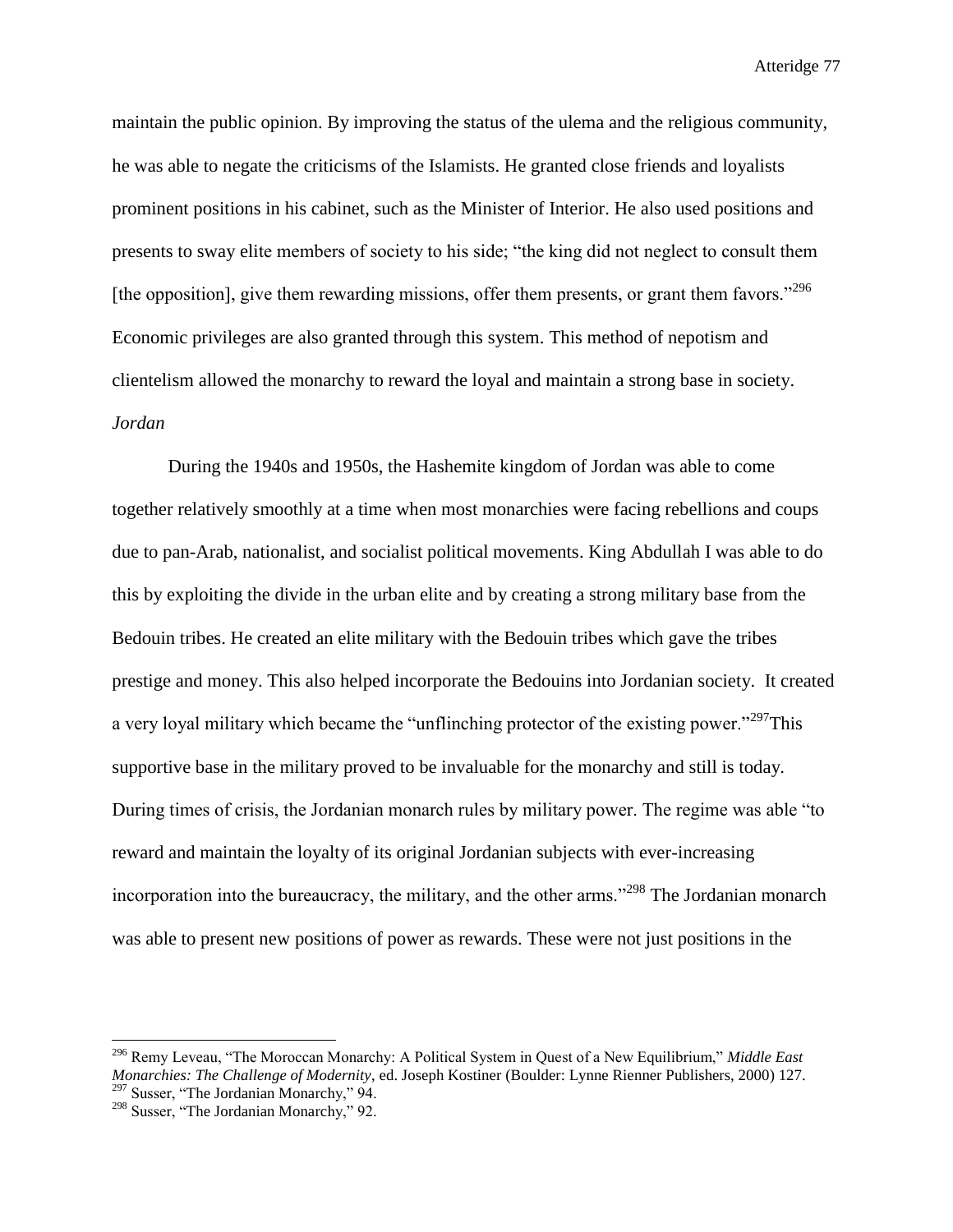maintain the public opinion. By improving the status of the ulema and the religious community, he was able to negate the criticisms of the Islamists. He granted close friends and loyalists prominent positions in his cabinet, such as the Minister of Interior. He also used positions and presents to sway elite members of society to his side; "the king did not neglect to consult them [the opposition], give them rewarding missions, offer them presents, or grant them favors."[296] Economic privileges are also granted through this system. This method of nepotism and clientelism allowed the monarchy to reward the loyal and maintain a strong base in society.

*Jordan*

During the 1940s and 1950s, the Hashemite kingdom of Jordan was able to come together relatively smoothly at a time when most monarchies were facing rebellions and coups due to pan-Arab, nationalist, and socialist political movements. King Abdullah I was able to do this by exploiting the divide in the urban elite and by creating a strong military base from the Bedouin tribes. He created an elite military with the Bedouin tribes which gave the tribes prestige and money. This also helped incorporate the Bedouins into Jordanian society. It created a very loyal military which became the "unflinching protector of the existing power."[297]This supportive base in the military proved to be invaluable for the monarchy and still is today. During times of crisis, the Jordanian monarch rules by military power. The regime was able "to reward and maintain the loyalty of its original Jordanian subjects with ever-increasing incorporation into the bureaucracy, the military, and the other arms."[298] The Jordanian monarch was able to present new positions of power as rewards. These were not just positions in the

---

[296] Remy Leveau, "The Moroccan Monarchy: A Political System in Quest of a New Equilibrium," *Middle East Monarchies: The Challenge of Modernity*, ed. Joseph Kostiner (Boulder: Lynne Rienner Publishers, 2000) 127.

[297] Susser, "The Jordanian Monarchy," 94.

[298] Susser, "The Jordanian Monarchy," 92.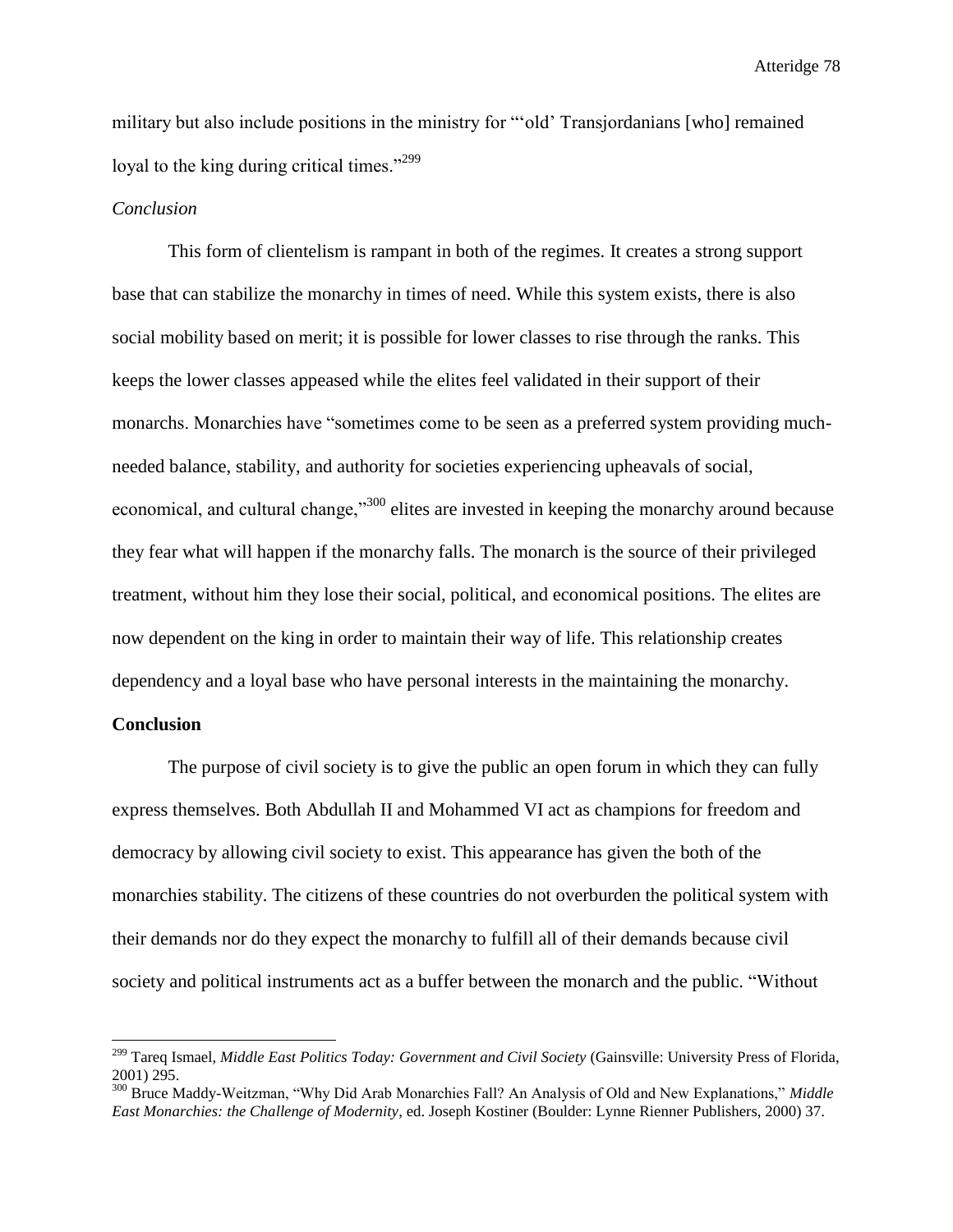military but also include positions in the ministry for "'old' Transjordanians [who] remained loyal to the king during critical times."[299]

*Conclusion*

This form of clientelism is rampant in both of the regimes. It creates a strong support base that can stabilize the monarchy in times of need. While this system exists, there is also social mobility based on merit; it is possible for lower classes to rise through the ranks. This keeps the lower classes appeased while the elites feel validated in their support of their monarchs. Monarchies have "sometimes come to be seen as a preferred system providing much-needed balance, stability, and authority for societies experiencing upheavals of social, economical, and cultural change,"[300] elites are invested in keeping the monarchy around because they fear what will happen if the monarchy falls. The monarch is the source of their privileged treatment, without him they lose their social, political, and economical positions. The elites are now dependent on the king in order to maintain their way of life. This relationship creates dependency and a loyal base who have personal interests in the maintaining the monarchy.

**Conclusion**

The purpose of civil society is to give the public an open forum in which they can fully express themselves. Both Abdullah II and Mohammed VI act as champions for freedom and democracy by allowing civil society to exist. This appearance has given the both of the monarchies stability. The citizens of these countries do not overburden the political system with their demands nor do they expect the monarchy to fulfill all of their demands because civil society and political instruments act as a buffer between the monarch and the public. "Without

---

[299] Tareq Ismael, *Middle East Politics Today: Government and Civil Society* (Gainsville: University Press of Florida, 2001) 295.

[300] Bruce Maddy-Weitzman, "Why Did Arab Monarchies Fall? An Analysis of Old and New Explanations," *Middle East Monarchies: the Challenge of Modernity*, ed. Joseph Kostiner (Boulder: Lynne Rienner Publishers, 2000) 37.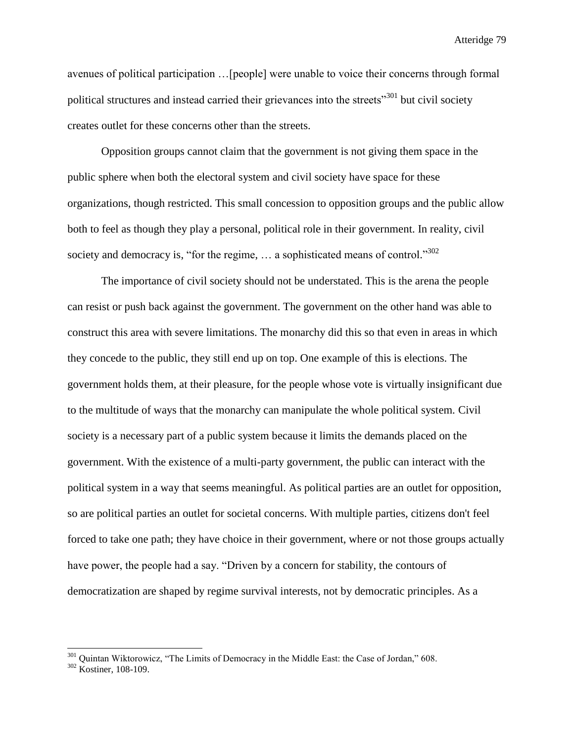avenues of political participation …[people] were unable to voice their concerns through formal political structures and instead carried their grievances into the streets"[301] but civil society creates outlet for these concerns other than the streets.

Opposition groups cannot claim that the government is not giving them space in the public sphere when both the electoral system and civil society have space for these organizations, though restricted. This small concession to opposition groups and the public allow both to feel as though they play a personal, political role in their government. In reality, civil society and democracy is, "for the regime, … a sophisticated means of control."[302]

The importance of civil society should not be understated. This is the arena the people can resist or push back against the government. The government on the other hand was able to construct this area with severe limitations. The monarchy did this so that even in areas in which they concede to the public, they still end up on top. One example of this is elections. The government holds them, at their pleasure, for the people whose vote is virtually insignificant due to the multitude of ways that the monarchy can manipulate the whole political system. Civil society is a necessary part of a public system because it limits the demands placed on the government. With the existence of a multi-party government, the public can interact with the political system in a way that seems meaningful. As political parties are an outlet for opposition, so are political parties an outlet for societal concerns. With multiple parties, citizens don't feel forced to take one path; they have choice in their government, where or not those groups actually have power, the people had a say. "Driven by a concern for stability, the contours of democratization are shaped by regime survival interests, not by democratic principles. As a

---

[301] Quintan Wiktorowicz, "The Limits of Democracy in the Middle East: the Case of Jordan," 608.

[302] Kostiner, 108-109.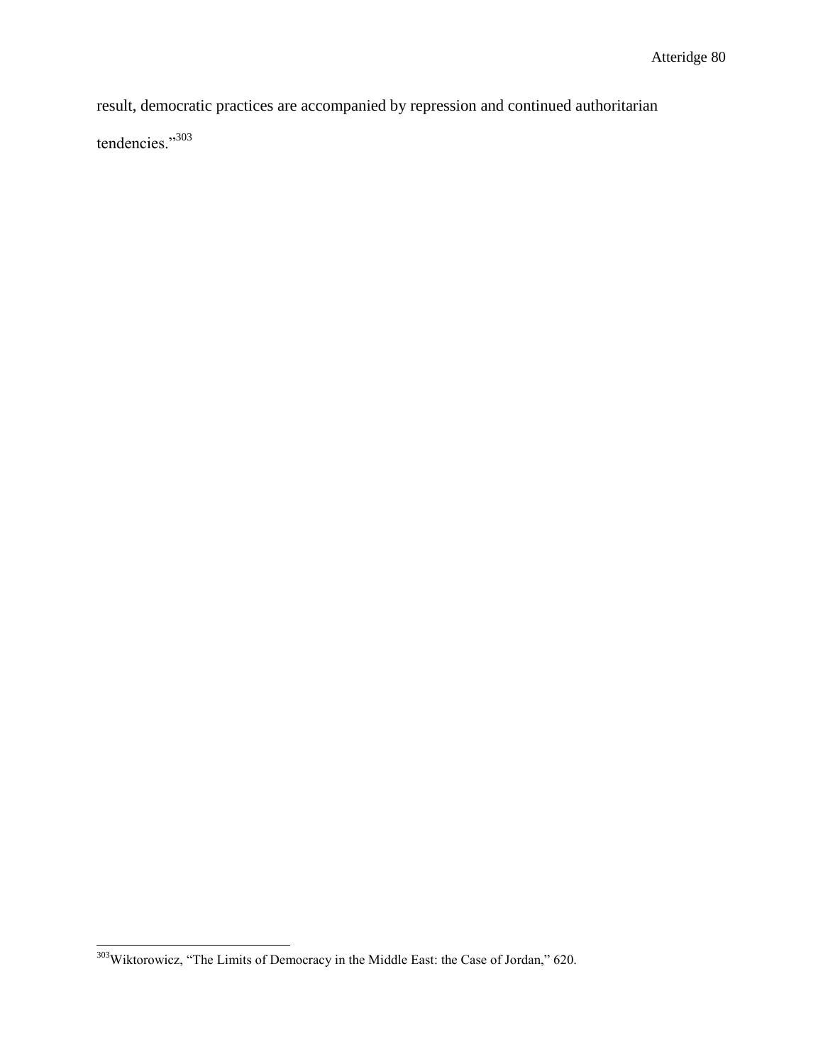result, democratic practices are accompanied by repression and continued authoritarian tendencies."[303]

---

[303] Wiktorowicz, "The Limits of Democracy in the Middle East: the Case of Jordan," 620.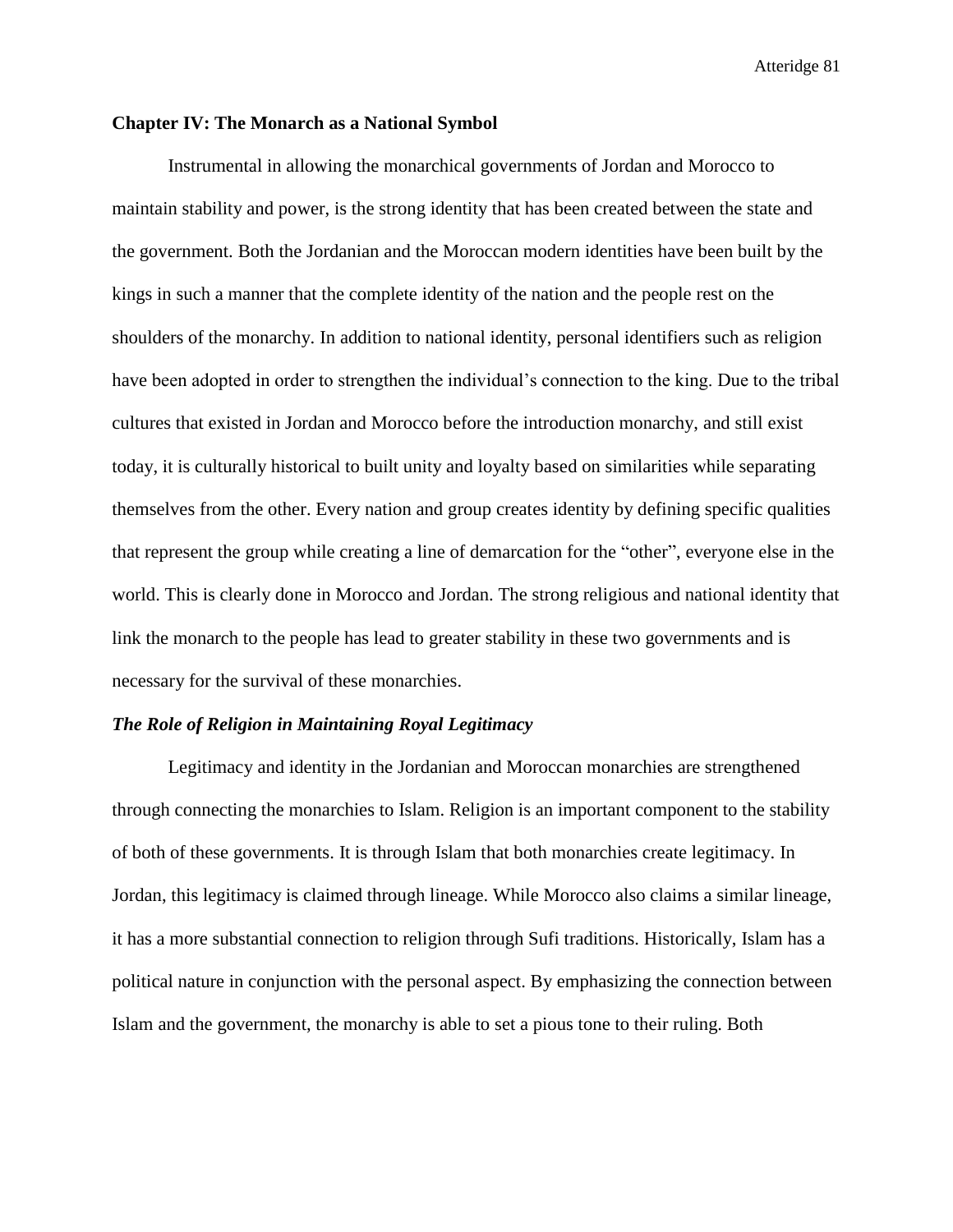## Chapter IV: The Monarch as a National Symbol

Instrumental in allowing the monarchical governments of Jordan and Morocco to maintain stability and power, is the strong identity that has been created between the state and the government. Both the Jordanian and the Moroccan modern identities have been built by the kings in such a manner that the complete identity of the nation and the people rest on the shoulders of the monarchy. In addition to national identity, personal identifiers such as religion have been adopted in order to strengthen the individual's connection to the king. Due to the tribal cultures that existed in Jordan and Morocco before the introduction monarchy, and still exist today, it is culturally historical to built unity and loyalty based on similarities while separating themselves from the other. Every nation and group creates identity by defining specific qualities that represent the group while creating a line of demarcation for the "other", everyone else in the world. This is clearly done in Morocco and Jordan. The strong religious and national identity that link the monarch to the people has lead to greater stability in these two governments and is necessary for the survival of these monarchies.

### *The Role of Religion in Maintaining Royal Legitimacy*

Legitimacy and identity in the Jordanian and Moroccan monarchies are strengthened through connecting the monarchies to Islam. Religion is an important component to the stability of both of these governments. It is through Islam that both monarchies create legitimacy. In Jordan, this legitimacy is claimed through lineage. While Morocco also claims a similar lineage, it has a more substantial connection to religion through Sufi traditions. Historically, Islam has a political nature in conjunction with the personal aspect. By emphasizing the connection between Islam and the government, the monarchy is able to set a pious tone to their ruling. Both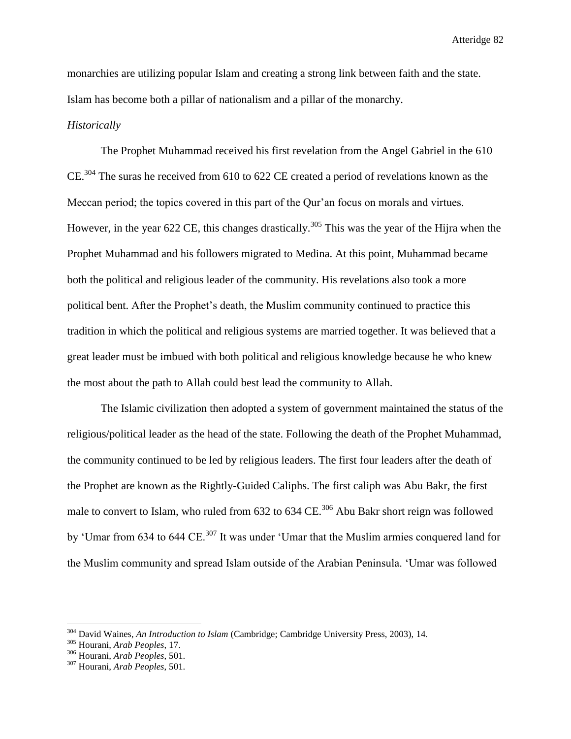monarchies are utilizing popular Islam and creating a strong link between faith and the state. Islam has become both a pillar of nationalism and a pillar of the monarchy.

*Historically*

The Prophet Muhammad received his first revelation from the Angel Gabriel in the 610 CE.[304] The suras he received from 610 to 622 CE created a period of revelations known as the Meccan period; the topics covered in this part of the Qur'an focus on morals and virtues. However, in the year 622 CE, this changes drastically.[305] This was the year of the Hijra when the Prophet Muhammad and his followers migrated to Medina. At this point, Muhammad became both the political and religious leader of the community. His revelations also took a more political bent. After the Prophet's death, the Muslim community continued to practice this tradition in which the political and religious systems are married together. It was believed that a great leader must be imbued with both political and religious knowledge because he who knew the most about the path to Allah could best lead the community to Allah.

The Islamic civilization then adopted a system of government maintained the status of the religious/political leader as the head of the state. Following the death of the Prophet Muhammad, the community continued to be led by religious leaders. The first four leaders after the death of the Prophet are known as the Rightly-Guided Caliphs. The first caliph was Abu Bakr, the first male to convert to Islam, who ruled from 632 to 634 CE.[306] Abu Bakr short reign was followed by 'Umar from 634 to 644 CE.[307] It was under 'Umar that the Muslim armies conquered land for the Muslim community and spread Islam outside of the Arabian Peninsula. 'Umar was followed

---

[304] David Waines, *An Introduction to Islam* (Cambridge; Cambridge University Press, 2003), 14.
[305] Hourani, *Arab Peoples*, 17.
[306] Hourani, *Arab Peoples*, 501.
[307] Hourani, *Arab Peoples*, 501.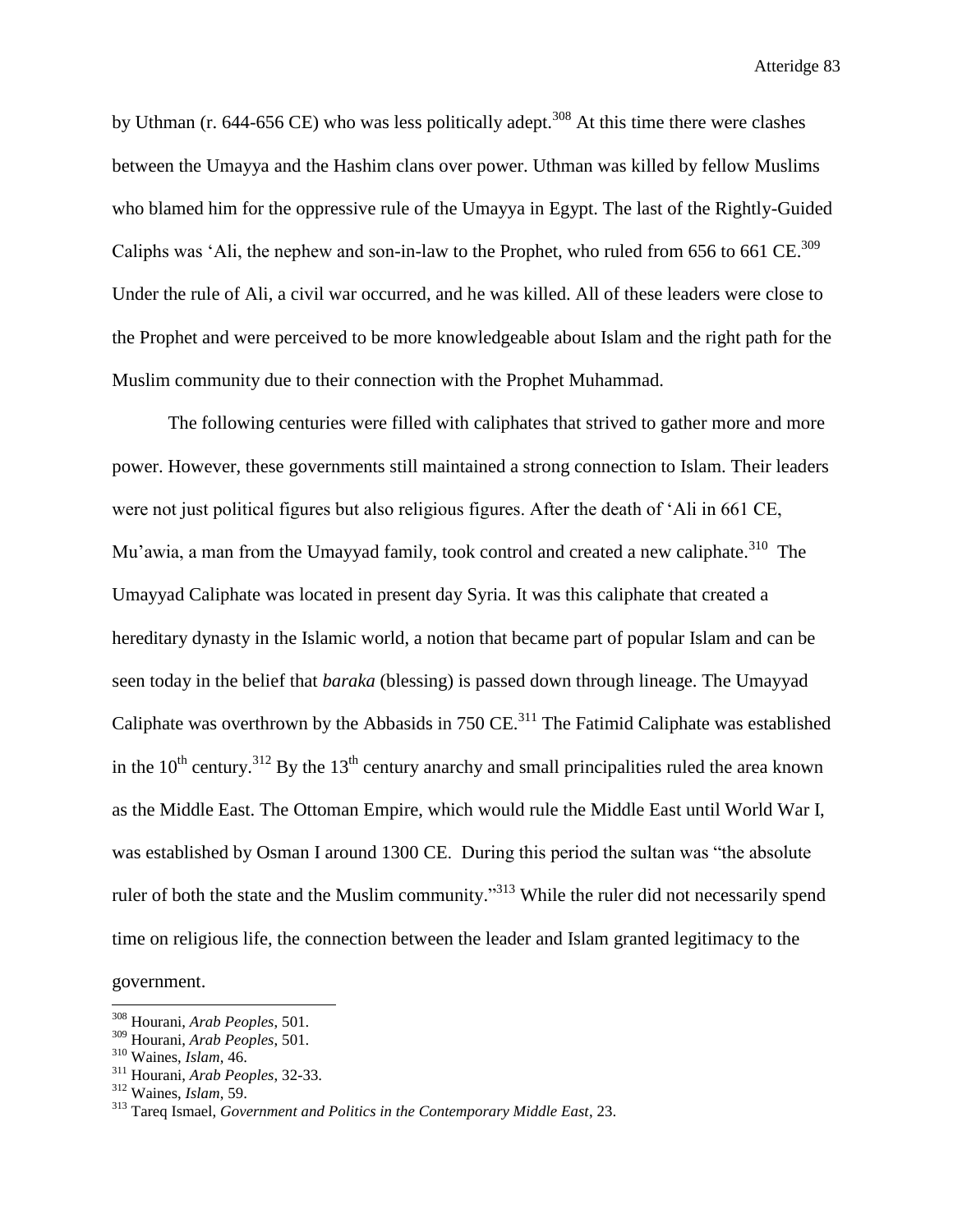by Uthman (r. 644-656 CE) who was less politically adept.[308] At this time there were clashes between the Umayya and the Hashim clans over power. Uthman was killed by fellow Muslims who blamed him for the oppressive rule of the Umayya in Egypt. The last of the Rightly-Guided Caliphs was 'Ali, the nephew and son-in-law to the Prophet, who ruled from 656 to 661 CE.[309] Under the rule of Ali, a civil war occurred, and he was killed. All of these leaders were close to the Prophet and were perceived to be more knowledgeable about Islam and the right path for the Muslim community due to their connection with the Prophet Muhammad.

The following centuries were filled with caliphates that strived to gather more and more power. However, these governments still maintained a strong connection to Islam. Their leaders were not just political figures but also religious figures. After the death of 'Ali in 661 CE, Mu'awia, a man from the Umayyad family, took control and created a new caliphate.[310] The Umayyad Caliphate was located in present day Syria. It was this caliphate that created a hereditary dynasty in the Islamic world, a notion that became part of popular Islam and can be seen today in the belief that *baraka* (blessing) is passed down through lineage. The Umayyad Caliphate was overthrown by the Abbasids in 750 CE.[311] The Fatimid Caliphate was established in the 10th century.[312] By the 13th century anarchy and small principalities ruled the area known as the Middle East. The Ottoman Empire, which would rule the Middle East until World War I, was established by Osman I around 1300 CE. During this period the sultan was "the absolute ruler of both the state and the Muslim community."[313] While the ruler did not necessarily spend time on religious life, the connection between the leader and Islam granted legitimacy to the government.

---

[308] Hourani, *Arab Peoples*, 501.
[309] Hourani, *Arab Peoples*, 501.
[310] Waines, *Islam*, 46.
[311] Hourani, *Arab Peoples*, 32-33.
[312] Waines, *Islam*, 59.
[313] Tareq Ismael, *Government and Politics in the Contemporary Middle East*, 23.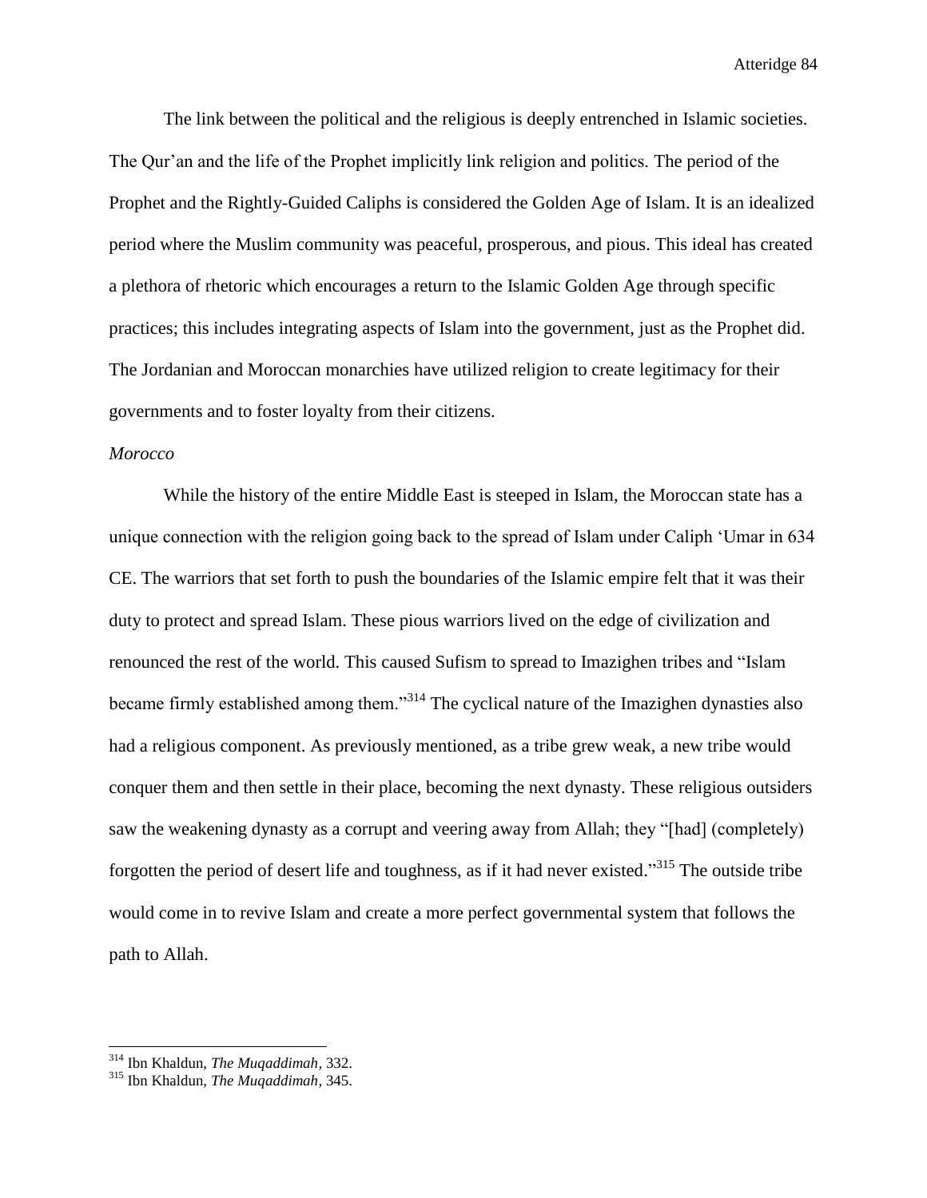The link between the political and the religious is deeply entrenched in Islamic societies. The Qur'an and the life of the Prophet implicitly link religion and politics. The period of the Prophet and the Rightly-Guided Caliphs is considered the Golden Age of Islam. It is an idealized period where the Muslim community was peaceful, prosperous, and pious. This ideal has created a plethora of rhetoric which encourages a return to the Islamic Golden Age through specific practices; this includes integrating aspects of Islam into the government, just as the Prophet did. The Jordanian and Moroccan monarchies have utilized religion to create legitimacy for their governments and to foster loyalty from their citizens.

*Morocco*

While the history of the entire Middle East is steeped in Islam, the Moroccan state has a unique connection with the religion going back to the spread of Islam under Caliph 'Umar in 634 CE. The warriors that set forth to push the boundaries of the Islamic empire felt that it was their duty to protect and spread Islam. These pious warriors lived on the edge of civilization and renounced the rest of the world. This caused Sufism to spread to Imazighen tribes and "Islam became firmly established among them."[314] The cyclical nature of the Imazighen dynasties also had a religious component. As previously mentioned, as a tribe grew weak, a new tribe would conquer them and then settle in their place, becoming the next dynasty. These religious outsiders saw the weakening dynasty as a corrupt and veering away from Allah; they "[had] (completely) forgotten the period of desert life and toughness, as if it had never existed."[315] The outside tribe would come in to revive Islam and create a more perfect governmental system that follows the path to Allah.

---

[314] Ibn Khaldun, *The Muqaddimah,* 332.

[315] Ibn Khaldun, *The Muqaddimah,* 345.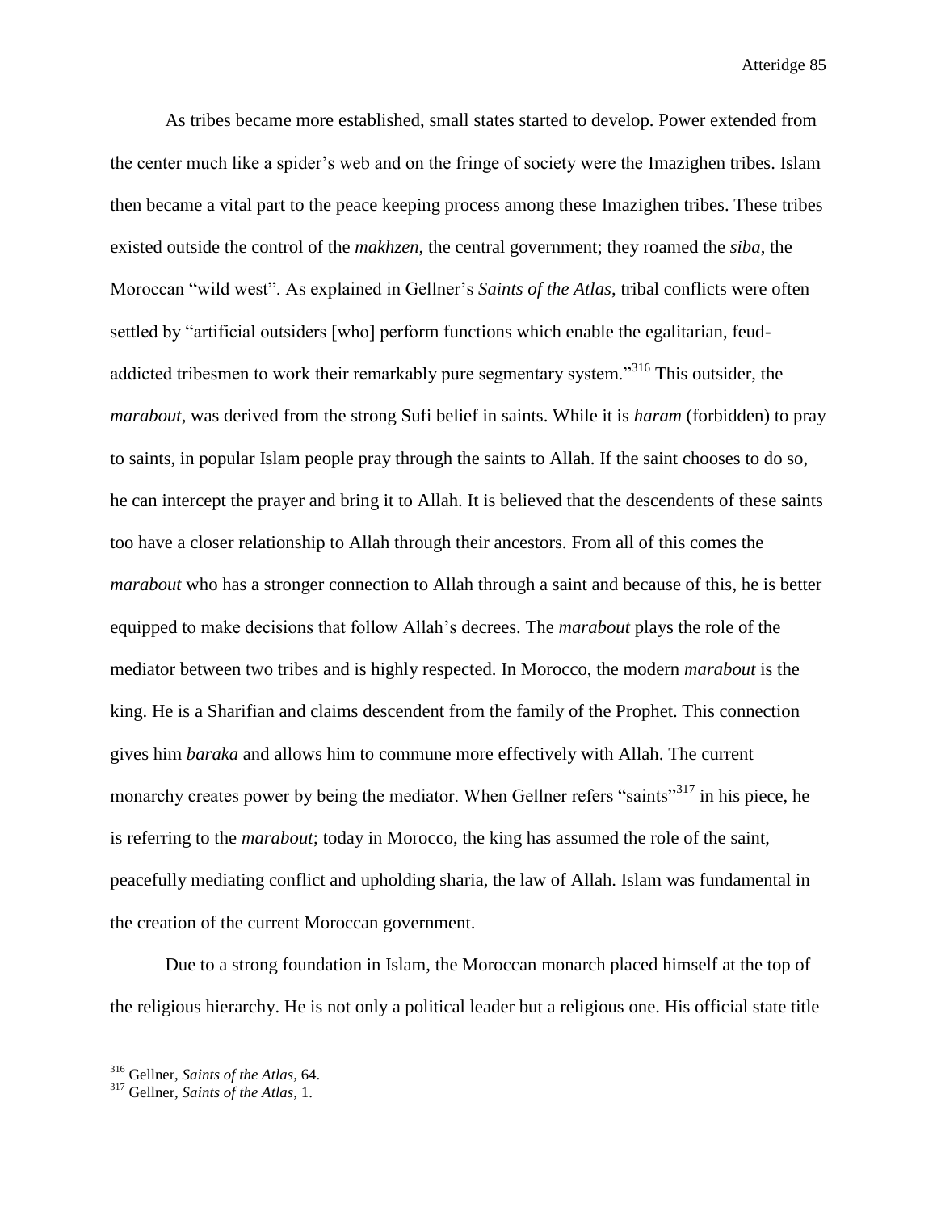As tribes became more established, small states started to develop. Power extended from the center much like a spider's web and on the fringe of society were the Imazighen tribes. Islam then became a vital part to the peace keeping process among these Imazighen tribes. These tribes existed outside the control of the *makhzen*, the central government; they roamed the *siba*, the Moroccan "wild west". As explained in Gellner's *Saints of the Atlas*, tribal conflicts were often settled by "artificial outsiders [who] perform functions which enable the egalitarian, feud-addicted tribesmen to work their remarkably pure segmentary system."[316] This outsider, the *marabout*, was derived from the strong Sufi belief in saints. While it is *haram* (forbidden) to pray to saints, in popular Islam people pray through the saints to Allah. If the saint chooses to do so, he can intercept the prayer and bring it to Allah. It is believed that the descendents of these saints too have a closer relationship to Allah through their ancestors. From all of this comes the *marabout* who has a stronger connection to Allah through a saint and because of this, he is better equipped to make decisions that follow Allah's decrees. The *marabout* plays the role of the mediator between two tribes and is highly respected. In Morocco, the modern *marabout* is the king. He is a Sharifian and claims descendent from the family of the Prophet. This connection gives him *baraka* and allows him to commune more effectively with Allah. The current monarchy creates power by being the mediator. When Gellner refers "saints"[317] in his piece, he is referring to the *marabout*; today in Morocco, the king has assumed the role of the saint, peacefully mediating conflict and upholding sharia, the law of Allah. Islam was fundamental in the creation of the current Moroccan government.

Due to a strong foundation in Islam, the Moroccan monarch placed himself at the top of the religious hierarchy. He is not only a political leader but a religious one. His official state title

---

[316] Gellner, *Saints of the Atlas*, 64.

[317] Gellner, *Saints of the Atlas*, 1.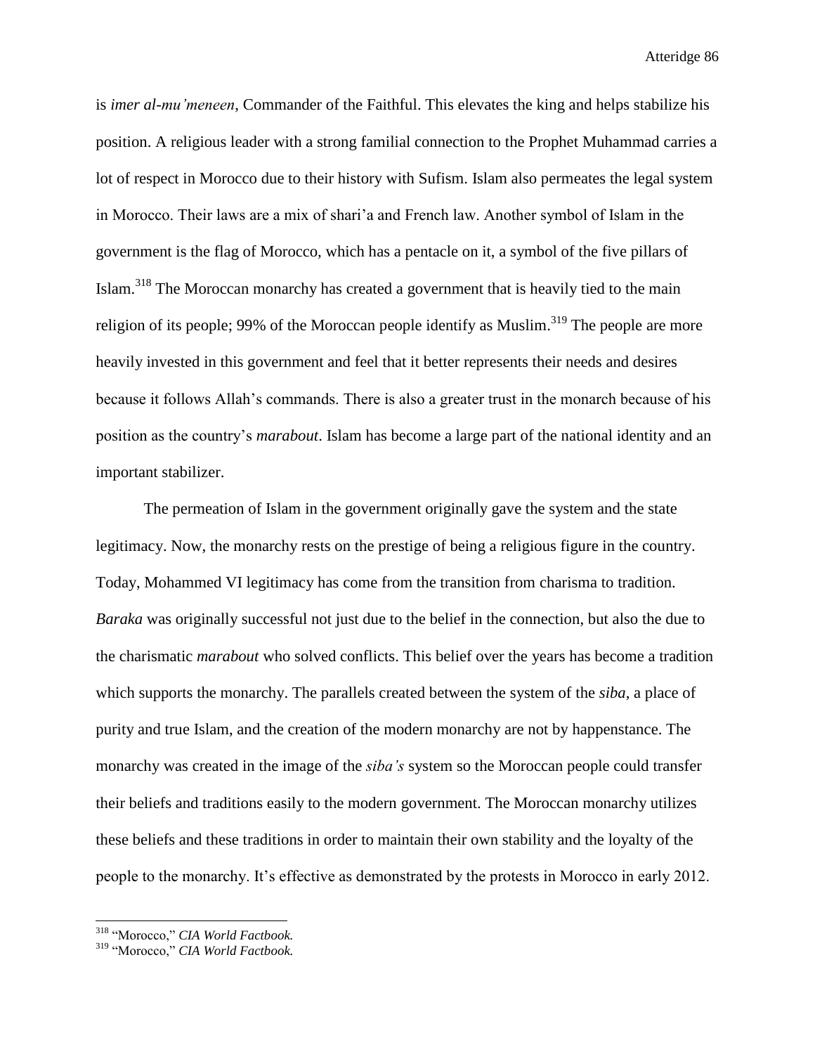is *imer al-mu'meneen*, Commander of the Faithful. This elevates the king and helps stabilize his position. A religious leader with a strong familial connection to the Prophet Muhammad carries a lot of respect in Morocco due to their history with Sufism. Islam also permeates the legal system in Morocco. Their laws are a mix of shari'a and French law. Another symbol of Islam in the government is the flag of Morocco, which has a pentacle on it, a symbol of the five pillars of Islam.[318] The Moroccan monarchy has created a government that is heavily tied to the main religion of its people; 99% of the Moroccan people identify as Muslim.[319] The people are more heavily invested in this government and feel that it better represents their needs and desires because it follows Allah's commands. There is also a greater trust in the monarch because of his position as the country's *marabout*. Islam has become a large part of the national identity and an important stabilizer.

The permeation of Islam in the government originally gave the system and the state legitimacy. Now, the monarchy rests on the prestige of being a religious figure in the country. Today, Mohammed VI legitimacy has come from the transition from charisma to tradition. *Baraka* was originally successful not just due to the belief in the connection, but also the due to the charismatic *marabout* who solved conflicts. This belief over the years has become a tradition which supports the monarchy. The parallels created between the system of the *siba*, a place of purity and true Islam, and the creation of the modern monarchy are not by happenstance. The monarchy was created in the image of the *siba's* system so the Moroccan people could transfer their beliefs and traditions easily to the modern government. The Moroccan monarchy utilizes these beliefs and these traditions in order to maintain their own stability and the loyalty of the people to the monarchy. It's effective as demonstrated by the protests in Morocco in early 2012.

---

[318] "Morocco," *CIA World Factbook.*

[319] "Morocco," *CIA World Factbook.*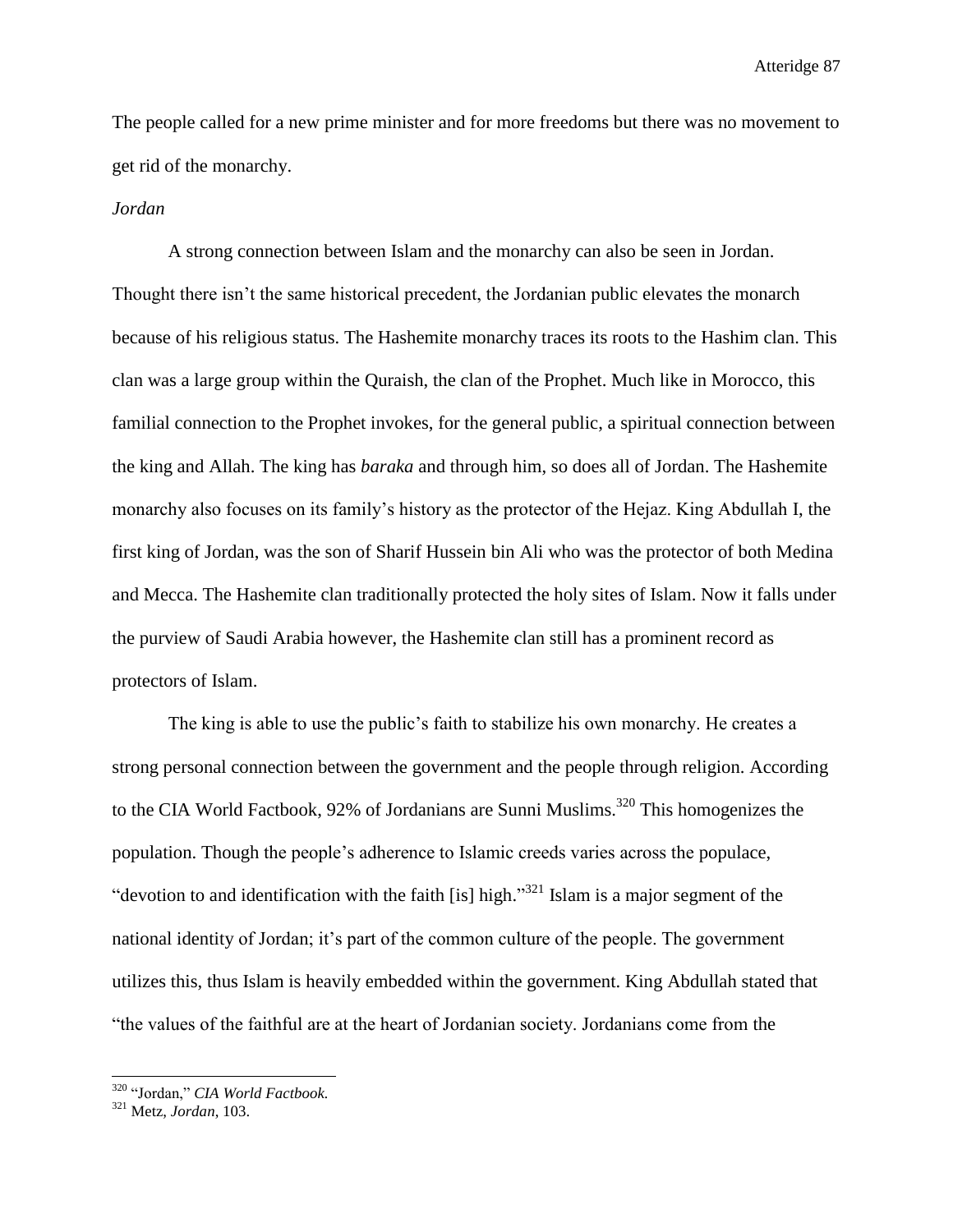The people called for a new prime minister and for more freedoms but there was no movement to get rid of the monarchy.

*Jordan*

A strong connection between Islam and the monarchy can also be seen in Jordan. Thought there isn't the same historical precedent, the Jordanian public elevates the monarch because of his religious status. The Hashemite monarchy traces its roots to the Hashim clan. This clan was a large group within the Quraish, the clan of the Prophet. Much like in Morocco, this familial connection to the Prophet invokes, for the general public, a spiritual connection between the king and Allah. The king has *baraka* and through him, so does all of Jordan. The Hashemite monarchy also focuses on its family's history as the protector of the Hejaz. King Abdullah I, the first king of Jordan, was the son of Sharif Hussein bin Ali who was the protector of both Medina and Mecca. The Hashemite clan traditionally protected the holy sites of Islam. Now it falls under the purview of Saudi Arabia however, the Hashemite clan still has a prominent record as protectors of Islam.

The king is able to use the public's faith to stabilize his own monarchy. He creates a strong personal connection between the government and the people through religion. According to the CIA World Factbook, 92% of Jordanians are Sunni Muslims.[320] This homogenizes the population. Though the people's adherence to Islamic creeds varies across the populace, "devotion to and identification with the faith [is] high."[321] Islam is a major segment of the national identity of Jordan; it's part of the common culture of the people. The government utilizes this, thus Islam is heavily embedded within the government. King Abdullah stated that "the values of the faithful are at the heart of Jordanian society. Jordanians come from the

---

[320] "Jordan," *CIA World Factbook.*

[321] Metz, *Jordan*, 103.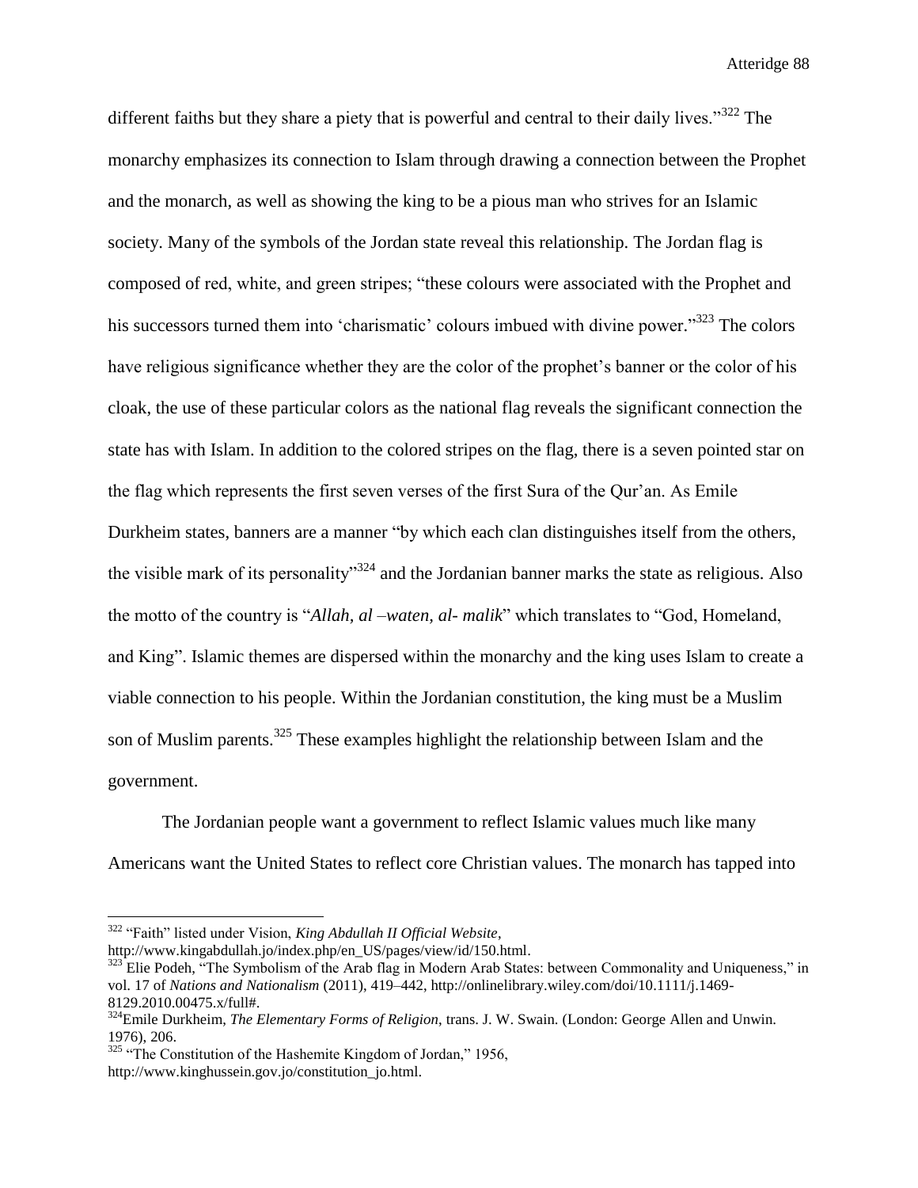different faiths but they share a piety that is powerful and central to their daily lives."[322] The monarchy emphasizes its connection to Islam through drawing a connection between the Prophet and the monarch, as well as showing the king to be a pious man who strives for an Islamic society. Many of the symbols of the Jordan state reveal this relationship. The Jordan flag is composed of red, white, and green stripes; "these colours were associated with the Prophet and his successors turned them into 'charismatic' colours imbued with divine power."[323] The colors have religious significance whether they are the color of the prophet's banner or the color of his cloak, the use of these particular colors as the national flag reveals the significant connection the state has with Islam. In addition to the colored stripes on the flag, there is a seven pointed star on the flag which represents the first seven verses of the first Sura of the Qur'an. As Emile Durkheim states, banners are a manner "by which each clan distinguishes itself from the others, the visible mark of its personality"[324] and the Jordanian banner marks the state as religious. Also the motto of the country is "*Allah, al –waten, al- malik*" which translates to "God, Homeland, and King". Islamic themes are dispersed within the monarchy and the king uses Islam to create a viable connection to his people. Within the Jordanian constitution, the king must be a Muslim son of Muslim parents.[325] These examples highlight the relationship between Islam and the government.

The Jordanian people want a government to reflect Islamic values much like many Americans want the United States to reflect core Christian values. The monarch has tapped into

---

[322] "Faith" listed under Vision, *King Abdullah II Official Website*, http://www.kingabdullah.jo/index.php/en_US/pages/view/id/150.html.

[323] Elie Podeh, "The Symbolism of the Arab flag in Modern Arab States: between Commonality and Uniqueness," in vol. 17 of *Nations and Nationalism* (2011), 419–442, http://onlinelibrary.wiley.com/doi/10.1111/j.1469-8129.2010.00475.x/full#.

[324] Emile Durkheim, *The Elementary Forms of Religion*, trans. J. W. Swain. (London: George Allen and Unwin. 1976), 206.

[325] "The Constitution of the Hashemite Kingdom of Jordan," 1956, http://www.kinghussein.gov.jo/constitution_jo.html.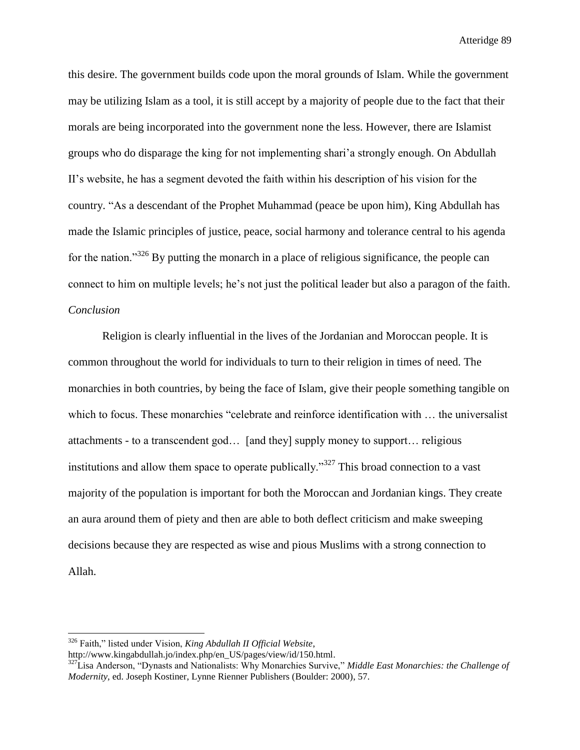this desire. The government builds code upon the moral grounds of Islam. While the government may be utilizing Islam as a tool, it is still accept by a majority of people due to the fact that their morals are being incorporated into the government none the less. However, there are Islamist groups who do disparage the king for not implementing shari'a strongly enough. On Abdullah II's website, he has a segment devoted the faith within his description of his vision for the country. "As a descendant of the Prophet Muhammad (peace be upon him), King Abdullah has made the Islamic principles of justice, peace, social harmony and tolerance central to his agenda for the nation."[326] By putting the monarch in a place of religious significance, the people can connect to him on multiple levels; he's not just the political leader but also a paragon of the faith.

*Conclusion*

Religion is clearly influential in the lives of the Jordanian and Moroccan people. It is common throughout the world for individuals to turn to their religion in times of need. The monarchies in both countries, by being the face of Islam, give their people something tangible on which to focus. These monarchies "celebrate and reinforce identification with … the universalist attachments - to a transcendent god… [and they] supply money to support… religious institutions and allow them space to operate publically."[327] This broad connection to a vast majority of the population is important for both the Moroccan and Jordanian kings. They create an aura around them of piety and then are able to both deflect criticism and make sweeping decisions because they are respected as wise and pious Muslims with a strong connection to Allah.

---

[326] Faith," listed under Vision, *King Abdullah II Official Website*, http://www.kingabdullah.jo/index.php/en_US/pages/view/id/150.html.

[327] Lisa Anderson, "Dynasts and Nationalists: Why Monarchies Survive," *Middle East Monarchies: the Challenge of Modernity*, ed. Joseph Kostiner, Lynne Rienner Publishers (Boulder: 2000), 57.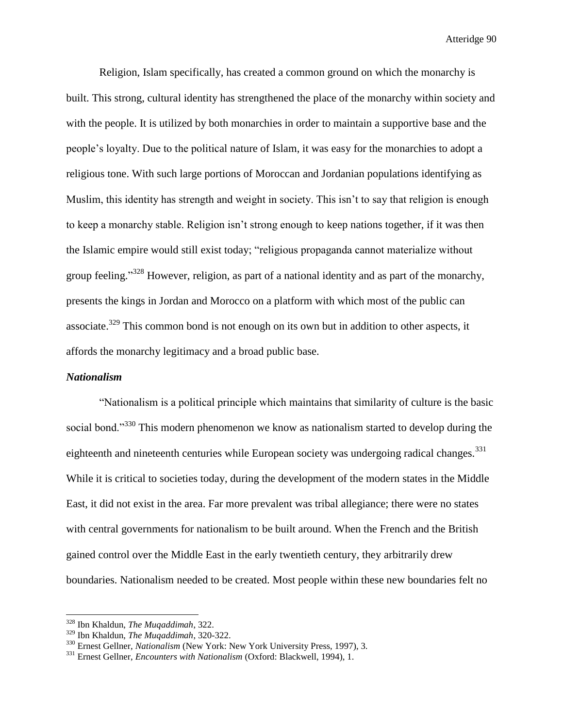Religion, Islam specifically, has created a common ground on which the monarchy is built. This strong, cultural identity has strengthened the place of the monarchy within society and with the people. It is utilized by both monarchies in order to maintain a supportive base and the people's loyalty. Due to the political nature of Islam, it was easy for the monarchies to adopt a religious tone. With such large portions of Moroccan and Jordanian populations identifying as Muslim, this identity has strength and weight in society. This isn't to say that religion is enough to keep a monarchy stable. Religion isn't strong enough to keep nations together, if it was then the Islamic empire would still exist today; "religious propaganda cannot materialize without group feeling."[328] However, religion, as part of a national identity and as part of the monarchy, presents the kings in Jordan and Morocco on a platform with which most of the public can associate.[329] This common bond is not enough on its own but in addition to other aspects, it affords the monarchy legitimacy and a broad public base.

### *Nationalism*

"Nationalism is a political principle which maintains that similarity of culture is the basic social bond."[330] This modern phenomenon we know as nationalism started to develop during the eighteenth and nineteenth centuries while European society was undergoing radical changes.[331] While it is critical to societies today, during the development of the modern states in the Middle East, it did not exist in the area. Far more prevalent was tribal allegiance; there were no states with central governments for nationalism to be built around. When the French and the British gained control over the Middle East in the early twentieth century, they arbitrarily drew boundaries. Nationalism needed to be created. Most people within these new boundaries felt no

---

[328] Ibn Khaldun, *The Muqaddimah*, 322.

[329] Ibn Khaldun, *The Muqaddimah*, 320-322.

[330] Ernest Gellner, *Nationalism* (New York: New York University Press, 1997), 3.

[331] Ernest Gellner, *Encounters with Nationalism* (Oxford: Blackwell, 1994), 1.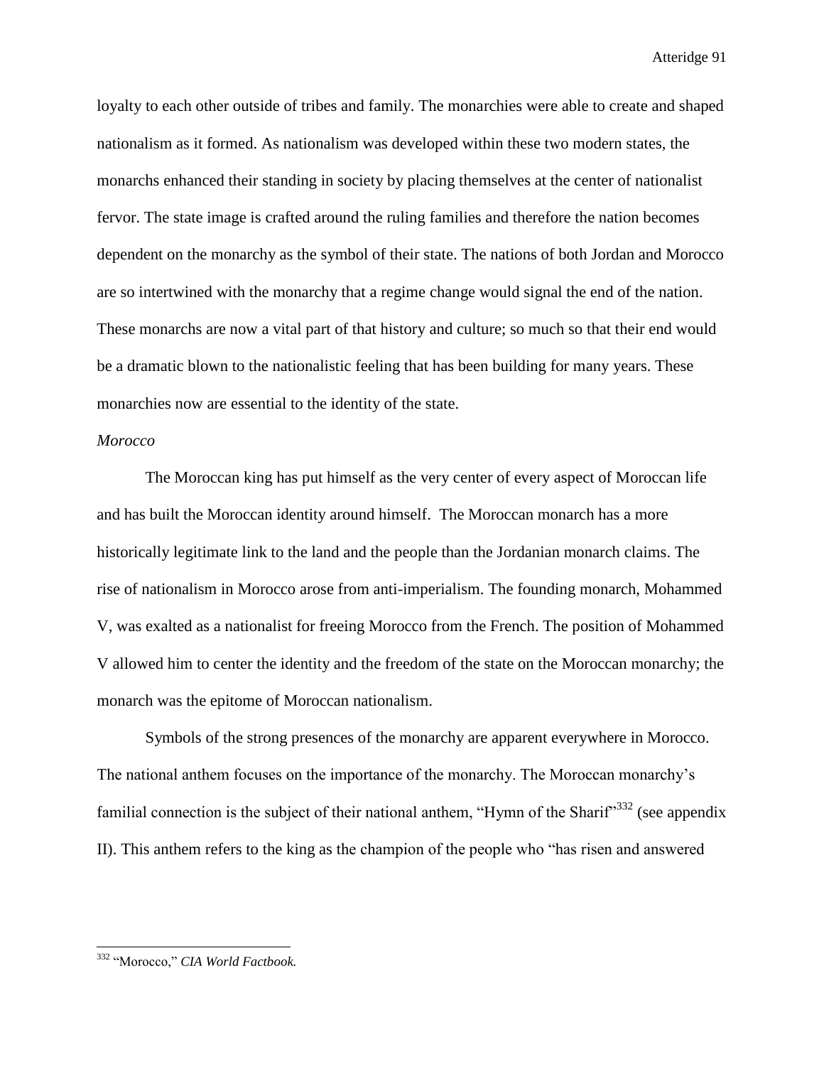loyalty to each other outside of tribes and family. The monarchies were able to create and shaped nationalism as it formed. As nationalism was developed within these two modern states, the monarchs enhanced their standing in society by placing themselves at the center of nationalist fervor. The state image is crafted around the ruling families and therefore the nation becomes dependent on the monarchy as the symbol of their state. The nations of both Jordan and Morocco are so intertwined with the monarchy that a regime change would signal the end of the nation. These monarchs are now a vital part of that history and culture; so much so that their end would be a dramatic blown to the nationalistic feeling that has been building for many years. These monarchies now are essential to the identity of the state.

*Morocco*

The Moroccan king has put himself as the very center of every aspect of Moroccan life and has built the Moroccan identity around himself. The Moroccan monarch has a more historically legitimate link to the land and the people than the Jordanian monarch claims. The rise of nationalism in Morocco arose from anti-imperialism. The founding monarch, Mohammed V, was exalted as a nationalist for freeing Morocco from the French. The position of Mohammed V allowed him to center the identity and the freedom of the state on the Moroccan monarchy; the monarch was the epitome of Moroccan nationalism.

Symbols of the strong presences of the monarchy are apparent everywhere in Morocco. The national anthem focuses on the importance of the monarchy. The Moroccan monarchy's familial connection is the subject of their national anthem, "Hymn of the Sharif"[332] (see appendix II). This anthem refers to the king as the champion of the people who "has risen and answered

[332] "Morocco," *CIA World Factbook.*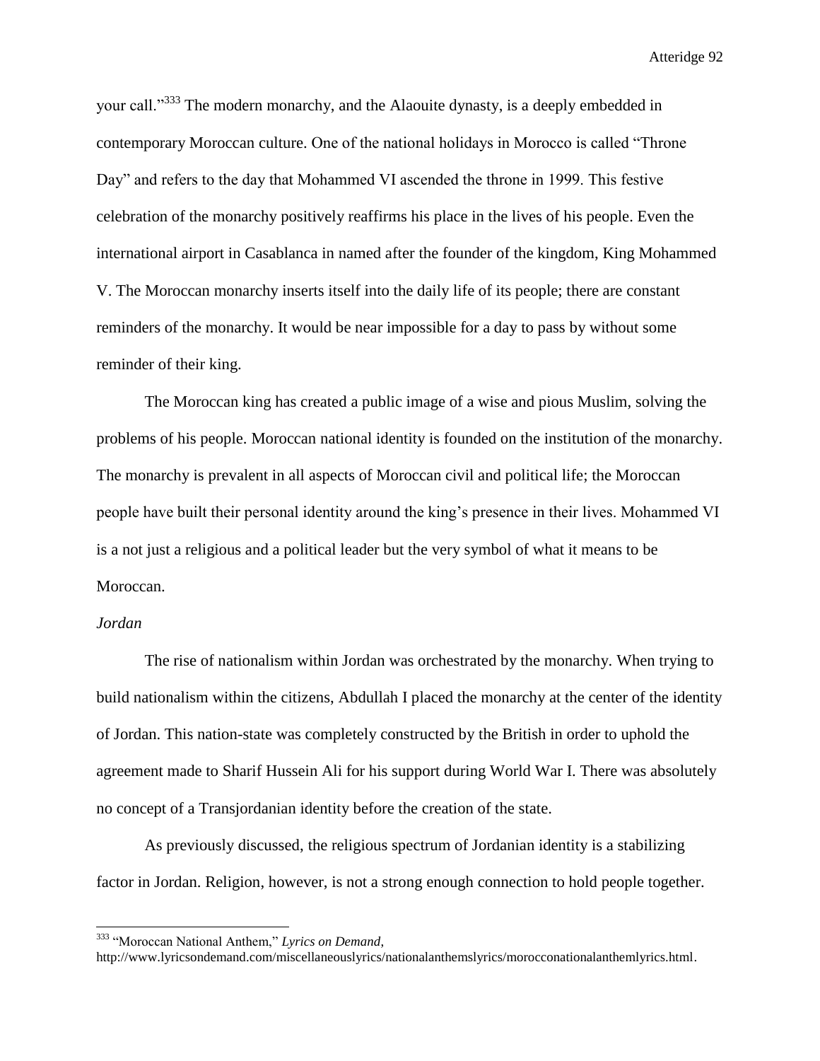your call."[333] The modern monarchy, and the Alaouite dynasty, is a deeply embedded in contemporary Moroccan culture. One of the national holidays in Morocco is called "Throne Day" and refers to the day that Mohammed VI ascended the throne in 1999. This festive celebration of the monarchy positively reaffirms his place in the lives of his people. Even the international airport in Casablanca in named after the founder of the kingdom, King Mohammed V. The Moroccan monarchy inserts itself into the daily life of its people; there are constant reminders of the monarchy. It would be near impossible for a day to pass by without some reminder of their king.

The Moroccan king has created a public image of a wise and pious Muslim, solving the problems of his people. Moroccan national identity is founded on the institution of the monarchy. The monarchy is prevalent in all aspects of Moroccan civil and political life; the Moroccan people have built their personal identity around the king's presence in their lives. Mohammed VI is a not just a religious and a political leader but the very symbol of what it means to be Moroccan.

*Jordan*

The rise of nationalism within Jordan was orchestrated by the monarchy. When trying to build nationalism within the citizens, Abdullah I placed the monarchy at the center of the identity of Jordan. This nation-state was completely constructed by the British in order to uphold the agreement made to Sharif Hussein Ali for his support during World War I. There was absolutely no concept of a Transjordanian identity before the creation of the state.

As previously discussed, the religious spectrum of Jordanian identity is a stabilizing factor in Jordan. Religion, however, is not a strong enough connection to hold people together.

---

[333] "Moroccan National Anthem," *Lyrics on Demand*, http://www.lyricsondemand.com/miscellaneouslyrics/nationalanthemslyrics/morocconationalanthemlyrics.html.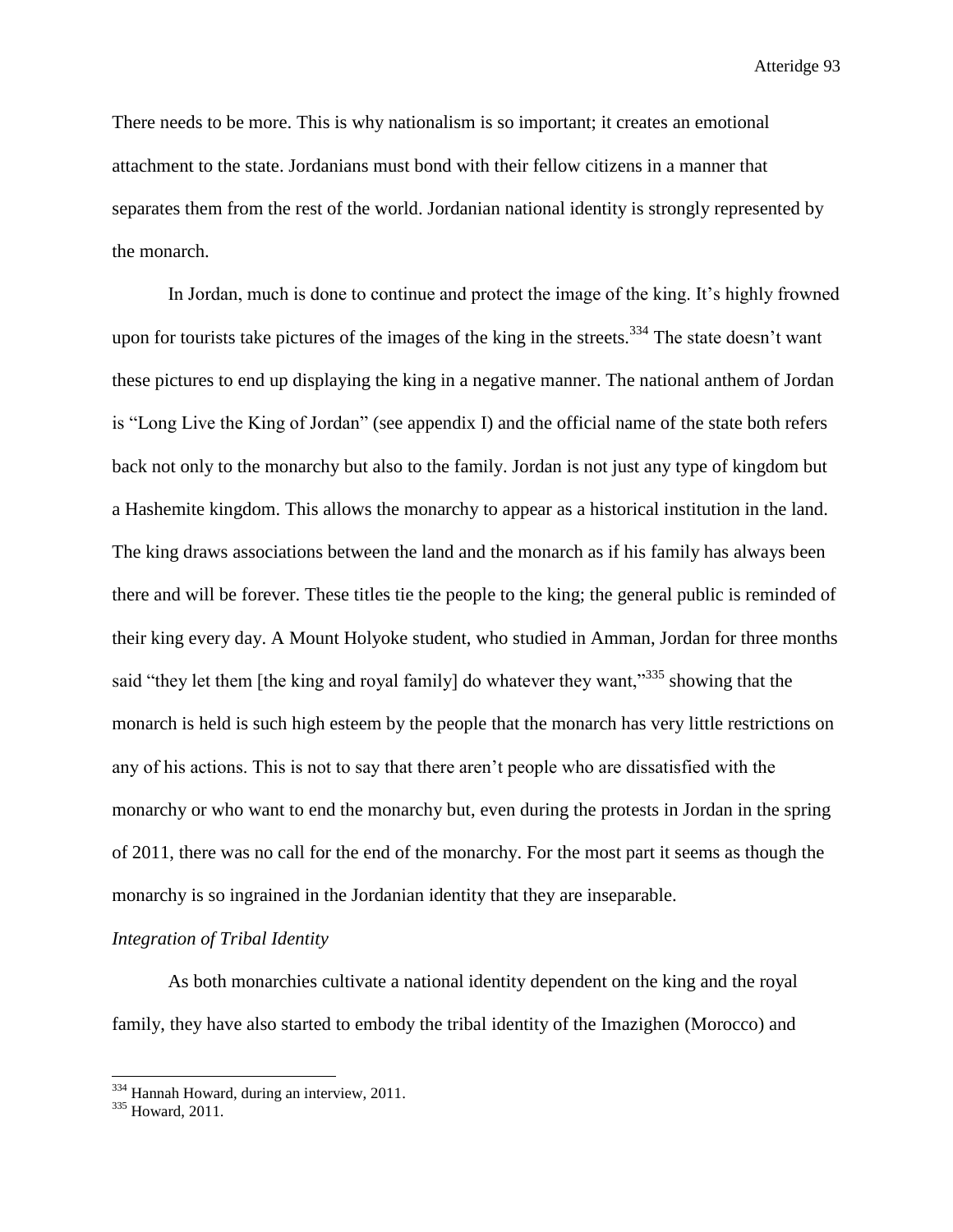There needs to be more. This is why nationalism is so important; it creates an emotional attachment to the state. Jordanians must bond with their fellow citizens in a manner that separates them from the rest of the world. Jordanian national identity is strongly represented by the monarch.

In Jordan, much is done to continue and protect the image of the king. It's highly frowned upon for tourists take pictures of the images of the king in the streets.[334] The state doesn't want these pictures to end up displaying the king in a negative manner. The national anthem of Jordan is "Long Live the King of Jordan" (see appendix I) and the official name of the state both refers back not only to the monarchy but also to the family. Jordan is not just any type of kingdom but a Hashemite kingdom. This allows the monarchy to appear as a historical institution in the land. The king draws associations between the land and the monarch as if his family has always been there and will be forever. These titles tie the people to the king; the general public is reminded of their king every day. A Mount Holyoke student, who studied in Amman, Jordan for three months said "they let them [the king and royal family] do whatever they want,"[335] showing that the monarch is held is such high esteem by the people that the monarch has very little restrictions on any of his actions. This is not to say that there aren't people who are dissatisfied with the monarchy or who want to end the monarchy but, even during the protests in Jordan in the spring of 2011, there was no call for the end of the monarchy. For the most part it seems as though the monarchy is so ingrained in the Jordanian identity that they are inseparable.

*Integration of Tribal Identity*

As both monarchies cultivate a national identity dependent on the king and the royal family, they have also started to embody the tribal identity of the Imazighen (Morocco) and

---

[334] Hannah Howard, during an interview, 2011.

[335] Howard, 2011.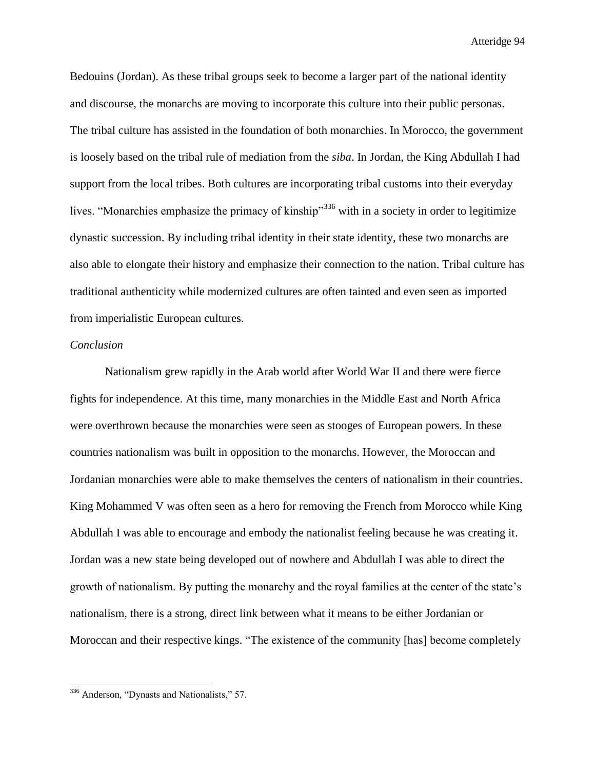Bedouins (Jordan). As these tribal groups seek to become a larger part of the national identity and discourse, the monarchs are moving to incorporate this culture into their public personas. The tribal culture has assisted in the foundation of both monarchies. In Morocco, the government is loosely based on the tribal rule of mediation from the *siba*. In Jordan, the King Abdullah I had support from the local tribes. Both cultures are incorporating tribal customs into their everyday lives. "Monarchies emphasize the primacy of kinship"[336] with in a society in order to legitimize dynastic succession. By including tribal identity in their state identity, these two monarchs are also able to elongate their history and emphasize their connection to the nation. Tribal culture has traditional authenticity while modernized cultures are often tainted and even seen as imported from imperialistic European cultures.

*Conclusion*

Nationalism grew rapidly in the Arab world after World War II and there were fierce fights for independence. At this time, many monarchies in the Middle East and North Africa were overthrown because the monarchies were seen as stooges of European powers. In these countries nationalism was built in opposition to the monarchs. However, the Moroccan and Jordanian monarchies were able to make themselves the centers of nationalism in their countries. King Mohammed V was often seen as a hero for removing the French from Morocco while King Abdullah I was able to encourage and embody the nationalist feeling because he was creating it. Jordan was a new state being developed out of nowhere and Abdullah I was able to direct the growth of nationalism. By putting the monarchy and the royal families at the center of the state's nationalism, there is a strong, direct link between what it means to be either Jordanian or Moroccan and their respective kings. "The existence of the community [has] become completely

[336] Anderson, "Dynasts and Nationalists," 57.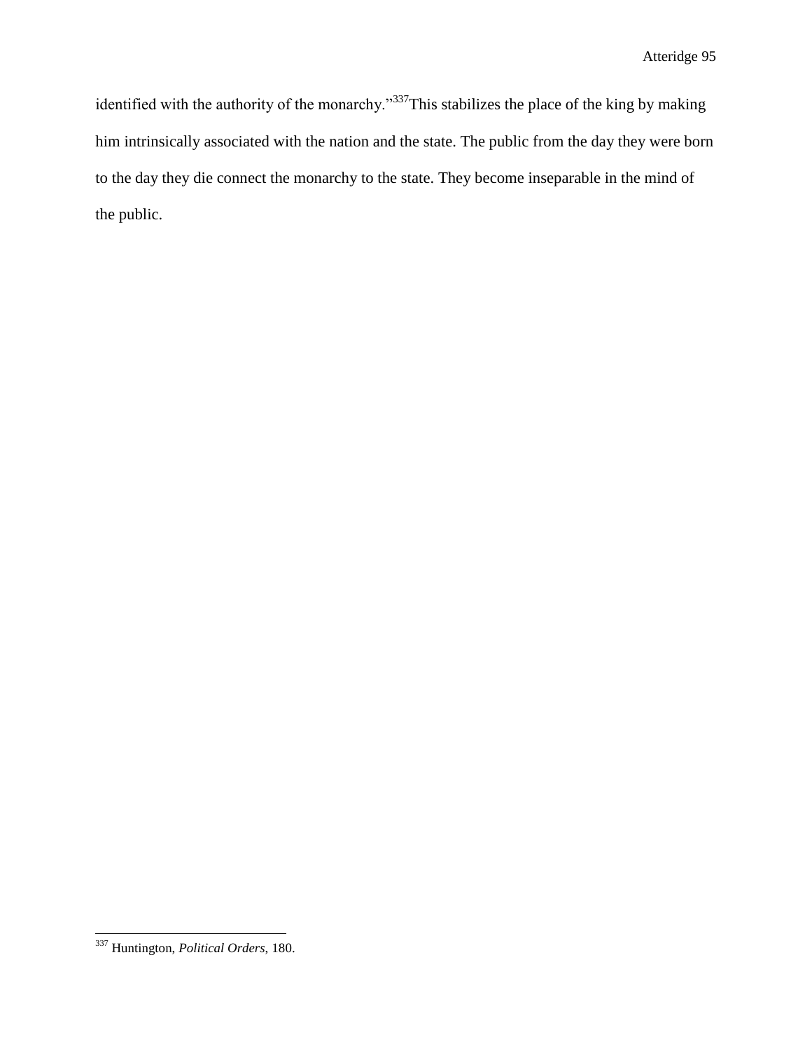identified with the authority of the monarchy."[337]This stabilizes the place of the king by making him intrinsically associated with the nation and the state. The public from the day they were born to the day they die connect the monarchy to the state. They become inseparable in the mind of the public.

---

[337] Huntington, *Political Orders*, 180.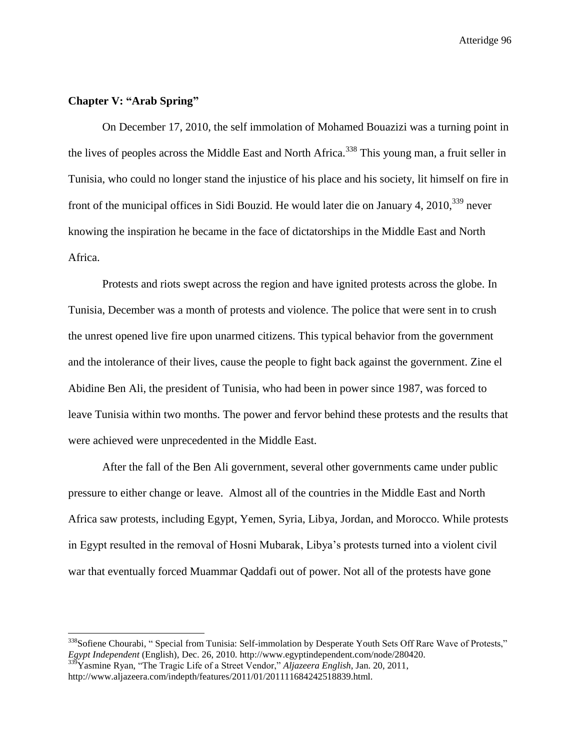**Chapter V: "Arab Spring"**

On December 17, 2010, the self immolation of Mohamed Bouazizi was a turning point in the lives of peoples across the Middle East and North Africa.[338] This young man, a fruit seller in Tunisia, who could no longer stand the injustice of his place and his society, lit himself on fire in front of the municipal offices in Sidi Bouzid. He would later die on January 4, 2010,[339] never knowing the inspiration he became in the face of dictatorships in the Middle East and North Africa.

Protests and riots swept across the region and have ignited protests across the globe. In Tunisia, December was a month of protests and violence. The police that were sent in to crush the unrest opened live fire upon unarmed citizens. This typical behavior from the government and the intolerance of their lives, cause the people to fight back against the government. Zine el Abidine Ben Ali, the president of Tunisia, who had been in power since 1987, was forced to leave Tunisia within two months. The power and fervor behind these protests and the results that were achieved were unprecedented in the Middle East.

After the fall of the Ben Ali government, several other governments came under public pressure to either change or leave. Almost all of the countries in the Middle East and North Africa saw protests, including Egypt, Yemen, Syria, Libya, Jordan, and Morocco. While protests in Egypt resulted in the removal of Hosni Mubarak, Libya's protests turned into a violent civil war that eventually forced Muammar Qaddafi out of power. Not all of the protests have gone

---

[338] Sofiene Chourabi, " Special from Tunisia: Self-immolation by Desperate Youth Sets Off Rare Wave of Protests," *Egypt Independent* (English), Dec. 26, 2010. http://www.egyptindependent.com/node/280420.

[339] Yasmine Ryan, "The Tragic Life of a Street Vendor," *Aljazeera English*, Jan. 20, 2011, http://www.aljazeera.com/indepth/features/2011/01/201111684242518839.html.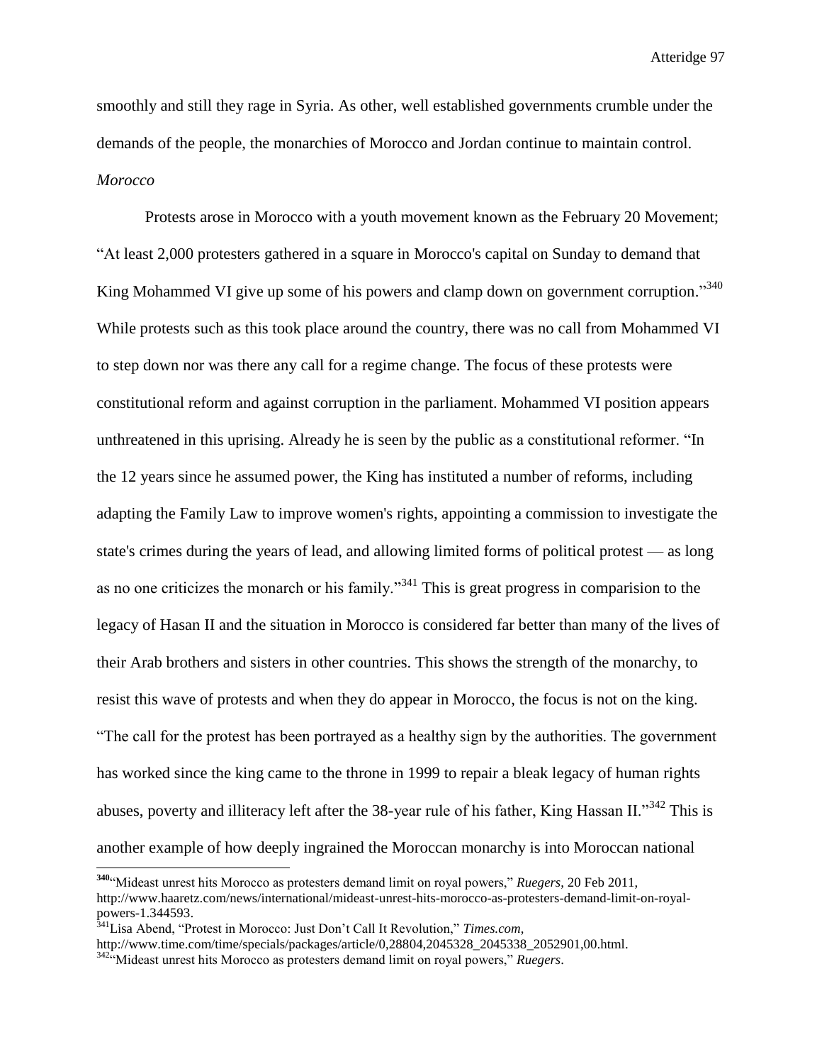smoothly and still they rage in Syria. As other, well established governments crumble under the demands of the people, the monarchies of Morocco and Jordan continue to maintain control.

*Morocco*

Protests arose in Morocco with a youth movement known as the February 20 Movement; "At least 2,000 protesters gathered in a square in Morocco's capital on Sunday to demand that King Mohammed VI give up some of his powers and clamp down on government corruption."[340] While protests such as this took place around the country, there was no call from Mohammed VI to step down nor was there any call for a regime change. The focus of these protests were constitutional reform and against corruption in the parliament. Mohammed VI position appears unthreatened in this uprising. Already he is seen by the public as a constitutional reformer. "In the 12 years since he assumed power, the King has instituted a number of reforms, including adapting the Family Law to improve women's rights, appointing a commission to investigate the state's crimes during the years of lead, and allowing limited forms of political protest — as long as no one criticizes the monarch or his family."[341] This is great progress in comparision to the legacy of Hasan II and the situation in Morocco is considered far better than many of the lives of their Arab brothers and sisters in other countries. This shows the strength of the monarchy, to resist this wave of protests and when they do appear in Morocco, the focus is not on the king. "The call for the protest has been portrayed as a healthy sign by the authorities. The government has worked since the king came to the throne in 1999 to repair a bleak legacy of human rights abuses, poverty and illiteracy left after the 38-year rule of his father, King Hassan II."[342] This is another example of how deeply ingrained the Moroccan monarchy is into Moroccan national

---

[340] "Mideast unrest hits Morocco as protesters demand limit on royal powers," *Ruegers*, 20 Feb 2011, http://www.haaretz.com/news/international/mideast-unrest-hits-morocco-as-protesters-demand-limit-on-royal-powers-1.344593.

[341] Lisa Abend, "Protest in Morocco: Just Don't Call It Revolution," *Times.com*, http://www.time.com/time/specials/packages/article/0,28804,2045328_2045338_2052901,00.html.

[342] "Mideast unrest hits Morocco as protesters demand limit on royal powers," *Ruegers*.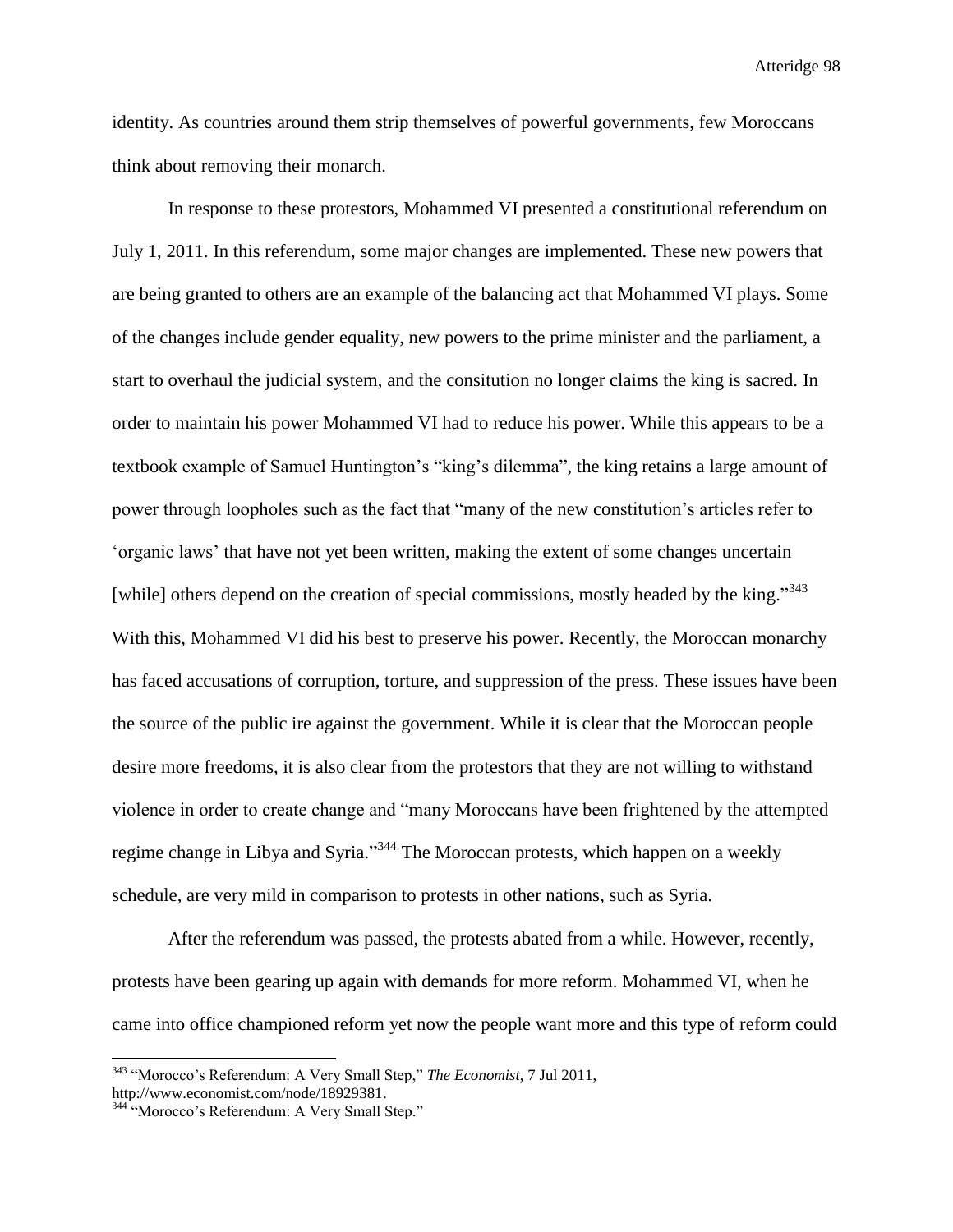identity. As countries around them strip themselves of powerful governments, few Moroccans think about removing their monarch.

In response to these protestors, Mohammed VI presented a constitutional referendum on July 1, 2011. In this referendum, some major changes are implemented. These new powers that are being granted to others are an example of the balancing act that Mohammed VI plays. Some of the changes include gender equality, new powers to the prime minister and the parliament, a start to overhaul the judicial system, and the consitution no longer claims the king is sacred. In order to maintain his power Mohammed VI had to reduce his power. While this appears to be a textbook example of Samuel Huntington's "king's dilemma", the king retains a large amount of power through loopholes such as the fact that "many of the new constitution's articles refer to 'organic laws' that have not yet been written, making the extent of some changes uncertain [while] others depend on the creation of special commissions, mostly headed by the king."[343] With this, Mohammed VI did his best to preserve his power. Recently, the Moroccan monarchy has faced accusations of corruption, torture, and suppression of the press. These issues have been the source of the public ire against the government. While it is clear that the Moroccan people desire more freedoms, it is also clear from the protestors that they are not willing to withstand violence in order to create change and "many Moroccans have been frightened by the attempted regime change in Libya and Syria."[344] The Moroccan protests, which happen on a weekly schedule, are very mild in comparison to protests in other nations, such as Syria.

After the referendum was passed, the protests abated from a while. However, recently, protests have been gearing up again with demands for more reform. Mohammed VI, when he came into office championed reform yet now the people want more and this type of reform could

---

[343] "Morocco's Referendum: A Very Small Step," *The Economist*, 7 Jul 2011, http://www.economist.com/node/18929381.

[344] "Morocco's Referendum: A Very Small Step."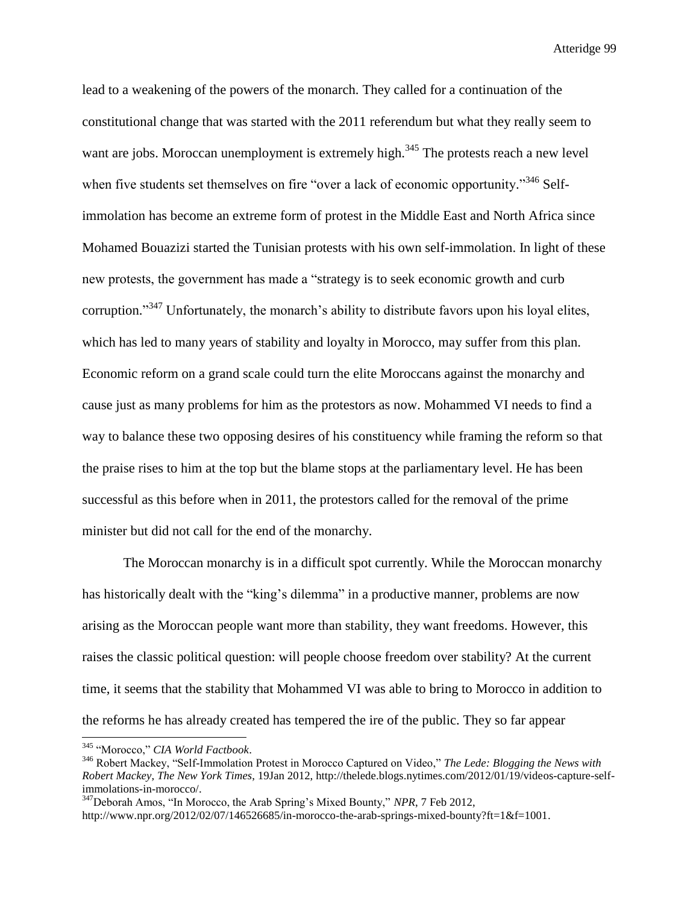lead to a weakening of the powers of the monarch. They called for a continuation of the constitutional change that was started with the 2011 referendum but what they really seem to want are jobs. Moroccan unemployment is extremely high.[345] The protests reach a new level when five students set themselves on fire "over a lack of economic opportunity."[346] Self-immolation has become an extreme form of protest in the Middle East and North Africa since Mohamed Bouazizi started the Tunisian protests with his own self-immolation. In light of these new protests, the government has made a "strategy is to seek economic growth and curb corruption."[347] Unfortunately, the monarch's ability to distribute favors upon his loyal elites, which has led to many years of stability and loyalty in Morocco, may suffer from this plan. Economic reform on a grand scale could turn the elite Moroccans against the monarchy and cause just as many problems for him as the protestors as now. Mohammed VI needs to find a way to balance these two opposing desires of his constituency while framing the reform so that the praise rises to him at the top but the blame stops at the parliamentary level. He has been successful as this before when in 2011, the protestors called for the removal of the prime minister but did not call for the end of the monarchy.

The Moroccan monarchy is in a difficult spot currently. While the Moroccan monarchy has historically dealt with the "king's dilemma" in a productive manner, problems are now arising as the Moroccan people want more than stability, they want freedoms. However, this raises the classic political question: will people choose freedom over stability? At the current time, it seems that the stability that Mohammed VI was able to bring to Morocco in addition to the reforms he has already created has tempered the ire of the public. They so far appear

---

[345] "Morocco," *CIA World Factbook*.

[346] Robert Mackey, "Self-Immolation Protest in Morocco Captured on Video," *The Lede: Blogging the News with Robert Mackey, The New York Times*, 19Jan 2012, http://thelede.blogs.nytimes.com/2012/01/19/videos-capture-self-immolations-in-morocco/.

[347] Deborah Amos, "In Morocco, the Arab Spring's Mixed Bounty," *NPR*, 7 Feb 2012, http://www.npr.org/2012/02/07/146526685/in-morocco-the-arab-springs-mixed-bounty?ft=1&f=1001.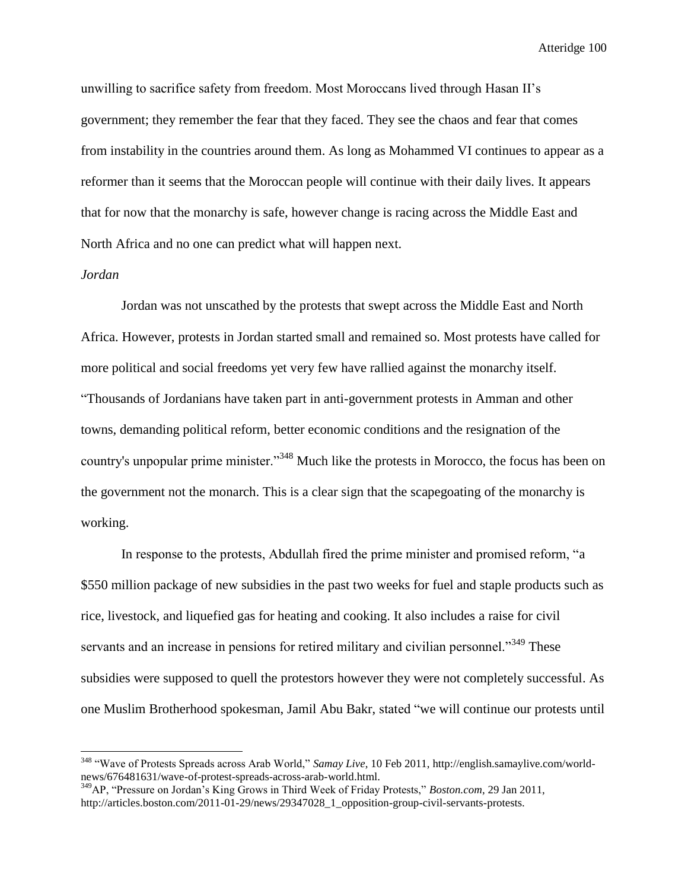unwilling to sacrifice safety from freedom. Most Moroccans lived through Hasan II's government; they remember the fear that they faced. They see the chaos and fear that comes from instability in the countries around them. As long as Mohammed VI continues to appear as a reformer than it seems that the Moroccan people will continue with their daily lives. It appears that for now that the monarchy is safe, however change is racing across the Middle East and North Africa and no one can predict what will happen next.

*Jordan*

Jordan was not unscathed by the protests that swept across the Middle East and North Africa. However, protests in Jordan started small and remained so. Most protests have called for more political and social freedoms yet very few have rallied against the monarchy itself. "Thousands of Jordanians have taken part in anti-government protests in Amman and other towns, demanding political reform, better economic conditions and the resignation of the country's unpopular prime minister."[348] Much like the protests in Morocco, the focus has been on the government not the monarch. This is a clear sign that the scapegoating of the monarchy is working.

In response to the protests, Abdullah fired the prime minister and promised reform, "a $550 million package of new subsidies in the past two weeks for fuel and staple products such as rice, livestock, and liquefied gas for heating and cooking. It also includes a raise for civil servants and an increase in pensions for retired military and civilian personnel."[349] These subsidies were supposed to quell the protestors however they were not completely successful. As one Muslim Brotherhood spokesman, Jamil Abu Bakr, stated "we will continue our protests until

---

[348] "Wave of Protests Spreads across Arab World," *Samay Live*, 10 Feb 2011, http://english.samaylive.com/world-news/676481631/wave-of-protest-spreads-across-arab-world.html.

[349] AP, "Pressure on Jordan's King Grows in Third Week of Friday Protests," *Boston.com*, 29 Jan 2011, http://articles.boston.com/2011-01-29/news/29347028_1_opposition-group-civil-servants-protests.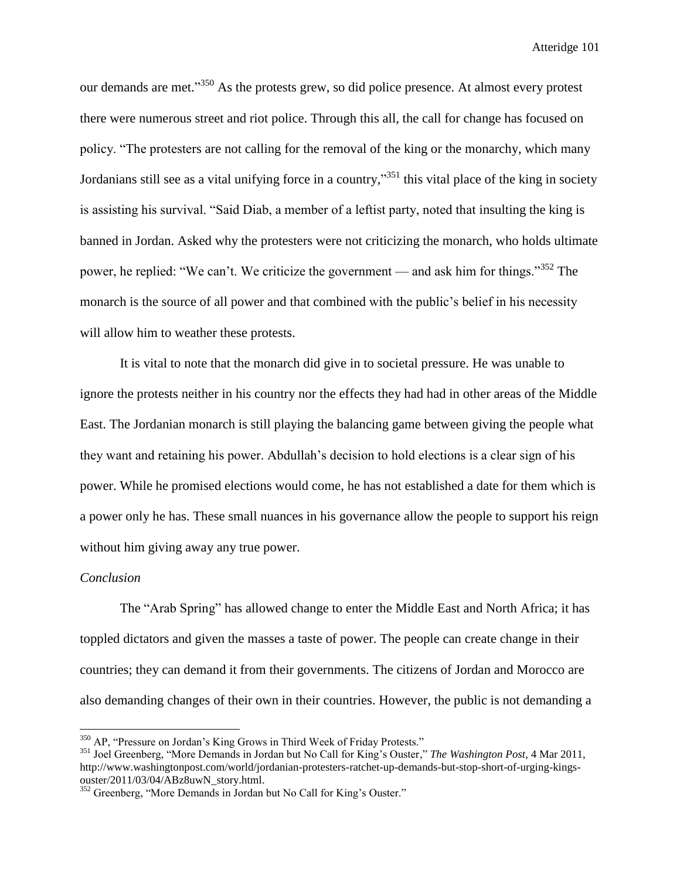our demands are met."[350] As the protests grew, so did police presence. At almost every protest there were numerous street and riot police. Through this all, the call for change has focused on policy. "The protesters are not calling for the removal of the king or the monarchy, which many Jordanians still see as a vital unifying force in a country,"[351] this vital place of the king in society is assisting his survival. "Said Diab, a member of a leftist party, noted that insulting the king is banned in Jordan. Asked why the protesters were not criticizing the monarch, who holds ultimate power, he replied: "We can't. We criticize the government — and ask him for things."[352] The monarch is the source of all power and that combined with the public's belief in his necessity will allow him to weather these protests.

It is vital to note that the monarch did give in to societal pressure. He was unable to ignore the protests neither in his country nor the effects they had had in other areas of the Middle East. The Jordanian monarch is still playing the balancing game between giving the people what they want and retaining his power. Abdullah's decision to hold elections is a clear sign of his power. While he promised elections would come, he has not established a date for them which is a power only he has. These small nuances in his governance allow the people to support his reign without him giving away any true power.

*Conclusion*

The "Arab Spring" has allowed change to enter the Middle East and North Africa; it has toppled dictators and given the masses a taste of power. The people can create change in their countries; they can demand it from their governments. The citizens of Jordan and Morocco are also demanding changes of their own in their countries. However, the public is not demanding a

---

[350] AP, "Pressure on Jordan's King Grows in Third Week of Friday Protests."

[351] Joel Greenberg, "More Demands in Jordan but No Call for King's Ouster," *The Washington Post*, 4 Mar 2011, http://www.washingtonpost.com/world/jordanian-protesters-ratchet-up-demands-but-stop-short-of-urging-kings-ouster/2011/03/04/ABz8uwN_story.html.

[352] Greenberg, "More Demands in Jordan but No Call for King's Ouster."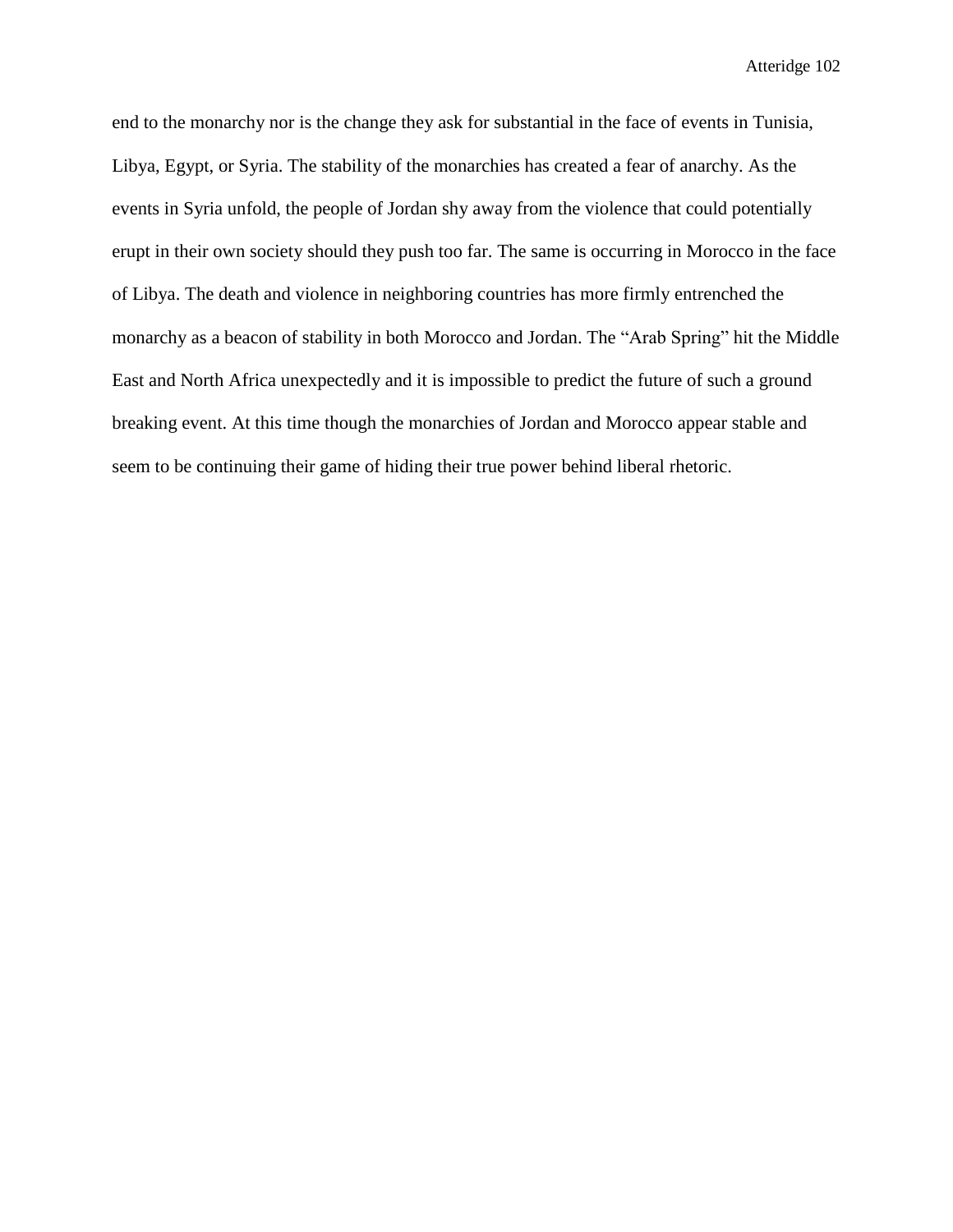end to the monarchy nor is the change they ask for substantial in the face of events in Tunisia, Libya, Egypt, or Syria. The stability of the monarchies has created a fear of anarchy. As the events in Syria unfold, the people of Jordan shy away from the violence that could potentially erupt in their own society should they push too far. The same is occurring in Morocco in the face of Libya. The death and violence in neighboring countries has more firmly entrenched the monarchy as a beacon of stability in both Morocco and Jordan. The "Arab Spring" hit the Middle East and North Africa unexpectedly and it is impossible to predict the future of such a ground breaking event. At this time though the monarchies of Jordan and Morocco appear stable and seem to be continuing their game of hiding their true power behind liberal rhetoric.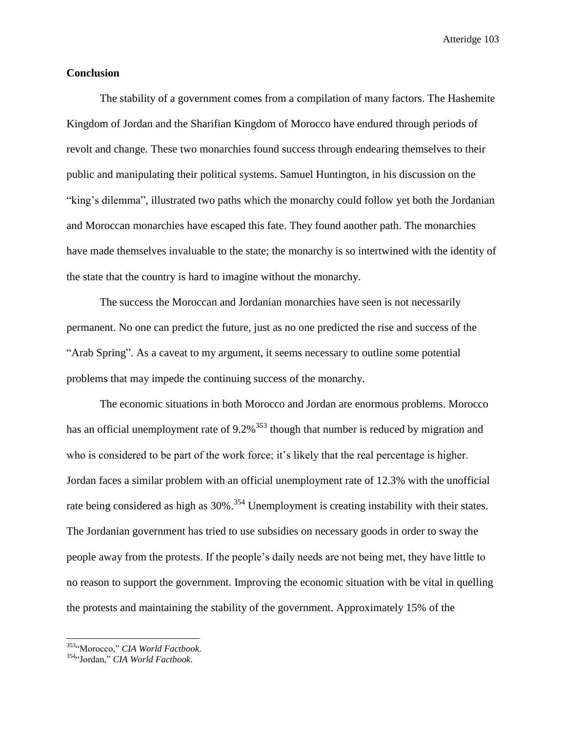## Conclusion

The stability of a government comes from a compilation of many factors. The Hashemite Kingdom of Jordan and the Sharifian Kingdom of Morocco have endured through periods of revolt and change. These two monarchies found success through endearing themselves to their public and manipulating their political systems. Samuel Huntington, in his discussion on the "king's dilemma", illustrated two paths which the monarchy could follow yet both the Jordanian and Moroccan monarchies have escaped this fate. They found another path. The monarchies have made themselves invaluable to the state; the monarchy is so intertwined with the identity of the state that the country is hard to imagine without the monarchy.

The success the Moroccan and Jordanian monarchies have seen is not necessarily permanent. No one can predict the future, just as no one predicted the rise and success of the "Arab Spring". As a caveat to my argument, it seems necessary to outline some potential problems that may impede the continuing success of the monarchy.

The economic situations in both Morocco and Jordan are enormous problems. Morocco has an official unemployment rate of 9.2%[353] though that number is reduced by migration and who is considered to be part of the work force; it's likely that the real percentage is higher. Jordan faces a similar problem with an official unemployment rate of 12.3% with the unofficial rate being considered as high as 30%.[354] Unemployment is creating instability with their states. The Jordanian government has tried to use subsidies on necessary goods in order to sway the people away from the protests. If the people's daily needs are not being met, they have little to no reason to support the government. Improving the economic situation with be vital in quelling the protests and maintaining the stability of the government. Approximately 15% of the

---

[353] "Morocco," *CIA World Factbook.*

[354] "Jordan," *CIA World Factbook.*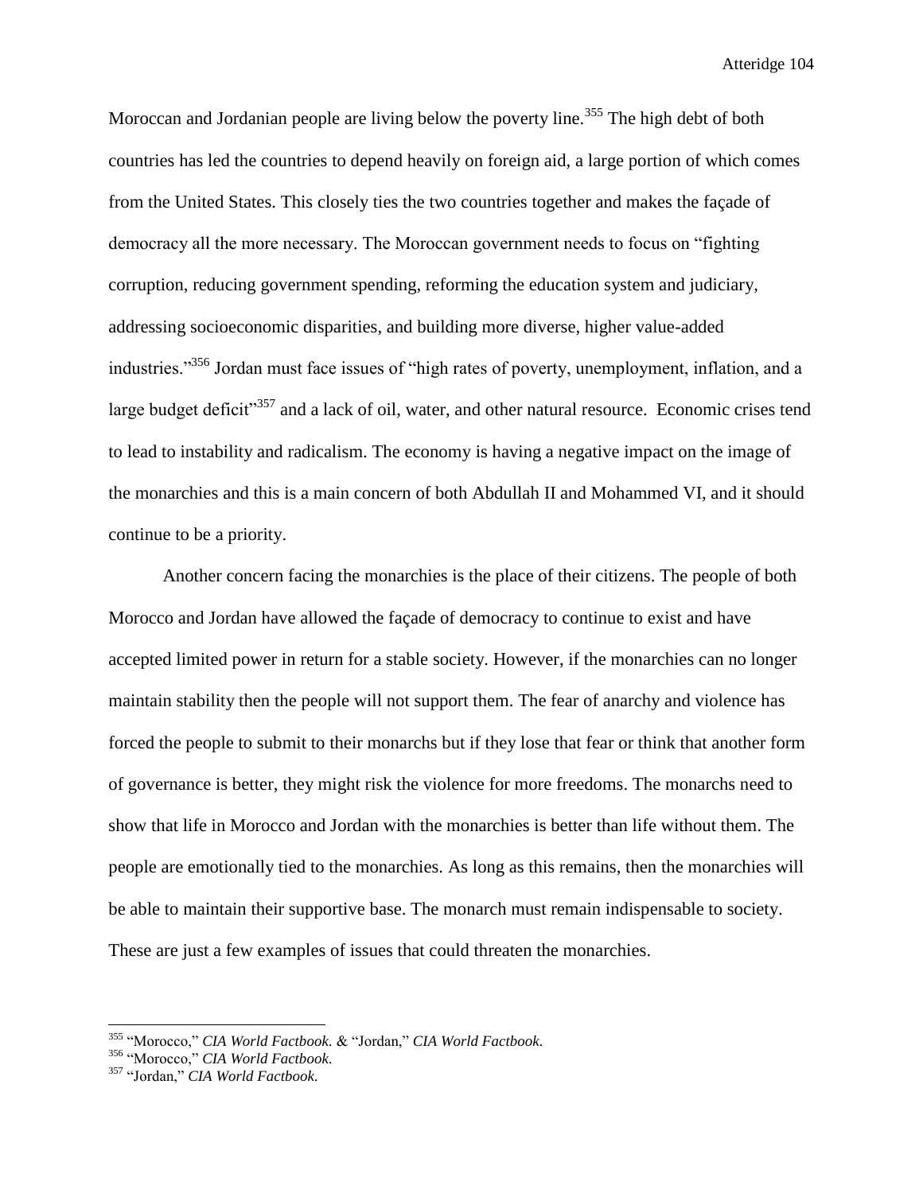Moroccan and Jordanian people are living below the poverty line.[355] The high debt of both countries has led the countries to depend heavily on foreign aid, a large portion of which comes from the United States. This closely ties the two countries together and makes the façade of democracy all the more necessary. The Moroccan government needs to focus on "fighting corruption, reducing government spending, reforming the education system and judiciary, addressing socioeconomic disparities, and building more diverse, higher value-added industries."[356] Jordan must face issues of "high rates of poverty, unemployment, inflation, and a large budget deficit"[357] and a lack of oil, water, and other natural resource. Economic crises tend to lead to instability and radicalism. The economy is having a negative impact on the image of the monarchies and this is a main concern of both Abdullah II and Mohammed VI, and it should continue to be a priority.

Another concern facing the monarchies is the place of their citizens. The people of both Morocco and Jordan have allowed the façade of democracy to continue to exist and have accepted limited power in return for a stable society. However, if the monarchies can no longer maintain stability then the people will not support them. The fear of anarchy and violence has forced the people to submit to their monarchs but if they lose that fear or think that another form of governance is better, they might risk the violence for more freedoms. The monarchs need to show that life in Morocco and Jordan with the monarchies is better than life without them. The people are emotionally tied to the monarchies. As long as this remains, then the monarchies will be able to maintain their supportive base. The monarch must remain indispensable to society. These are just a few examples of issues that could threaten the monarchies.

---

[355] "Morocco," *CIA World Factbook.* & "Jordan," *CIA World Factbook.*

[356] "Morocco," *CIA World Factbook.*

[357] "Jordan," *CIA World Factbook.*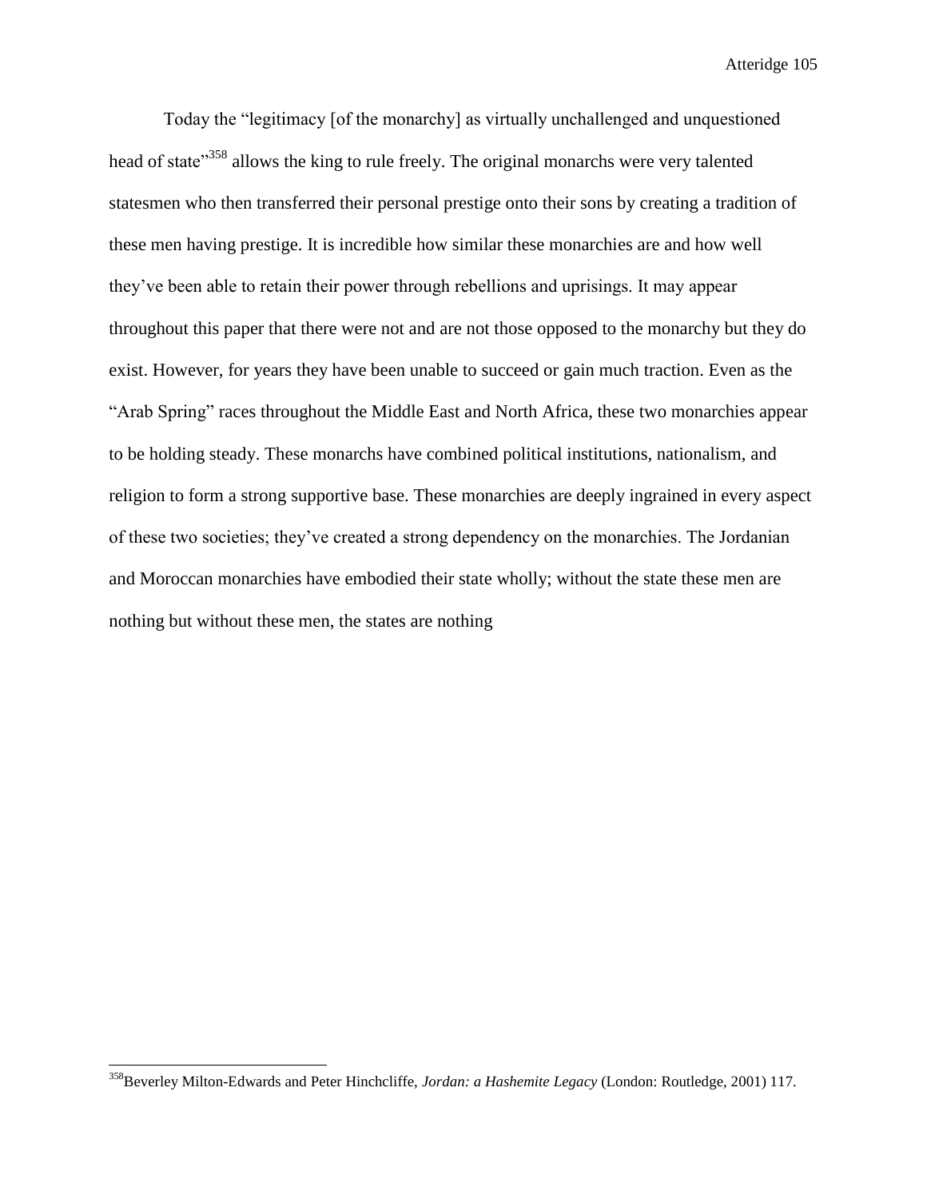Today the "legitimacy [of the monarchy] as virtually unchallenged and unquestioned head of state"[358] allows the king to rule freely. The original monarchs were very talented statesmen who then transferred their personal prestige onto their sons by creating a tradition of these men having prestige. It is incredible how similar these monarchies are and how well they've been able to retain their power through rebellions and uprisings. It may appear throughout this paper that there were not and are not those opposed to the monarchy but they do exist. However, for years they have been unable to succeed or gain much traction. Even as the "Arab Spring" races throughout the Middle East and North Africa, these two monarchies appear to be holding steady. These monarchs have combined political institutions, nationalism, and religion to form a strong supportive base. These monarchies are deeply ingrained in every aspect of these two societies; they've created a strong dependency on the monarchies. The Jordanian and Moroccan monarchies have embodied their state wholly; without the state these men are nothing but without these men, the states are nothing

---

[358]Beverley Milton-Edwards and Peter Hinchcliffe, *Jordan: a Hashemite Legacy* (London: Routledge, 2001) 117.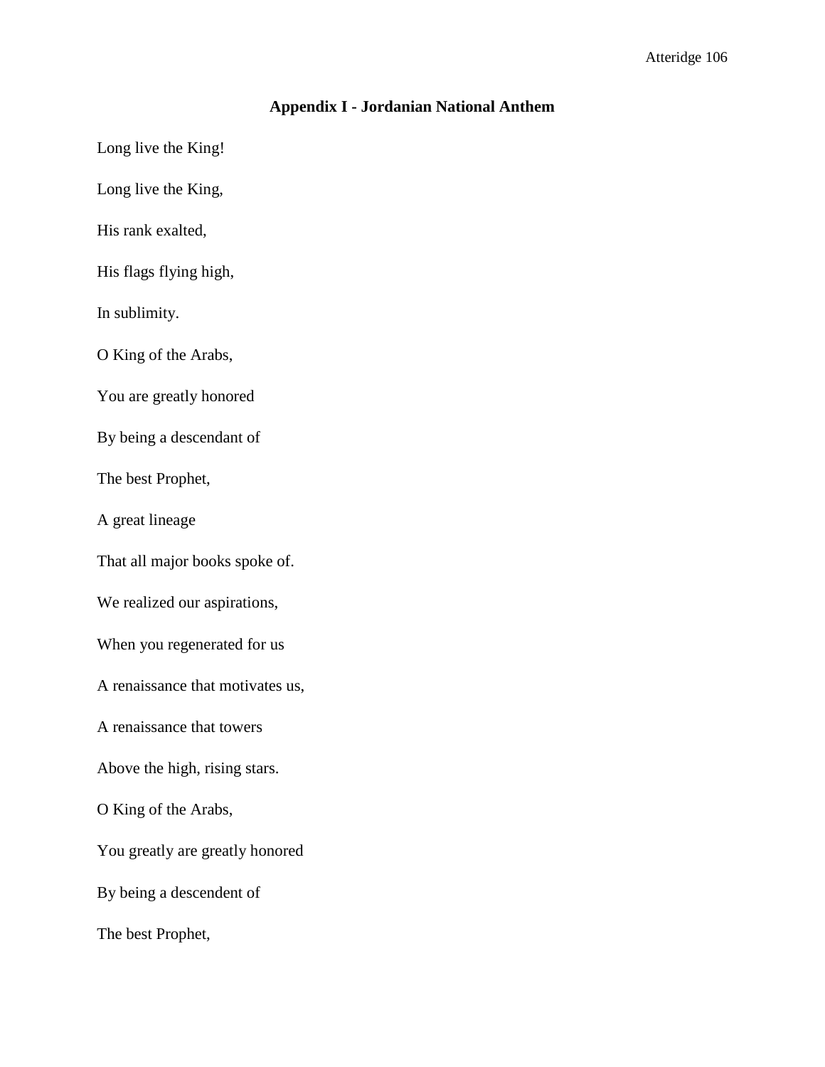## Appendix I - Jordanian National Anthem

Long live the King!

Long live the King,

His rank exalted,

His flags flying high,

In sublimity.

O King of the Arabs,

You are greatly honored

By being a descendant of

The best Prophet,

A great lineage

That all major books spoke of.

We realized our aspirations,

When you regenerated for us

A renaissance that motivates us,

A renaissance that towers

Above the high, rising stars.

O King of the Arabs,

You greatly are greatly honored

By being a descendent of

The best Prophet,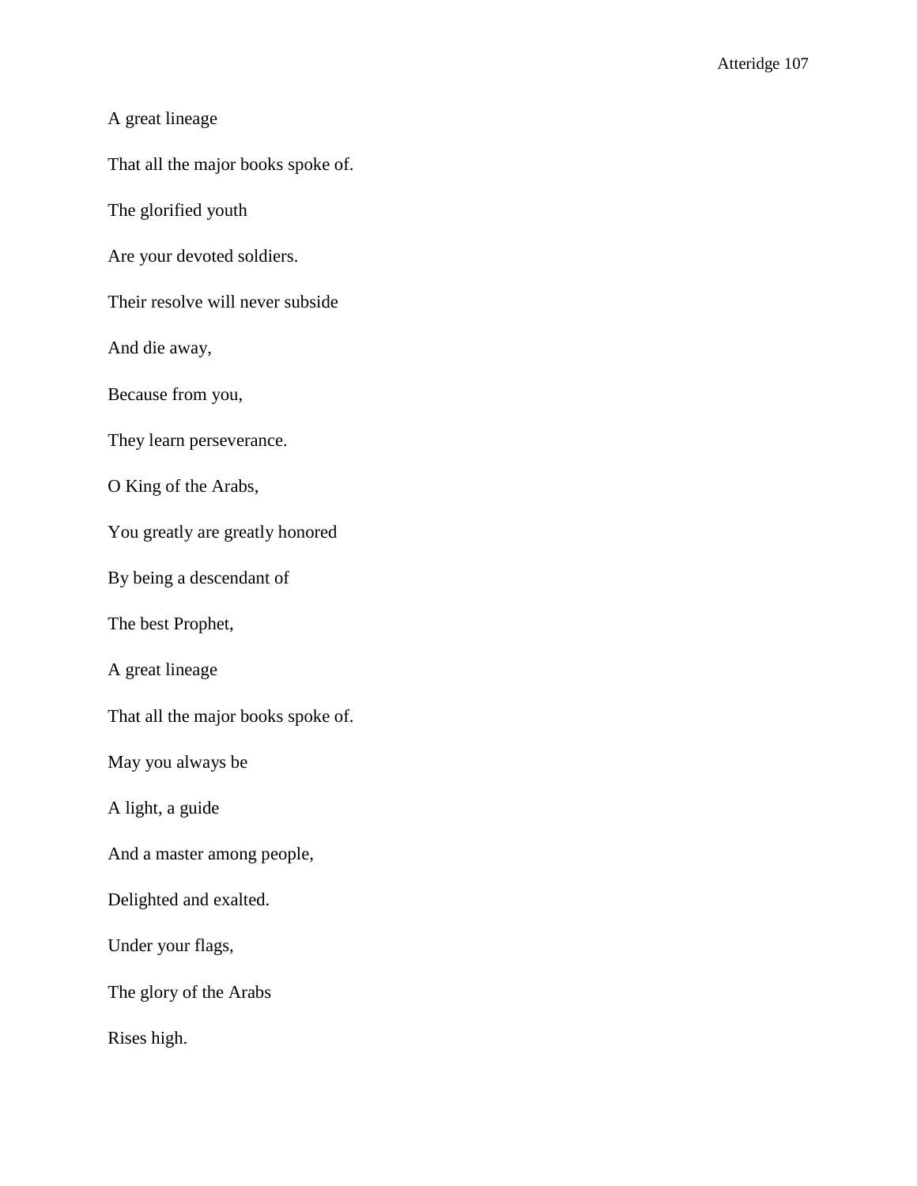A great lineage

That all the major books spoke of.

The glorified youth

Are your devoted soldiers.

Their resolve will never subside

And die away,

Because from you,

They learn perseverance.

O King of the Arabs,

You greatly are greatly honored

By being a descendant of

The best Prophet,

A great lineage

That all the major books spoke of.

May you always be

A light, a guide

And a master among people,

Delighted and exalted.

Under your flags,

The glory of the Arabs

Rises high.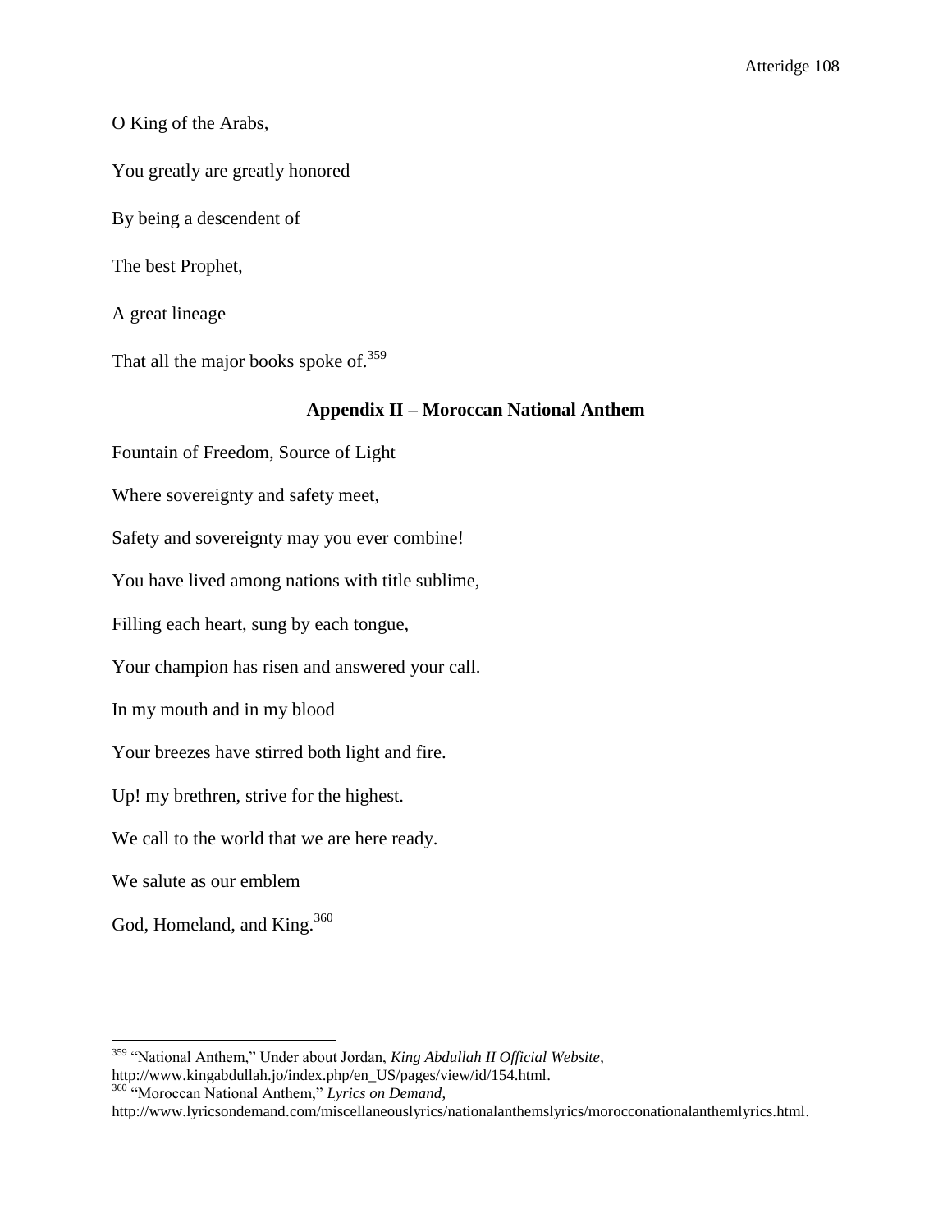O King of the Arabs,

You greatly are greatly honored

By being a descendent of

The best Prophet,

A great lineage

That all the major books spoke of.[359]

## Appendix II – Moroccan National Anthem

Fountain of Freedom, Source of Light

Where sovereignty and safety meet,

Safety and sovereignty may you ever combine!

You have lived among nations with title sublime,

Filling each heart, sung by each tongue,

Your champion has risen and answered your call.

In my mouth and in my blood

Your breezes have stirred both light and fire.

Up! my brethren, strive for the highest.

We call to the world that we are here ready.

We salute as our emblem

God, Homeland, and King.[360]

---

[359] "National Anthem," Under about Jordan, *King Abdullah II Official Website*, http://www.kingabdullah.jo/index.php/en_US/pages/view/id/154.html.

[360] "Moroccan National Anthem," *Lyrics on Demand*, http://www.lyricsondemand.com/miscellaneouslyrics/nationalanthemslyrics/morocconationalanthemlyrics.html.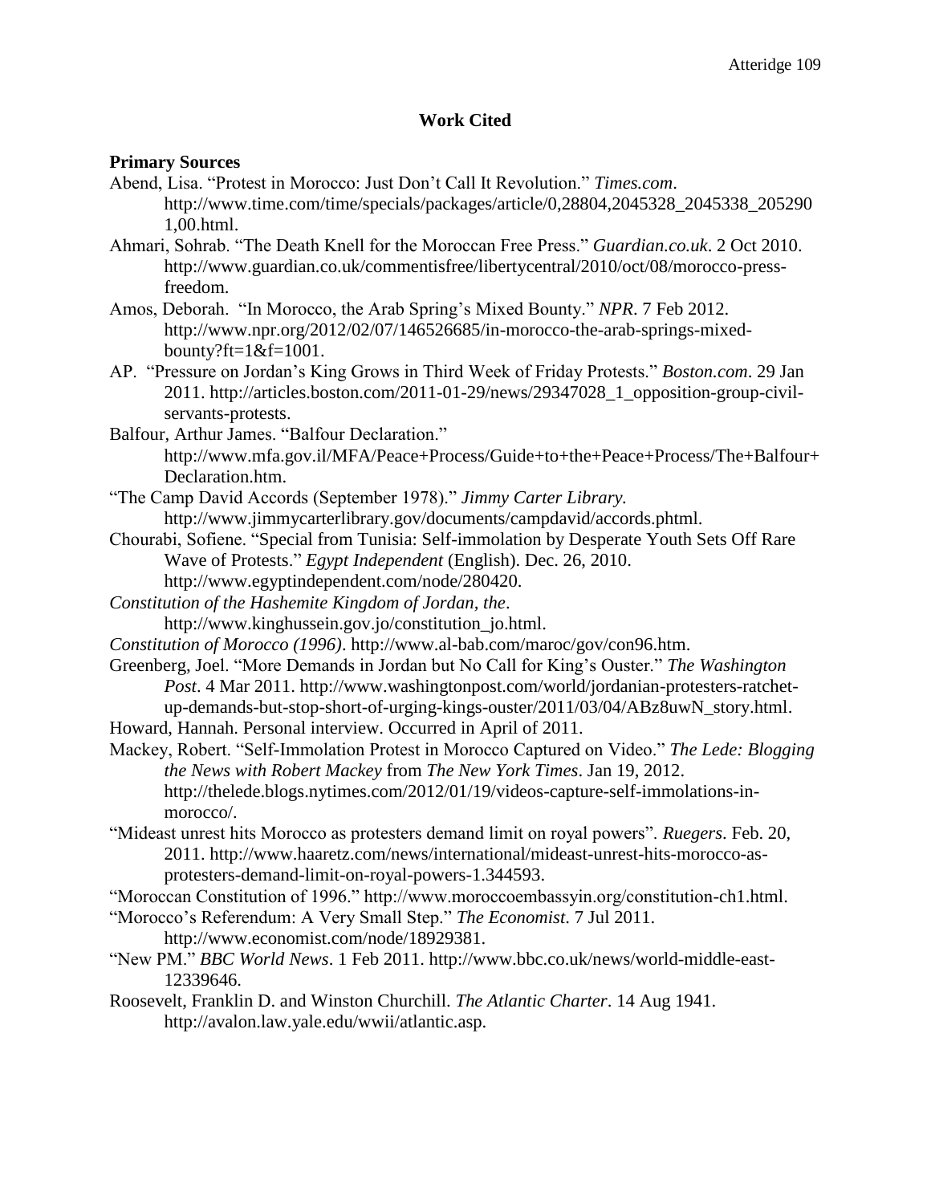## Work Cited

### Primary Sources

Abend, Lisa. "Protest in Morocco: Just Don't Call It Revolution." *Times.com*. http://www.time.com/time/specials/packages/article/0,28804,2045328_2045338_2052901,00.html.

Ahmari, Sohrab. "The Death Knell for the Moroccan Free Press." *Guardian.co.uk*. 2 Oct 2010. http://www.guardian.co.uk/commentisfree/libertycentral/2010/oct/08/morocco-press-freedom.

Amos, Deborah. "In Morocco, the Arab Spring's Mixed Bounty." *NPR*. 7 Feb 2012. http://www.npr.org/2012/02/07/146526685/in-morocco-the-arab-springs-mixed-bounty?ft=1&f=1001.

AP. "Pressure on Jordan's King Grows in Third Week of Friday Protests." *Boston.com*. 29 Jan 2011. http://articles.boston.com/2011-01-29/news/29347028_1_opposition-group-civil-servants-protests.

Balfour, Arthur James. "Balfour Declaration." http://www.mfa.gov.il/MFA/Peace+Process/Guide+to+the+Peace+Process/The+Balfour+Declaration.htm.

"The Camp David Accords (September 1978)." *Jimmy Carter Library.* http://www.jimmycarterlibrary.gov/documents/campdavid/accords.phtml.

Chourabi, Sofiene. "Special from Tunisia: Self-immolation by Desperate Youth Sets Off Rare Wave of Protests." *Egypt Independent* (English). Dec. 26, 2010. http://www.egyptindependent.com/node/280420.

*Constitution of the Hashemite Kingdom of Jordan, the*. http://www.kinghussein.gov.jo/constitution_jo.html.

*Constitution of Morocco (1996)*. http://www.al-bab.com/maroc/gov/con96.htm.

Greenberg, Joel. "More Demands in Jordan but No Call for King's Ouster." *The Washington Post*. 4 Mar 2011. http://www.washingtonpost.com/world/jordanian-protesters-ratchet-up-demands-but-stop-short-of-urging-kings-ouster/2011/03/04/ABz8uwN_story.html.

Howard, Hannah. Personal interview. Occurred in April of 2011.

Mackey, Robert. "Self-Immolation Protest in Morocco Captured on Video." *The Lede: Blogging the News with Robert Mackey* from *The New York Times*. Jan 19, 2012. http://thelede.blogs.nytimes.com/2012/01/19/videos-capture-self-immolations-in-morocco/.

"Mideast unrest hits Morocco as protesters demand limit on royal powers". *Ruegers*. Feb. 20, 2011. http://www.haaretz.com/news/international/mideast-unrest-hits-morocco-as-protesters-demand-limit-on-royal-powers-1.344593.

"Moroccan Constitution of 1996." http://www.moroccoembassyin.org/constitution-ch1.html.

"Morocco's Referendum: A Very Small Step." *The Economist*. 7 Jul 2011. http://www.economist.com/node/18929381.

"New PM." *BBC World News*. 1 Feb 2011. http://www.bbc.co.uk/news/world-middle-east-12339646.

Roosevelt, Franklin D. and Winston Churchill. *The Atlantic Charter*. 14 Aug 1941. http://avalon.law.yale.edu/wwii/atlantic.asp.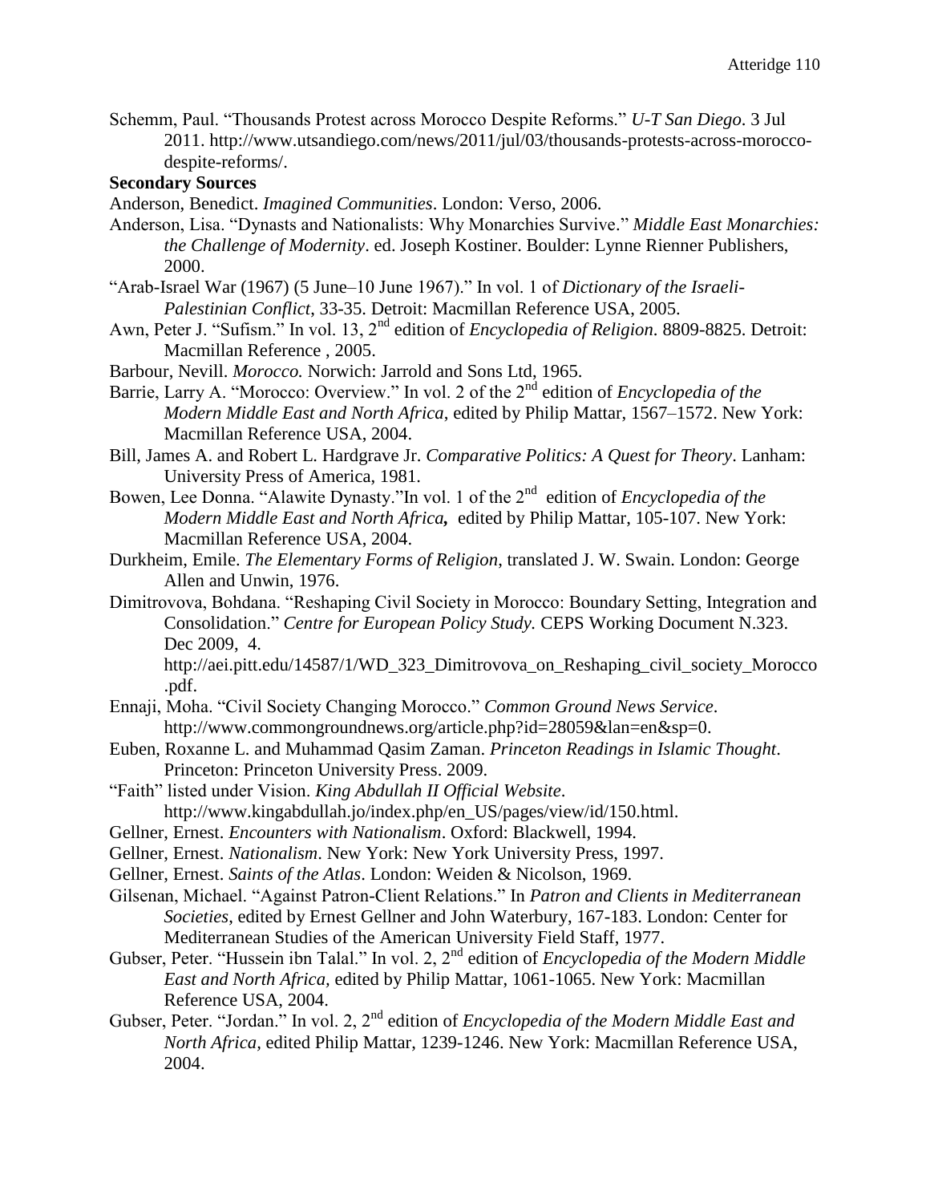Schemm, Paul. "Thousands Protest across Morocco Despite Reforms." *U-T San Diego*. 3 Jul 2011. http://www.utsandiego.com/news/2011/jul/03/thousands-protests-across-morocco-despite-reforms/.

**Secondary Sources**

Anderson, Benedict. *Imagined Communities*. London: Verso, 2006.

Anderson, Lisa. "Dynasts and Nationalists: Why Monarchies Survive." *Middle East Monarchies: the Challenge of Modernity*. ed. Joseph Kostiner. Boulder: Lynne Rienner Publishers, 2000.

"Arab-Israel War (1967) (5 June–10 June 1967)." In vol. 1 of *Dictionary of the Israeli-Palestinian Conflict*, 33-35. Detroit: Macmillan Reference USA, 2005.

Awn, Peter J. "Sufism." In vol. 13, 2nd edition of *Encyclopedia of Religion*. 8809-8825. Detroit: Macmillan Reference , 2005.

Barbour, Nevill. *Morocco.* Norwich: Jarrold and Sons Ltd, 1965.

Barrie, Larry A. "Morocco: Overview." In vol. 2 of the 2nd edition of *Encyclopedia of the Modern Middle East and North Africa*, edited by Philip Mattar, 1567–1572. New York: Macmillan Reference USA, 2004.

Bill, James A. and Robert L. Hardgrave Jr. *Comparative Politics: A Quest for Theory*. Lanham: University Press of America, 1981.

Bowen, Lee Donna. "Alawite Dynasty."In vol. 1 of the 2nd edition of *Encyclopedia of the Modern Middle East and North Africa***,** edited by Philip Mattar, 105-107. New York: Macmillan Reference USA, 2004.

Durkheim, Emile. *The Elementary Forms of Religion*, translated J. W. Swain. London: George Allen and Unwin, 1976.

Dimitrovova, Bohdana. "Reshaping Civil Society in Morocco: Boundary Setting, Integration and Consolidation." *Centre for European Policy Study.* CEPS Working Document N.323. Dec 2009, 4. http://aei.pitt.edu/14587/1/WD_323_Dimitrovova_on_Reshaping_civil_society_Morocco.pdf.

Ennaji, Moha. "Civil Society Changing Morocco." *Common Ground News Service*. http://www.commongroundnews.org/article.php?id=28059&lan=en&sp=0.

Euben, Roxanne L. and Muhammad Qasim Zaman. *Princeton Readings in Islamic Thought*. Princeton: Princeton University Press. 2009.

"Faith" listed under Vision. *King Abdullah II Official Website*. http://www.kingabdullah.jo/index.php/en_US/pages/view/id/150.html.

Gellner, Ernest. *Encounters with Nationalism*. Oxford: Blackwell, 1994.

Gellner, Ernest. *Nationalism*. New York: New York University Press, 1997.

Gellner, Ernest. *Saints of the Atlas*. London: Weiden & Nicolson, 1969.

Gilsenan, Michael. "Against Patron-Client Relations." In *Patron and Clients in Mediterranean Societies*, edited by Ernest Gellner and John Waterbury, 167-183. London: Center for Mediterranean Studies of the American University Field Staff, 1977.

Gubser, Peter. "Hussein ibn Talal." In vol. 2, 2nd edition of *Encyclopedia of the Modern Middle East and North Africa,* edited by Philip Mattar, 1061-1065. New York: Macmillan Reference USA, 2004.

Gubser, Peter. "Jordan." In vol. 2, 2nd edition of *Encyclopedia of the Modern Middle East and North Africa,* edited Philip Mattar, 1239-1246. New York: Macmillan Reference USA, 2004.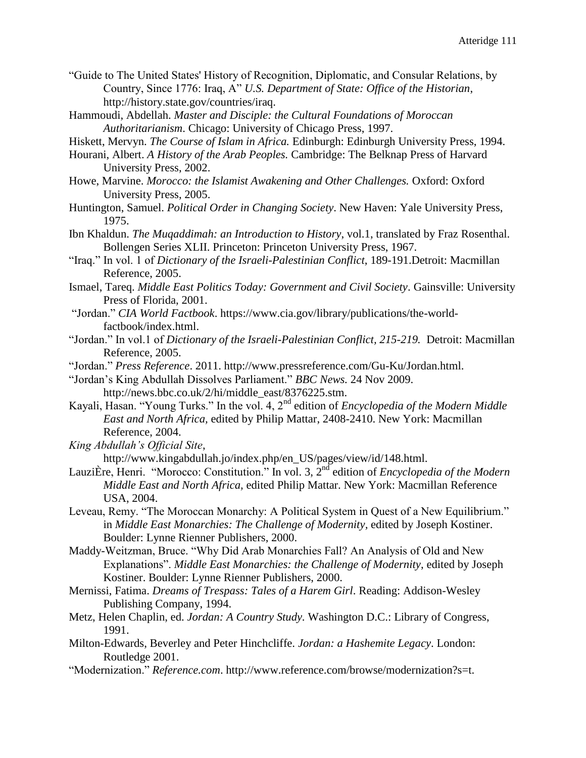"Guide to The United States' History of Recognition, Diplomatic, and Consular Relations, by Country, Since 1776: Iraq, A" *U.S. Department of State: Office of the Historian*, http://history.state.gov/countries/iraq.

Hammoudi, Abdellah. *Master and Disciple: the Cultural Foundations of Moroccan Authoritarianism*. Chicago: University of Chicago Press, 1997.

Hiskett, Mervyn. *The Course of Islam in Africa.* Edinburgh: Edinburgh University Press, 1994.

Hourani, Albert. *A History of the Arab Peoples.* Cambridge: The Belknap Press of Harvard University Press, 2002.

Howe, Marvine. *Morocco: the Islamist Awakening and Other Challenges.* Oxford: Oxford University Press, 2005.

Huntington, Samuel. *Political Order in Changing Society*. New Haven: Yale University Press, 1975.

Ibn Khaldun. *The Muqaddimah: an Introduction to History*, vol.1, translated by Fraz Rosenthal. Bollengen Series XLII. Princeton: Princeton University Press, 1967.

"Iraq." In vol. 1 of *Dictionary of the Israeli-Palestinian Conflict*, 189-191.Detroit: Macmillan Reference, 2005.

Ismael, Tareq. *Middle East Politics Today: Government and Civil Society*. Gainsville: University Press of Florida, 2001.

"Jordan." *CIA World Factbook*. https://www.cia.gov/library/publications/the-world-factbook/index.html.

"Jordan." In vol.1 of *Dictionary of the Israeli-Palestinian Conflict, 215-219.* Detroit: Macmillan Reference, 2005.

"Jordan." *Press Reference*. 2011. http://www.pressreference.com/Gu-Ku/Jordan.html.

"Jordan's King Abdullah Dissolves Parliament." *BBC News.* 24 Nov 2009. http://news.bbc.co.uk/2/hi/middle_east/8376225.stm.

Kayali, Hasan. "Young Turks." In the vol. 4, 2nd edition of *Encyclopedia of the Modern Middle East and North Africa,* edited by Philip Mattar, 2408-2410. New York: Macmillan Reference, 2004.

*King Abdullah's Official Site*, http://www.kingabdullah.jo/index.php/en_US/pages/view/id/148.html.

LauziÈre, Henri. "Morocco: Constitution." In vol. 3, 2nd edition of *Encyclopedia of the Modern Middle East and North Africa,* edited Philip Mattar. New York: Macmillan Reference USA, 2004.

Leveau, Remy. "The Moroccan Monarchy: A Political System in Quest of a New Equilibrium." in *Middle East Monarchies: The Challenge of Modernity,* edited by Joseph Kostiner. Boulder: Lynne Rienner Publishers, 2000.

Maddy-Weitzman, Bruce. "Why Did Arab Monarchies Fall? An Analysis of Old and New Explanations". *Middle East Monarchies: the Challenge of Modernity*, edited by Joseph Kostiner. Boulder: Lynne Rienner Publishers, 2000.

Mernissi, Fatima. *Dreams of Trespass: Tales of a Harem Girl*. Reading: Addison-Wesley Publishing Company, 1994.

Metz, Helen Chaplin, ed. *Jordan: A Country Study.* Washington D.C.: Library of Congress, 1991.

Milton-Edwards, Beverley and Peter Hinchcliffe. *Jordan: a Hashemite Legacy*. London: Routledge 2001.

"Modernization." *Reference.com*. http://www.reference.com/browse/modernization?s=t.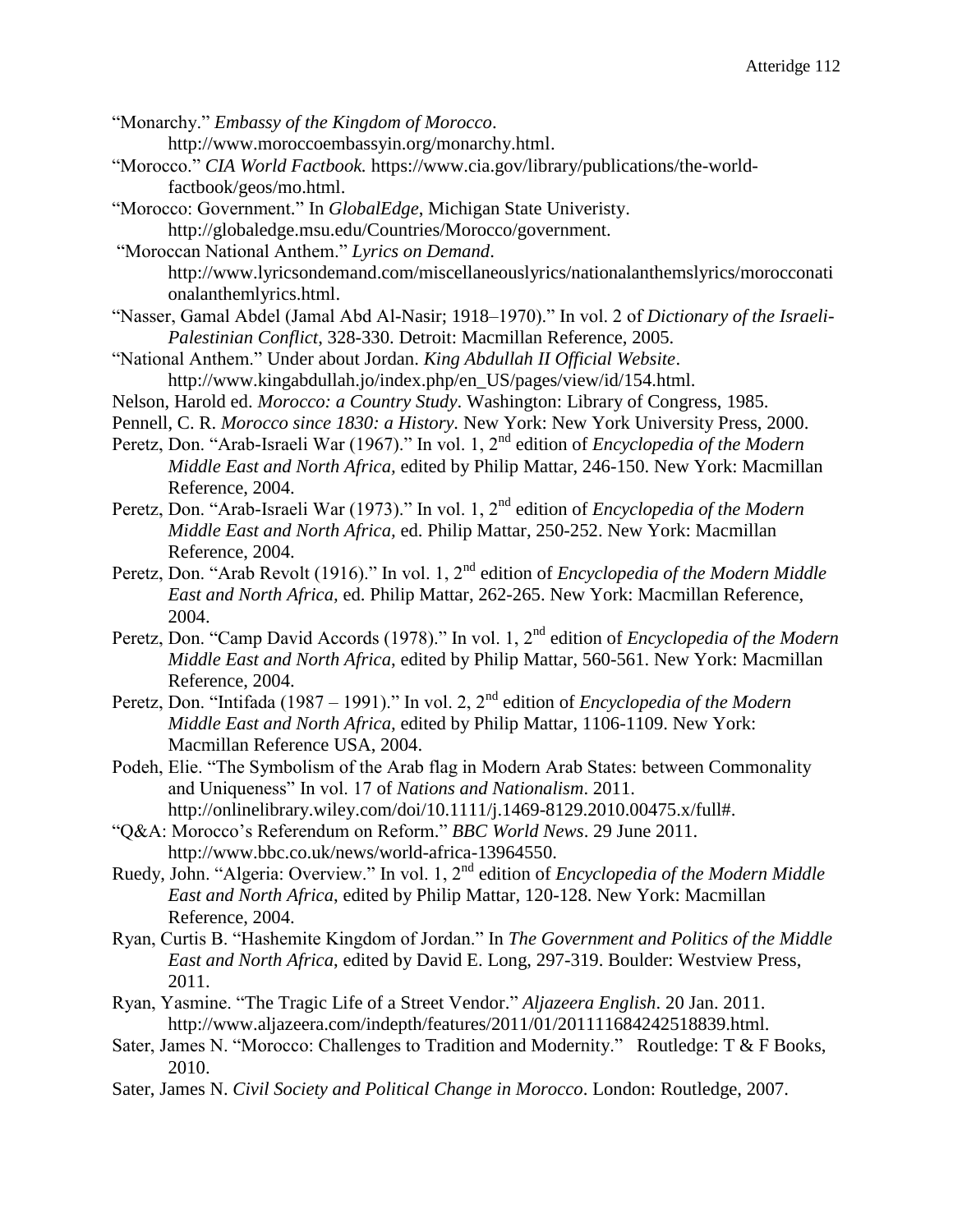"Monarchy." *Embassy of the Kingdom of Morocco*. http://www.moroccoembassyin.org/monarchy.html.

"Morocco." *CIA World Factbook.* https://www.cia.gov/library/publications/the-world-factbook/geos/mo.html.

"Morocco: Government." In *GlobalEdge*, Michigan State Univeristy. http://globaledge.msu.edu/Countries/Morocco/government.

"Moroccan National Anthem." *Lyrics on Demand*. http://www.lyricsondemand.com/miscellaneouslyrics/nationalanthemslyrics/morocconationalanthemlyrics.html.

"Nasser, Gamal Abdel (Jamal Abd Al-Nasir; 1918–1970)." In vol. 2 of *Dictionary of the Israeli-Palestinian Conflict*, 328-330. Detroit: Macmillan Reference, 2005.

"National Anthem." Under about Jordan. *King Abdullah II Official Website*. http://www.kingabdullah.jo/index.php/en_US/pages/view/id/154.html.

Nelson, Harold ed. *Morocco: a Country Study*. Washington: Library of Congress, 1985.

Pennell, C. R. *Morocco since 1830: a History*. New York: New York University Press, 2000.

Peretz, Don. "Arab-Israeli War (1967)." In vol. 1, 2nd edition of *Encyclopedia of the Modern Middle East and North Africa,* edited by Philip Mattar, 246-150. New York: Macmillan Reference, 2004.

Peretz, Don. "Arab-Israeli War (1973)." In vol. 1, 2nd edition of *Encyclopedia of the Modern Middle East and North Africa,* ed. Philip Mattar, 250-252. New York: Macmillan Reference, 2004.

Peretz, Don. "Arab Revolt (1916)." In vol. 1, 2nd edition of *Encyclopedia of the Modern Middle East and North Africa,* ed. Philip Mattar, 262-265. New York: Macmillan Reference, 2004.

Peretz, Don. "Camp David Accords (1978)." In vol. 1, 2nd edition of *Encyclopedia of the Modern Middle East and North Africa*, edited by Philip Mattar, 560-561. New York: Macmillan Reference, 2004.

Peretz, Don. "Intifada (1987 – 1991)." In vol. 2, 2nd edition of *Encyclopedia of the Modern Middle East and North Africa,* edited by Philip Mattar, 1106-1109. New York: Macmillan Reference USA, 2004.

Podeh, Elie. "The Symbolism of the Arab flag in Modern Arab States: between Commonality and Uniqueness" In vol. 17 of *Nations and Nationalism*. 2011. http://onlinelibrary.wiley.com/doi/10.1111/j.1469-8129.2010.00475.x/full#.

"Q&A: Morocco's Referendum on Reform." *BBC World News*. 29 June 2011. http://www.bbc.co.uk/news/world-africa-13964550.

Ruedy, John. "Algeria: Overview." In vol. 1, 2nd edition of *Encyclopedia of the Modern Middle East and North Africa*, edited by Philip Mattar, 120-128. New York: Macmillan Reference, 2004.

Ryan, Curtis B. "Hashemite Kingdom of Jordan." In *The Government and Politics of the Middle East and North Africa*, edited by David E. Long, 297-319. Boulder: Westview Press, 2011.

Ryan, Yasmine. "The Tragic Life of a Street Vendor." *Aljazeera English*. 20 Jan. 2011. http://www.aljazeera.com/indepth/features/2011/01/201111684242518839.html.

Sater, James N. "Morocco: Challenges to Tradition and Modernity." Routledge: T & F Books, 2010.

Sater, James N. *Civil Society and Political Change in Morocco*. London: Routledge, 2007.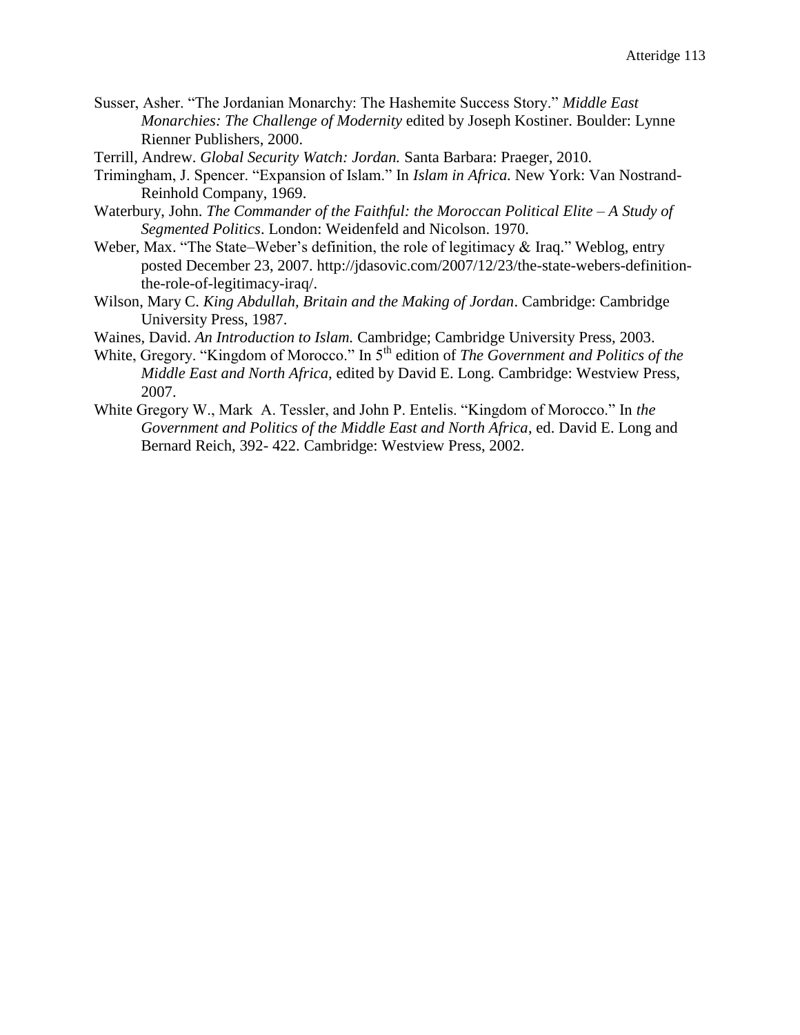Susser, Asher. "The Jordanian Monarchy: The Hashemite Success Story." *Middle East Monarchies: The Challenge of Modernity* edited by Joseph Kostiner. Boulder: Lynne Rienner Publishers, 2000.

Terrill, Andrew. *Global Security Watch: Jordan.* Santa Barbara: Praeger, 2010.

Trimingham, J. Spencer. "Expansion of Islam." In *Islam in Africa.* New York: Van Nostrand-Reinhold Company, 1969.

Waterbury, John. *The Commander of the Faithful: the Moroccan Political Elite – A Study of Segmented Politics*. London: Weidenfeld and Nicolson. 1970.

Weber, Max. "The State–Weber's definition, the role of legitimacy & Iraq." Weblog, entry posted December 23, 2007. http://jdasovic.com/2007/12/23/the-state-webers-definition-the-role-of-legitimacy-iraq/.

Wilson, Mary C. *King Abdullah, Britain and the Making of Jordan*. Cambridge: Cambridge University Press, 1987.

Waines, David. *An Introduction to Islam.* Cambridge; Cambridge University Press, 2003.

White, Gregory. "Kingdom of Morocco." In 5th edition of *The Government and Politics of the Middle East and North Africa,* edited by David E. Long. Cambridge: Westview Press, 2007.

White Gregory W., Mark A. Tessler, and John P. Entelis. "Kingdom of Morocco." In *the Government and Politics of the Middle East and North Africa*, ed. David E. Long and Bernard Reich, 392- 422. Cambridge: Westview Press, 2002.